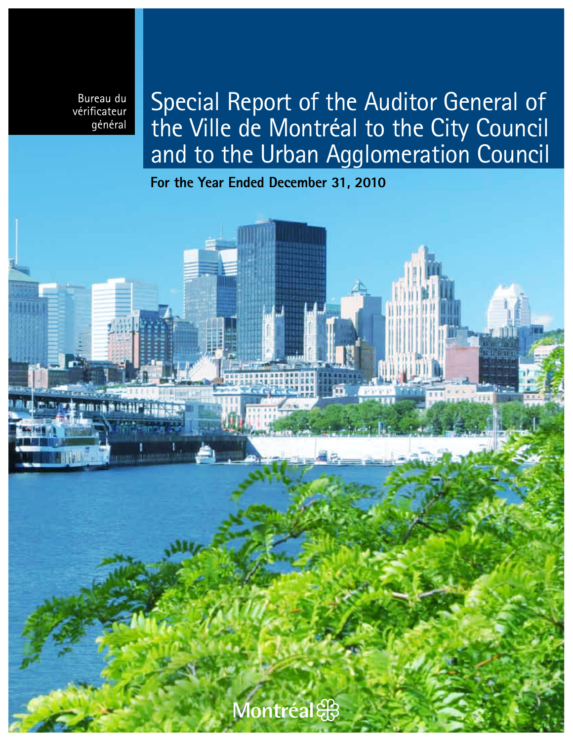Bureau du vérificateur général

# Special Report of the Auditor General of the Ville de Montréal to the City Council and to the Urban Agglomeration Council

**For the Year Ended December 31, 2010**

Montréal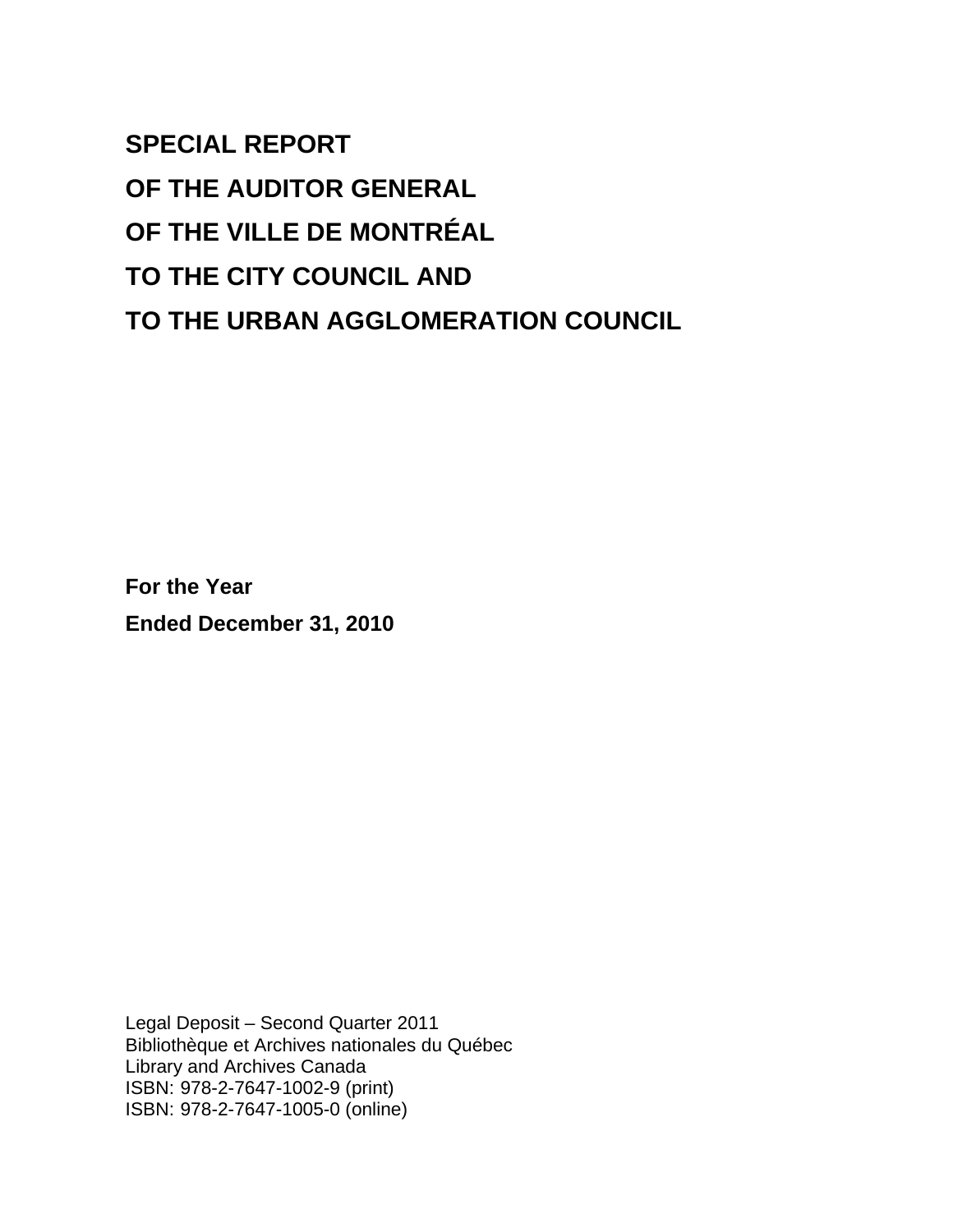# SPECIAL REPORT OF THE AUDITOR GENERAL OF THE VILLE DE MONTRÉAL TO THE CITY COUNCIL AND TO THE URBAN AGGLOMERATION COUNCIL

**For the Year Ended December 31, 2010**

Legal Deposit – Second Quarter 2011
Bibliothèque et Archives nationales du Québec
Library and Archives Canada
ISBN: 978-2-7647-1002-9 (print)
ISBN: 978-2-7647-1005-0 (online)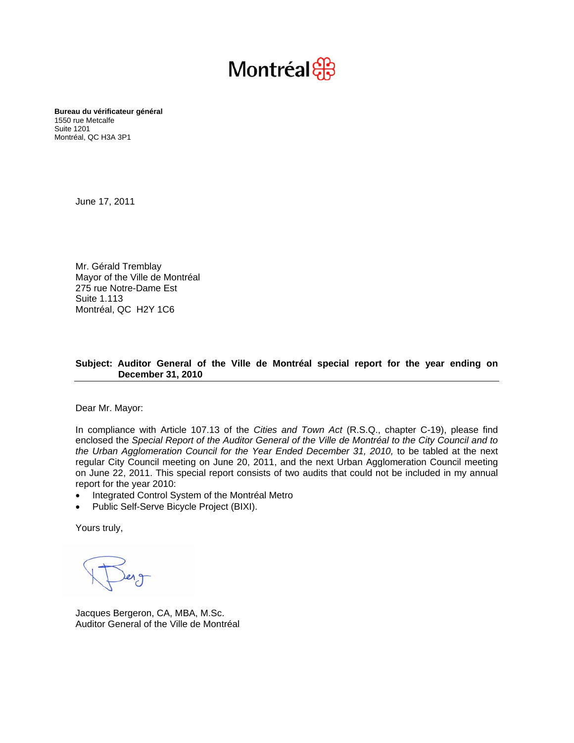Montréal

**Bureau du vérificateur général**
1550 rue Metcalfe
Suite 1201
Montréal, QC H3A 3P1

June 17, 2011

Mr. Gérald Tremblay
Mayor of the Ville de Montréal
275 rue Notre-Dame Est
Suite 1.113
Montréal, QC H2Y 1C6

**Subject: Auditor General of the Ville de Montréal special report for the year ending on December 31, 2010**

Dear Mr. Mayor:

In compliance with Article 107.13 of the *Cities and Town Act* (R.S.Q., chapter C-19), please find enclosed the *Special Report of the Auditor General of the Ville de Montréal to the City Council and to the Urban Agglomeration Council for the Year Ended December 31, 2010,* to be tabled at the next regular City Council meeting on June 20, 2011, and the next Urban Agglomeration Council meeting on June 22, 2011. This special report consists of two audits that could not be included in my annual report for the year 2010:

- Integrated Control System of the Montréal Metro
- Public Self-Serve Bicycle Project (BIXI).

Yours truly,

Jacques Bergeron, CA, MBA, M.Sc.
Auditor General of the Ville de Montréal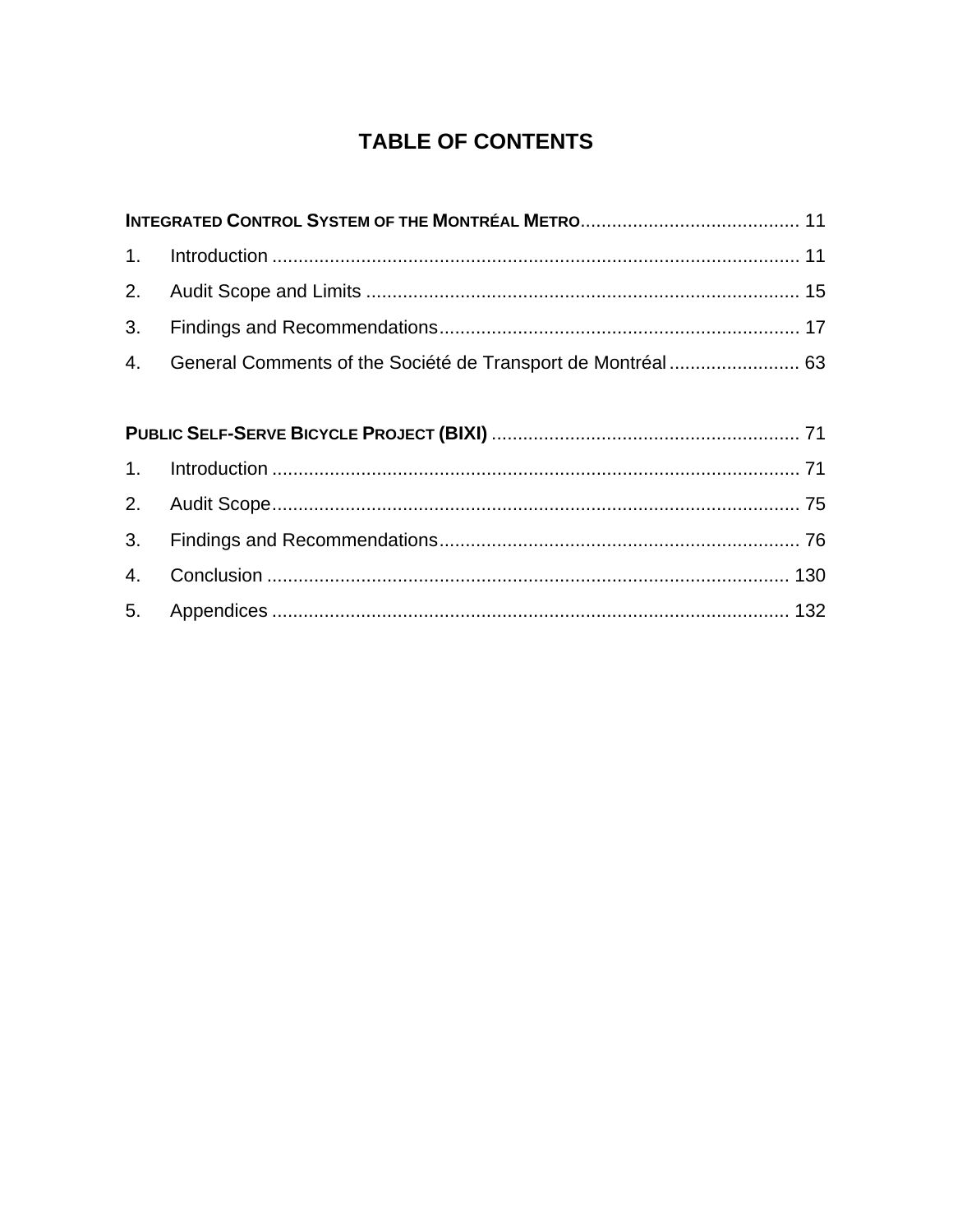# TABLE OF CONTENTS

**INTEGRATED CONTROL SYSTEM OF THE MONTRÉAL METRO** .......................................... 11

1. Introduction .................................................................................................... 11
2. Audit Scope and Limits .................................................................................. 15
3. Findings and Recommendations .................................................................... 17
4. General Comments of the Société de Transport de Montréal ......................... 63

**PUBLIC SELF-SERVE BICYCLE PROJECT (BIXI)** .......................................................... 71

1. Introduction .................................................................................................... 71
2. Audit Scope .................................................................................................... 75
3. Findings and Recommendations .................................................................... 76
4. Conclusion .................................................................................................... 130
5. Appendices .................................................................................................. 132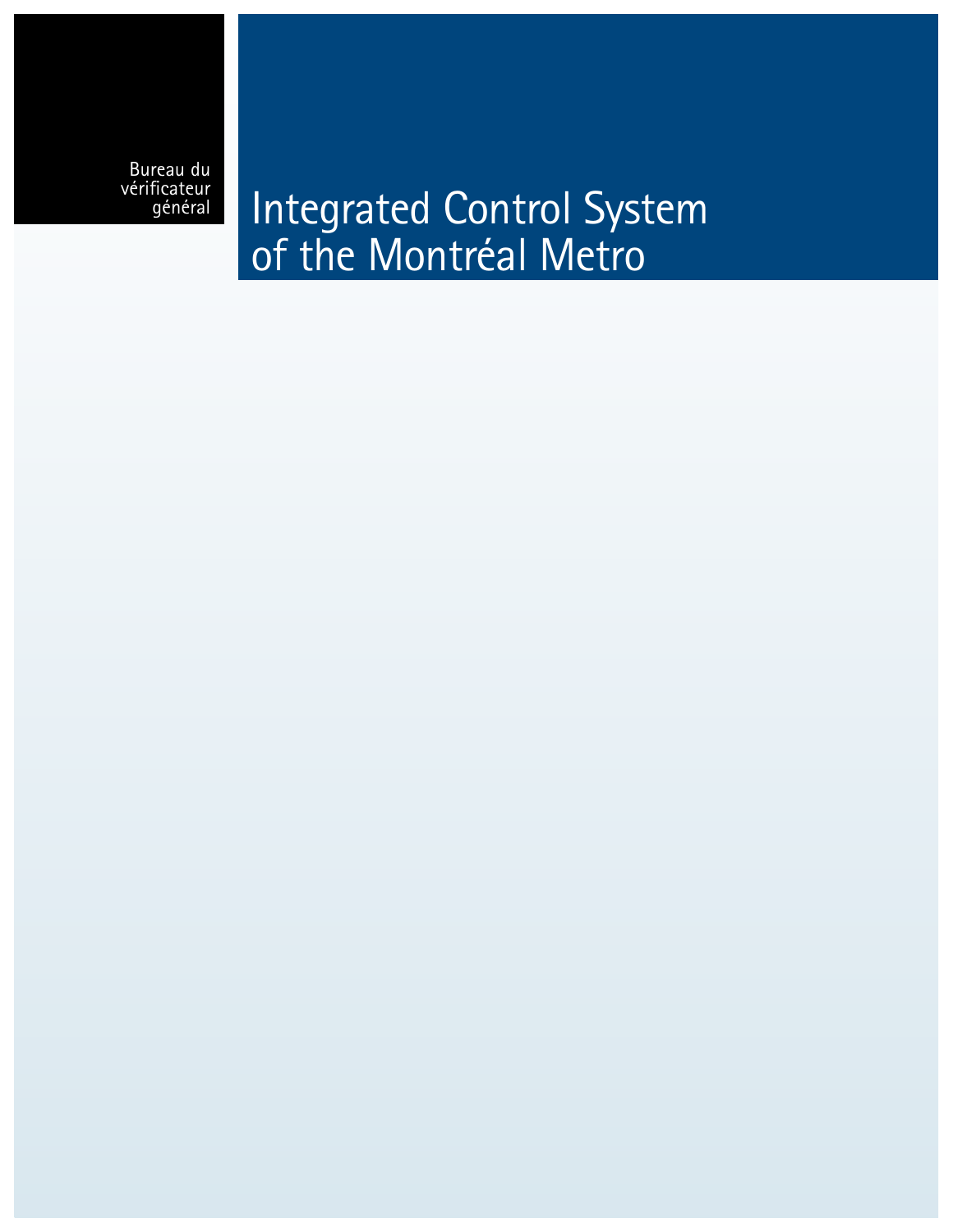Bureau du vérificateur général

# Integrated Control System of the Montréal Metro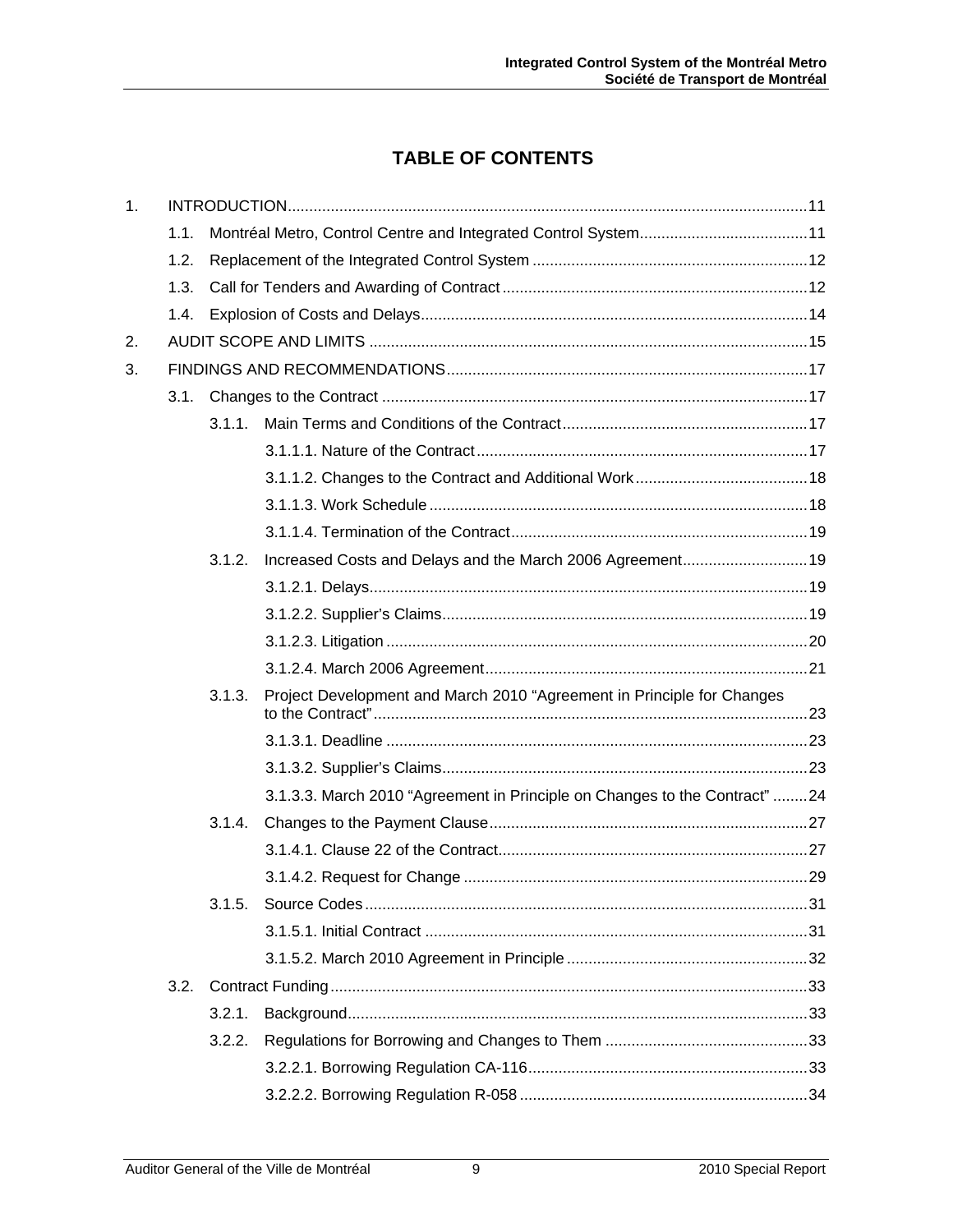# TABLE OF CONTENTS

1. INTRODUCTION....................................................................................................................11
   - 1.1. Montréal Metro, Control Centre and Integrated Control System.......................................11
   - 1.2. Replacement of the Integrated Control System ................................................................12
   - 1.3. Call for Tenders and Awarding of Contract ......................................................................12
   - 1.4. Explosion of Costs and Delays.........................................................................................14
2. AUDIT SCOPE AND LIMITS .....................................................................................................15
3. FINDINGS AND RECOMMENDATIONS...................................................................................17
   - 3.1. Changes to the Contract ..................................................................................................17
     - 3.1.1. Main Terms and Conditions of the Contract.........................................................17
       - 3.1.1.1. Nature of the Contract............................................................................17
       - 3.1.1.2. Changes to the Contract and Additional Work........................................18
       - 3.1.1.3. Work Schedule .......................................................................................18
       - 3.1.1.4. Termination of the Contract....................................................................19
     - 3.1.2. Increased Costs and Delays and the March 2006 Agreement.............................19
       - 3.1.2.1. Delays.....................................................................................................19
       - 3.1.2.2. Supplier's Claims....................................................................................19
       - 3.1.2.3. Litigation .................................................................................................20
       - 3.1.2.4. March 2006 Agreement..........................................................................21
     - 3.1.3. Project Development and March 2010 "Agreement in Principle for Changes to the Contract"....................................................................................................23
       - 3.1.3.1. Deadline .................................................................................................23
       - 3.1.3.2. Supplier's Claims....................................................................................23
       - 3.1.3.3. March 2010 "Agreement in Principle on Changes to the Contract" ........24
     - 3.1.4. Changes to the Payment Clause..........................................................................27
       - 3.1.4.1. Clause 22 of the Contract.......................................................................27
       - 3.1.4.2. Request for Change ...............................................................................29
     - 3.1.5. Source Codes ......................................................................................................31
       - 3.1.5.1. Initial Contract ........................................................................................31
       - 3.1.5.2. March 2010 Agreement in Principle........................................................32
   - 3.2. Contract Funding..............................................................................................................33
     - 3.2.1. Background..........................................................................................................33
     - 3.2.2. Regulations for Borrowing and Changes to Them ...............................................33
       - 3.2.2.1. Borrowing Regulation CA-116................................................................33
       - 3.2.2.2. Borrowing Regulation R-058 ..................................................................34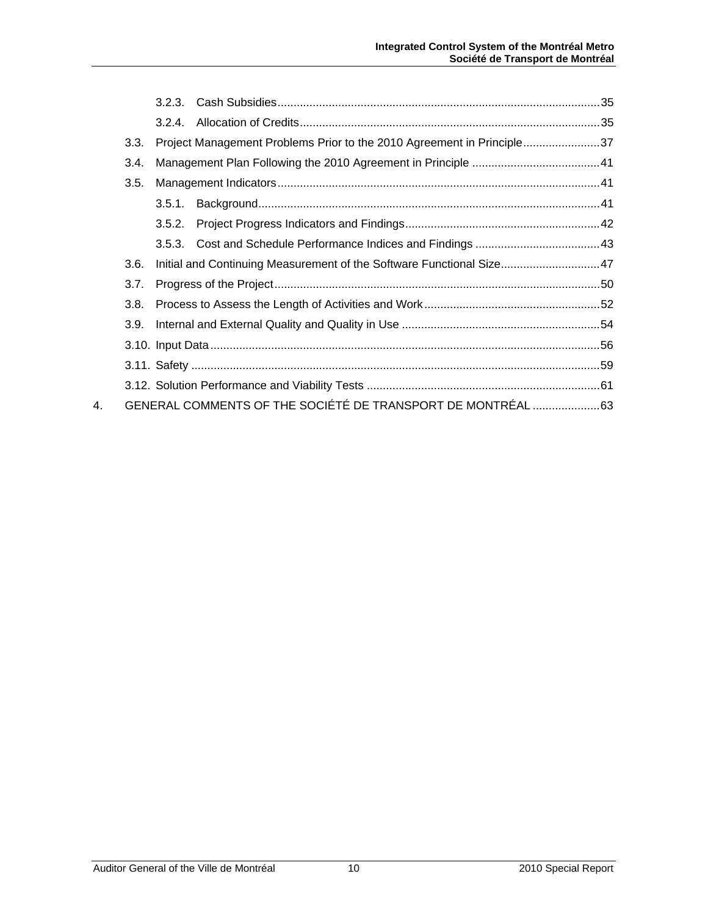- 3.2.3. Cash Subsidies ..... 35
- 3.2.4. Allocation of Credits ..... 35
- 3.3. Project Management Problems Prior to the 2010 Agreement in Principle ..... 37
- 3.4. Management Plan Following the 2010 Agreement in Principle ..... 41
- 3.5. Management Indicators ..... 41
  - 3.5.1. Background ..... 41
  - 3.5.2. Project Progress Indicators and Findings ..... 42
  - 3.5.3. Cost and Schedule Performance Indices and Findings ..... 43
- 3.6. Initial and Continuing Measurement of the Software Functional Size ..... 47
- 3.7. Progress of the Project ..... 50
- 3.8. Process to Assess the Length of Activities and Work ..... 52
- 3.9. Internal and External Quality and Quality in Use ..... 54
- 3.10. Input Data ..... 56
- 3.11. Safety ..... 59
- 3.12. Solution Performance and Viability Tests ..... 61

4. GENERAL COMMENTS OF THE SOCIÉTÉ DE TRANSPORT DE MONTRÉAL ..... 63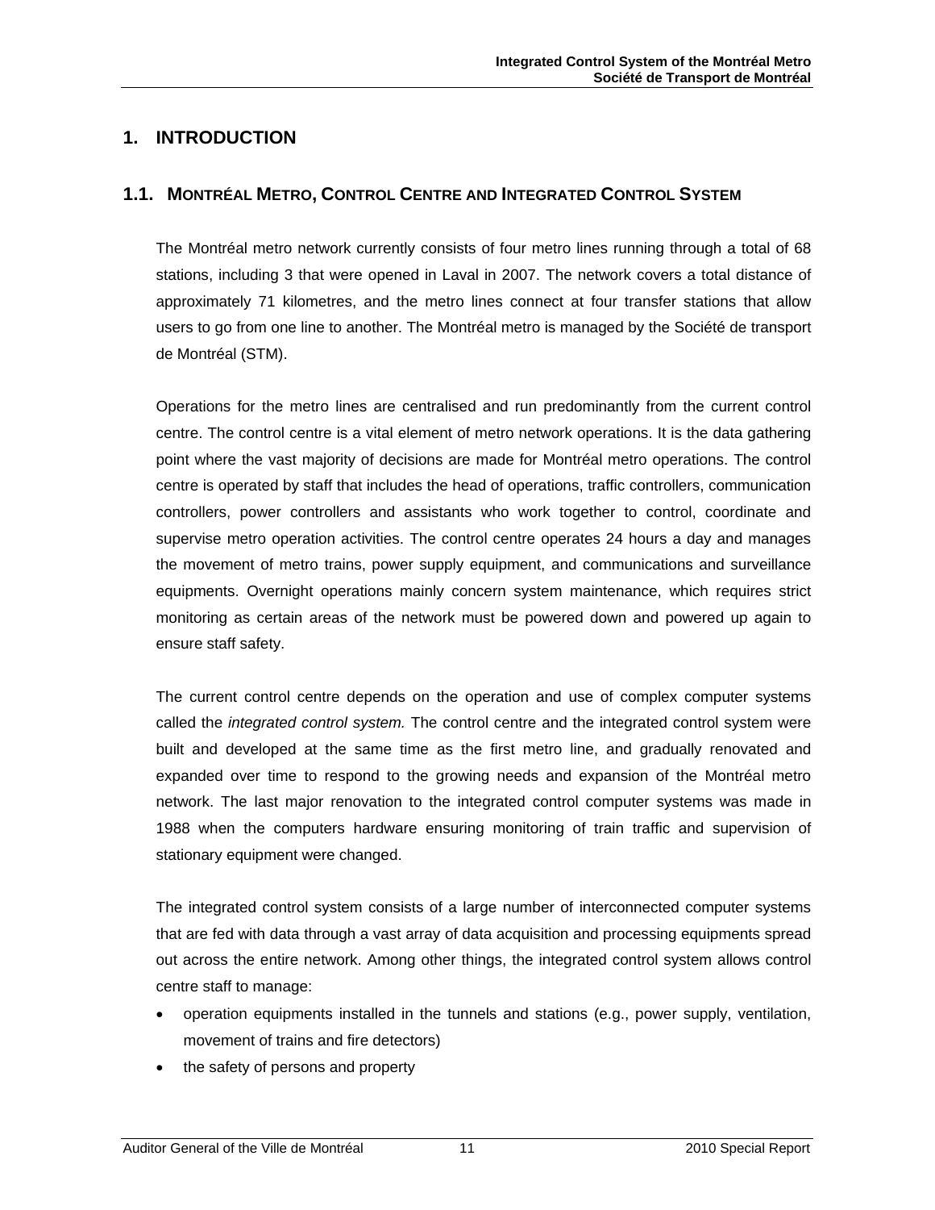# 1. INTRODUCTION

## 1.1. MONTRÉAL METRO, CONTROL CENTRE AND INTEGRATED CONTROL SYSTEM

The Montréal metro network currently consists of four metro lines running through a total of 68 stations, including 3 that were opened in Laval in 2007. The network covers a total distance of approximately 71 kilometres, and the metro lines connect at four transfer stations that allow users to go from one line to another. The Montréal metro is managed by the Société de transport de Montréal (STM).

Operations for the metro lines are centralised and run predominantly from the current control centre. The control centre is a vital element of metro network operations. It is the data gathering point where the vast majority of decisions are made for Montréal metro operations. The control centre is operated by staff that includes the head of operations, traffic controllers, communication controllers, power controllers and assistants who work together to control, coordinate and supervise metro operation activities. The control centre operates 24 hours a day and manages the movement of metro trains, power supply equipment, and communications and surveillance equipments. Overnight operations mainly concern system maintenance, which requires strict monitoring as certain areas of the network must be powered down and powered up again to ensure staff safety.

The current control centre depends on the operation and use of complex computer systems called the *integrated control system.* The control centre and the integrated control system were built and developed at the same time as the first metro line, and gradually renovated and expanded over time to respond to the growing needs and expansion of the Montréal metro network. The last major renovation to the integrated control computer systems was made in 1988 when the computers hardware ensuring monitoring of train traffic and supervision of stationary equipment were changed.

The integrated control system consists of a large number of interconnected computer systems that are fed with data through a vast array of data acquisition and processing equipments spread out across the entire network. Among other things, the integrated control system allows control centre staff to manage:

- operation equipments installed in the tunnels and stations (e.g., power supply, ventilation, movement of trains and fire detectors)
- the safety of persons and property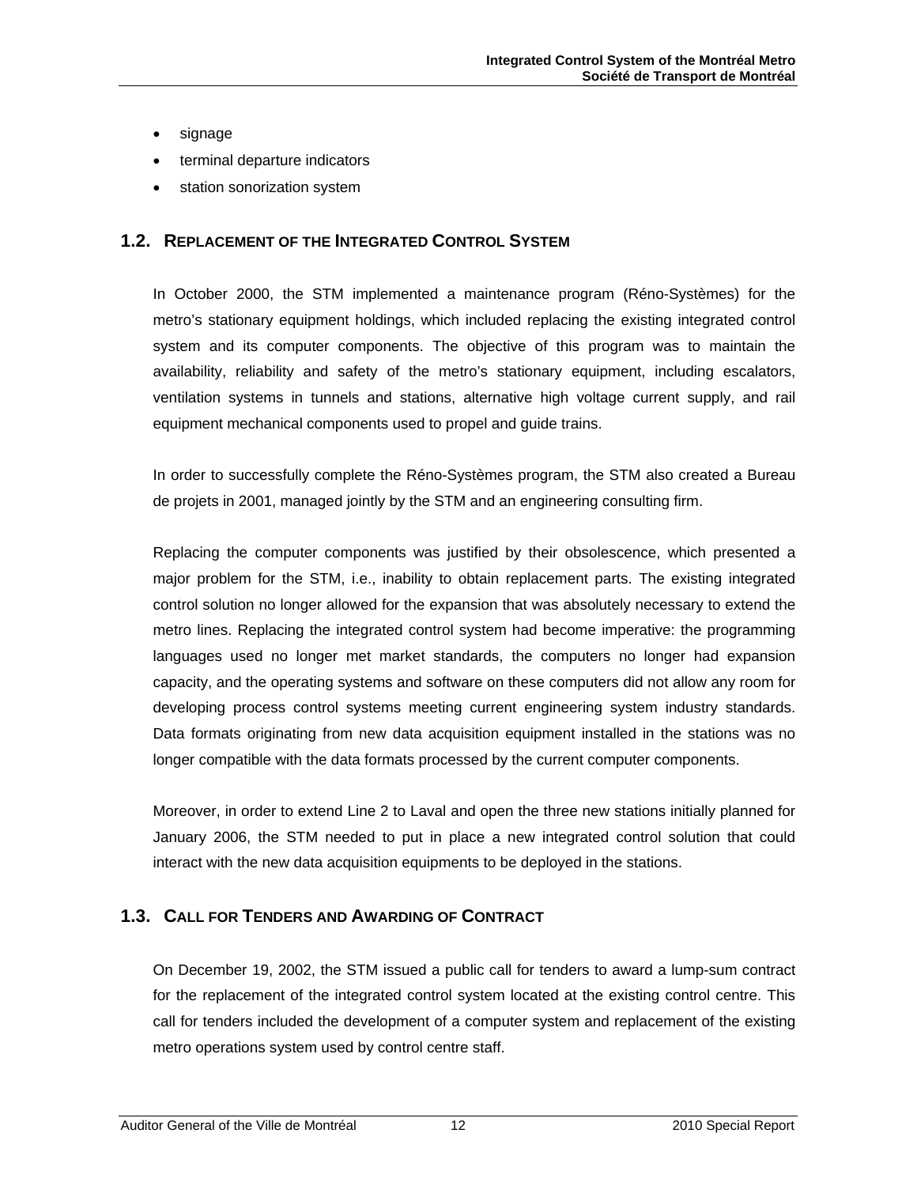- signage
- terminal departure indicators
- station sonorization system

## 1.2. Replacement of the Integrated Control System

In October 2000, the STM implemented a maintenance program (Réno-Systèmes) for the metro's stationary equipment holdings, which included replacing the existing integrated control system and its computer components. The objective of this program was to maintain the availability, reliability and safety of the metro's stationary equipment, including escalators, ventilation systems in tunnels and stations, alternative high voltage current supply, and rail equipment mechanical components used to propel and guide trains.

In order to successfully complete the Réno-Systèmes program, the STM also created a Bureau de projets in 2001, managed jointly by the STM and an engineering consulting firm.

Replacing the computer components was justified by their obsolescence, which presented a major problem for the STM, i.e., inability to obtain replacement parts. The existing integrated control solution no longer allowed for the expansion that was absolutely necessary to extend the metro lines. Replacing the integrated control system had become imperative: the programming languages used no longer met market standards, the computers no longer had expansion capacity, and the operating systems and software on these computers did not allow any room for developing process control systems meeting current engineering system industry standards. Data formats originating from new data acquisition equipment installed in the stations was no longer compatible with the data formats processed by the current computer components.

Moreover, in order to extend Line 2 to Laval and open the three new stations initially planned for January 2006, the STM needed to put in place a new integrated control solution that could interact with the new data acquisition equipments to be deployed in the stations.

## 1.3. Call for Tenders and Awarding of Contract

On December 19, 2002, the STM issued a public call for tenders to award a lump-sum contract for the replacement of the integrated control system located at the existing control centre. This call for tenders included the development of a computer system and replacement of the existing metro operations system used by control centre staff.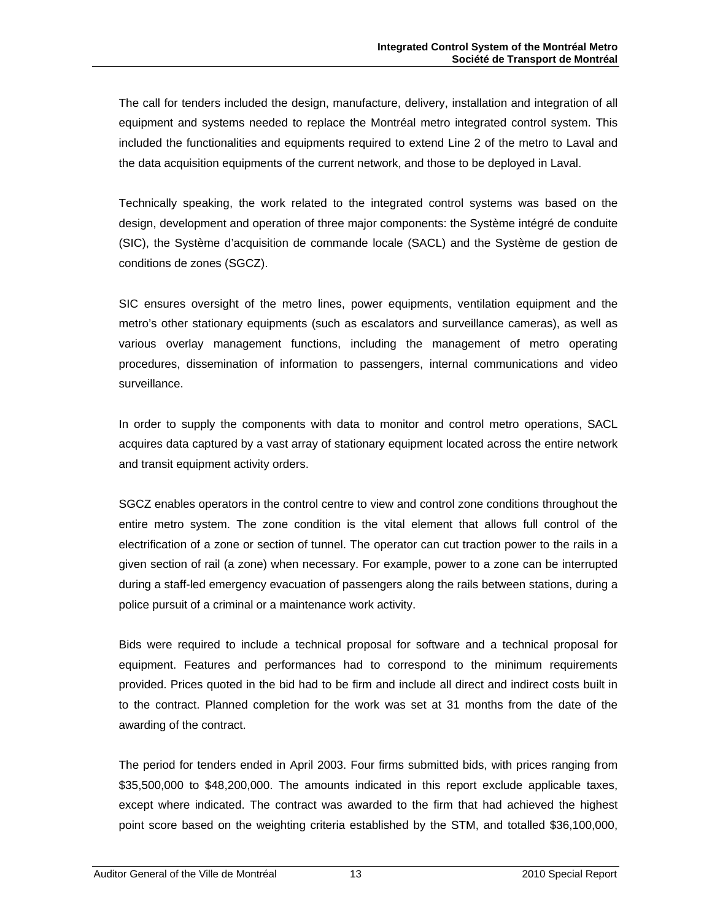The call for tenders included the design, manufacture, delivery, installation and integration of all equipment and systems needed to replace the Montréal metro integrated control system. This included the functionalities and equipments required to extend Line 2 of the metro to Laval and the data acquisition equipments of the current network, and those to be deployed in Laval.

Technically speaking, the work related to the integrated control systems was based on the design, development and operation of three major components: the Système intégré de conduite (SIC), the Système d'acquisition de commande locale (SACL) and the Système de gestion de conditions de zones (SGCZ).

SIC ensures oversight of the metro lines, power equipments, ventilation equipment and the metro's other stationary equipments (such as escalators and surveillance cameras), as well as various overlay management functions, including the management of metro operating procedures, dissemination of information to passengers, internal communications and video surveillance.

In order to supply the components with data to monitor and control metro operations, SACL acquires data captured by a vast array of stationary equipment located across the entire network and transit equipment activity orders.

SGCZ enables operators in the control centre to view and control zone conditions throughout the entire metro system. The zone condition is the vital element that allows full control of the electrification of a zone or section of tunnel. The operator can cut traction power to the rails in a given section of rail (a zone) when necessary. For example, power to a zone can be interrupted during a staff-led emergency evacuation of passengers along the rails between stations, during a police pursuit of a criminal or a maintenance work activity.

Bids were required to include a technical proposal for software and a technical proposal for equipment. Features and performances had to correspond to the minimum requirements provided. Prices quoted in the bid had to be firm and include all direct and indirect costs built in to the contract. Planned completion for the work was set at 31 months from the date of the awarding of the contract.

The period for tenders ended in April 2003. Four firms submitted bids, with prices ranging from $35,500,000 to $48,200,000. The amounts indicated in this report exclude applicable taxes, except where indicated. The contract was awarded to the firm that had achieved the highest point score based on the weighting criteria established by the STM, and totalled $36,100,000,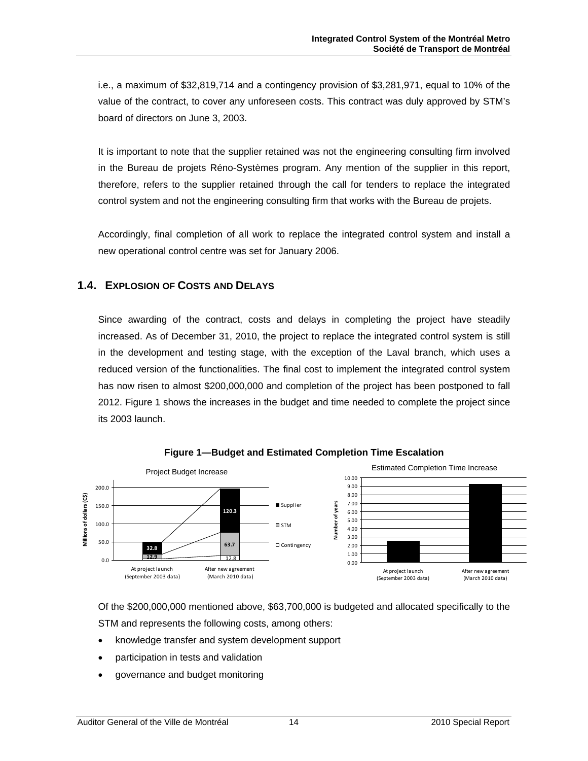i.e., a maximum of $32,819,714 and a contingency provision of $3,281,971, equal to 10% of the value of the contract, to cover any unforeseen costs. This contract was duly approved by STM's board of directors on June 3, 2003.

It is important to note that the supplier retained was not the engineering consulting firm involved in the Bureau de projets Réno-Systèmes program. Any mention of the supplier in this report, therefore, refers to the supplier retained through the call for tenders to replace the integrated control system and not the engineering consulting firm that works with the Bureau de projets.

Accordingly, final completion of all work to replace the integrated control system and install a new operational control centre was set for January 2006.

## 1.4. EXPLOSION OF COSTS AND DELAYS

Since awarding of the contract, costs and delays in completing the project have steadily increased. As of December 31, 2010, the project to replace the integrated control system is still in the development and testing stage, with the exception of the Laval branch, which uses a reduced version of the functionalities. The final cost to implement the integrated control system has now risen to almost $200,000,000 and completion of the project has been postponed to fall 2012. Figure 1 shows the increases in the budget and time needed to complete the project since its 2003 launch.

**Figure 1—Budget and Estimated Completion Time Escalation**

Project Budget Increase

| Millions of dollars (C$) | At project launch (September 2003 data) | After new agreement (March 2010 data) |
|---|---|---|
| Supplier | 32.8 | 120.3 |
| STM | 12.9 | 63.7 |
| Contingency | | 12.8 |

Estimated Completion Time Increase

(Number of years; bars for "At project launch (September 2003 data)" and "After new agreement (March 2010 data)")

Of the $200,000,000 mentioned above, $63,700,000 is budgeted and allocated specifically to the STM and represents the following costs, among others:

- knowledge transfer and system development support
- participation in tests and validation
- governance and budget monitoring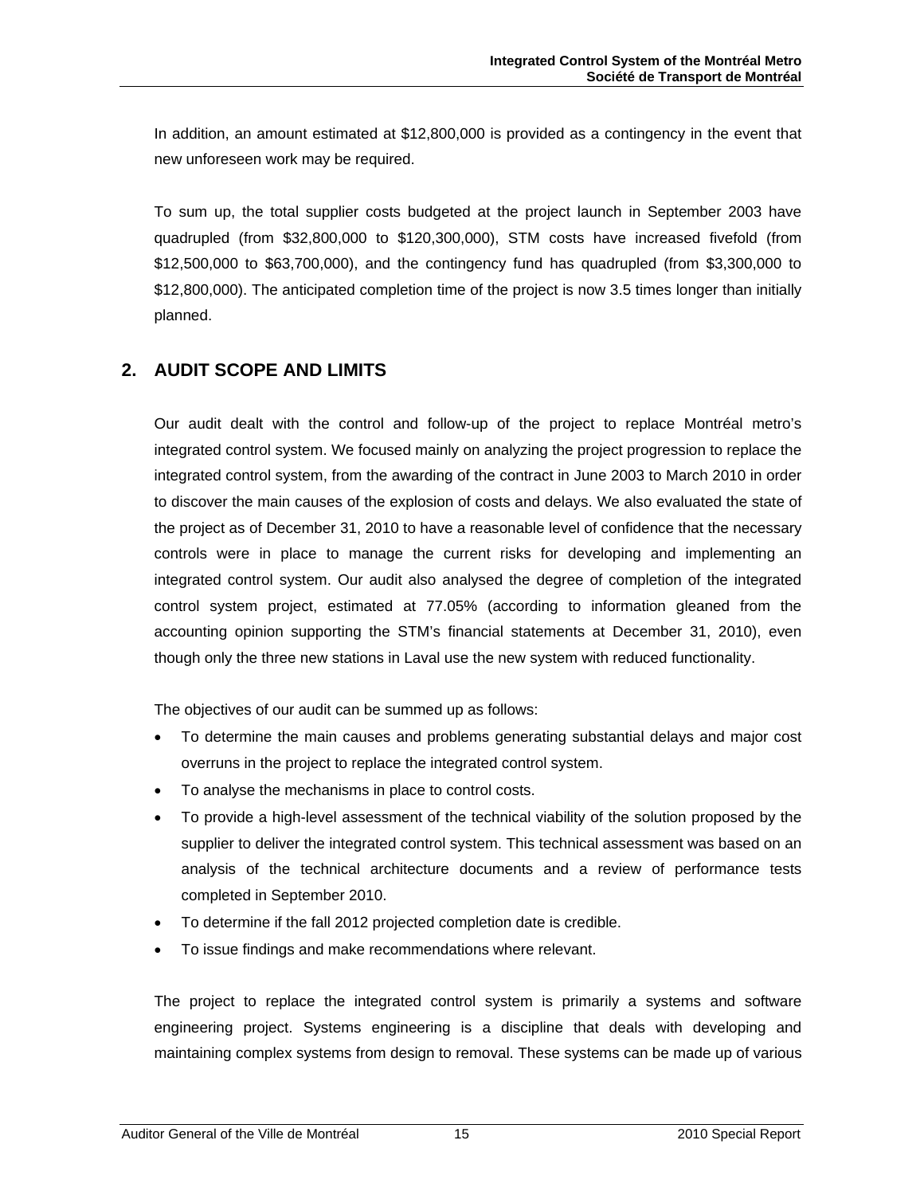In addition, an amount estimated at $12,800,000 is provided as a contingency in the event that new unforeseen work may be required.

To sum up, the total supplier costs budgeted at the project launch in September 2003 have quadrupled (from $32,800,000 to $120,300,000), STM costs have increased fivefold (from $12,500,000 to $63,700,000), and the contingency fund has quadrupled (from $3,300,000 to $12,800,000). The anticipated completion time of the project is now 3.5 times longer than initially planned.

## 2. AUDIT SCOPE AND LIMITS

Our audit dealt with the control and follow-up of the project to replace Montréal metro's integrated control system. We focused mainly on analyzing the project progression to replace the integrated control system, from the awarding of the contract in June 2003 to March 2010 in order to discover the main causes of the explosion of costs and delays. We also evaluated the state of the project as of December 31, 2010 to have a reasonable level of confidence that the necessary controls were in place to manage the current risks for developing and implementing an integrated control system. Our audit also analysed the degree of completion of the integrated control system project, estimated at 77.05% (according to information gleaned from the accounting opinion supporting the STM's financial statements at December 31, 2010), even though only the three new stations in Laval use the new system with reduced functionality.

The objectives of our audit can be summed up as follows:

- To determine the main causes and problems generating substantial delays and major cost overruns in the project to replace the integrated control system.
- To analyse the mechanisms in place to control costs.
- To provide a high-level assessment of the technical viability of the solution proposed by the supplier to deliver the integrated control system. This technical assessment was based on an analysis of the technical architecture documents and a review of performance tests completed in September 2010.
- To determine if the fall 2012 projected completion date is credible.
- To issue findings and make recommendations where relevant.

The project to replace the integrated control system is primarily a systems and software engineering project. Systems engineering is a discipline that deals with developing and maintaining complex systems from design to removal. These systems can be made up of various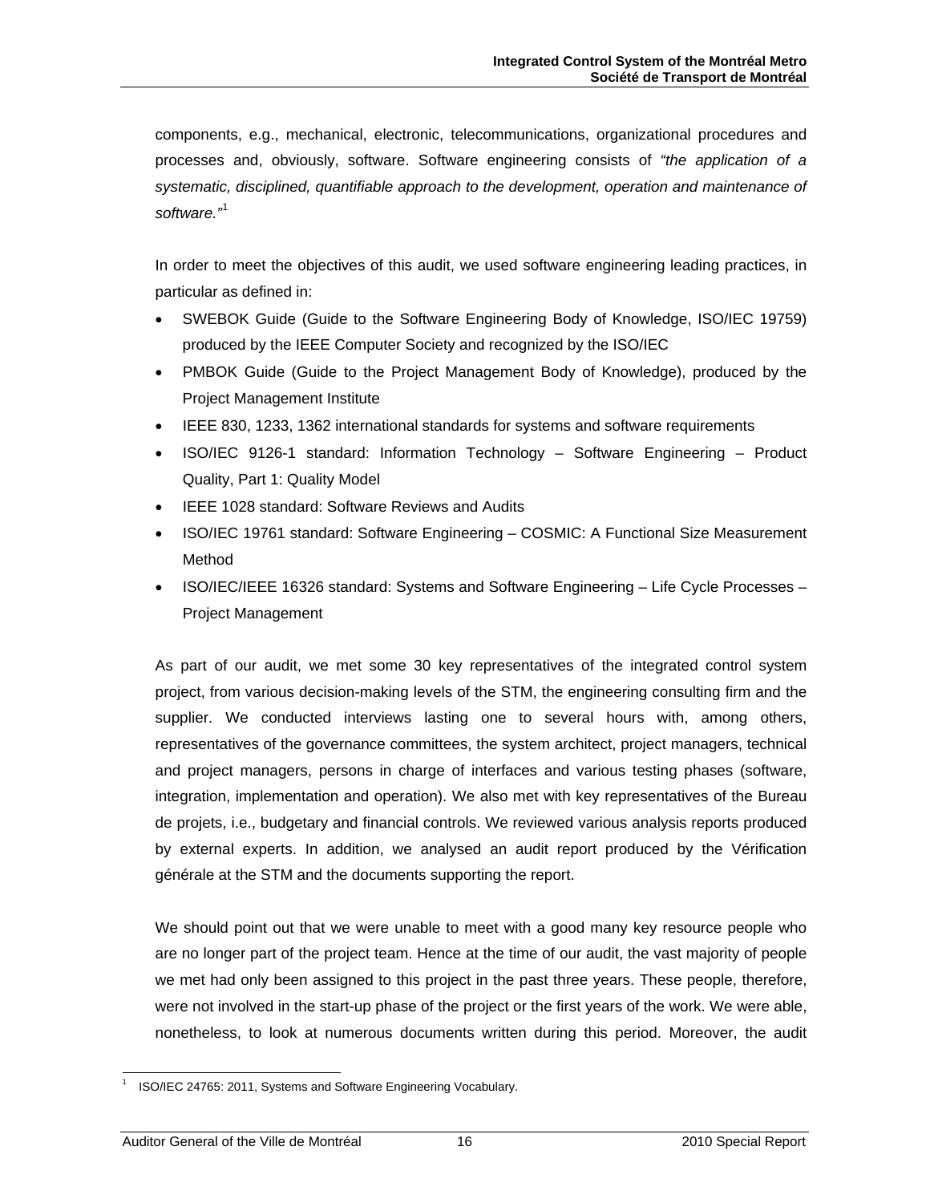components, e.g., mechanical, electronic, telecommunications, organizational procedures and processes and, obviously, software. Software engineering consists of *"the application of a systematic, disciplined, quantifiable approach to the development, operation and maintenance of software."*[1]

In order to meet the objectives of this audit, we used software engineering leading practices, in particular as defined in:

- SWEBOK Guide (Guide to the Software Engineering Body of Knowledge, ISO/IEC 19759) produced by the IEEE Computer Society and recognized by the ISO/IEC
- PMBOK Guide (Guide to the Project Management Body of Knowledge), produced by the Project Management Institute
- IEEE 830, 1233, 1362 international standards for systems and software requirements
- ISO/IEC 9126-1 standard: Information Technology – Software Engineering – Product Quality, Part 1: Quality Model
- IEEE 1028 standard: Software Reviews and Audits
- ISO/IEC 19761 standard: Software Engineering – COSMIC: A Functional Size Measurement Method
- ISO/IEC/IEEE 16326 standard: Systems and Software Engineering – Life Cycle Processes – Project Management

As part of our audit, we met some 30 key representatives of the integrated control system project, from various decision-making levels of the STM, the engineering consulting firm and the supplier. We conducted interviews lasting one to several hours with, among others, representatives of the governance committees, the system architect, project managers, technical and project managers, persons in charge of interfaces and various testing phases (software, integration, implementation and operation). We also met with key representatives of the Bureau de projets, i.e., budgetary and financial controls. We reviewed various analysis reports produced by external experts. In addition, we analysed an audit report produced by the Vérification générale at the STM and the documents supporting the report.

We should point out that we were unable to meet with a good many key resource people who are no longer part of the project team. Hence at the time of our audit, the vast majority of people we met had only been assigned to this project in the past three years. These people, therefore, were not involved in the start-up phase of the project or the first years of the work. We were able, nonetheless, to look at numerous documents written during this period. Moreover, the audit

[1] ISO/IEC 24765: 2011, Systems and Software Engineering Vocabulary.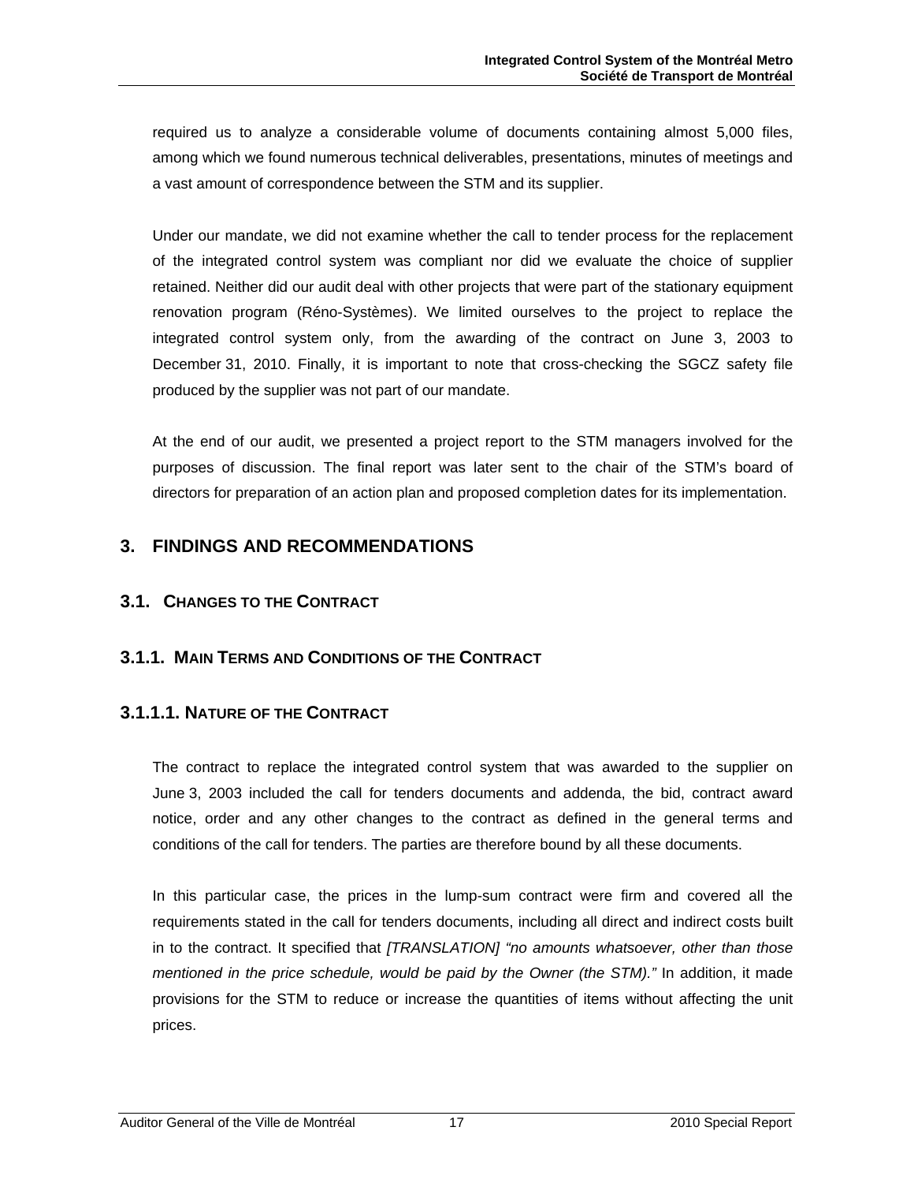required us to analyze a considerable volume of documents containing almost 5,000 files, among which we found numerous technical deliverables, presentations, minutes of meetings and a vast amount of correspondence between the STM and its supplier.

Under our mandate, we did not examine whether the call to tender process for the replacement of the integrated control system was compliant nor did we evaluate the choice of supplier retained. Neither did our audit deal with other projects that were part of the stationary equipment renovation program (Réno-Systèmes). We limited ourselves to the project to replace the integrated control system only, from the awarding of the contract on June 3, 2003 to December 31, 2010. Finally, it is important to note that cross-checking the SGCZ safety file produced by the supplier was not part of our mandate.

At the end of our audit, we presented a project report to the STM managers involved for the purposes of discussion. The final report was later sent to the chair of the STM's board of directors for preparation of an action plan and proposed completion dates for its implementation.

# 3. FINDINGS AND RECOMMENDATIONS

## 3.1. CHANGES TO THE CONTRACT

### 3.1.1. MAIN TERMS AND CONDITIONS OF THE CONTRACT

#### 3.1.1.1. NATURE OF THE CONTRACT

The contract to replace the integrated control system that was awarded to the supplier on June 3, 2003 included the call for tenders documents and addenda, the bid, contract award notice, order and any other changes to the contract as defined in the general terms and conditions of the call for tenders. The parties are therefore bound by all these documents.

In this particular case, the prices in the lump-sum contract were firm and covered all the requirements stated in the call for tenders documents, including all direct and indirect costs built in to the contract. It specified that *[TRANSLATION] "no amounts whatsoever, other than those mentioned in the price schedule, would be paid by the Owner (the STM)."* In addition, it made provisions for the STM to reduce or increase the quantities of items without affecting the unit prices.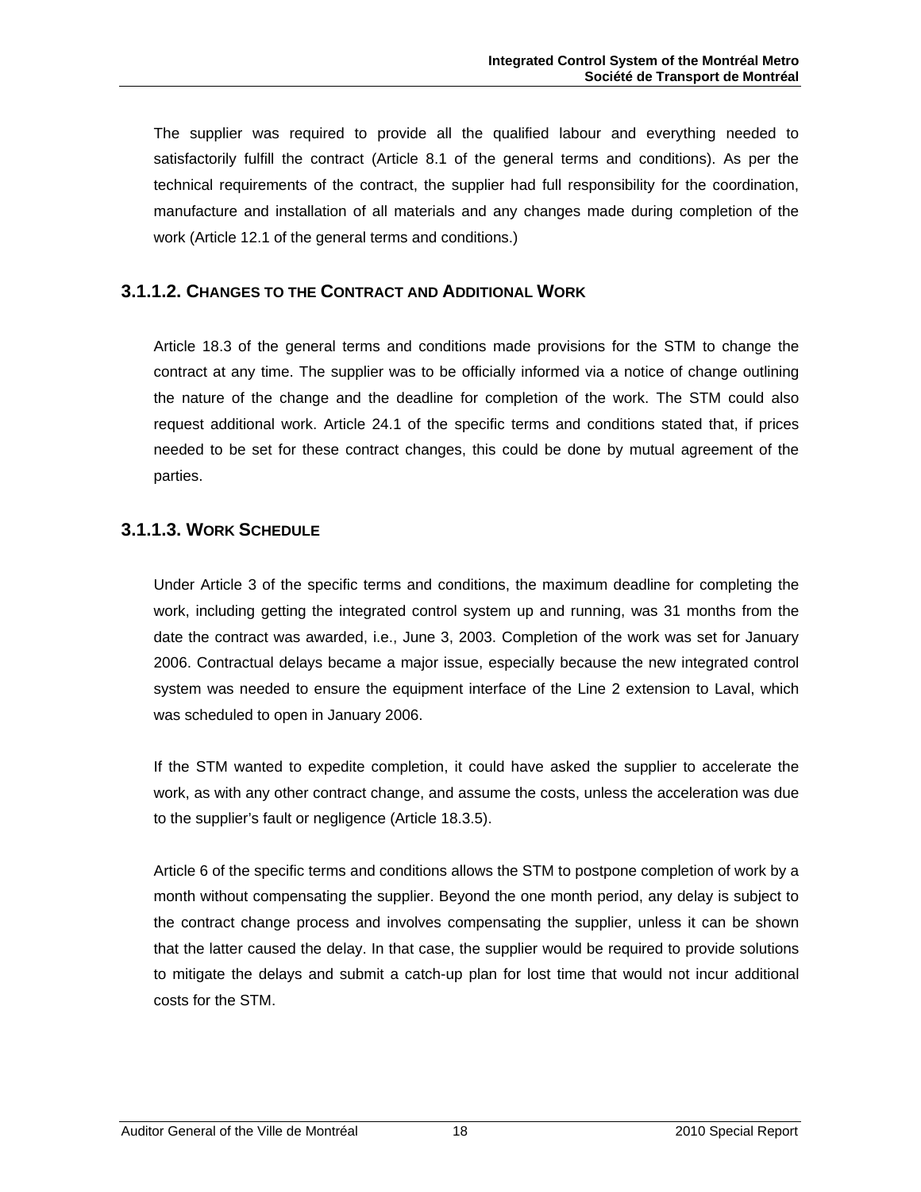The supplier was required to provide all the qualified labour and everything needed to satisfactorily fulfill the contract (Article 8.1 of the general terms and conditions). As per the technical requirements of the contract, the supplier had full responsibility for the coordination, manufacture and installation of all materials and any changes made during completion of the work (Article 12.1 of the general terms and conditions.)

#### 3.1.1.2. CHANGES TO THE CONTRACT AND ADDITIONAL WORK

Article 18.3 of the general terms and conditions made provisions for the STM to change the contract at any time. The supplier was to be officially informed via a notice of change outlining the nature of the change and the deadline for completion of the work. The STM could also request additional work. Article 24.1 of the specific terms and conditions stated that, if prices needed to be set for these contract changes, this could be done by mutual agreement of the parties.

#### 3.1.1.3. WORK SCHEDULE

Under Article 3 of the specific terms and conditions, the maximum deadline for completing the work, including getting the integrated control system up and running, was 31 months from the date the contract was awarded, i.e., June 3, 2003. Completion of the work was set for January 2006. Contractual delays became a major issue, especially because the new integrated control system was needed to ensure the equipment interface of the Line 2 extension to Laval, which was scheduled to open in January 2006.

If the STM wanted to expedite completion, it could have asked the supplier to accelerate the work, as with any other contract change, and assume the costs, unless the acceleration was due to the supplier’s fault or negligence (Article 18.3.5).

Article 6 of the specific terms and conditions allows the STM to postpone completion of work by a month without compensating the supplier. Beyond the one month period, any delay is subject to the contract change process and involves compensating the supplier, unless it can be shown that the latter caused the delay. In that case, the supplier would be required to provide solutions to mitigate the delays and submit a catch-up plan for lost time that would not incur additional costs for the STM.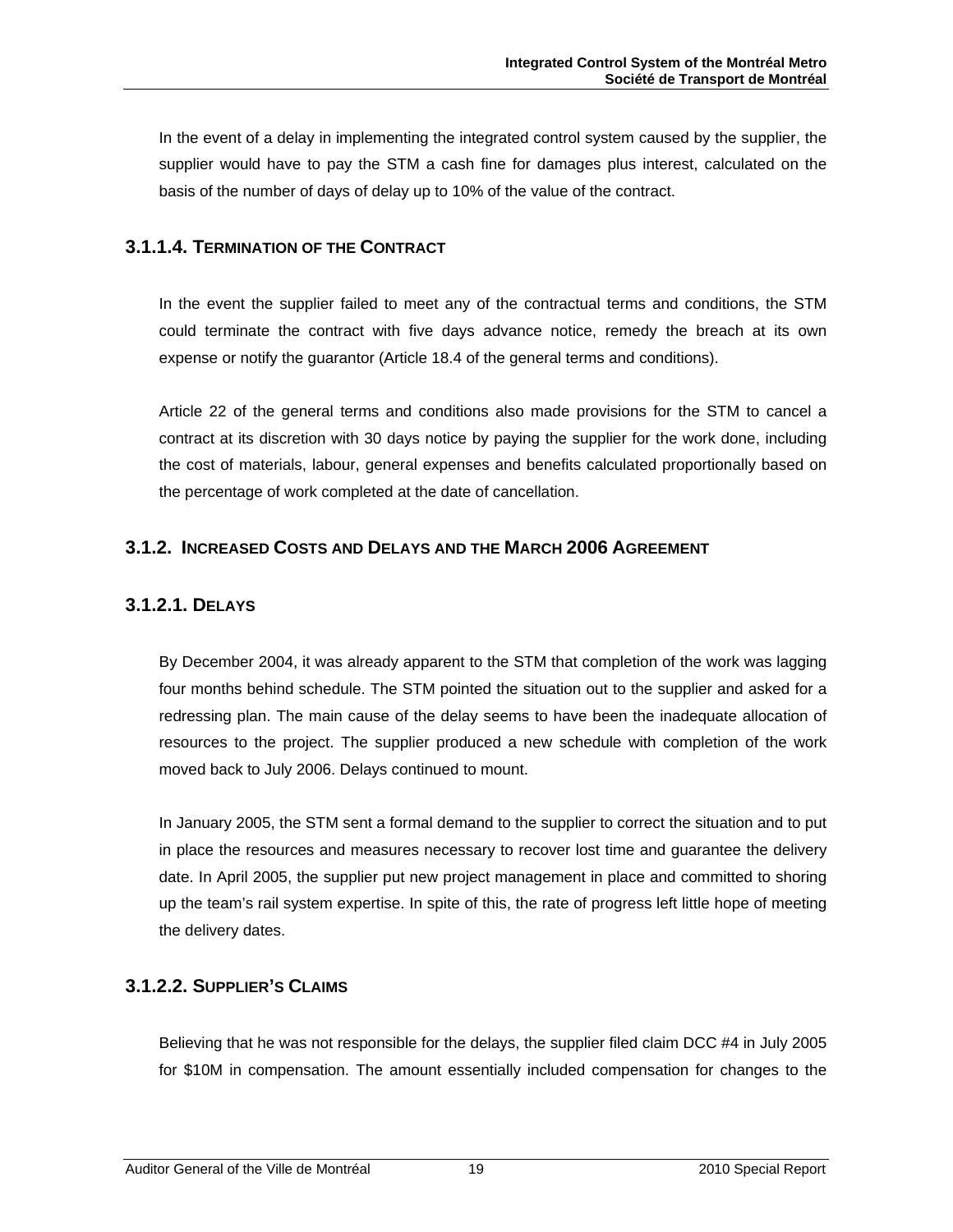In the event of a delay in implementing the integrated control system caused by the supplier, the supplier would have to pay the STM a cash fine for damages plus interest, calculated on the basis of the number of days of delay up to 10% of the value of the contract.

#### 3.1.1.4. Termination of the Contract

In the event the supplier failed to meet any of the contractual terms and conditions, the STM could terminate the contract with five days advance notice, remedy the breach at its own expense or notify the guarantor (Article 18.4 of the general terms and conditions).

Article 22 of the general terms and conditions also made provisions for the STM to cancel a contract at its discretion with 30 days notice by paying the supplier for the work done, including the cost of materials, labour, general expenses and benefits calculated proportionally based on the percentage of work completed at the date of cancellation.

### 3.1.2. Increased Costs and Delays and the March 2006 Agreement

#### 3.1.2.1. Delays

By December 2004, it was already apparent to the STM that completion of the work was lagging four months behind schedule. The STM pointed the situation out to the supplier and asked for a redressing plan. The main cause of the delay seems to have been the inadequate allocation of resources to the project. The supplier produced a new schedule with completion of the work moved back to July 2006. Delays continued to mount.

In January 2005, the STM sent a formal demand to the supplier to correct the situation and to put in place the resources and measures necessary to recover lost time and guarantee the delivery date. In April 2005, the supplier put new project management in place and committed to shoring up the team's rail system expertise. In spite of this, the rate of progress left little hope of meeting the delivery dates.

#### 3.1.2.2. Supplier's Claims

Believing that he was not responsible for the delays, the supplier filed claim DCC #4 in July 2005 for $10M in compensation. The amount essentially included compensation for changes to the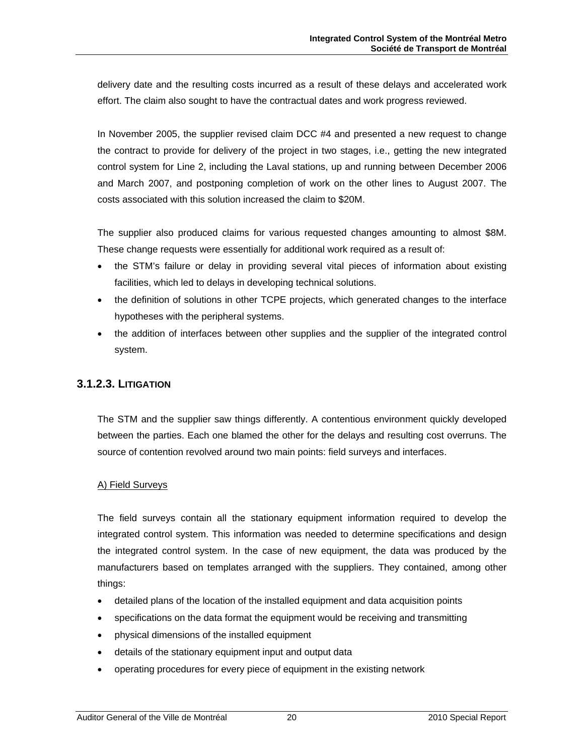delivery date and the resulting costs incurred as a result of these delays and accelerated work effort. The claim also sought to have the contractual dates and work progress reviewed.

In November 2005, the supplier revised claim DCC #4 and presented a new request to change the contract to provide for delivery of the project in two stages, i.e., getting the new integrated control system for Line 2, including the Laval stations, up and running between December 2006 and March 2007, and postponing completion of work on the other lines to August 2007. The costs associated with this solution increased the claim to $20M.

The supplier also produced claims for various requested changes amounting to almost $8M. These change requests were essentially for additional work required as a result of:

- the STM's failure or delay in providing several vital pieces of information about existing facilities, which led to delays in developing technical solutions.
- the definition of solutions in other TCPE projects, which generated changes to the interface hypotheses with the peripheral systems.
- the addition of interfaces between other supplies and the supplier of the integrated control system.

### 3.1.2.3. Litigation

The STM and the supplier saw things differently. A contentious environment quickly developed between the parties. Each one blamed the other for the delays and resulting cost overruns. The source of contention revolved around two main points: field surveys and interfaces.

A) Field Surveys

The field surveys contain all the stationary equipment information required to develop the integrated control system. This information was needed to determine specifications and design the integrated control system. In the case of new equipment, the data was produced by the manufacturers based on templates arranged with the suppliers. They contained, among other things:

- detailed plans of the location of the installed equipment and data acquisition points
- specifications on the data format the equipment would be receiving and transmitting
- physical dimensions of the installed equipment
- details of the stationary equipment input and output data
- operating procedures for every piece of equipment in the existing network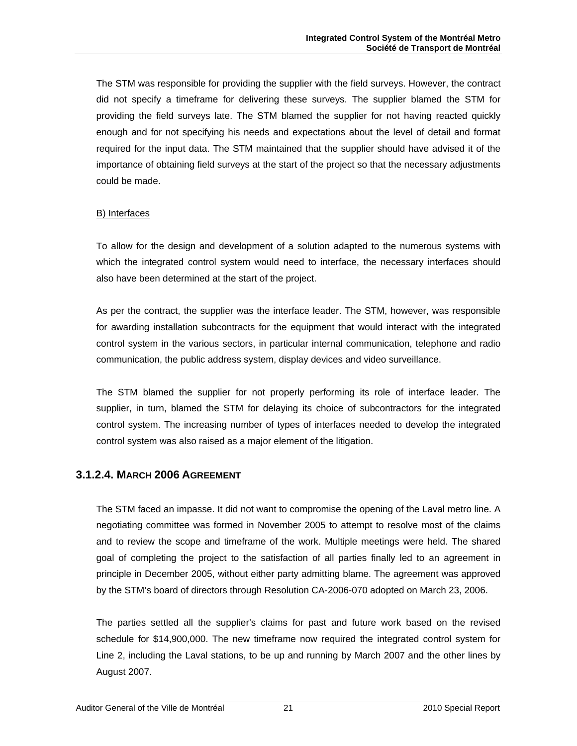The STM was responsible for providing the supplier with the field surveys. However, the contract did not specify a timeframe for delivering these surveys. The supplier blamed the STM for providing the field surveys late. The STM blamed the supplier for not having reacted quickly enough and for not specifying his needs and expectations about the level of detail and format required for the input data. The STM maintained that the supplier should have advised it of the importance of obtaining field surveys at the start of the project so that the necessary adjustments could be made.

<u>B) Interfaces</u>

To allow for the design and development of a solution adapted to the numerous systems with which the integrated control system would need to interface, the necessary interfaces should also have been determined at the start of the project.

As per the contract, the supplier was the interface leader. The STM, however, was responsible for awarding installation subcontracts for the equipment that would interact with the integrated control system in the various sectors, in particular internal communication, telephone and radio communication, the public address system, display devices and video surveillance.

The STM blamed the supplier for not properly performing its role of interface leader. The supplier, in turn, blamed the STM for delaying its choice of subcontractors for the integrated control system. The increasing number of types of interfaces needed to develop the integrated control system was also raised as a major element of the litigation.

### 3.1.2.4. March 2006 Agreement

The STM faced an impasse. It did not want to compromise the opening of the Laval metro line. A negotiating committee was formed in November 2005 to attempt to resolve most of the claims and to review the scope and timeframe of the work. Multiple meetings were held. The shared goal of completing the project to the satisfaction of all parties finally led to an agreement in principle in December 2005, without either party admitting blame. The agreement was approved by the STM's board of directors through Resolution CA-2006-070 adopted on March 23, 2006.

The parties settled all the supplier's claims for past and future work based on the revised schedule for $14,900,000. The new timeframe now required the integrated control system for Line 2, including the Laval stations, to be up and running by March 2007 and the other lines by August 2007.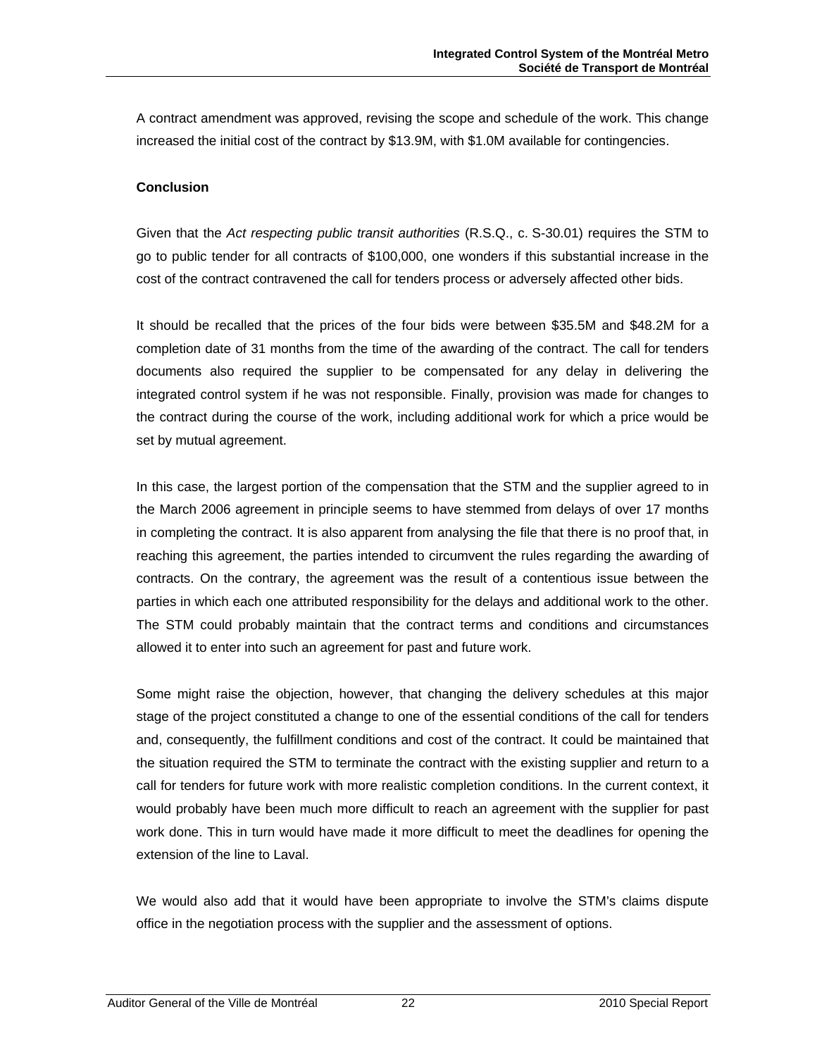A contract amendment was approved, revising the scope and schedule of the work. This change increased the initial cost of the contract by $13.9M, with $1.0M available for contingencies.

**Conclusion**

Given that the *Act respecting public transit authorities* (R.S.Q., c. S-30.01) requires the STM to go to public tender for all contracts of $100,000, one wonders if this substantial increase in the cost of the contract contravened the call for tenders process or adversely affected other bids.

It should be recalled that the prices of the four bids were between $35.5M and $48.2M for a completion date of 31 months from the time of the awarding of the contract. The call for tenders documents also required the supplier to be compensated for any delay in delivering the integrated control system if he was not responsible. Finally, provision was made for changes to the contract during the course of the work, including additional work for which a price would be set by mutual agreement.

In this case, the largest portion of the compensation that the STM and the supplier agreed to in the March 2006 agreement in principle seems to have stemmed from delays of over 17 months in completing the contract. It is also apparent from analysing the file that there is no proof that, in reaching this agreement, the parties intended to circumvent the rules regarding the awarding of contracts. On the contrary, the agreement was the result of a contentious issue between the parties in which each one attributed responsibility for the delays and additional work to the other. The STM could probably maintain that the contract terms and conditions and circumstances allowed it to enter into such an agreement for past and future work.

Some might raise the objection, however, that changing the delivery schedules at this major stage of the project constituted a change to one of the essential conditions of the call for tenders and, consequently, the fulfillment conditions and cost of the contract. It could be maintained that the situation required the STM to terminate the contract with the existing supplier and return to a call for tenders for future work with more realistic completion conditions. In the current context, it would probably have been much more difficult to reach an agreement with the supplier for past work done. This in turn would have made it more difficult to meet the deadlines for opening the extension of the line to Laval.

We would also add that it would have been appropriate to involve the STM's claims dispute office in the negotiation process with the supplier and the assessment of options.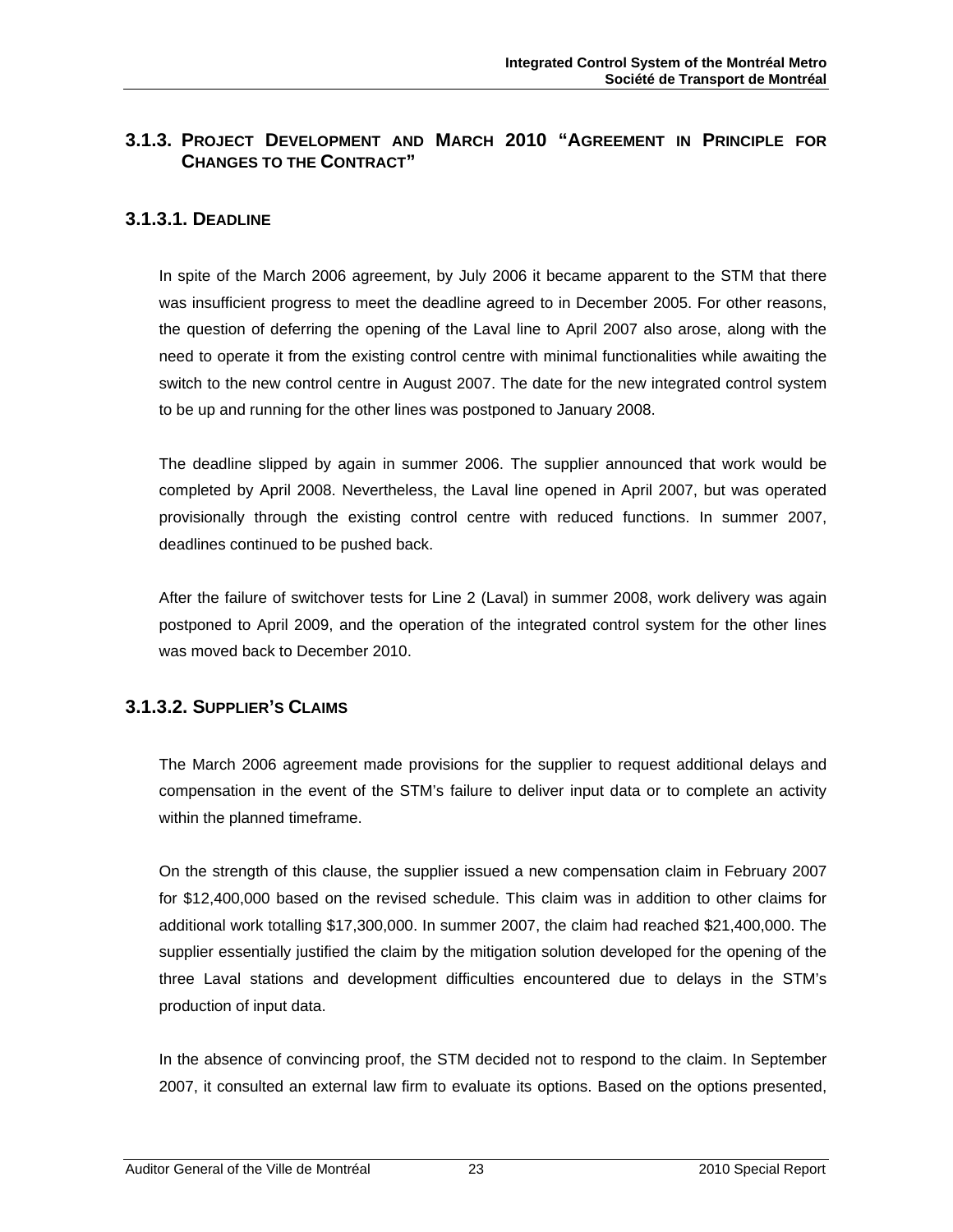### 3.1.3. Project Development and March 2010 "Agreement in Principle for Changes to the Contract"

#### 3.1.3.1. Deadline

In spite of the March 2006 agreement, by July 2006 it became apparent to the STM that there was insufficient progress to meet the deadline agreed to in December 2005. For other reasons, the question of deferring the opening of the Laval line to April 2007 also arose, along with the need to operate it from the existing control centre with minimal functionalities while awaiting the switch to the new control centre in August 2007. The date for the new integrated control system to be up and running for the other lines was postponed to January 2008.

The deadline slipped by again in summer 2006. The supplier announced that work would be completed by April 2008. Nevertheless, the Laval line opened in April 2007, but was operated provisionally through the existing control centre with reduced functions. In summer 2007, deadlines continued to be pushed back.

After the failure of switchover tests for Line 2 (Laval) in summer 2008, work delivery was again postponed to April 2009, and the operation of the integrated control system for the other lines was moved back to December 2010.

#### 3.1.3.2. Supplier's Claims

The March 2006 agreement made provisions for the supplier to request additional delays and compensation in the event of the STM's failure to deliver input data or to complete an activity within the planned timeframe.

On the strength of this clause, the supplier issued a new compensation claim in February 2007 for $12,400,000 based on the revised schedule. This claim was in addition to other claims for additional work totalling $17,300,000. In summer 2007, the claim had reached $21,400,000. The supplier essentially justified the claim by the mitigation solution developed for the opening of the three Laval stations and development difficulties encountered due to delays in the STM's production of input data.

In the absence of convincing proof, the STM decided not to respond to the claim. In September 2007, it consulted an external law firm to evaluate its options. Based on the options presented,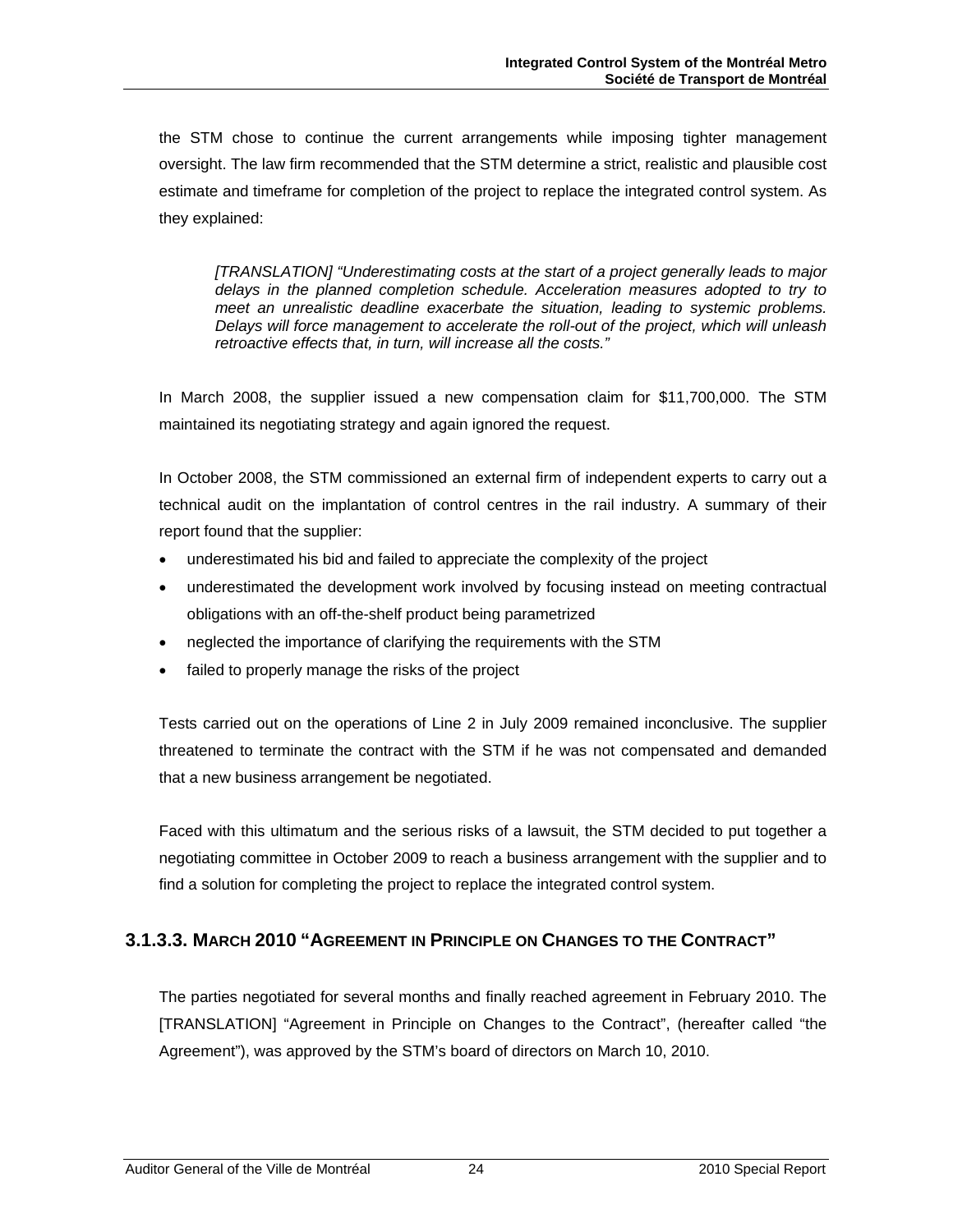the STM chose to continue the current arrangements while imposing tighter management oversight. The law firm recommended that the STM determine a strict, realistic and plausible cost estimate and timeframe for completion of the project to replace the integrated control system. As they explained:

> *[TRANSLATION] "Underestimating costs at the start of a project generally leads to major delays in the planned completion schedule. Acceleration measures adopted to try to meet an unrealistic deadline exacerbate the situation, leading to systemic problems. Delays will force management to accelerate the roll-out of the project, which will unleash retroactive effects that, in turn, will increase all the costs."*

In March 2008, the supplier issued a new compensation claim for $11,700,000. The STM maintained its negotiating strategy and again ignored the request.

In October 2008, the STM commissioned an external firm of independent experts to carry out a technical audit on the implantation of control centres in the rail industry. A summary of their report found that the supplier:

- underestimated his bid and failed to appreciate the complexity of the project
- underestimated the development work involved by focusing instead on meeting contractual obligations with an off-the-shelf product being parametrized
- neglected the importance of clarifying the requirements with the STM
- failed to properly manage the risks of the project

Tests carried out on the operations of Line 2 in July 2009 remained inconclusive. The supplier threatened to terminate the contract with the STM if he was not compensated and demanded that a new business arrangement be negotiated.

Faced with this ultimatum and the serious risks of a lawsuit, the STM decided to put together a negotiating committee in October 2009 to reach a business arrangement with the supplier and to find a solution for completing the project to replace the integrated control system.

### 3.1.3.3. March 2010 "Agreement in Principle on Changes to the Contract"

The parties negotiated for several months and finally reached agreement in February 2010. The [TRANSLATION] "Agreement in Principle on Changes to the Contract", (hereafter called "the Agreement"), was approved by the STM's board of directors on March 10, 2010.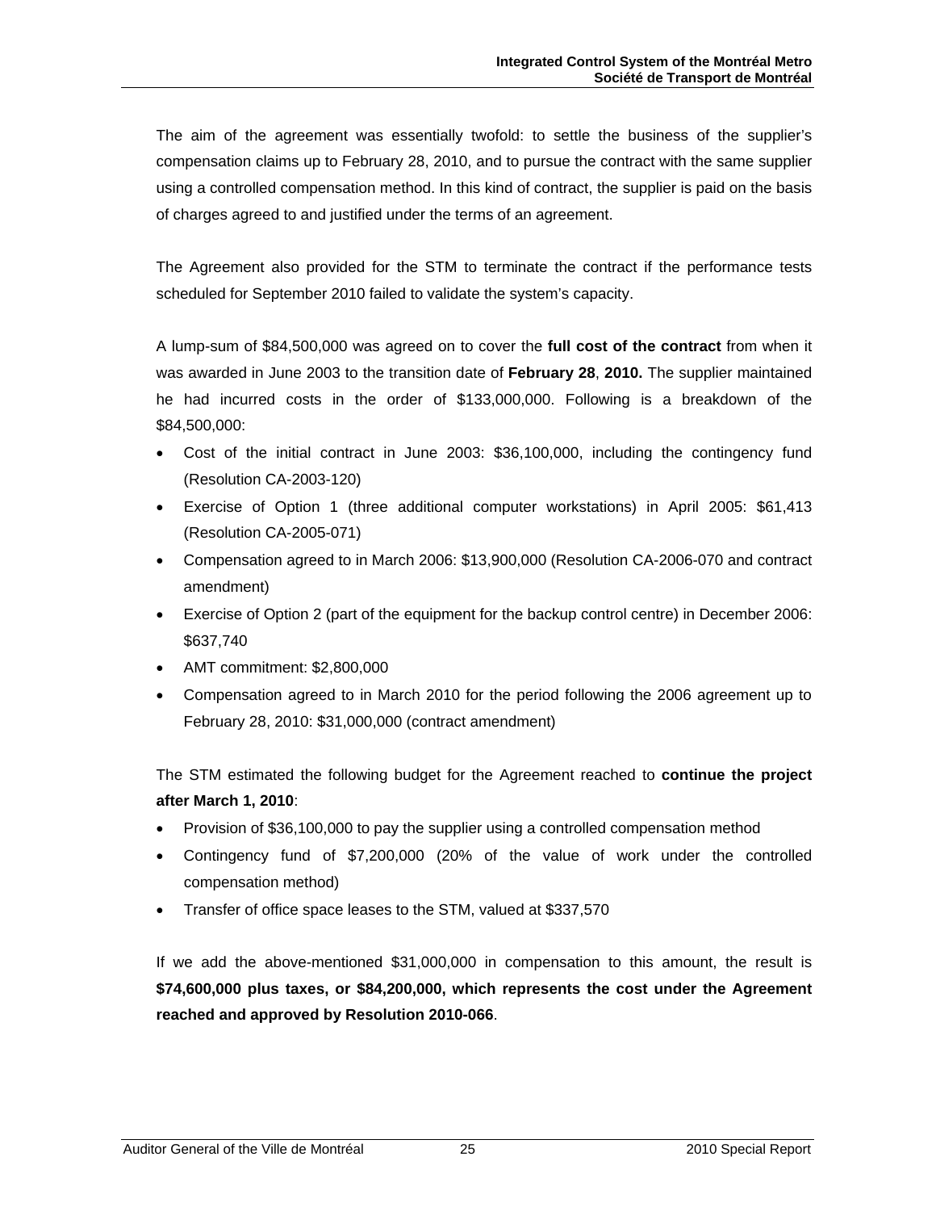The aim of the agreement was essentially twofold: to settle the business of the supplier's compensation claims up to February 28, 2010, and to pursue the contract with the same supplier using a controlled compensation method. In this kind of contract, the supplier is paid on the basis of charges agreed to and justified under the terms of an agreement.

The Agreement also provided for the STM to terminate the contract if the performance tests scheduled for September 2010 failed to validate the system's capacity.

A lump-sum of $84,500,000 was agreed on to cover the **full cost of the contract** from when it was awarded in June 2003 to the transition date of **February 28**, **2010.** The supplier maintained he had incurred costs in the order of $133,000,000. Following is a breakdown of the $84,500,000:

- Cost of the initial contract in June 2003: $36,100,000, including the contingency fund (Resolution CA-2003-120)
- Exercise of Option 1 (three additional computer workstations) in April 2005: $61,413 (Resolution CA-2005-071)
- Compensation agreed to in March 2006: $13,900,000 (Resolution CA-2006-070 and contract amendment)
- Exercise of Option 2 (part of the equipment for the backup control centre) in December 2006: $637,740
- AMT commitment: $2,800,000
- Compensation agreed to in March 2010 for the period following the 2006 agreement up to February 28, 2010: $31,000,000 (contract amendment)

The STM estimated the following budget for the Agreement reached to **continue the project after March 1, 2010**:

- Provision of $36,100,000 to pay the supplier using a controlled compensation method
- Contingency fund of $7,200,000 (20% of the value of work under the controlled compensation method)
- Transfer of office space leases to the STM, valued at $337,570

If we add the above-mentioned $31,000,000 in compensation to this amount, the result is **$74,600,000 plus taxes, or $84,200,000, which represents the cost under the Agreement reached and approved by Resolution 2010-066**.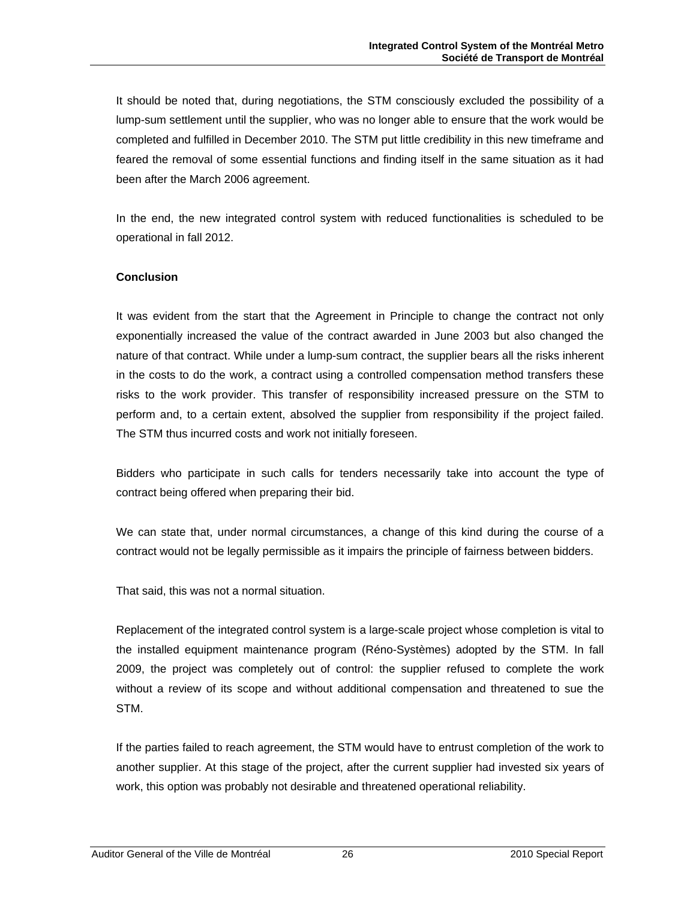It should be noted that, during negotiations, the STM consciously excluded the possibility of a lump-sum settlement until the supplier, who was no longer able to ensure that the work would be completed and fulfilled in December 2010. The STM put little credibility in this new timeframe and feared the removal of some essential functions and finding itself in the same situation as it had been after the March 2006 agreement.

In the end, the new integrated control system with reduced functionalities is scheduled to be operational in fall 2012.

**Conclusion**

It was evident from the start that the Agreement in Principle to change the contract not only exponentially increased the value of the contract awarded in June 2003 but also changed the nature of that contract. While under a lump-sum contract, the supplier bears all the risks inherent in the costs to do the work, a contract using a controlled compensation method transfers these risks to the work provider. This transfer of responsibility increased pressure on the STM to perform and, to a certain extent, absolved the supplier from responsibility if the project failed. The STM thus incurred costs and work not initially foreseen.

Bidders who participate in such calls for tenders necessarily take into account the type of contract being offered when preparing their bid.

We can state that, under normal circumstances, a change of this kind during the course of a contract would not be legally permissible as it impairs the principle of fairness between bidders.

That said, this was not a normal situation.

Replacement of the integrated control system is a large-scale project whose completion is vital to the installed equipment maintenance program (Réno-Systèmes) adopted by the STM. In fall 2009, the project was completely out of control: the supplier refused to complete the work without a review of its scope and without additional compensation and threatened to sue the STM.

If the parties failed to reach agreement, the STM would have to entrust completion of the work to another supplier. At this stage of the project, after the current supplier had invested six years of work, this option was probably not desirable and threatened operational reliability.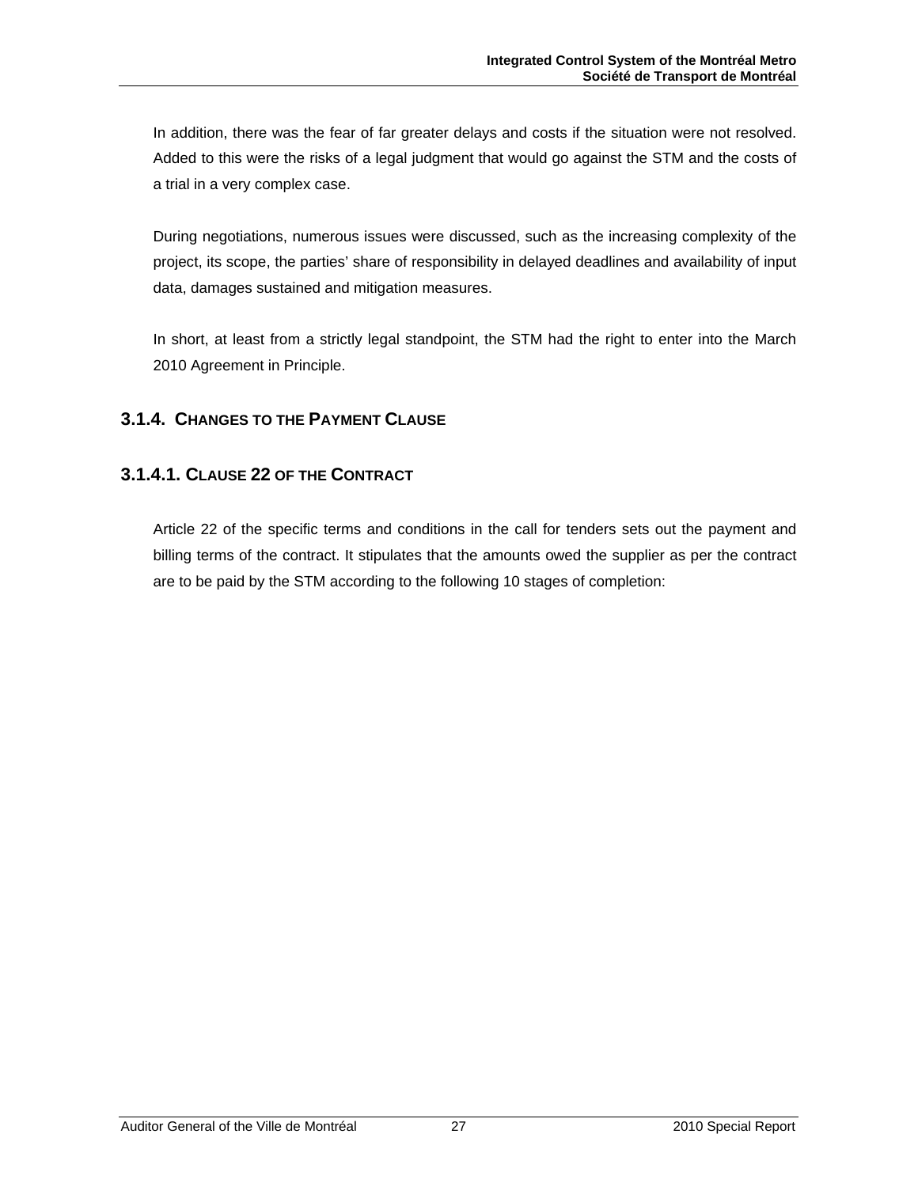In addition, there was the fear of far greater delays and costs if the situation were not resolved. Added to this were the risks of a legal judgment that would go against the STM and the costs of a trial in a very complex case.

During negotiations, numerous issues were discussed, such as the increasing complexity of the project, its scope, the parties' share of responsibility in delayed deadlines and availability of input data, damages sustained and mitigation measures.

In short, at least from a strictly legal standpoint, the STM had the right to enter into the March 2010 Agreement in Principle.

### 3.1.4. CHANGES TO THE PAYMENT CLAUSE

#### 3.1.4.1. CLAUSE 22 OF THE CONTRACT

Article 22 of the specific terms and conditions in the call for tenders sets out the payment and billing terms of the contract. It stipulates that the amounts owed the supplier as per the contract are to be paid by the STM according to the following 10 stages of completion: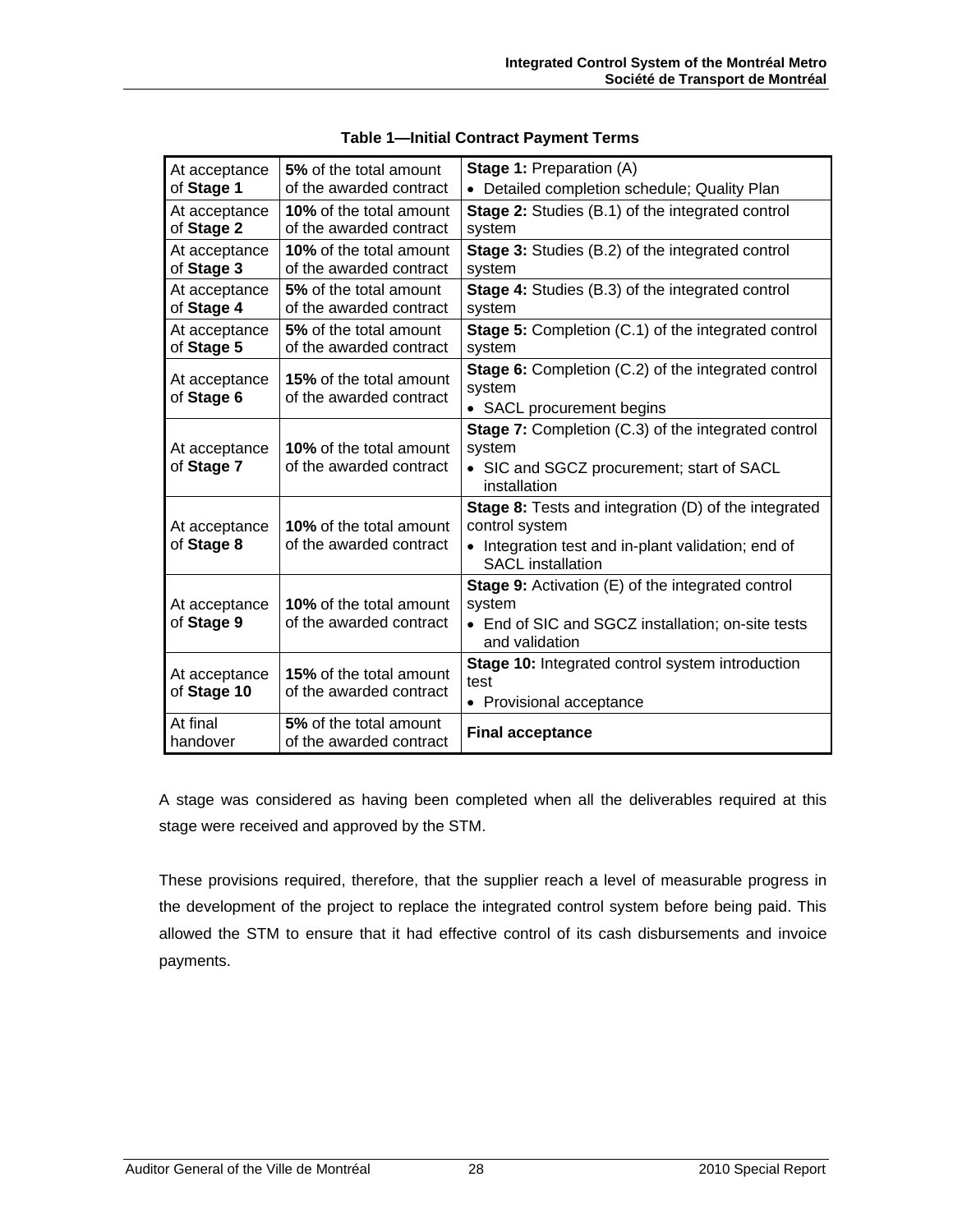**Table 1—Initial Contract Payment Terms**

| | | |
|---|---|---|
| At acceptance of **Stage 1** | **5%** of the total amount of the awarded contract | **Stage 1:** Preparation (A)<br>• Detailed completion schedule; Quality Plan |
| At acceptance of **Stage 2** | **10%** of the total amount of the awarded contract | **Stage 2:** Studies (B.1) of the integrated control system |
| At acceptance of **Stage 3** | **10%** of the total amount of the awarded contract | **Stage 3:** Studies (B.2) of the integrated control system |
| At acceptance of **Stage 4** | **5%** of the total amount of the awarded contract | **Stage 4:** Studies (B.3) of the integrated control system |
| At acceptance of **Stage 5** | **5%** of the total amount of the awarded contract | **Stage 5:** Completion (C.1) of the integrated control system |
| At acceptance of **Stage 6** | **15%** of the total amount of the awarded contract | **Stage 6:** Completion (C.2) of the integrated control system<br>• SACL procurement begins |
| At acceptance of **Stage 7** | **10%** of the total amount of the awarded contract | **Stage 7:** Completion (C.3) of the integrated control system<br>• SIC and SGCZ procurement; start of SACL installation |
| At acceptance of **Stage 8** | **10%** of the total amount of the awarded contract | **Stage 8:** Tests and integration (D) of the integrated control system<br>• Integration test and in-plant validation; end of SACL installation |
| At acceptance of **Stage 9** | **10%** of the total amount of the awarded contract | **Stage 9:** Activation (E) of the integrated control system<br>• End of SIC and SGCZ installation; on-site tests and validation |
| At acceptance of **Stage 10** | **15%** of the total amount of the awarded contract | **Stage 10:** Integrated control system introduction test<br>• Provisional acceptance |
| At final handover | **5%** of the total amount of the awarded contract | **Final acceptance** |

A stage was considered as having been completed when all the deliverables required at this stage were received and approved by the STM.

These provisions required, therefore, that the supplier reach a level of measurable progress in the development of the project to replace the integrated control system before being paid. This allowed the STM to ensure that it had effective control of its cash disbursements and invoice payments.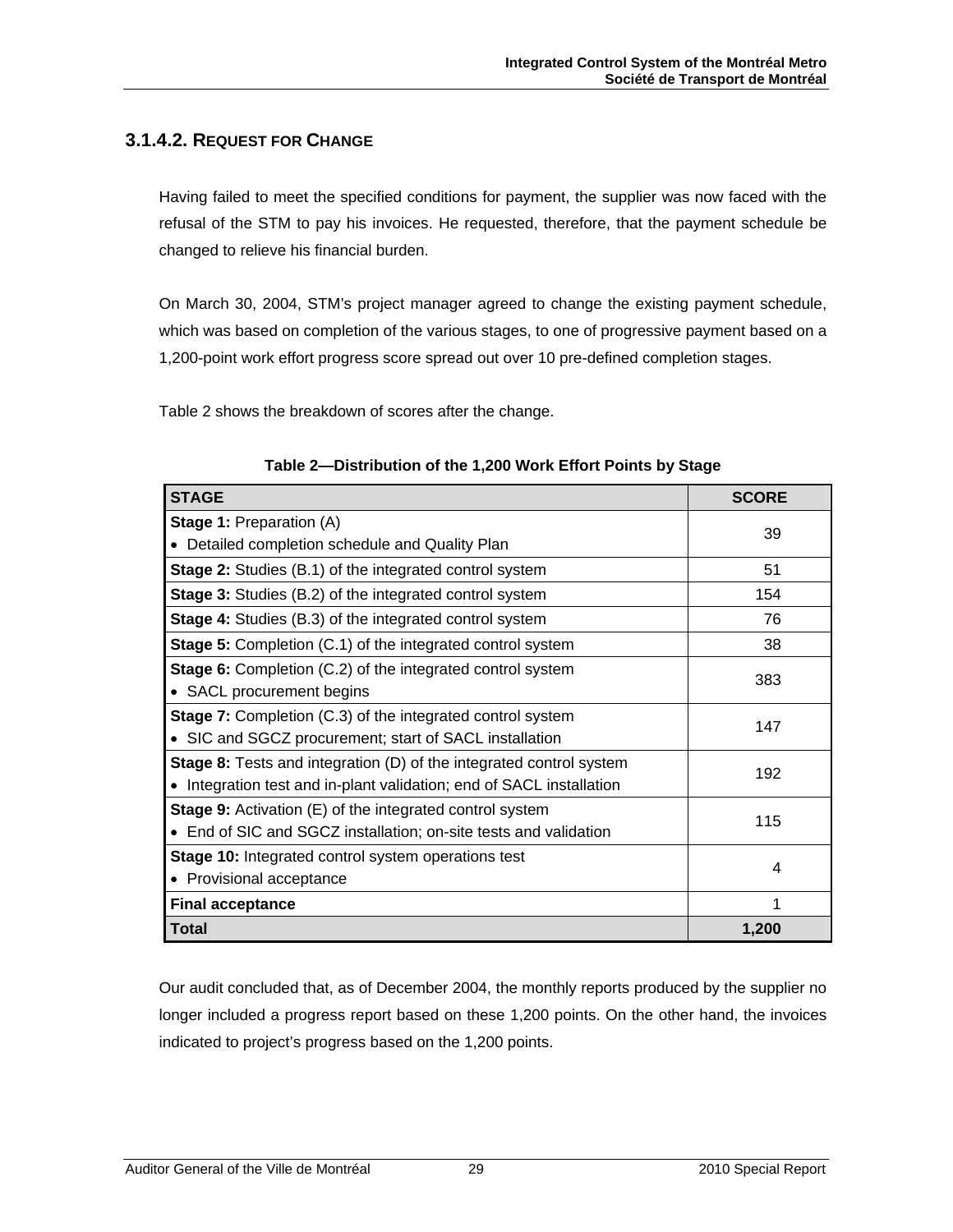### 3.1.4.2. Request for Change

Having failed to meet the specified conditions for payment, the supplier was now faced with the refusal of the STM to pay his invoices. He requested, therefore, that the payment schedule be changed to relieve his financial burden.

On March 30, 2004, STM's project manager agreed to change the existing payment schedule, which was based on completion of the various stages, to one of progressive payment based on a 1,200-point work effort progress score spread out over 10 pre-defined completion stages.

Table 2 shows the breakdown of scores after the change.

**Table 2—Distribution of the 1,200 Work Effort Points by Stage**

| STAGE | SCORE |
|---|---|
| **Stage 1:** Preparation (A)<br>• Detailed completion schedule and Quality Plan | 39 |
| **Stage 2:** Studies (B.1) of the integrated control system | 51 |
| **Stage 3:** Studies (B.2) of the integrated control system | 154 |
| **Stage 4:** Studies (B.3) of the integrated control system | 76 |
| **Stage 5:** Completion (C.1) of the integrated control system | 38 |
| **Stage 6:** Completion (C.2) of the integrated control system<br>• SACL procurement begins | 383 |
| **Stage 7:** Completion (C.3) of the integrated control system<br>• SIC and SGCZ procurement; start of SACL installation | 147 |
| **Stage 8:** Tests and integration (D) of the integrated control system<br>• Integration test and in-plant validation; end of SACL installation | 192 |
| **Stage 9:** Activation (E) of the integrated control system<br>• End of SIC and SGCZ installation; on-site tests and validation | 115 |
| **Stage 10:** Integrated control system operations test<br>• Provisional acceptance | 4 |
| **Final acceptance** | 1 |
| **Total** | **1,200** |

Our audit concluded that, as of December 2004, the monthly reports produced by the supplier no longer included a progress report based on these 1,200 points. On the other hand, the invoices indicated to project's progress based on the 1,200 points.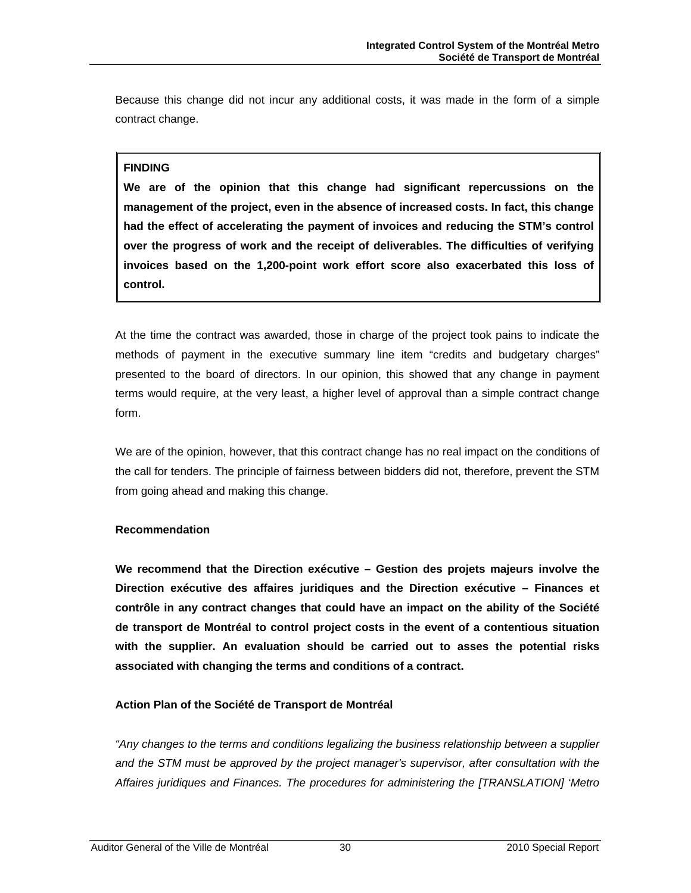Because this change did not incur any additional costs, it was made in the form of a simple contract change.

> **FINDING**
>
> **We are of the opinion that this change had significant repercussions on the management of the project, even in the absence of increased costs. In fact, this change had the effect of accelerating the payment of invoices and reducing the STM's control over the progress of work and the receipt of deliverables. The difficulties of verifying invoices based on the 1,200-point work effort score also exacerbated this loss of control.**

At the time the contract was awarded, those in charge of the project took pains to indicate the methods of payment in the executive summary line item "credits and budgetary charges" presented to the board of directors. In our opinion, this showed that any change in payment terms would require, at the very least, a higher level of approval than a simple contract change form.

We are of the opinion, however, that this contract change has no real impact on the conditions of the call for tenders. The principle of fairness between bidders did not, therefore, prevent the STM from going ahead and making this change.

**Recommendation**

**We recommend that the Direction exécutive – Gestion des projets majeurs involve the Direction exécutive des affaires juridiques and the Direction exécutive – Finances et contrôle in any contract changes that could have an impact on the ability of the Société de transport de Montréal to control project costs in the event of a contentious situation with the supplier. An evaluation should be carried out to asses the potential risks associated with changing the terms and conditions of a contract.**

**Action Plan of the Société de Transport de Montréal**

*"Any changes to the terms and conditions legalizing the business relationship between a supplier and the STM must be approved by the project manager's supervisor, after consultation with the Affaires juridiques and Finances. The procedures for administering the [TRANSLATION] 'Metro*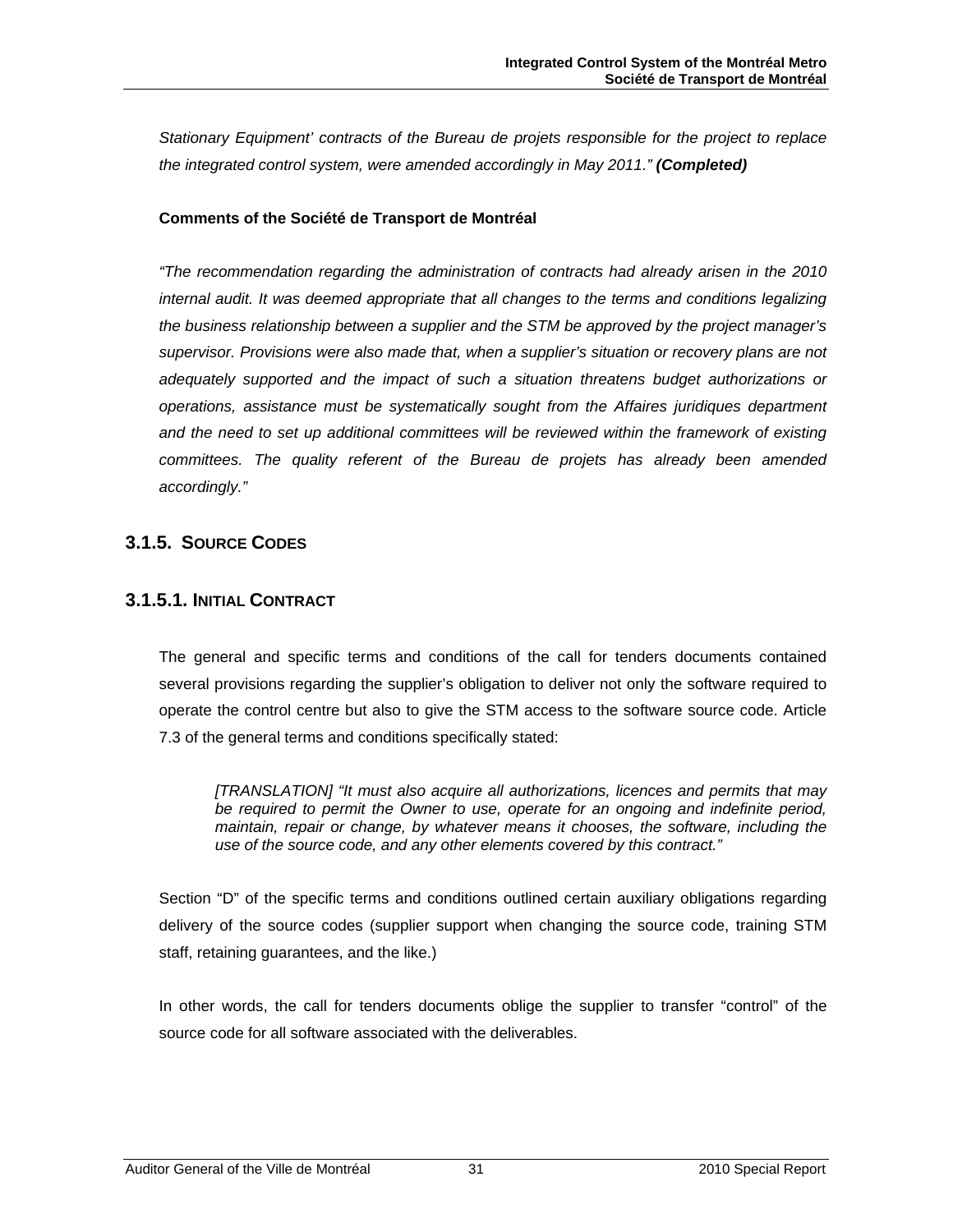*Stationary Equipment' contracts of the Bureau de projets responsible for the project to replace the integrated control system, were amended accordingly in May 2011."* ***(Completed)***

**Comments of the Société de Transport de Montréal**

*"The recommendation regarding the administration of contracts had already arisen in the 2010 internal audit. It was deemed appropriate that all changes to the terms and conditions legalizing the business relationship between a supplier and the STM be approved by the project manager's supervisor. Provisions were also made that, when a supplier's situation or recovery plans are not adequately supported and the impact of such a situation threatens budget authorizations or operations, assistance must be systematically sought from the Affaires juridiques department and the need to set up additional committees will be reviewed within the framework of existing committees. The quality referent of the Bureau de projets has already been amended accordingly."*

### 3.1.5. SOURCE CODES

#### 3.1.5.1. INITIAL CONTRACT

The general and specific terms and conditions of the call for tenders documents contained several provisions regarding the supplier's obligation to deliver not only the software required to operate the control centre but also to give the STM access to the software source code. Article 7.3 of the general terms and conditions specifically stated:

> *[TRANSLATION] "It must also acquire all authorizations, licences and permits that may be required to permit the Owner to use, operate for an ongoing and indefinite period, maintain, repair or change, by whatever means it chooses, the software, including the use of the source code, and any other elements covered by this contract."*

Section "D" of the specific terms and conditions outlined certain auxiliary obligations regarding delivery of the source codes (supplier support when changing the source code, training STM staff, retaining guarantees, and the like.)

In other words, the call for tenders documents oblige the supplier to transfer "control" of the source code for all software associated with the deliverables.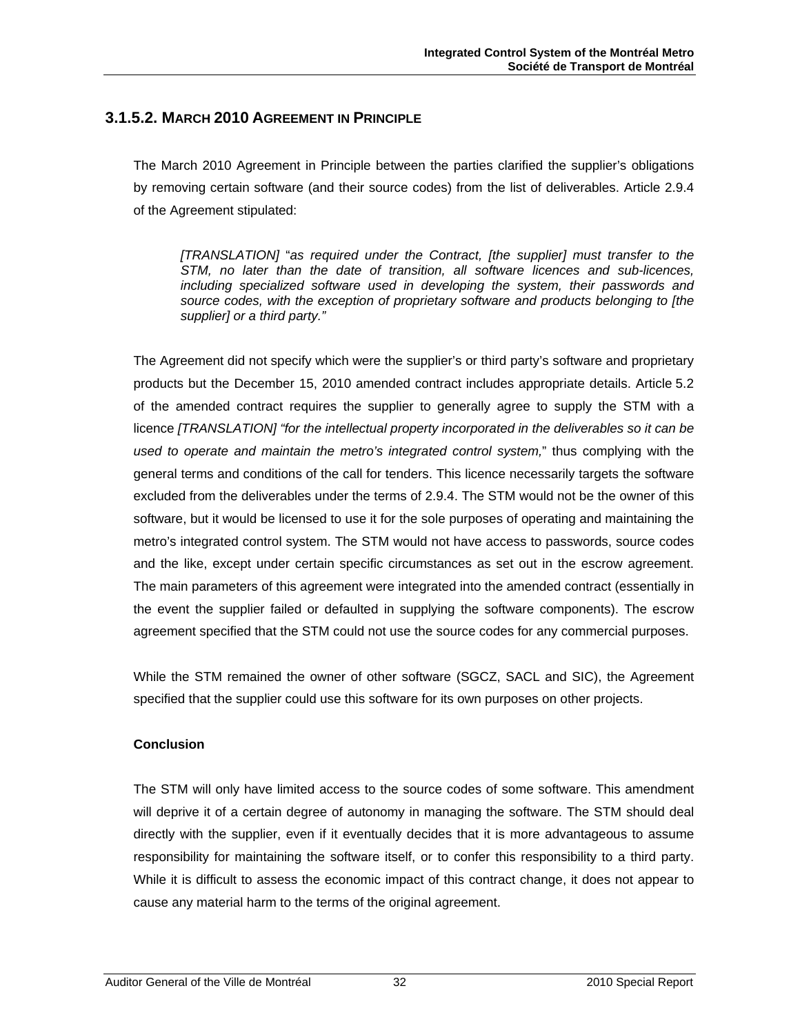### 3.1.5.2. March 2010 Agreement in Principle

The March 2010 Agreement in Principle between the parties clarified the supplier's obligations by removing certain software (and their source codes) from the list of deliverables. Article 2.9.4 of the Agreement stipulated:

> *[TRANSLATION]* "*as required under the Contract, [the supplier] must transfer to the STM, no later than the date of transition, all software licences and sub-licences, including specialized software used in developing the system, their passwords and source codes, with the exception of proprietary software and products belonging to [the supplier] or a third party."*

The Agreement did not specify which were the supplier's or third party's software and proprietary products but the December 15, 2010 amended contract includes appropriate details. Article 5.2 of the amended contract requires the supplier to generally agree to supply the STM with a licence *[TRANSLATION] "for the intellectual property incorporated in the deliverables so it can be used to operate and maintain the metro's integrated control system,*" thus complying with the general terms and conditions of the call for tenders. This licence necessarily targets the software excluded from the deliverables under the terms of 2.9.4. The STM would not be the owner of this software, but it would be licensed to use it for the sole purposes of operating and maintaining the metro's integrated control system. The STM would not have access to passwords, source codes and the like, except under certain specific circumstances as set out in the escrow agreement. The main parameters of this agreement were integrated into the amended contract (essentially in the event the supplier failed or defaulted in supplying the software components). The escrow agreement specified that the STM could not use the source codes for any commercial purposes.

While the STM remained the owner of other software (SGCZ, SACL and SIC), the Agreement specified that the supplier could use this software for its own purposes on other projects.

**Conclusion**

The STM will only have limited access to the source codes of some software. This amendment will deprive it of a certain degree of autonomy in managing the software. The STM should deal directly with the supplier, even if it eventually decides that it is more advantageous to assume responsibility for maintaining the software itself, or to confer this responsibility to a third party. While it is difficult to assess the economic impact of this contract change, it does not appear to cause any material harm to the terms of the original agreement.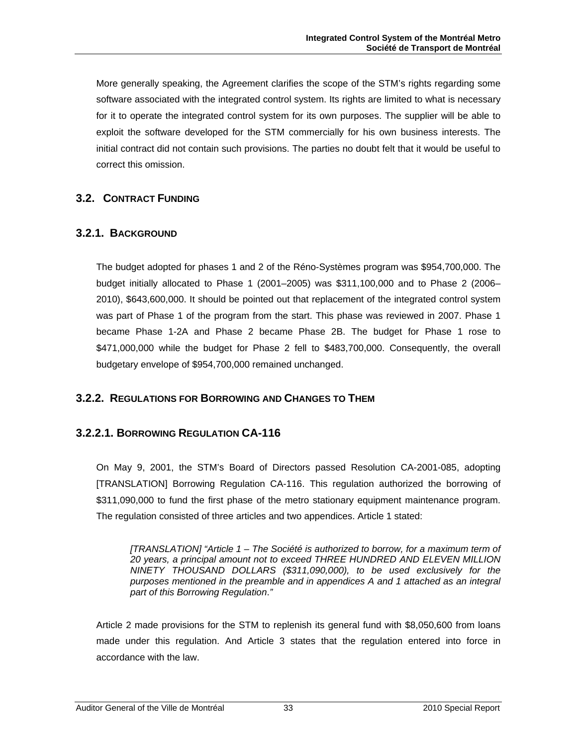More generally speaking, the Agreement clarifies the scope of the STM's rights regarding some software associated with the integrated control system. Its rights are limited to what is necessary for it to operate the integrated control system for its own purposes. The supplier will be able to exploit the software developed for the STM commercially for his own business interests. The initial contract did not contain such provisions. The parties no doubt felt that it would be useful to correct this omission.

## 3.2. Contract Funding

### 3.2.1. Background

The budget adopted for phases 1 and 2 of the Réno-Systèmes program was $954,700,000. The budget initially allocated to Phase 1 (2001–2005) was $311,100,000 and to Phase 2 (2006–2010), $643,600,000. It should be pointed out that replacement of the integrated control system was part of Phase 1 of the program from the start. This phase was reviewed in 2007. Phase 1 became Phase 1-2A and Phase 2 became Phase 2B. The budget for Phase 1 rose to $471,000,000 while the budget for Phase 2 fell to $483,700,000. Consequently, the overall budgetary envelope of $954,700,000 remained unchanged.

### 3.2.2. Regulations for Borrowing and Changes to Them

#### 3.2.2.1. Borrowing Regulation CA-116

On May 9, 2001, the STM's Board of Directors passed Resolution CA-2001-085, adopting [TRANSLATION] Borrowing Regulation CA-116. This regulation authorized the borrowing of $311,090,000 to fund the first phase of the metro stationary equipment maintenance program. The regulation consisted of three articles and two appendices. Article 1 stated:

> *[TRANSLATION] "Article 1 – The Société is authorized to borrow, for a maximum term of 20 years, a principal amount not to exceed THREE HUNDRED AND ELEVEN MILLION NINETY THOUSAND DOLLARS ($311,090,000), to be used exclusively for the purposes mentioned in the preamble and in appendices A and 1 attached as an integral part of this Borrowing Regulation."*

Article 2 made provisions for the STM to replenish its general fund with $8,050,600 from loans made under this regulation. And Article 3 states that the regulation entered into force in accordance with the law.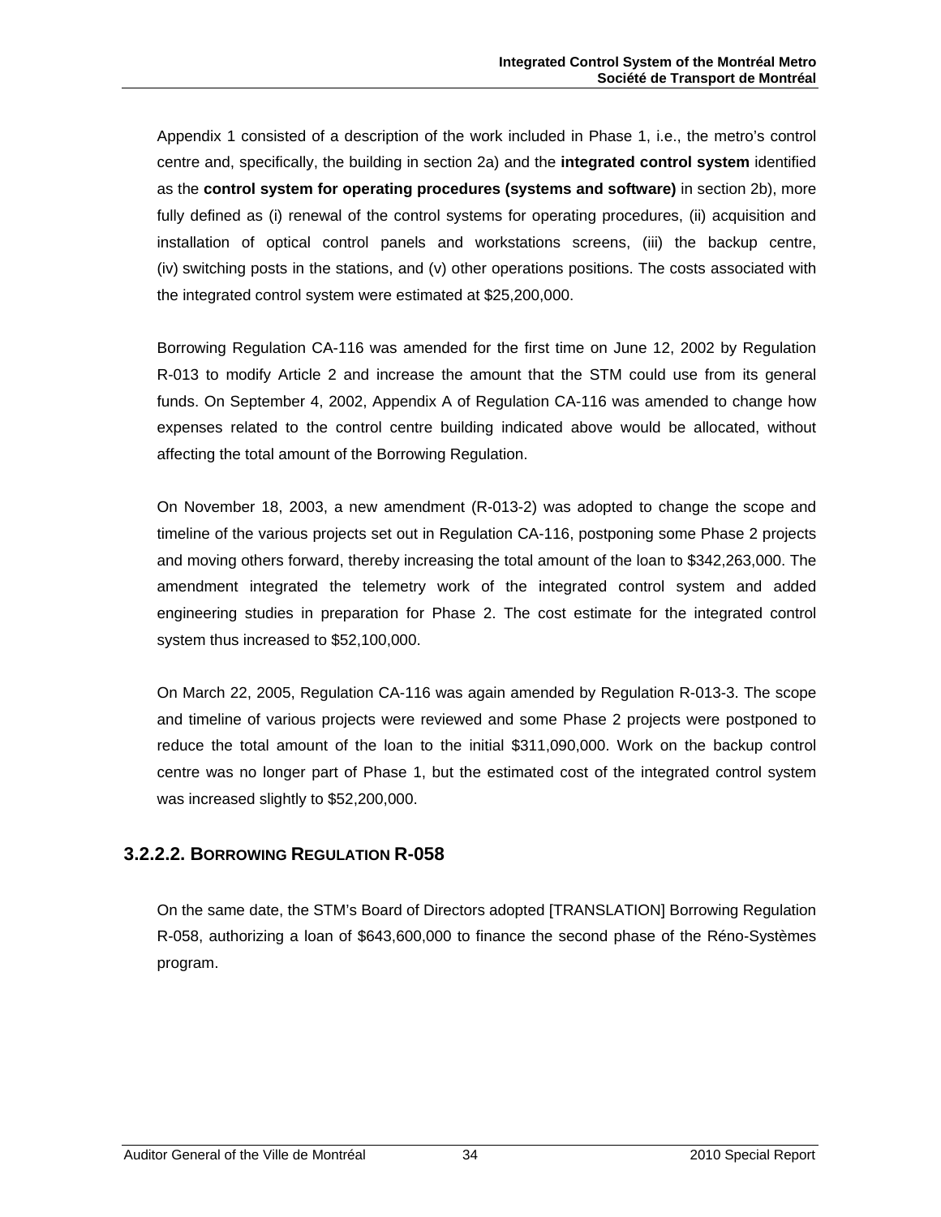Appendix 1 consisted of a description of the work included in Phase 1, i.e., the metro's control centre and, specifically, the building in section 2a) and the **integrated control system** identified as the **control system for operating procedures (systems and software)** in section 2b), more fully defined as (i) renewal of the control systems for operating procedures, (ii) acquisition and installation of optical control panels and workstations screens, (iii) the backup centre, (iv) switching posts in the stations, and (v) other operations positions. The costs associated with the integrated control system were estimated at $25,200,000.

Borrowing Regulation CA-116 was amended for the first time on June 12, 2002 by Regulation R-013 to modify Article 2 and increase the amount that the STM could use from its general funds. On September 4, 2002, Appendix A of Regulation CA-116 was amended to change how expenses related to the control centre building indicated above would be allocated, without affecting the total amount of the Borrowing Regulation.

On November 18, 2003, a new amendment (R-013-2) was adopted to change the scope and timeline of the various projects set out in Regulation CA-116, postponing some Phase 2 projects and moving others forward, thereby increasing the total amount of the loan to $342,263,000. The amendment integrated the telemetry work of the integrated control system and added engineering studies in preparation for Phase 2. The cost estimate for the integrated control system thus increased to $52,100,000.

On March 22, 2005, Regulation CA-116 was again amended by Regulation R-013-3. The scope and timeline of various projects were reviewed and some Phase 2 projects were postponed to reduce the total amount of the loan to the initial $311,090,000. Work on the backup control centre was no longer part of Phase 1, but the estimated cost of the integrated control system was increased slightly to $52,200,000.

#### 3.2.2.2. BORROWING REGULATION R-058

On the same date, the STM's Board of Directors adopted [TRANSLATION] Borrowing Regulation R-058, authorizing a loan of $643,600,000 to finance the second phase of the Réno-Systèmes program.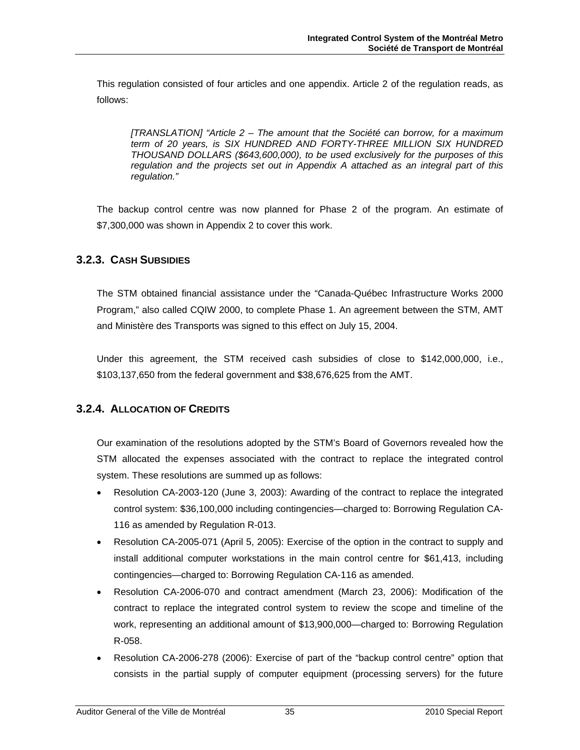This regulation consisted of four articles and one appendix. Article 2 of the regulation reads, as follows:

> *[TRANSLATION] "Article 2 – The amount that the Société can borrow, for a maximum term of 20 years, is SIX HUNDRED AND FORTY-THREE MILLION SIX HUNDRED THOUSAND DOLLARS ($643,600,000), to be used exclusively for the purposes of this regulation and the projects set out in Appendix A attached as an integral part of this regulation."*

The backup control centre was now planned for Phase 2 of the program. An estimate of $7,300,000 was shown in Appendix 2 to cover this work.

### 3.2.3. Cash Subsidies

The STM obtained financial assistance under the "Canada-Québec Infrastructure Works 2000 Program," also called CQIW 2000, to complete Phase 1. An agreement between the STM, AMT and Ministère des Transports was signed to this effect on July 15, 2004.

Under this agreement, the STM received cash subsidies of close to $142,000,000, i.e., $103,137,650 from the federal government and $38,676,625 from the AMT.

### 3.2.4. Allocation of Credits

Our examination of the resolutions adopted by the STM's Board of Governors revealed how the STM allocated the expenses associated with the contract to replace the integrated control system. These resolutions are summed up as follows:

- Resolution CA-2003-120 (June 3, 2003): Awarding of the contract to replace the integrated control system: $36,100,000 including contingencies—charged to: Borrowing Regulation CA-116 as amended by Regulation R-013.
- Resolution CA-2005-071 (April 5, 2005): Exercise of the option in the contract to supply and install additional computer workstations in the main control centre for $61,413, including contingencies—charged to: Borrowing Regulation CA-116 as amended.
- Resolution CA-2006-070 and contract amendment (March 23, 2006): Modification of the contract to replace the integrated control system to review the scope and timeline of the work, representing an additional amount of $13,900,000—charged to: Borrowing Regulation R-058.
- Resolution CA-2006-278 (2006): Exercise of part of the "backup control centre" option that consists in the partial supply of computer equipment (processing servers) for the future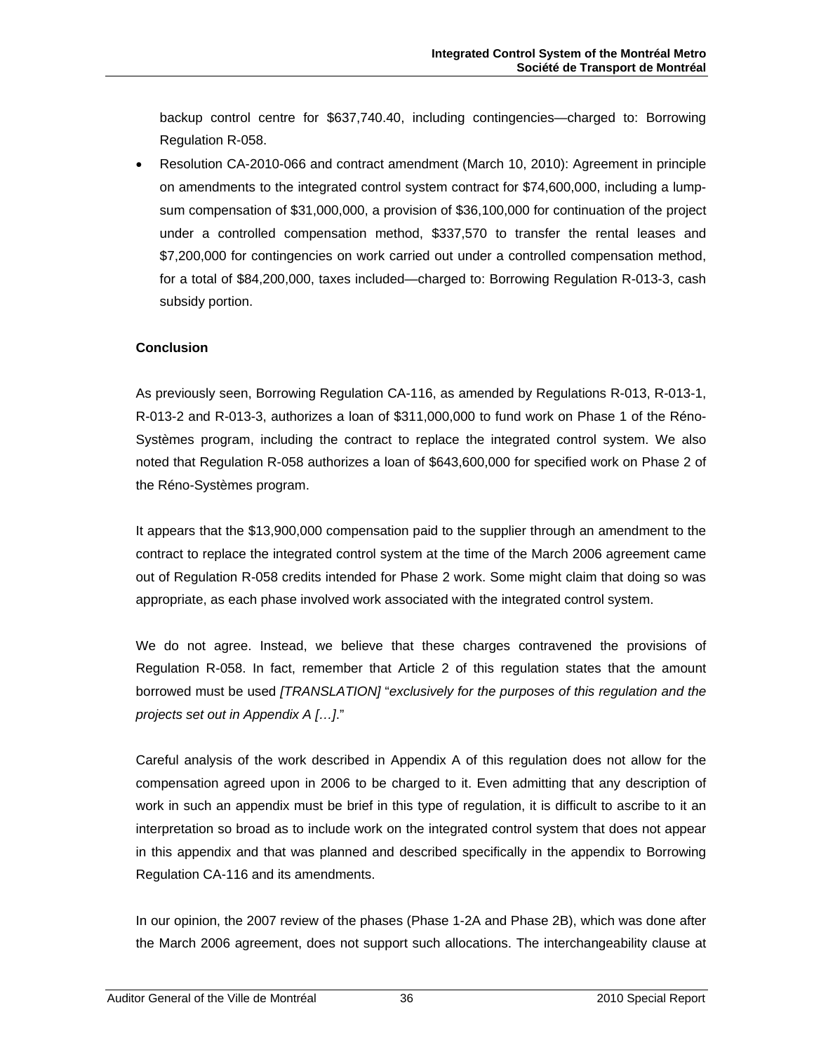backup control centre for $637,740.40, including contingencies—charged to: Borrowing Regulation R-058.

- Resolution CA-2010-066 and contract amendment (March 10, 2010): Agreement in principle on amendments to the integrated control system contract for $74,600,000, including a lump-sum compensation of $31,000,000, a provision of $36,100,000 for continuation of the project under a controlled compensation method, $337,570 to transfer the rental leases and $7,200,000 for contingencies on work carried out under a controlled compensation method, for a total of $84,200,000, taxes included—charged to: Borrowing Regulation R-013-3, cash subsidy portion.

**Conclusion**

As previously seen, Borrowing Regulation CA-116, as amended by Regulations R-013, R-013-1, R-013-2 and R-013-3, authorizes a loan of $311,000,000 to fund work on Phase 1 of the Réno-Systèmes program, including the contract to replace the integrated control system. We also noted that Regulation R-058 authorizes a loan of $643,600,000 for specified work on Phase 2 of the Réno-Systèmes program.

It appears that the $13,900,000 compensation paid to the supplier through an amendment to the contract to replace the integrated control system at the time of the March 2006 agreement came out of Regulation R-058 credits intended for Phase 2 work. Some might claim that doing so was appropriate, as each phase involved work associated with the integrated control system.

We do not agree. Instead, we believe that these charges contravened the provisions of Regulation R-058. In fact, remember that Article 2 of this regulation states that the amount borrowed must be used *[TRANSLATION]* "*exclusively for the purposes of this regulation and the projects set out in Appendix A […]*."

Careful analysis of the work described in Appendix A of this regulation does not allow for the compensation agreed upon in 2006 to be charged to it. Even admitting that any description of work in such an appendix must be brief in this type of regulation, it is difficult to ascribe to it an interpretation so broad as to include work on the integrated control system that does not appear in this appendix and that was planned and described specifically in the appendix to Borrowing Regulation CA-116 and its amendments.

In our opinion, the 2007 review of the phases (Phase 1-2A and Phase 2B), which was done after the March 2006 agreement, does not support such allocations. The interchangeability clause at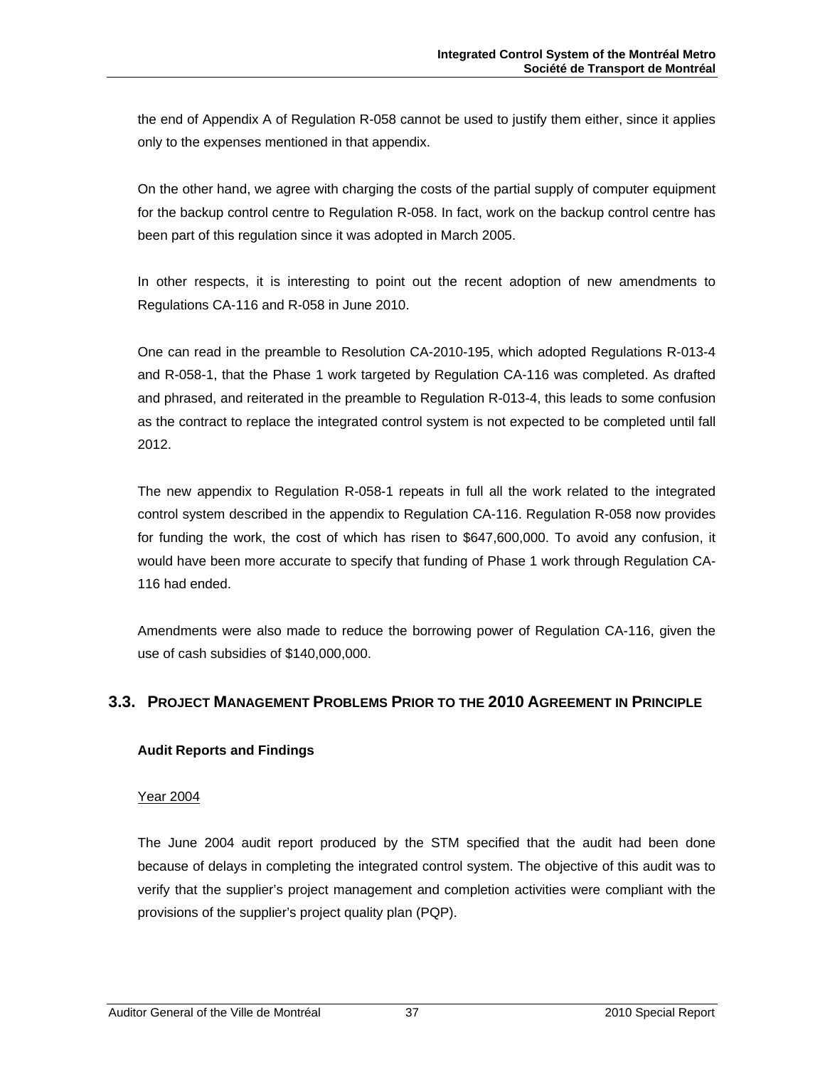the end of Appendix A of Regulation R-058 cannot be used to justify them either, since it applies only to the expenses mentioned in that appendix.

On the other hand, we agree with charging the costs of the partial supply of computer equipment for the backup control centre to Regulation R-058. In fact, work on the backup control centre has been part of this regulation since it was adopted in March 2005.

In other respects, it is interesting to point out the recent adoption of new amendments to Regulations CA-116 and R-058 in June 2010.

One can read in the preamble to Resolution CA-2010-195, which adopted Regulations R-013-4 and R-058-1, that the Phase 1 work targeted by Regulation CA-116 was completed. As drafted and phrased, and reiterated in the preamble to Regulation R-013-4, this leads to some confusion as the contract to replace the integrated control system is not expected to be completed until fall 2012.

The new appendix to Regulation R-058-1 repeats in full all the work related to the integrated control system described in the appendix to Regulation CA-116. Regulation R-058 now provides for funding the work, the cost of which has risen to $647,600,000. To avoid any confusion, it would have been more accurate to specify that funding of Phase 1 work through Regulation CA-116 had ended.

Amendments were also made to reduce the borrowing power of Regulation CA-116, given the use of cash subsidies of $140,000,000.

## 3.3. Project Management Problems Prior to the 2010 Agreement in Principle

**Audit Reports and Findings**

Year 2004

The June 2004 audit report produced by the STM specified that the audit had been done because of delays in completing the integrated control system. The objective of this audit was to verify that the supplier's project management and completion activities were compliant with the provisions of the supplier's project quality plan (PQP).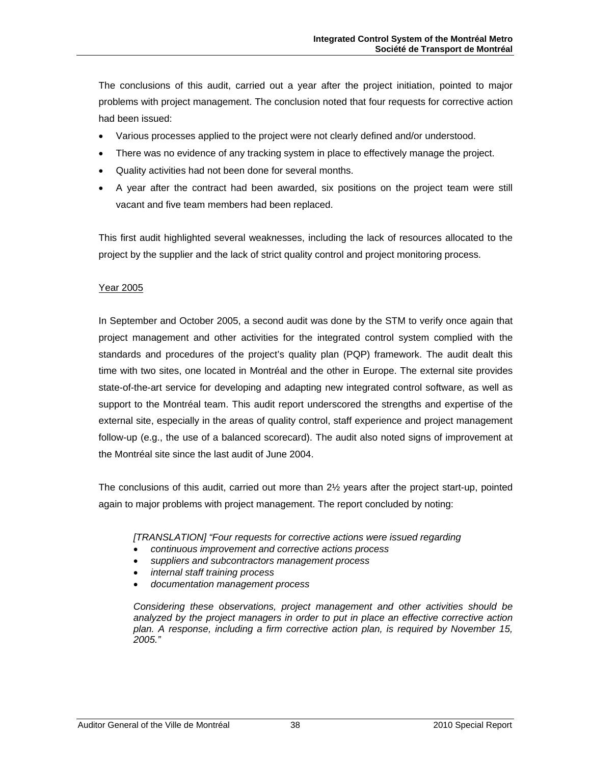The conclusions of this audit, carried out a year after the project initiation, pointed to major problems with project management. The conclusion noted that four requests for corrective action had been issued:

- Various processes applied to the project were not clearly defined and/or understood.
- There was no evidence of any tracking system in place to effectively manage the project.
- Quality activities had not been done for several months.
- A year after the contract had been awarded, six positions on the project team were still vacant and five team members had been replaced.

This first audit highlighted several weaknesses, including the lack of resources allocated to the project by the supplier and the lack of strict quality control and project monitoring process.

Year 2005

In September and October 2005, a second audit was done by the STM to verify once again that project management and other activities for the integrated control system complied with the standards and procedures of the project's quality plan (PQP) framework. The audit dealt this time with two sites, one located in Montréal and the other in Europe. The external site provides state-of-the-art service for developing and adapting new integrated control software, as well as support to the Montréal team. This audit report underscored the strengths and expertise of the external site, especially in the areas of quality control, staff experience and project management follow-up (e.g., the use of a balanced scorecard). The audit also noted signs of improvement at the Montréal site since the last audit of June 2004.

The conclusions of this audit, carried out more than 2½ years after the project start-up, pointed again to major problems with project management. The report concluded by noting:

> *[TRANSLATION] "Four requests for corrective actions were issued regarding*
> - *continuous improvement and corrective actions process*
> - *suppliers and subcontractors management process*
> - *internal staff training process*
> - *documentation management process*
>
> *Considering these observations, project management and other activities should be analyzed by the project managers in order to put in place an effective corrective action plan. A response, including a firm corrective action plan, is required by November 15, 2005."*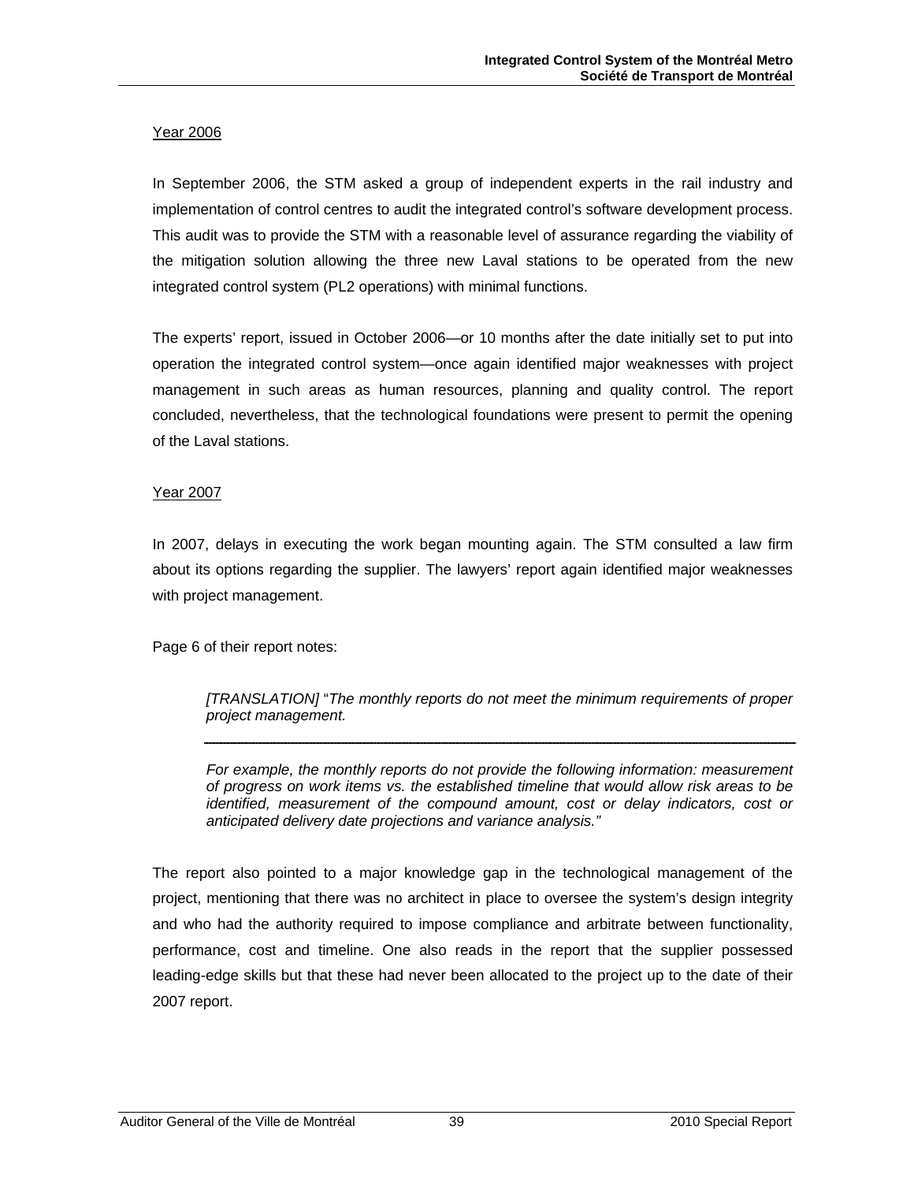Year 2006

In September 2006, the STM asked a group of independent experts in the rail industry and implementation of control centres to audit the integrated control's software development process. This audit was to provide the STM with a reasonable level of assurance regarding the viability of the mitigation solution allowing the three new Laval stations to be operated from the new integrated control system (PL2 operations) with minimal functions.

The experts' report, issued in October 2006—or 10 months after the date initially set to put into operation the integrated control system—once again identified major weaknesses with project management in such areas as human resources, planning and quality control. The report concluded, nevertheless, that the technological foundations were present to permit the opening of the Laval stations.

Year 2007

In 2007, delays in executing the work began mounting again. The STM consulted a law firm about its options regarding the supplier. The lawyers' report again identified major weaknesses with project management.

Page 6 of their report notes:

> *[TRANSLATION]* "*The monthly reports do not meet the minimum requirements of proper project management.*
>
> ---
>
> *For example, the monthly reports do not provide the following information: measurement of progress on work items vs. the established timeline that would allow risk areas to be identified, measurement of the compound amount, cost or delay indicators, cost or anticipated delivery date projections and variance analysis."*

The report also pointed to a major knowledge gap in the technological management of the project, mentioning that there was no architect in place to oversee the system's design integrity and who had the authority required to impose compliance and arbitrate between functionality, performance, cost and timeline. One also reads in the report that the supplier possessed leading-edge skills but that these had never been allocated to the project up to the date of their 2007 report.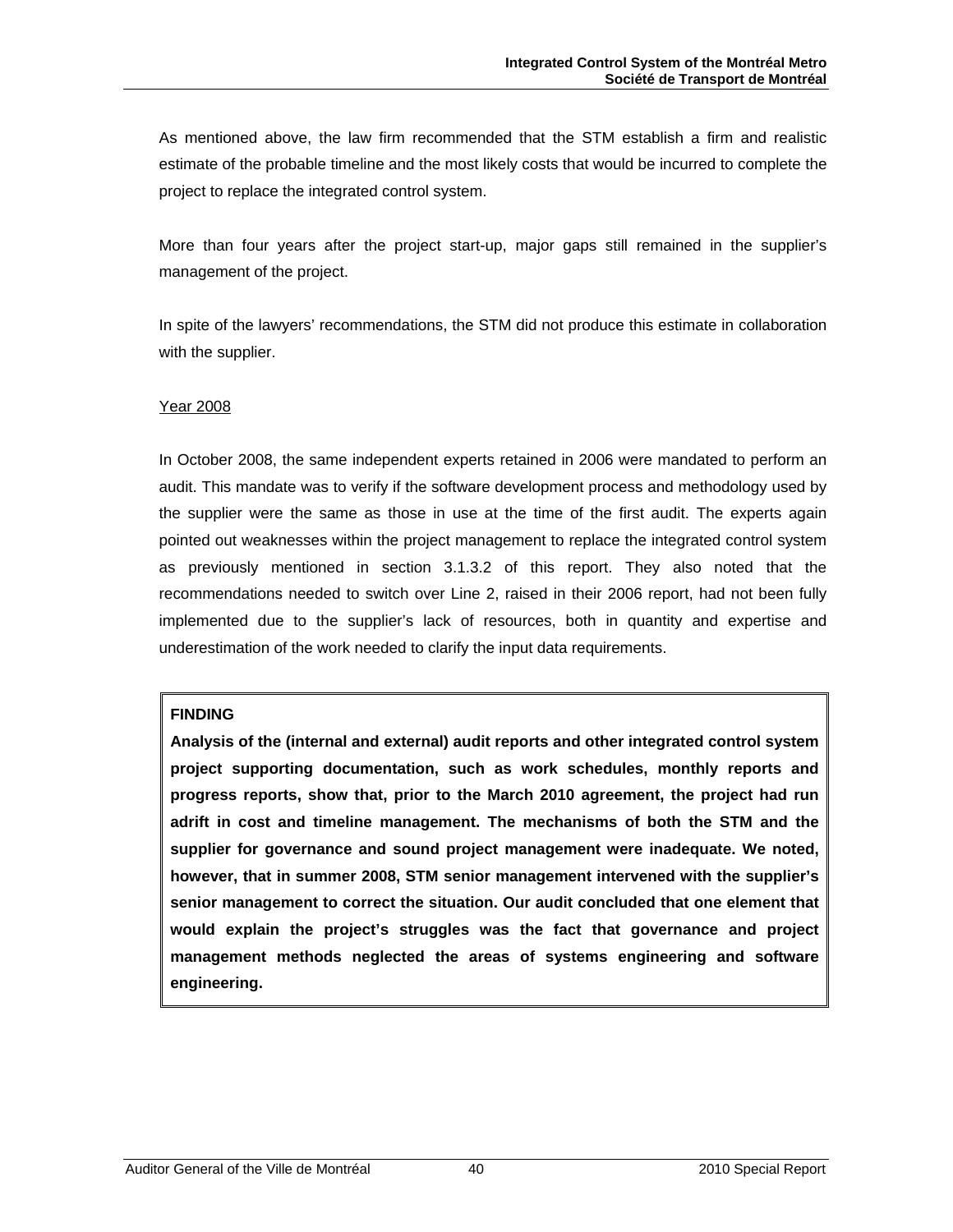As mentioned above, the law firm recommended that the STM establish a firm and realistic estimate of the probable timeline and the most likely costs that would be incurred to complete the project to replace the integrated control system.

More than four years after the project start-up, major gaps still remained in the supplier's management of the project.

In spite of the lawyers' recommendations, the STM did not produce this estimate in collaboration with the supplier.

Year 2008

In October 2008, the same independent experts retained in 2006 were mandated to perform an audit. This mandate was to verify if the software development process and methodology used by the supplier were the same as those in use at the time of the first audit. The experts again pointed out weaknesses within the project management to replace the integrated control system as previously mentioned in section 3.1.3.2 of this report. They also noted that the recommendations needed to switch over Line 2, raised in their 2006 report, had not been fully implemented due to the supplier's lack of resources, both in quantity and expertise and underestimation of the work needed to clarify the input data requirements.

**FINDING**

**Analysis of the (internal and external) audit reports and other integrated control system project supporting documentation, such as work schedules, monthly reports and progress reports, show that, prior to the March 2010 agreement, the project had run adrift in cost and timeline management. The mechanisms of both the STM and the supplier for governance and sound project management were inadequate. We noted, however, that in summer 2008, STM senior management intervened with the supplier's senior management to correct the situation. Our audit concluded that one element that would explain the project's struggles was the fact that governance and project management methods neglected the areas of systems engineering and software engineering.**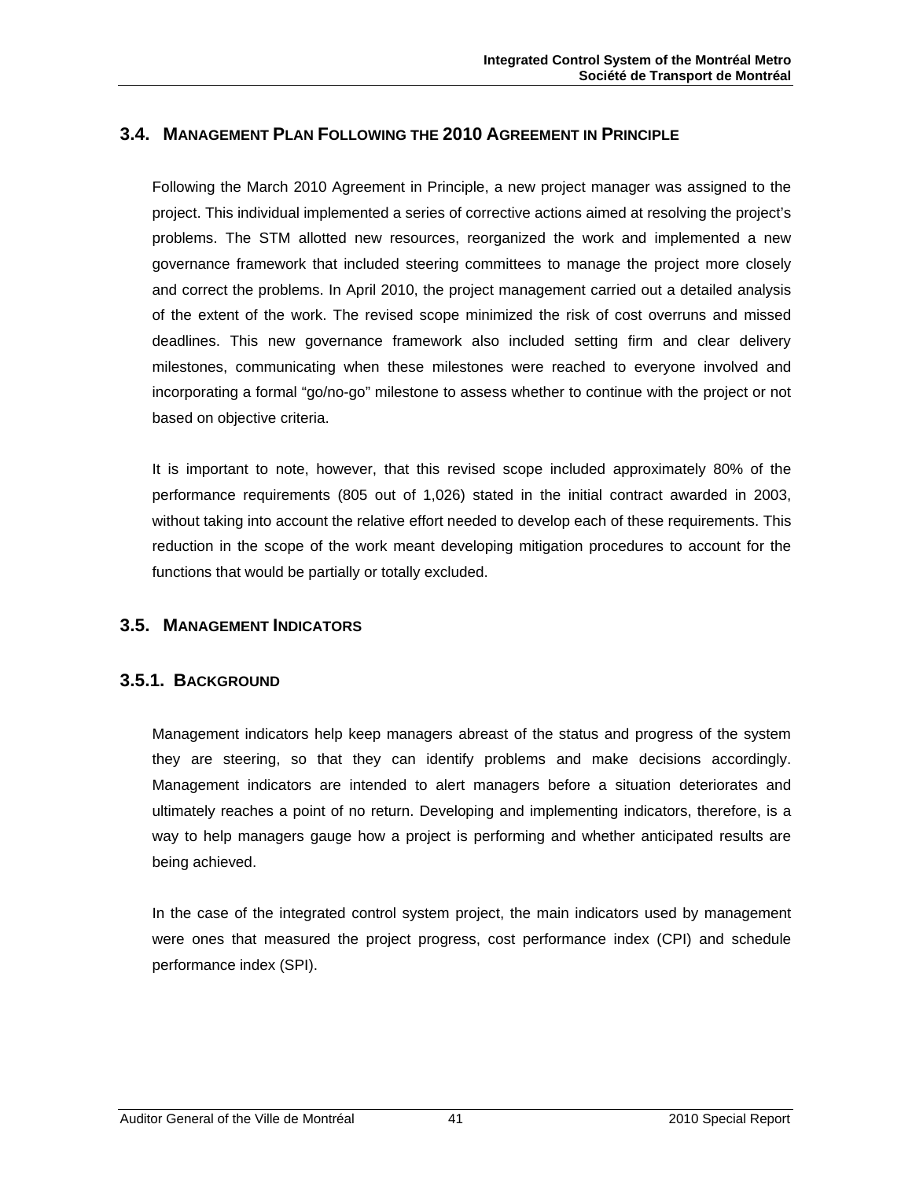## 3.4. Management Plan Following the 2010 Agreement in Principle

Following the March 2010 Agreement in Principle, a new project manager was assigned to the project. This individual implemented a series of corrective actions aimed at resolving the project's problems. The STM allotted new resources, reorganized the work and implemented a new governance framework that included steering committees to manage the project more closely and correct the problems. In April 2010, the project management carried out a detailed analysis of the extent of the work. The revised scope minimized the risk of cost overruns and missed deadlines. This new governance framework also included setting firm and clear delivery milestones, communicating when these milestones were reached to everyone involved and incorporating a formal "go/no-go" milestone to assess whether to continue with the project or not based on objective criteria.

It is important to note, however, that this revised scope included approximately 80% of the performance requirements (805 out of 1,026) stated in the initial contract awarded in 2003, without taking into account the relative effort needed to develop each of these requirements. This reduction in the scope of the work meant developing mitigation procedures to account for the functions that would be partially or totally excluded.

## 3.5. Management Indicators

### 3.5.1. Background

Management indicators help keep managers abreast of the status and progress of the system they are steering, so that they can identify problems and make decisions accordingly. Management indicators are intended to alert managers before a situation deteriorates and ultimately reaches a point of no return. Developing and implementing indicators, therefore, is a way to help managers gauge how a project is performing and whether anticipated results are being achieved.

In the case of the integrated control system project, the main indicators used by management were ones that measured the project progress, cost performance index (CPI) and schedule performance index (SPI).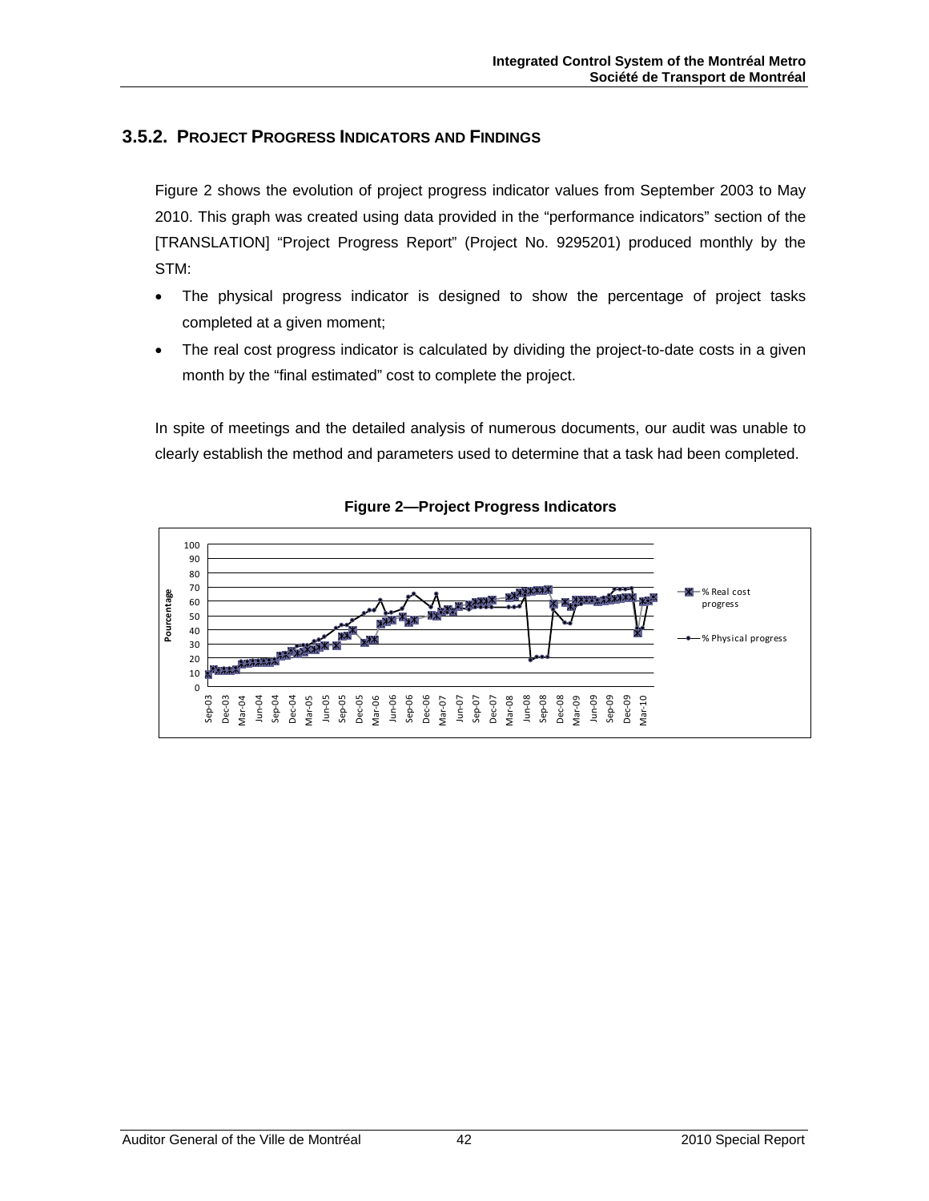### 3.5.2. Project Progress Indicators and Findings

Figure 2 shows the evolution of project progress indicator values from September 2003 to May 2010. This graph was created using data provided in the "performance indicators" section of the [TRANSLATION] "Project Progress Report" (Project No. 9295201) produced monthly by the STM:

- The physical progress indicator is designed to show the percentage of project tasks completed at a given moment;
- The real cost progress indicator is calculated by dividing the project-to-date costs in a given month by the "final estimated" cost to complete the project.

In spite of meetings and the detailed analysis of numerous documents, our audit was unable to clearly establish the method and parameters used to determine that a task had been completed.

**Figure 2—Project Progress Indicators**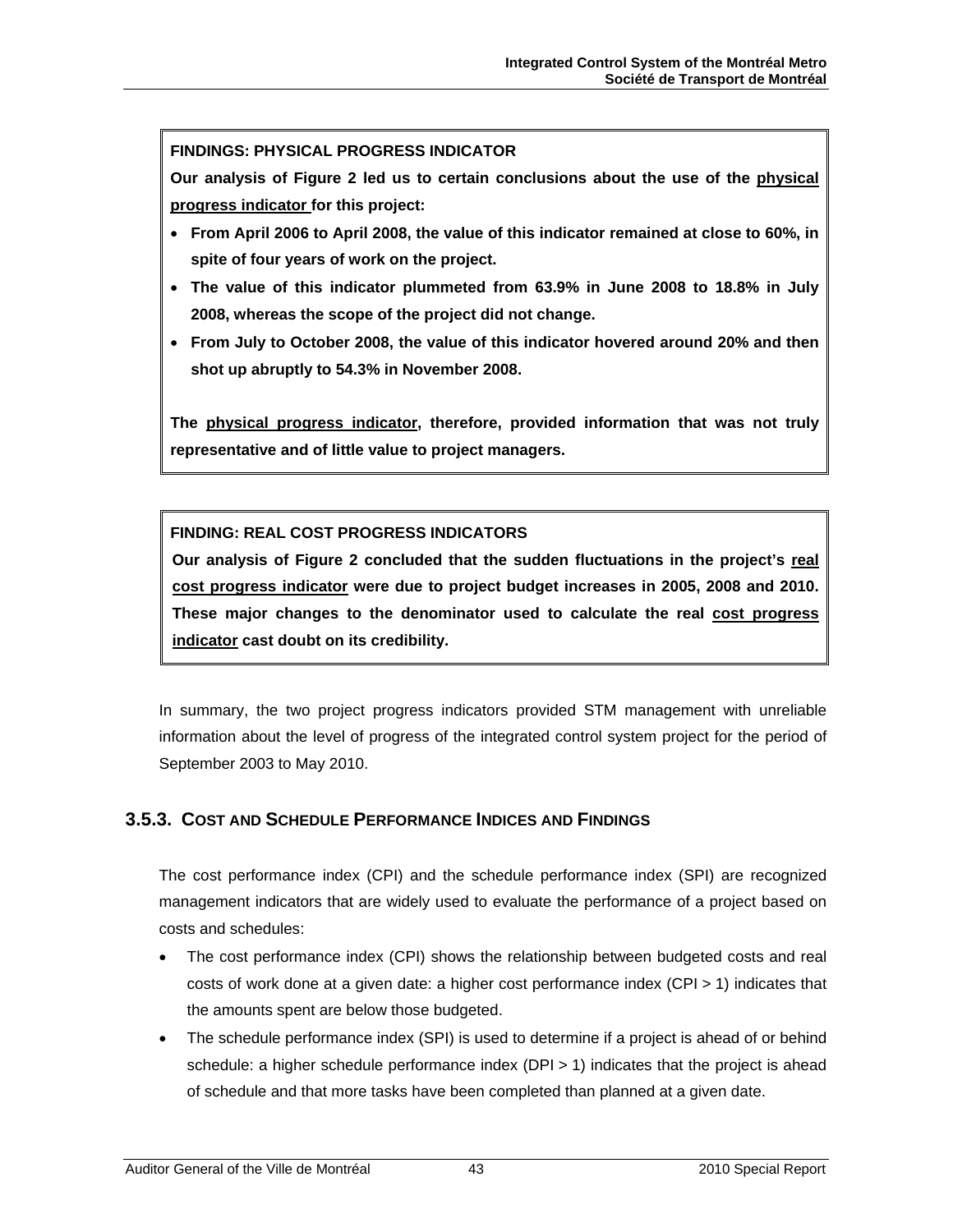**FINDINGS: PHYSICAL PROGRESS INDICATOR**

**Our analysis of Figure 2 led us to certain conclusions about the use of the <u>physical progress indicator</u> for this project:**

- **From April 2006 to April 2008, the value of this indicator remained at close to 60%, in spite of four years of work on the project.**
- **The value of this indicator plummeted from 63.9% in June 2008 to 18.8% in July 2008, whereas the scope of the project did not change.**
- **From July to October 2008, the value of this indicator hovered around 20% and then shot up abruptly to 54.3% in November 2008.**

**The <u>physical progress indicator</u>, therefore, provided information that was not truly representative and of little value to project managers.**

**FINDING: REAL COST PROGRESS INDICATORS**

**Our analysis of Figure 2 concluded that the sudden fluctuations in the project's <u>real cost progress indicator</u> were due to project budget increases in 2005, 2008 and 2010. These major changes to the denominator used to calculate the real <u>cost progress indicator</u> cast doubt on its credibility.**

In summary, the two project progress indicators provided STM management with unreliable information about the level of progress of the integrated control system project for the period of September 2003 to May 2010.

### 3.5.3. COST AND SCHEDULE PERFORMANCE INDICES AND FINDINGS

The cost performance index (CPI) and the schedule performance index (SPI) are recognized management indicators that are widely used to evaluate the performance of a project based on costs and schedules:

- The cost performance index (CPI) shows the relationship between budgeted costs and real costs of work done at a given date: a higher cost performance index (CPI > 1) indicates that the amounts spent are below those budgeted.
- The schedule performance index (SPI) is used to determine if a project is ahead of or behind schedule: a higher schedule performance index (DPI > 1) indicates that the project is ahead of schedule and that more tasks have been completed than planned at a given date.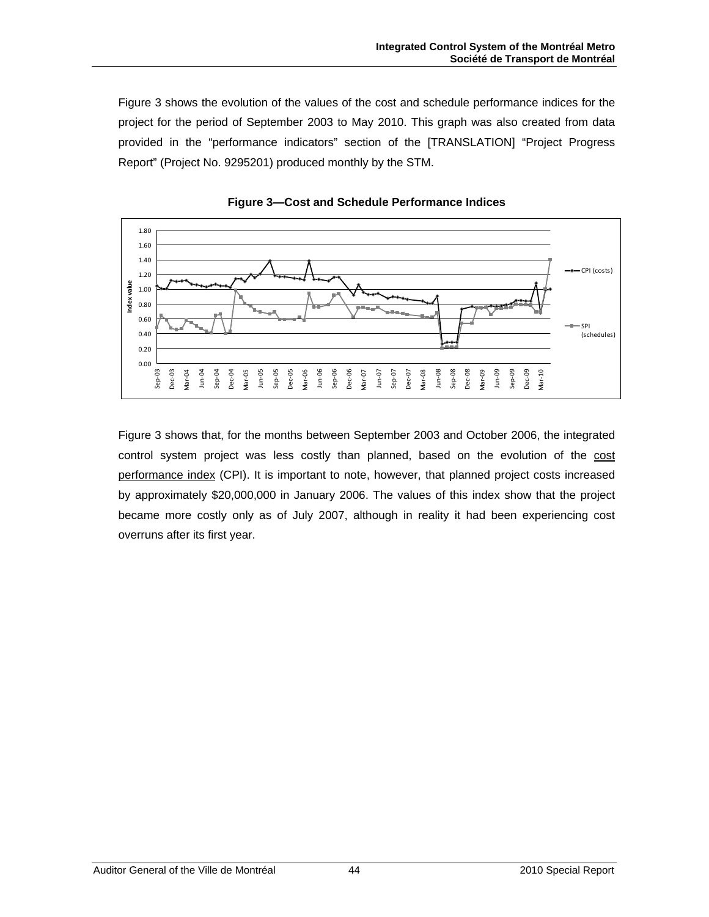Figure 3 shows the evolution of the values of the cost and schedule performance indices for the project for the period of September 2003 to May 2010. This graph was also created from data provided in the "performance indicators" section of the [TRANSLATION] "Project Progress Report" (Project No. 9295201) produced monthly by the STM.

**Figure 3—Cost and Schedule Performance Indices**

Figure 3 shows that, for the months between September 2003 and October 2006, the integrated control system project was less costly than planned, based on the evolution of the cost performance index (CPI). It is important to note, however, that planned project costs increased by approximately $20,000,000 in January 2006. The values of this index show that the project became more costly only as of July 2007, although in reality it had been experiencing cost overruns after its first year.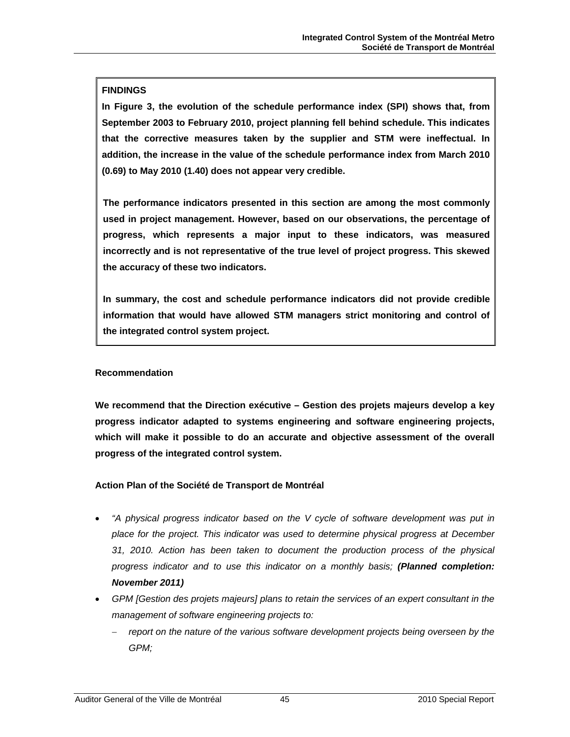**FINDINGS**

**In Figure 3, the evolution of the schedule performance index (SPI) shows that, from September 2003 to February 2010, project planning fell behind schedule. This indicates that the corrective measures taken by the supplier and STM were ineffectual. In addition, the increase in the value of the schedule performance index from March 2010 (0.69) to May 2010 (1.40) does not appear very credible.**

**The performance indicators presented in this section are among the most commonly used in project management. However, based on our observations, the percentage of progress, which represents a major input to these indicators, was measured incorrectly and is not representative of the true level of project progress. This skewed the accuracy of these two indicators.**

**In summary, the cost and schedule performance indicators did not provide credible information that would have allowed STM managers strict monitoring and control of the integrated control system project.**

**Recommendation**

**We recommend that the Direction exécutive – Gestion des projets majeurs develop a key progress indicator adapted to systems engineering and software engineering projects, which will make it possible to do an accurate and objective assessment of the overall progress of the integrated control system.**

**Action Plan of the Société de Transport de Montréal**

- *"A physical progress indicator based on the V cycle of software development was put in place for the project. This indicator was used to determine physical progress at December 31, 2010. Action has been taken to document the production process of the physical progress indicator and to use this indicator on a monthly basis;* ***(Planned completion: November 2011)***
- *GPM [Gestion des projets majeurs] plans to retain the services of an expert consultant in the management of software engineering projects to:*
  - *report on the nature of the various software development projects being overseen by the GPM;*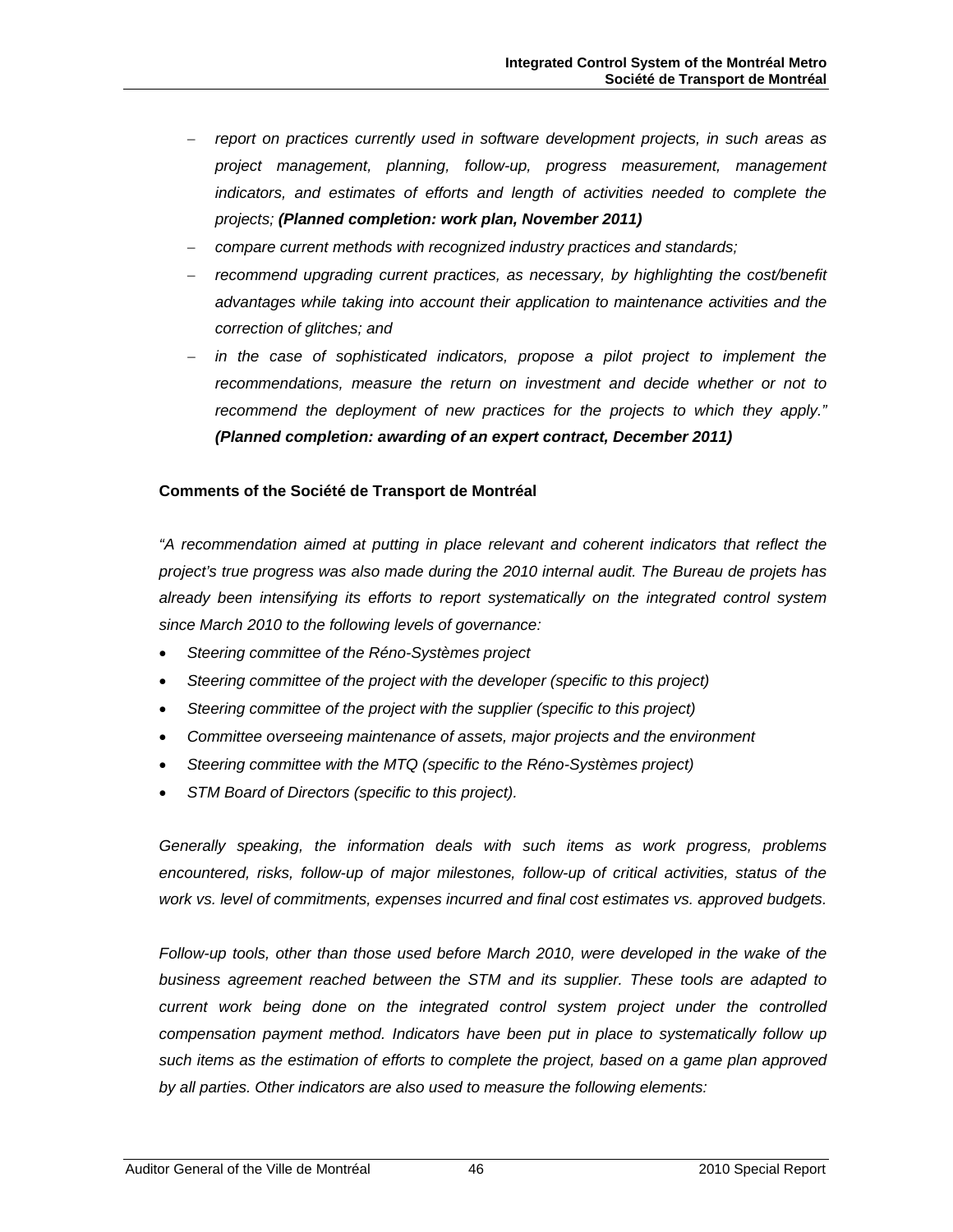- *report on practices currently used in software development projects, in such areas as project management, planning, follow-up, progress measurement, management indicators, and estimates of efforts and length of activities needed to complete the projects;* ***(Planned completion: work plan, November 2011)***
- *compare current methods with recognized industry practices and standards;*
- *recommend upgrading current practices, as necessary, by highlighting the cost/benefit advantages while taking into account their application to maintenance activities and the correction of glitches; and*
- *in the case of sophisticated indicators, propose a pilot project to implement the recommendations, measure the return on investment and decide whether or not to recommend the deployment of new practices for the projects to which they apply."* ***(Planned completion: awarding of an expert contract, December 2011)***

**Comments of the Société de Transport de Montréal**

*"A recommendation aimed at putting in place relevant and coherent indicators that reflect the project's true progress was also made during the 2010 internal audit. The Bureau de projets has already been intensifying its efforts to report systematically on the integrated control system since March 2010 to the following levels of governance:*

- *Steering committee of the Réno-Systèmes project*
- *Steering committee of the project with the developer (specific to this project)*
- *Steering committee of the project with the supplier (specific to this project)*
- *Committee overseeing maintenance of assets, major projects and the environment*
- *Steering committee with the MTQ (specific to the Réno-Systèmes project)*
- *STM Board of Directors (specific to this project).*

*Generally speaking, the information deals with such items as work progress, problems encountered, risks, follow-up of major milestones, follow-up of critical activities, status of the work vs. level of commitments, expenses incurred and final cost estimates vs. approved budgets.*

*Follow-up tools, other than those used before March 2010, were developed in the wake of the business agreement reached between the STM and its supplier. These tools are adapted to current work being done on the integrated control system project under the controlled compensation payment method. Indicators have been put in place to systematically follow up such items as the estimation of efforts to complete the project, based on a game plan approved by all parties. Other indicators are also used to measure the following elements:*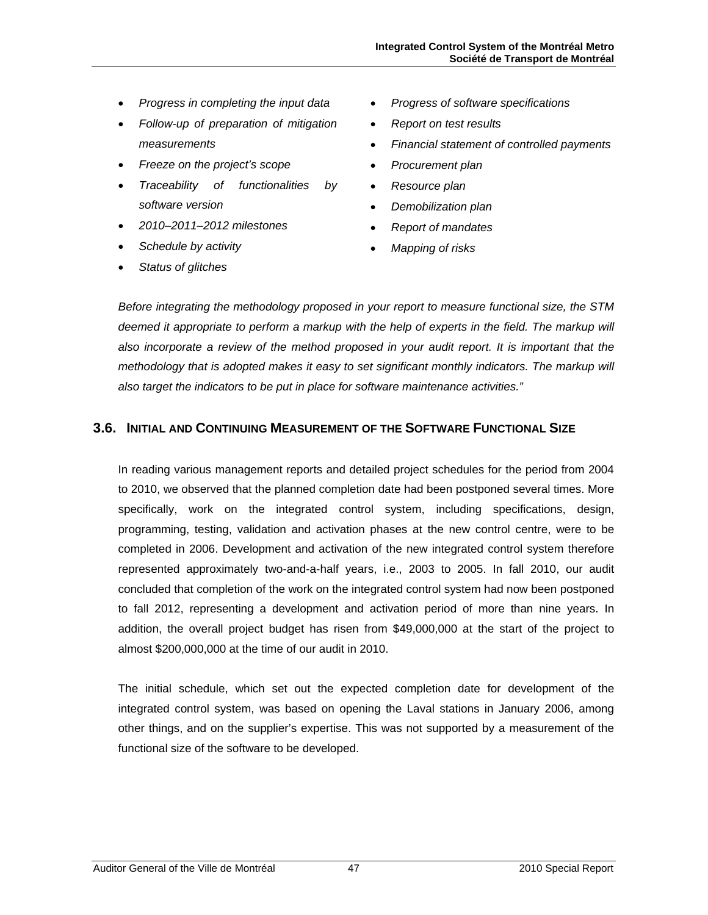- *Progress in completing the input data*
- *Follow-up of preparation of mitigation measurements*
- *Freeze on the project's scope*
- *Traceability of functionalities by software version*
- *2010–2011–2012 milestones*
- *Schedule by activity*
- *Status of glitches*
- *Progress of software specifications*
- *Report on test results*
- *Financial statement of controlled payments*
- *Procurement plan*
- *Resource plan*
- *Demobilization plan*
- *Report of mandates*
- *Mapping of risks*

*Before integrating the methodology proposed in your report to measure functional size, the STM deemed it appropriate to perform a markup with the help of experts in the field. The markup will also incorporate a review of the method proposed in your audit report. It is important that the methodology that is adopted makes it easy to set significant monthly indicators. The markup will also target the indicators to be put in place for software maintenance activities."*

## 3.6. Initial and Continuing Measurement of the Software Functional Size

In reading various management reports and detailed project schedules for the period from 2004 to 2010, we observed that the planned completion date had been postponed several times. More specifically, work on the integrated control system, including specifications, design, programming, testing, validation and activation phases at the new control centre, were to be completed in 2006. Development and activation of the new integrated control system therefore represented approximately two-and-a-half years, i.e., 2003 to 2005. In fall 2010, our audit concluded that completion of the work on the integrated control system had now been postponed to fall 2012, representing a development and activation period of more than nine years. In addition, the overall project budget has risen from $49,000,000 at the start of the project to almost $200,000,000 at the time of our audit in 2010.

The initial schedule, which set out the expected completion date for development of the integrated control system, was based on opening the Laval stations in January 2006, among other things, and on the supplier's expertise. This was not supported by a measurement of the functional size of the software to be developed.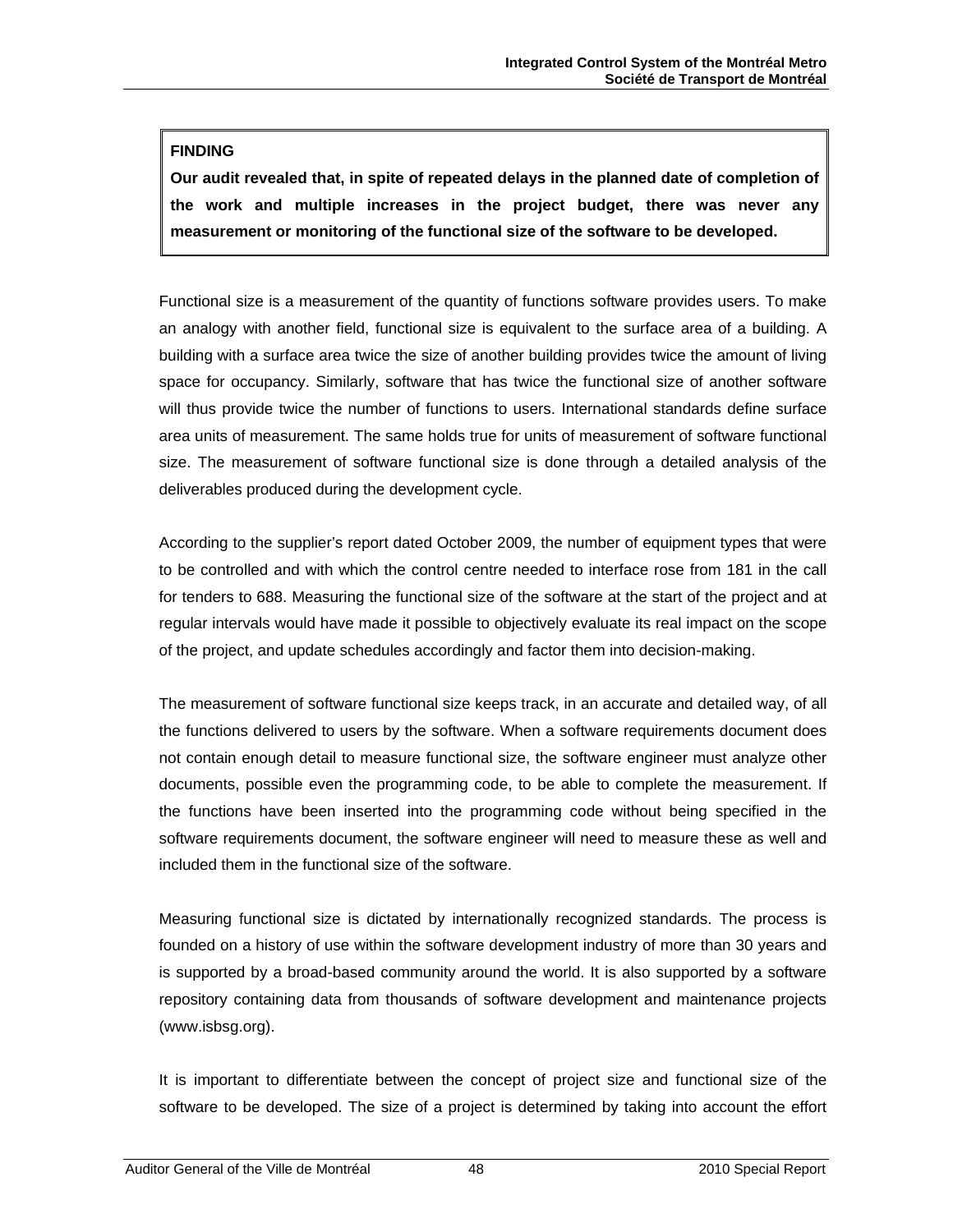**FINDING**

**Our audit revealed that, in spite of repeated delays in the planned date of completion of the work and multiple increases in the project budget, there was never any measurement or monitoring of the functional size of the software to be developed.**

Functional size is a measurement of the quantity of functions software provides users. To make an analogy with another field, functional size is equivalent to the surface area of a building. A building with a surface area twice the size of another building provides twice the amount of living space for occupancy. Similarly, software that has twice the functional size of another software will thus provide twice the number of functions to users. International standards define surface area units of measurement. The same holds true for units of measurement of software functional size. The measurement of software functional size is done through a detailed analysis of the deliverables produced during the development cycle.

According to the supplier's report dated October 2009, the number of equipment types that were to be controlled and with which the control centre needed to interface rose from 181 in the call for tenders to 688. Measuring the functional size of the software at the start of the project and at regular intervals would have made it possible to objectively evaluate its real impact on the scope of the project, and update schedules accordingly and factor them into decision-making.

The measurement of software functional size keeps track, in an accurate and detailed way, of all the functions delivered to users by the software. When a software requirements document does not contain enough detail to measure functional size, the software engineer must analyze other documents, possible even the programming code, to be able to complete the measurement. If the functions have been inserted into the programming code without being specified in the software requirements document, the software engineer will need to measure these as well and included them in the functional size of the software.

Measuring functional size is dictated by internationally recognized standards. The process is founded on a history of use within the software development industry of more than 30 years and is supported by a broad-based community around the world. It is also supported by a software repository containing data from thousands of software development and maintenance projects (www.isbsg.org).

It is important to differentiate between the concept of project size and functional size of the software to be developed. The size of a project is determined by taking into account the effort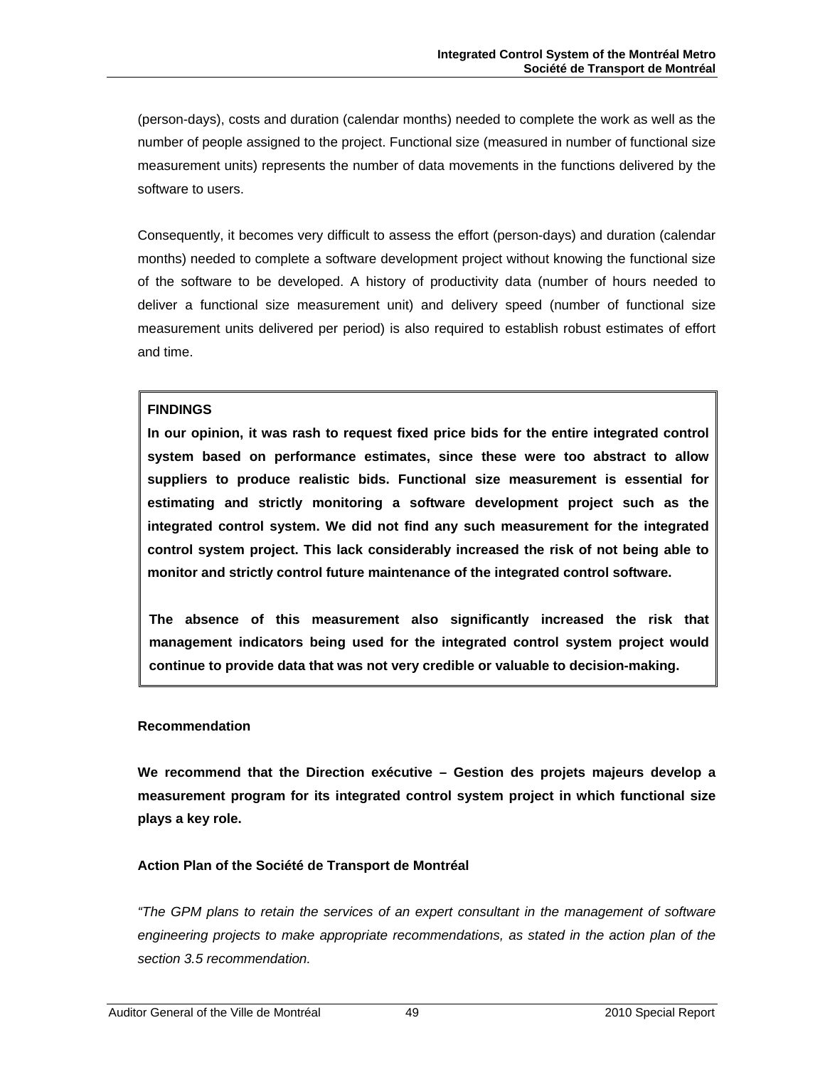(person-days), costs and duration (calendar months) needed to complete the work as well as the number of people assigned to the project. Functional size (measured in number of functional size measurement units) represents the number of data movements in the functions delivered by the software to users.

Consequently, it becomes very difficult to assess the effort (person-days) and duration (calendar months) needed to complete a software development project without knowing the functional size of the software to be developed. A history of productivity data (number of hours needed to deliver a functional size measurement unit) and delivery speed (number of functional size measurement units delivered per period) is also required to establish robust estimates of effort and time.

**FINDINGS**

**In our opinion, it was rash to request fixed price bids for the entire integrated control system based on performance estimates, since these were too abstract to allow suppliers to produce realistic bids. Functional size measurement is essential for estimating and strictly monitoring a software development project such as the integrated control system. We did not find any such measurement for the integrated control system project. This lack considerably increased the risk of not being able to monitor and strictly control future maintenance of the integrated control software.**

**The absence of this measurement also significantly increased the risk that management indicators being used for the integrated control system project would continue to provide data that was not very credible or valuable to decision-making.**

**Recommendation**

**We recommend that the Direction exécutive – Gestion des projets majeurs develop a measurement program for its integrated control system project in which functional size plays a key role.**

**Action Plan of the Société de Transport de Montréal**

*"The GPM plans to retain the services of an expert consultant in the management of software engineering projects to make appropriate recommendations, as stated in the action plan of the section 3.5 recommendation.*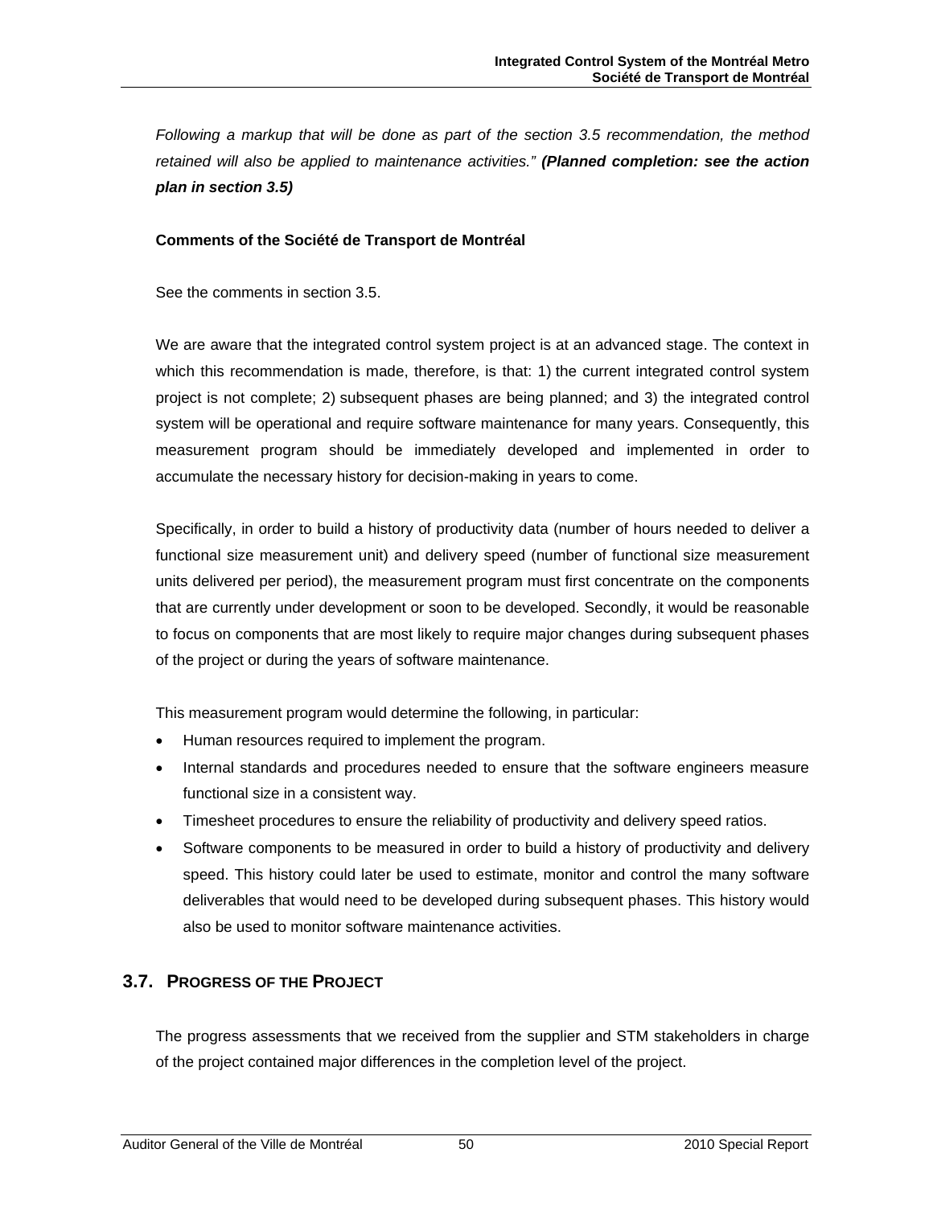*Following a markup that will be done as part of the section 3.5 recommendation, the method retained will also be applied to maintenance activities."* ***(Planned completion: see the action plan in section 3.5)***

**Comments of the Société de Transport de Montréal**

See the comments in section 3.5.

We are aware that the integrated control system project is at an advanced stage. The context in which this recommendation is made, therefore, is that: 1) the current integrated control system project is not complete; 2) subsequent phases are being planned; and 3) the integrated control system will be operational and require software maintenance for many years. Consequently, this measurement program should be immediately developed and implemented in order to accumulate the necessary history for decision-making in years to come.

Specifically, in order to build a history of productivity data (number of hours needed to deliver a functional size measurement unit) and delivery speed (number of functional size measurement units delivered per period), the measurement program must first concentrate on the components that are currently under development or soon to be developed. Secondly, it would be reasonable to focus on components that are most likely to require major changes during subsequent phases of the project or during the years of software maintenance.

This measurement program would determine the following, in particular:

- Human resources required to implement the program.
- Internal standards and procedures needed to ensure that the software engineers measure functional size in a consistent way.
- Timesheet procedures to ensure the reliability of productivity and delivery speed ratios.
- Software components to be measured in order to build a history of productivity and delivery speed. This history could later be used to estimate, monitor and control the many software deliverables that would need to be developed during subsequent phases. This history would also be used to monitor software maintenance activities.

## 3.7. Progress of the Project

The progress assessments that we received from the supplier and STM stakeholders in charge of the project contained major differences in the completion level of the project.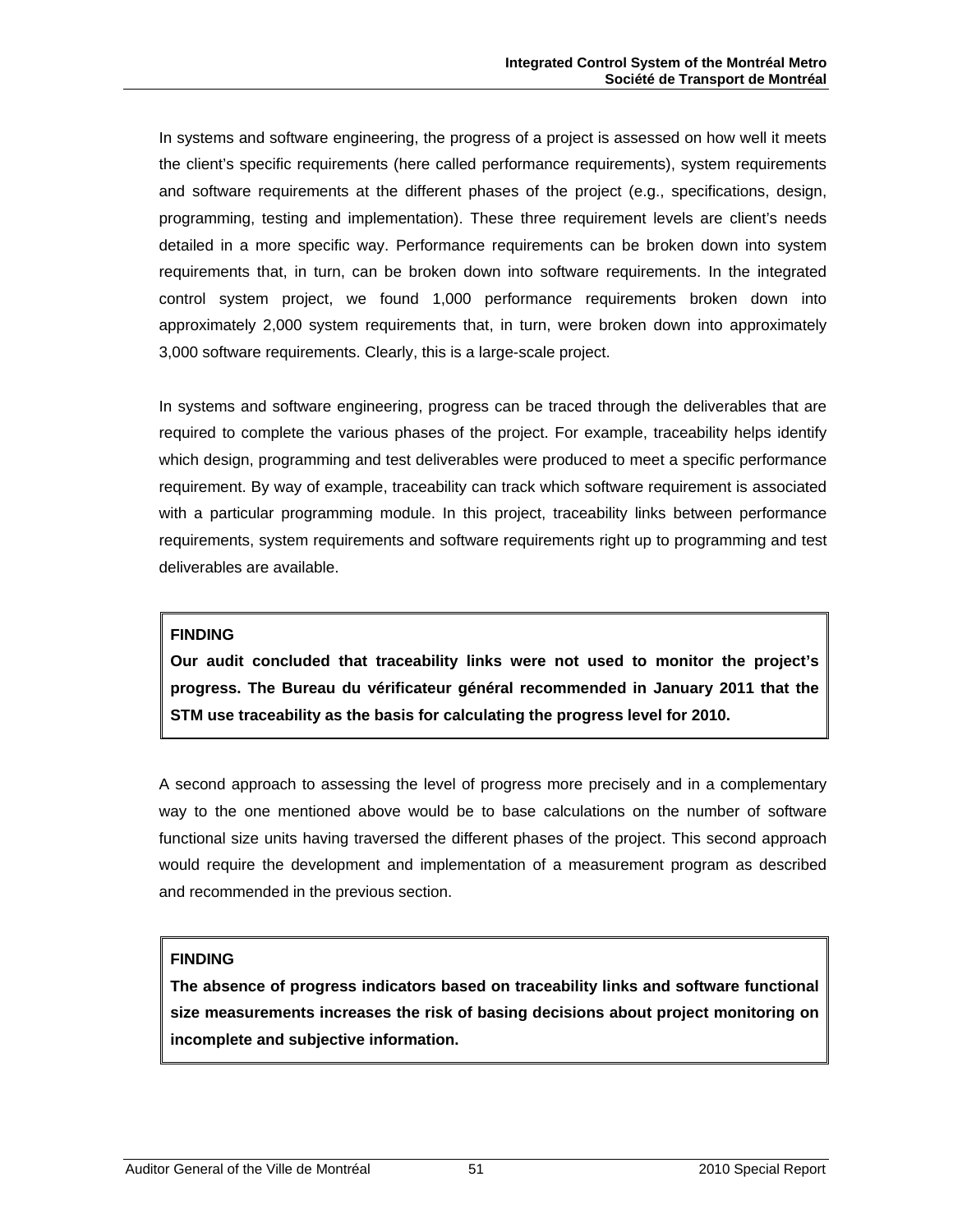In systems and software engineering, the progress of a project is assessed on how well it meets the client's specific requirements (here called performance requirements), system requirements and software requirements at the different phases of the project (e.g., specifications, design, programming, testing and implementation). These three requirement levels are client's needs detailed in a more specific way. Performance requirements can be broken down into system requirements that, in turn, can be broken down into software requirements. In the integrated control system project, we found 1,000 performance requirements broken down into approximately 2,000 system requirements that, in turn, were broken down into approximately 3,000 software requirements. Clearly, this is a large-scale project.

In systems and software engineering, progress can be traced through the deliverables that are required to complete the various phases of the project. For example, traceability helps identify which design, programming and test deliverables were produced to meet a specific performance requirement. By way of example, traceability can track which software requirement is associated with a particular programming module. In this project, traceability links between performance requirements, system requirements and software requirements right up to programming and test deliverables are available.

> **FINDING**
>
> **Our audit concluded that traceability links were not used to monitor the project's progress. The Bureau du vérificateur général recommended in January 2011 that the STM use traceability as the basis for calculating the progress level for 2010.**

A second approach to assessing the level of progress more precisely and in a complementary way to the one mentioned above would be to base calculations on the number of software functional size units having traversed the different phases of the project. This second approach would require the development and implementation of a measurement program as described and recommended in the previous section.

> **FINDING**
>
> **The absence of progress indicators based on traceability links and software functional size measurements increases the risk of basing decisions about project monitoring on incomplete and subjective information.**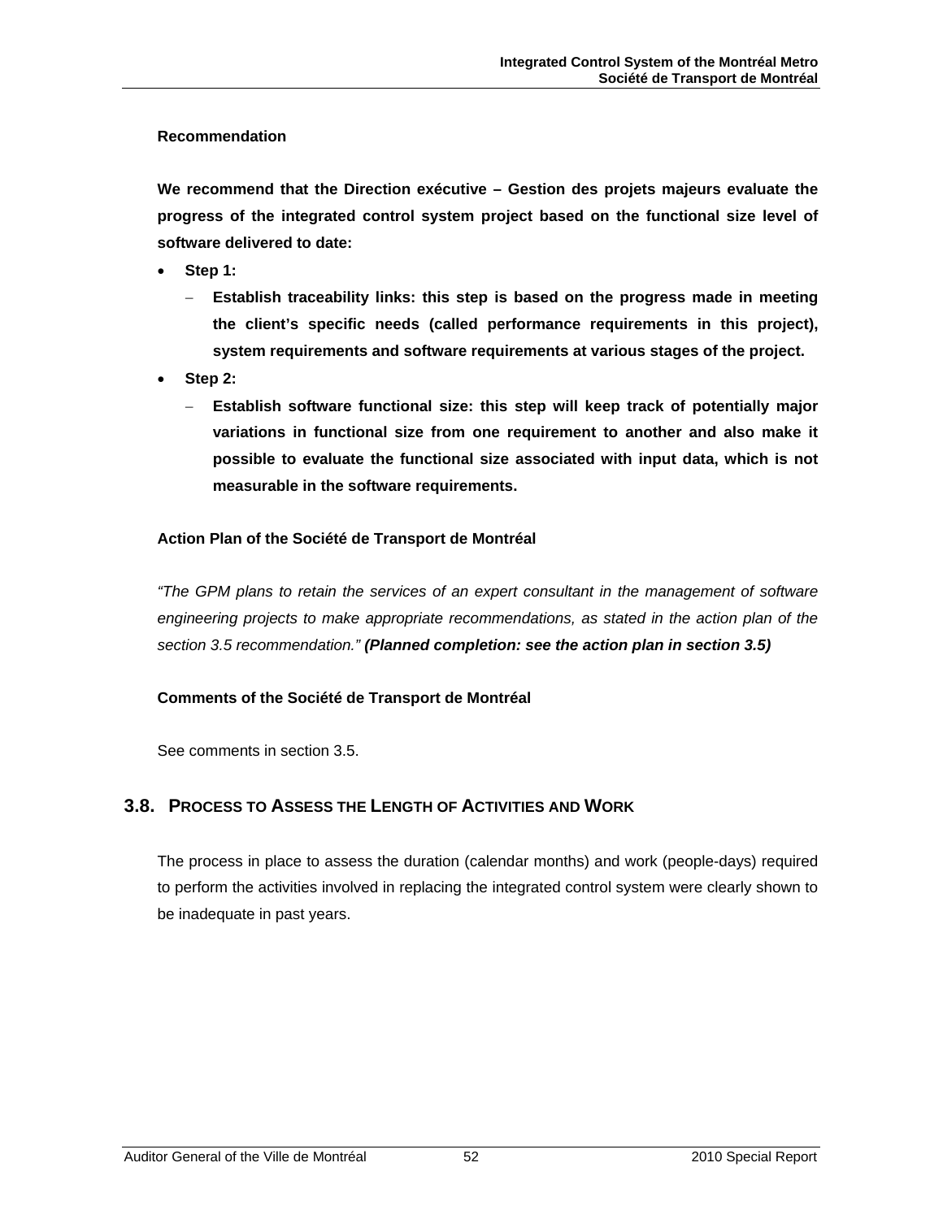**Recommendation**

**We recommend that the Direction exécutive – Gestion des projets majeurs evaluate the progress of the integrated control system project based on the functional size level of software delivered to date:**

- **Step 1:**
  - **Establish traceability links: this step is based on the progress made in meeting the client's specific needs (called performance requirements in this project), system requirements and software requirements at various stages of the project.**
- **Step 2:**
  - **Establish software functional size: this step will keep track of potentially major variations in functional size from one requirement to another and also make it possible to evaluate the functional size associated with input data, which is not measurable in the software requirements.**

**Action Plan of the Société de Transport de Montréal**

*"The GPM plans to retain the services of an expert consultant in the management of software engineering projects to make appropriate recommendations, as stated in the action plan of the section 3.5 recommendation."* ***(Planned completion: see the action plan in section 3.5)***

**Comments of the Société de Transport de Montréal**

See comments in section 3.5.

## 3.8. Process to Assess the Length of Activities and Work

The process in place to assess the duration (calendar months) and work (people-days) required to perform the activities involved in replacing the integrated control system were clearly shown to be inadequate in past years.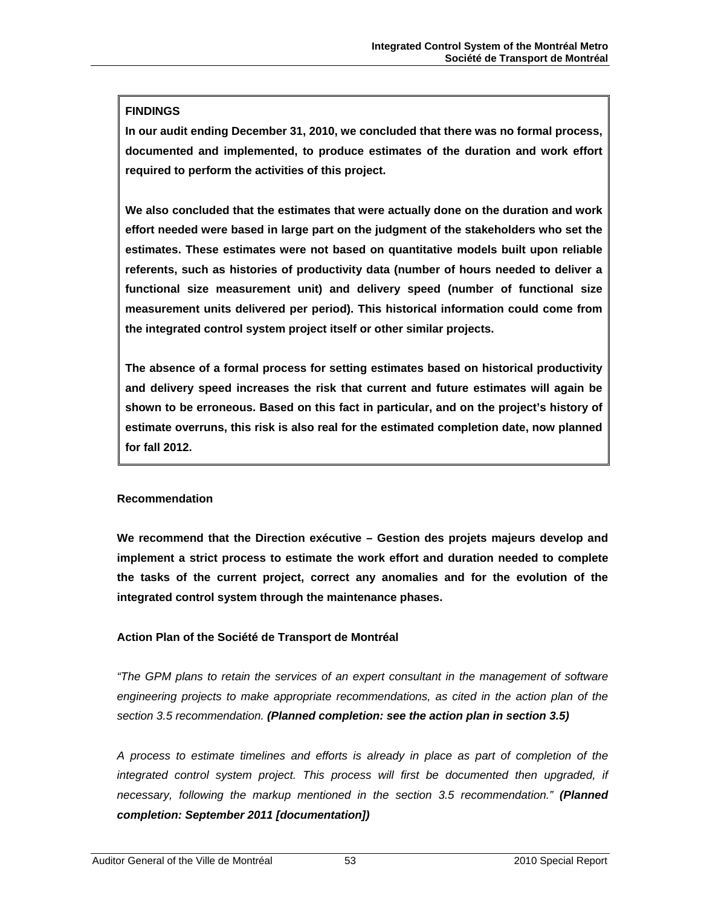**FINDINGS**

**In our audit ending December 31, 2010, we concluded that there was no formal process, documented and implemented, to produce estimates of the duration and work effort required to perform the activities of this project.**

**We also concluded that the estimates that were actually done on the duration and work effort needed were based in large part on the judgment of the stakeholders who set the estimates. These estimates were not based on quantitative models built upon reliable referents, such as histories of productivity data (number of hours needed to deliver a functional size measurement unit) and delivery speed (number of functional size measurement units delivered per period). This historical information could come from the integrated control system project itself or other similar projects.**

**The absence of a formal process for setting estimates based on historical productivity and delivery speed increases the risk that current and future estimates will again be shown to be erroneous. Based on this fact in particular, and on the project's history of estimate overruns, this risk is also real for the estimated completion date, now planned for fall 2012.**

**Recommendation**

**We recommend that the Direction exécutive – Gestion des projets majeurs develop and implement a strict process to estimate the work effort and duration needed to complete the tasks of the current project, correct any anomalies and for the evolution of the integrated control system through the maintenance phases.**

**Action Plan of the Société de Transport de Montréal**

*"The GPM plans to retain the services of an expert consultant in the management of software engineering projects to make appropriate recommendations, as cited in the action plan of the section 3.5 recommendation.* ***(Planned completion: see the action plan in section 3.5)***

*A process to estimate timelines and efforts is already in place as part of completion of the integrated control system project. This process will first be documented then upgraded, if necessary, following the markup mentioned in the section 3.5 recommendation."* ***(Planned completion: September 2011 [documentation])***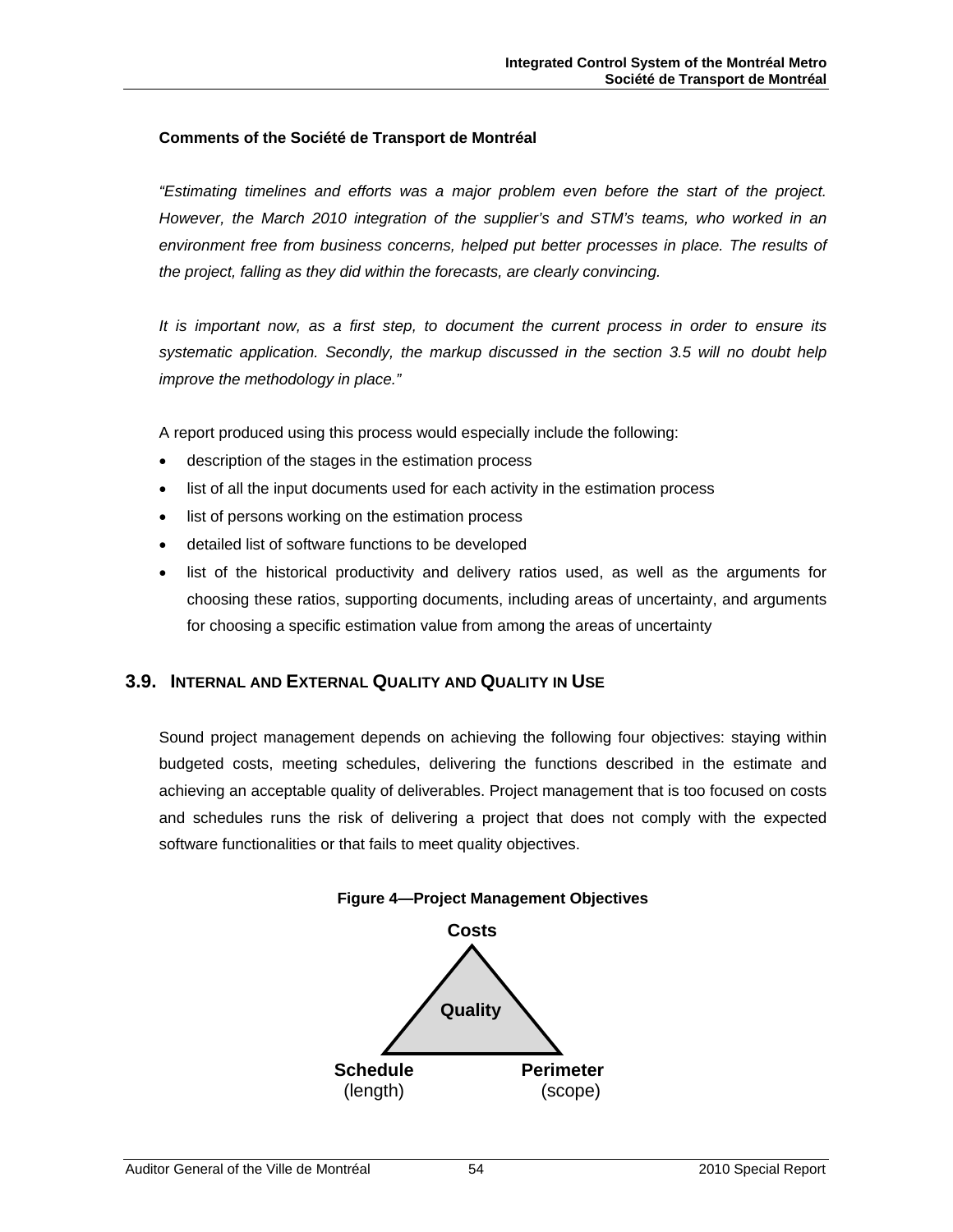**Comments of the Société de Transport de Montréal**

*"Estimating timelines and efforts was a major problem even before the start of the project. However, the March 2010 integration of the supplier's and STM's teams, who worked in an environment free from business concerns, helped put better processes in place. The results of the project, falling as they did within the forecasts, are clearly convincing.*

*It is important now, as a first step, to document the current process in order to ensure its systematic application. Secondly, the markup discussed in the section 3.5 will no doubt help improve the methodology in place."*

A report produced using this process would especially include the following:

- description of the stages in the estimation process
- list of all the input documents used for each activity in the estimation process
- list of persons working on the estimation process
- detailed list of software functions to be developed
- list of the historical productivity and delivery ratios used, as well as the arguments for choosing these ratios, supporting documents, including areas of uncertainty, and arguments for choosing a specific estimation value from among the areas of uncertainty

## 3.9. INTERNAL AND EXTERNAL QUALITY AND QUALITY IN USE

Sound project management depends on achieving the following four objectives: staying within budgeted costs, meeting schedules, delivering the functions described in the estimate and achieving an acceptable quality of deliverables. Project management that is too focused on costs and schedules runs the risk of delivering a project that does not comply with the expected software functionalities or that fails to meet quality objectives.

**Figure 4—Project Management Objectives**

Costs

Quality

Schedule (length)

Perimeter (scope)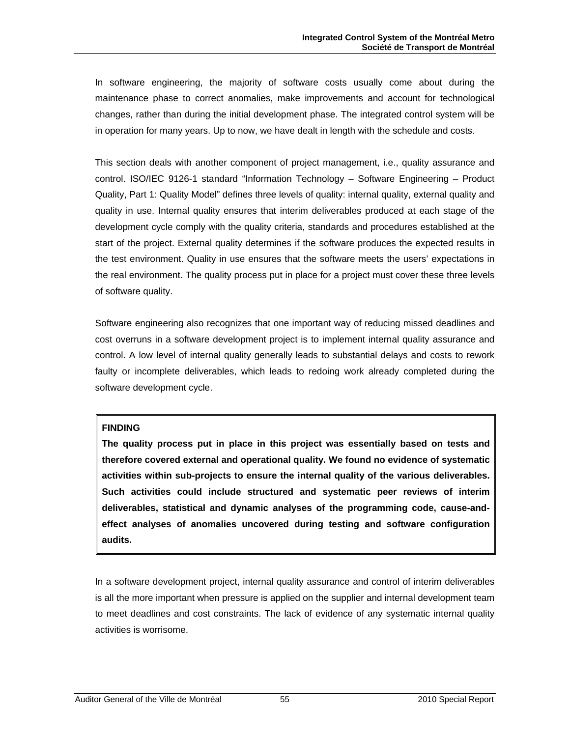In software engineering, the majority of software costs usually come about during the maintenance phase to correct anomalies, make improvements and account for technological changes, rather than during the initial development phase. The integrated control system will be in operation for many years. Up to now, we have dealt in length with the schedule and costs.

This section deals with another component of project management, i.e., quality assurance and control. ISO/IEC 9126-1 standard "Information Technology – Software Engineering – Product Quality, Part 1: Quality Model" defines three levels of quality: internal quality, external quality and quality in use. Internal quality ensures that interim deliverables produced at each stage of the development cycle comply with the quality criteria, standards and procedures established at the start of the project. External quality determines if the software produces the expected results in the test environment. Quality in use ensures that the software meets the users' expectations in the real environment. The quality process put in place for a project must cover these three levels of software quality.

Software engineering also recognizes that one important way of reducing missed deadlines and cost overruns in a software development project is to implement internal quality assurance and control. A low level of internal quality generally leads to substantial delays and costs to rework faulty or incomplete deliverables, which leads to redoing work already completed during the software development cycle.

**FINDING**

**The quality process put in place in this project was essentially based on tests and therefore covered external and operational quality. We found no evidence of systematic activities within sub-projects to ensure the internal quality of the various deliverables. Such activities could include structured and systematic peer reviews of interim deliverables, statistical and dynamic analyses of the programming code, cause-and-effect analyses of anomalies uncovered during testing and software configuration audits.**

In a software development project, internal quality assurance and control of interim deliverables is all the more important when pressure is applied on the supplier and internal development team to meet deadlines and cost constraints. The lack of evidence of any systematic internal quality activities is worrisome.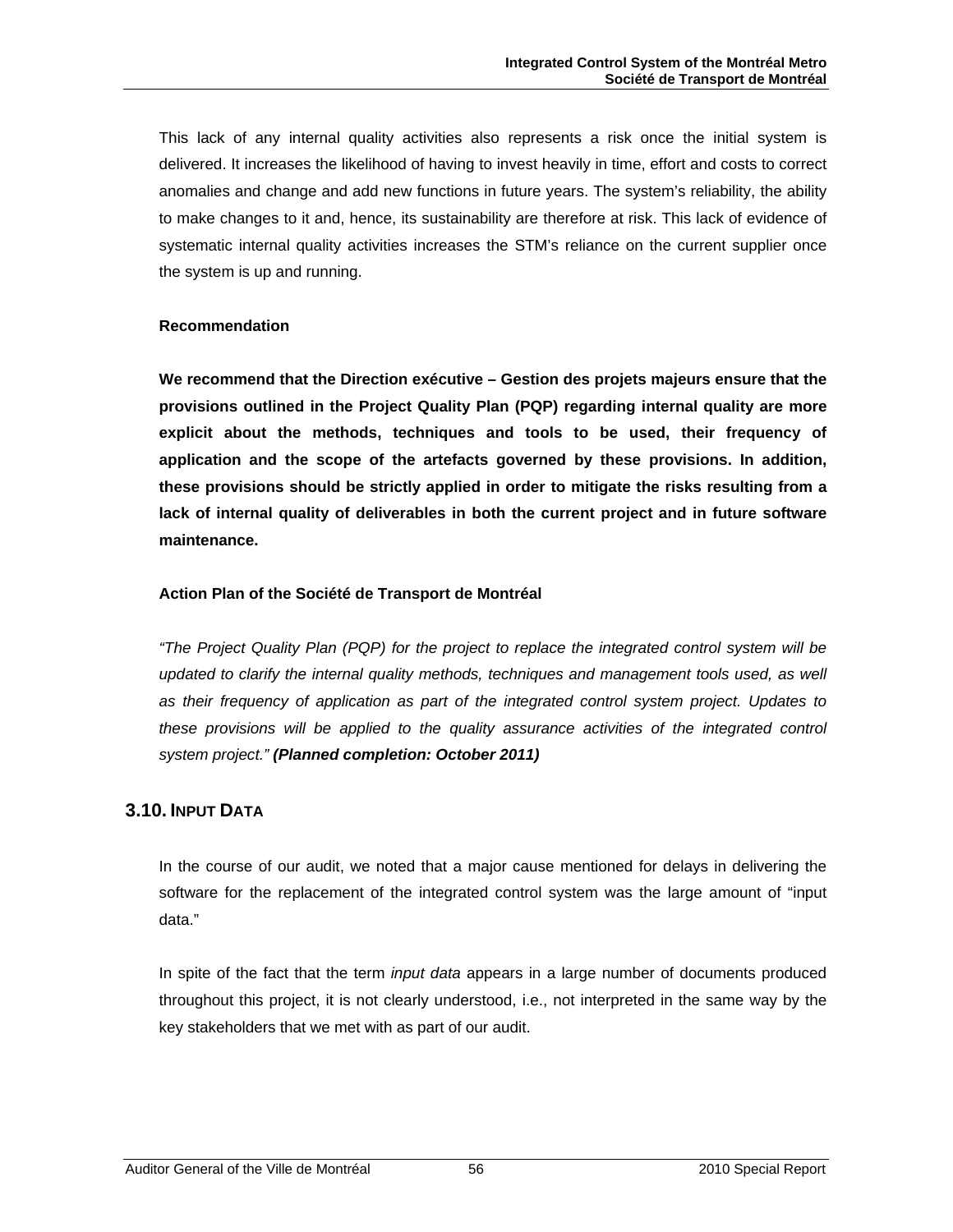This lack of any internal quality activities also represents a risk once the initial system is delivered. It increases the likelihood of having to invest heavily in time, effort and costs to correct anomalies and change and add new functions in future years. The system's reliability, the ability to make changes to it and, hence, its sustainability are therefore at risk. This lack of evidence of systematic internal quality activities increases the STM's reliance on the current supplier once the system is up and running.

**Recommendation**

**We recommend that the Direction exécutive – Gestion des projets majeurs ensure that the provisions outlined in the Project Quality Plan (PQP) regarding internal quality are more explicit about the methods, techniques and tools to be used, their frequency of application and the scope of the artefacts governed by these provisions. In addition, these provisions should be strictly applied in order to mitigate the risks resulting from a lack of internal quality of deliverables in both the current project and in future software maintenance.**

**Action Plan of the Société de Transport de Montréal**

*"The Project Quality Plan (PQP) for the project to replace the integrated control system will be updated to clarify the internal quality methods, techniques and management tools used, as well as their frequency of application as part of the integrated control system project. Updates to these provisions will be applied to the quality assurance activities of the integrated control system project."* ***(Planned completion: October 2011)***

## 3.10. Input Data

In the course of our audit, we noted that a major cause mentioned for delays in delivering the software for the replacement of the integrated control system was the large amount of "input data."

In spite of the fact that the term *input data* appears in a large number of documents produced throughout this project, it is not clearly understood, i.e., not interpreted in the same way by the key stakeholders that we met with as part of our audit.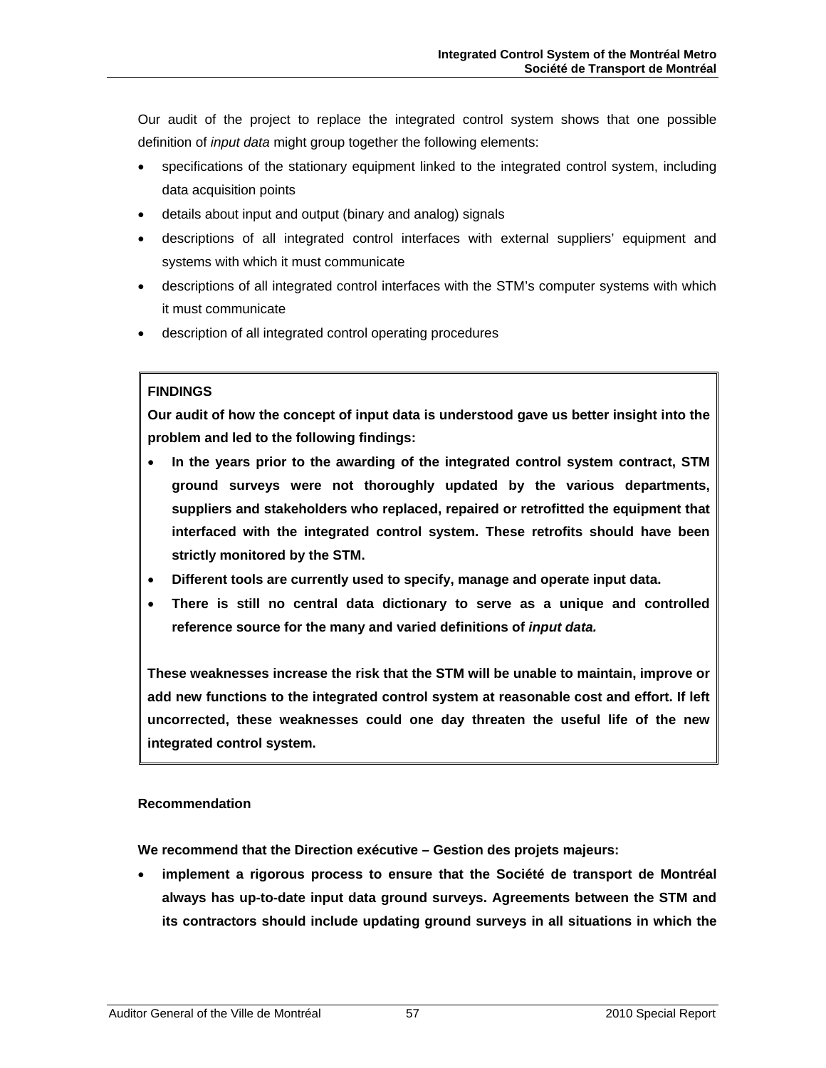Our audit of the project to replace the integrated control system shows that one possible definition of *input data* might group together the following elements:

- specifications of the stationary equipment linked to the integrated control system, including data acquisition points
- details about input and output (binary and analog) signals
- descriptions of all integrated control interfaces with external suppliers' equipment and systems with which it must communicate
- descriptions of all integrated control interfaces with the STM's computer systems with which it must communicate
- description of all integrated control operating procedures

**FINDINGS**

**Our audit of how the concept of input data is understood gave us better insight into the problem and led to the following findings:**

- **In the years prior to the awarding of the integrated control system contract, STM ground surveys were not thoroughly updated by the various departments, suppliers and stakeholders who replaced, repaired or retrofitted the equipment that interfaced with the integrated control system. These retrofits should have been strictly monitored by the STM.**
- **Different tools are currently used to specify, manage and operate input data.**
- **There is still no central data dictionary to serve as a unique and controlled reference source for the many and varied definitions of *input data.***

**These weaknesses increase the risk that the STM will be unable to maintain, improve or add new functions to the integrated control system at reasonable cost and effort. If left uncorrected, these weaknesses could one day threaten the useful life of the new integrated control system.**

**Recommendation**

**We recommend that the Direction exécutive – Gestion des projets majeurs:**

- **implement a rigorous process to ensure that the Société de transport de Montréal always has up-to-date input data ground surveys. Agreements between the STM and its contractors should include updating ground surveys in all situations in which the**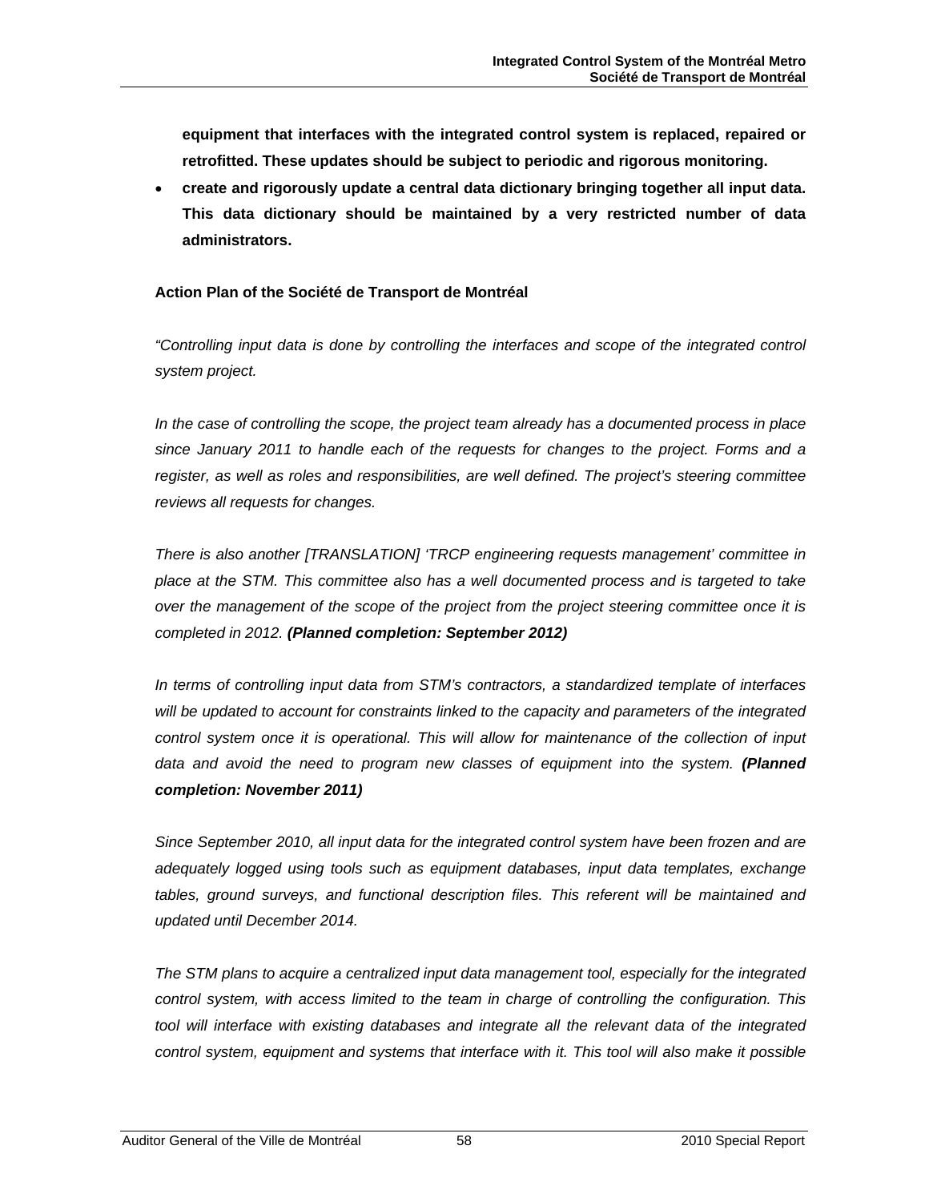**equipment that interfaces with the integrated control system is replaced, repaired or retrofitted. These updates should be subject to periodic and rigorous monitoring.**

- **create and rigorously update a central data dictionary bringing together all input data. This data dictionary should be maintained by a very restricted number of data administrators.**

**Action Plan of the Société de Transport de Montréal**

*"Controlling input data is done by controlling the interfaces and scope of the integrated control system project.*

*In the case of controlling the scope, the project team already has a documented process in place since January 2011 to handle each of the requests for changes to the project. Forms and a register, as well as roles and responsibilities, are well defined. The project's steering committee reviews all requests for changes.*

*There is also another [TRANSLATION] 'TRCP engineering requests management' committee in place at the STM. This committee also has a well documented process and is targeted to take over the management of the scope of the project from the project steering committee once it is completed in 2012.* ***(Planned completion: September 2012)***

*In terms of controlling input data from STM's contractors, a standardized template of interfaces will be updated to account for constraints linked to the capacity and parameters of the integrated control system once it is operational. This will allow for maintenance of the collection of input data and avoid the need to program new classes of equipment into the system.* ***(Planned completion: November 2011)***

*Since September 2010, all input data for the integrated control system have been frozen and are adequately logged using tools such as equipment databases, input data templates, exchange tables, ground surveys, and functional description files. This referent will be maintained and updated until December 2014.*

*The STM plans to acquire a centralized input data management tool, especially for the integrated control system, with access limited to the team in charge of controlling the configuration. This tool will interface with existing databases and integrate all the relevant data of the integrated control system, equipment and systems that interface with it. This tool will also make it possible*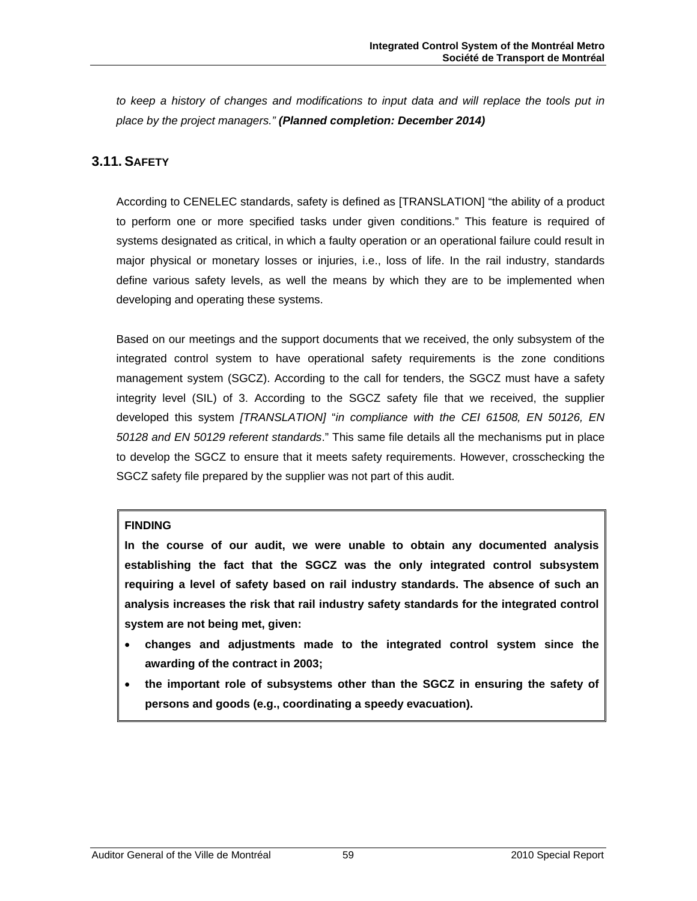*to keep a history of changes and modifications to input data and will replace the tools put in place by the project managers.”* ***(Planned completion: December 2014)***

## 3.11. SAFETY

According to CENELEC standards, safety is defined as [TRANSLATION] “the ability of a product to perform one or more specified tasks under given conditions.” This feature is required of systems designated as critical, in which a faulty operation or an operational failure could result in major physical or monetary losses or injuries, i.e., loss of life. In the rail industry, standards define various safety levels, as well the means by which they are to be implemented when developing and operating these systems.

Based on our meetings and the support documents that we received, the only subsystem of the integrated control system to have operational safety requirements is the zone conditions management system (SGCZ). According to the call for tenders, the SGCZ must have a safety integrity level (SIL) of 3. According to the SGCZ safety file that we received, the supplier developed this system *[TRANSLATION]* “*in compliance with the CEI 61508, EN 50126, EN 50128 and EN 50129 referent standards*.” This same file details all the mechanisms put in place to develop the SGCZ to ensure that it meets safety requirements. However, crosschecking the SGCZ safety file prepared by the supplier was not part of this audit.

**FINDING**

**In the course of our audit, we were unable to obtain any documented analysis establishing the fact that the SGCZ was the only integrated control subsystem requiring a level of safety based on rail industry standards. The absence of such an analysis increases the risk that rail industry safety standards for the integrated control system are not being met, given:**

- **changes and adjustments made to the integrated control system since the awarding of the contract in 2003;**
- **the important role of subsystems other than the SGCZ in ensuring the safety of persons and goods (e.g., coordinating a speedy evacuation).**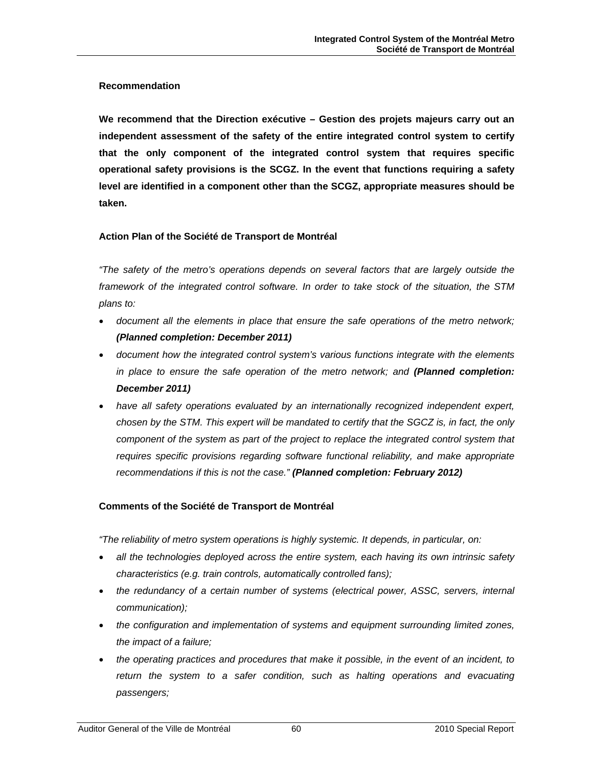#### Recommendation

**We recommend that the Direction exécutive – Gestion des projets majeurs carry out an independent assessment of the safety of the entire integrated control system to certify that the only component of the integrated control system that requires specific operational safety provisions is the SCGZ. In the event that functions requiring a safety level are identified in a component other than the SCGZ, appropriate measures should be taken.**

#### Action Plan of the Société de Transport de Montréal

*"The safety of the metro's operations depends on several factors that are largely outside the framework of the integrated control software. In order to take stock of the situation, the STM plans to:*

- *document all the elements in place that ensure the safe operations of the metro network;* ***(Planned completion: December 2011)***
- *document how the integrated control system's various functions integrate with the elements in place to ensure the safe operation of the metro network; and* ***(Planned completion: December 2011)***
- *have all safety operations evaluated by an internationally recognized independent expert, chosen by the STM. This expert will be mandated to certify that the SGCZ is, in fact, the only component of the system as part of the project to replace the integrated control system that requires specific provisions regarding software functional reliability, and make appropriate recommendations if this is not the case."* ***(Planned completion: February 2012)***

#### Comments of the Société de Transport de Montréal

*"The reliability of metro system operations is highly systemic. It depends, in particular, on:*

- *all the technologies deployed across the entire system, each having its own intrinsic safety characteristics (e.g. train controls, automatically controlled fans);*
- *the redundancy of a certain number of systems (electrical power, ASSC, servers, internal communication);*
- *the configuration and implementation of systems and equipment surrounding limited zones, the impact of a failure;*
- *the operating practices and procedures that make it possible, in the event of an incident, to return the system to a safer condition, such as halting operations and evacuating passengers;*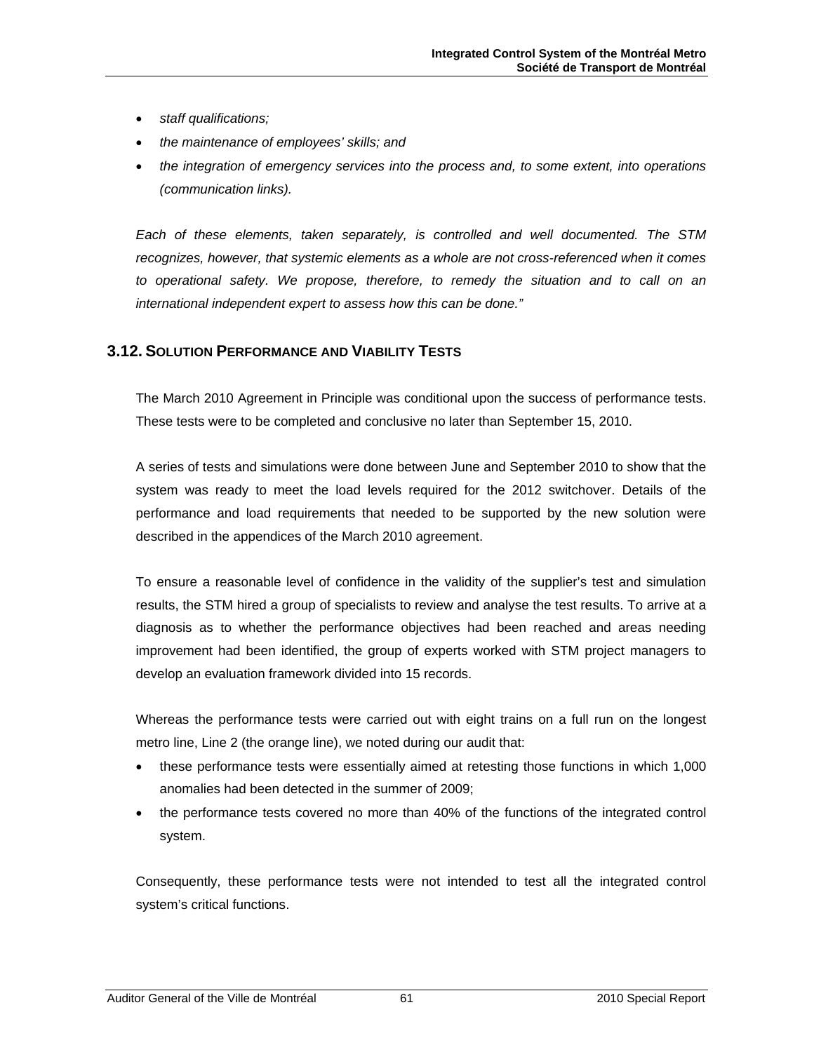- *staff qualifications;*
- *the maintenance of employees' skills; and*
- *the integration of emergency services into the process and, to some extent, into operations (communication links).*

*Each of these elements, taken separately, is controlled and well documented. The STM recognizes, however, that systemic elements as a whole are not cross-referenced when it comes to operational safety. We propose, therefore, to remedy the situation and to call on an international independent expert to assess how this can be done."*

## 3.12. SOLUTION PERFORMANCE AND VIABILITY TESTS

The March 2010 Agreement in Principle was conditional upon the success of performance tests. These tests were to be completed and conclusive no later than September 15, 2010.

A series of tests and simulations were done between June and September 2010 to show that the system was ready to meet the load levels required for the 2012 switchover. Details of the performance and load requirements that needed to be supported by the new solution were described in the appendices of the March 2010 agreement.

To ensure a reasonable level of confidence in the validity of the supplier's test and simulation results, the STM hired a group of specialists to review and analyse the test results. To arrive at a diagnosis as to whether the performance objectives had been reached and areas needing improvement had been identified, the group of experts worked with STM project managers to develop an evaluation framework divided into 15 records.

Whereas the performance tests were carried out with eight trains on a full run on the longest metro line, Line 2 (the orange line), we noted during our audit that:

- these performance tests were essentially aimed at retesting those functions in which 1,000 anomalies had been detected in the summer of 2009;
- the performance tests covered no more than 40% of the functions of the integrated control system.

Consequently, these performance tests were not intended to test all the integrated control system's critical functions.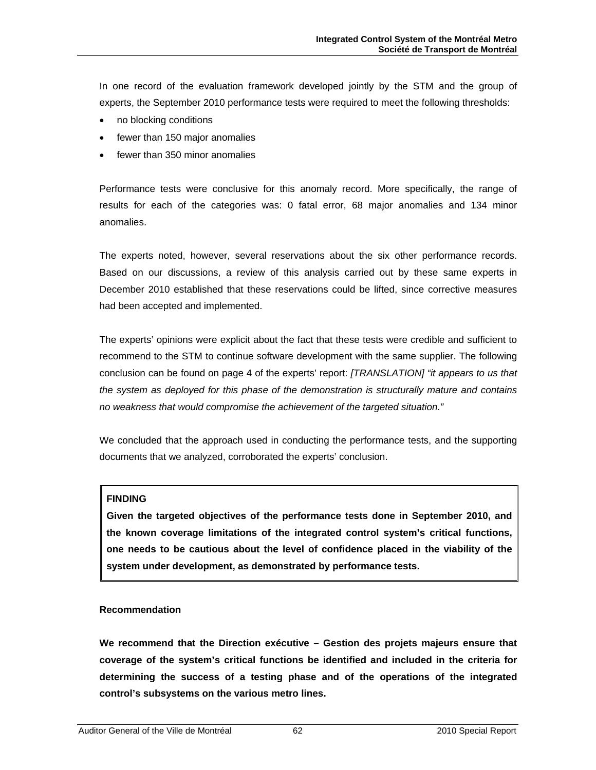In one record of the evaluation framework developed jointly by the STM and the group of experts, the September 2010 performance tests were required to meet the following thresholds:

- no blocking conditions
- fewer than 150 major anomalies
- fewer than 350 minor anomalies

Performance tests were conclusive for this anomaly record. More specifically, the range of results for each of the categories was: 0 fatal error, 68 major anomalies and 134 minor anomalies.

The experts noted, however, several reservations about the six other performance records. Based on our discussions, a review of this analysis carried out by these same experts in December 2010 established that these reservations could be lifted, since corrective measures had been accepted and implemented.

The experts' opinions were explicit about the fact that these tests were credible and sufficient to recommend to the STM to continue software development with the same supplier. The following conclusion can be found on page 4 of the experts' report: *[TRANSLATION] "it appears to us that the system as deployed for this phase of the demonstration is structurally mature and contains no weakness that would compromise the achievement of the targeted situation."*

We concluded that the approach used in conducting the performance tests, and the supporting documents that we analyzed, corroborated the experts' conclusion.

> **FINDING**
>
> **Given the targeted objectives of the performance tests done in September 2010, and the known coverage limitations of the integrated control system's critical functions, one needs to be cautious about the level of confidence placed in the viability of the system under development, as demonstrated by performance tests.**

**Recommendation**

**We recommend that the Direction exécutive – Gestion des projets majeurs ensure that coverage of the system's critical functions be identified and included in the criteria for determining the success of a testing phase and of the operations of the integrated control's subsystems on the various metro lines.**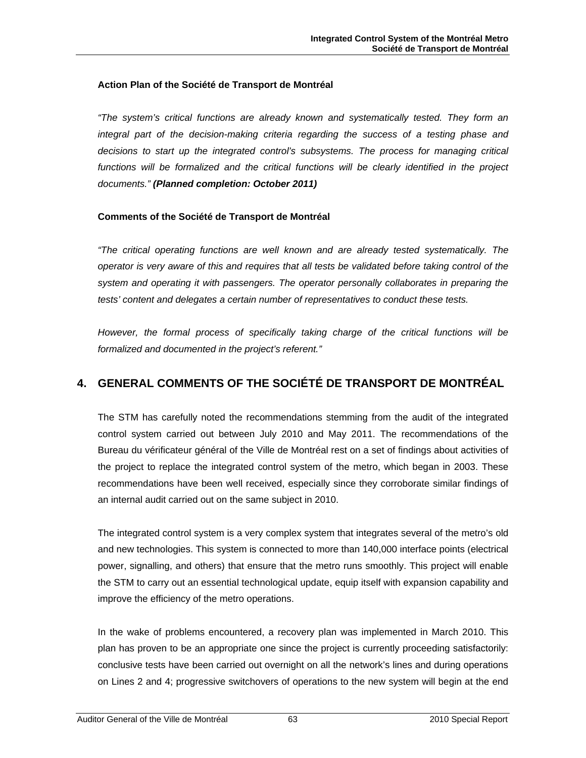**Action Plan of the Société de Transport de Montréal**

*"The system's critical functions are already known and systematically tested. They form an integral part of the decision-making criteria regarding the success of a testing phase and decisions to start up the integrated control's subsystems. The process for managing critical functions will be formalized and the critical functions will be clearly identified in the project documents."* ***(Planned completion: October 2011)***

**Comments of the Société de Transport de Montréal**

*"The critical operating functions are well known and are already tested systematically. The operator is very aware of this and requires that all tests be validated before taking control of the system and operating it with passengers. The operator personally collaborates in preparing the tests' content and delegates a certain number of representatives to conduct these tests.*

*However, the formal process of specifically taking charge of the critical functions will be formalized and documented in the project's referent."*

## 4. GENERAL COMMENTS OF THE SOCIÉTÉ DE TRANSPORT DE MONTRÉAL

The STM has carefully noted the recommendations stemming from the audit of the integrated control system carried out between July 2010 and May 2011. The recommendations of the Bureau du vérificateur général of the Ville de Montréal rest on a set of findings about activities of the project to replace the integrated control system of the metro, which began in 2003. These recommendations have been well received, especially since they corroborate similar findings of an internal audit carried out on the same subject in 2010.

The integrated control system is a very complex system that integrates several of the metro's old and new technologies. This system is connected to more than 140,000 interface points (electrical power, signalling, and others) that ensure that the metro runs smoothly. This project will enable the STM to carry out an essential technological update, equip itself with expansion capability and improve the efficiency of the metro operations.

In the wake of problems encountered, a recovery plan was implemented in March 2010. This plan has proven to be an appropriate one since the project is currently proceeding satisfactorily: conclusive tests have been carried out overnight on all the network's lines and during operations on Lines 2 and 4; progressive switchovers of operations to the new system will begin at the end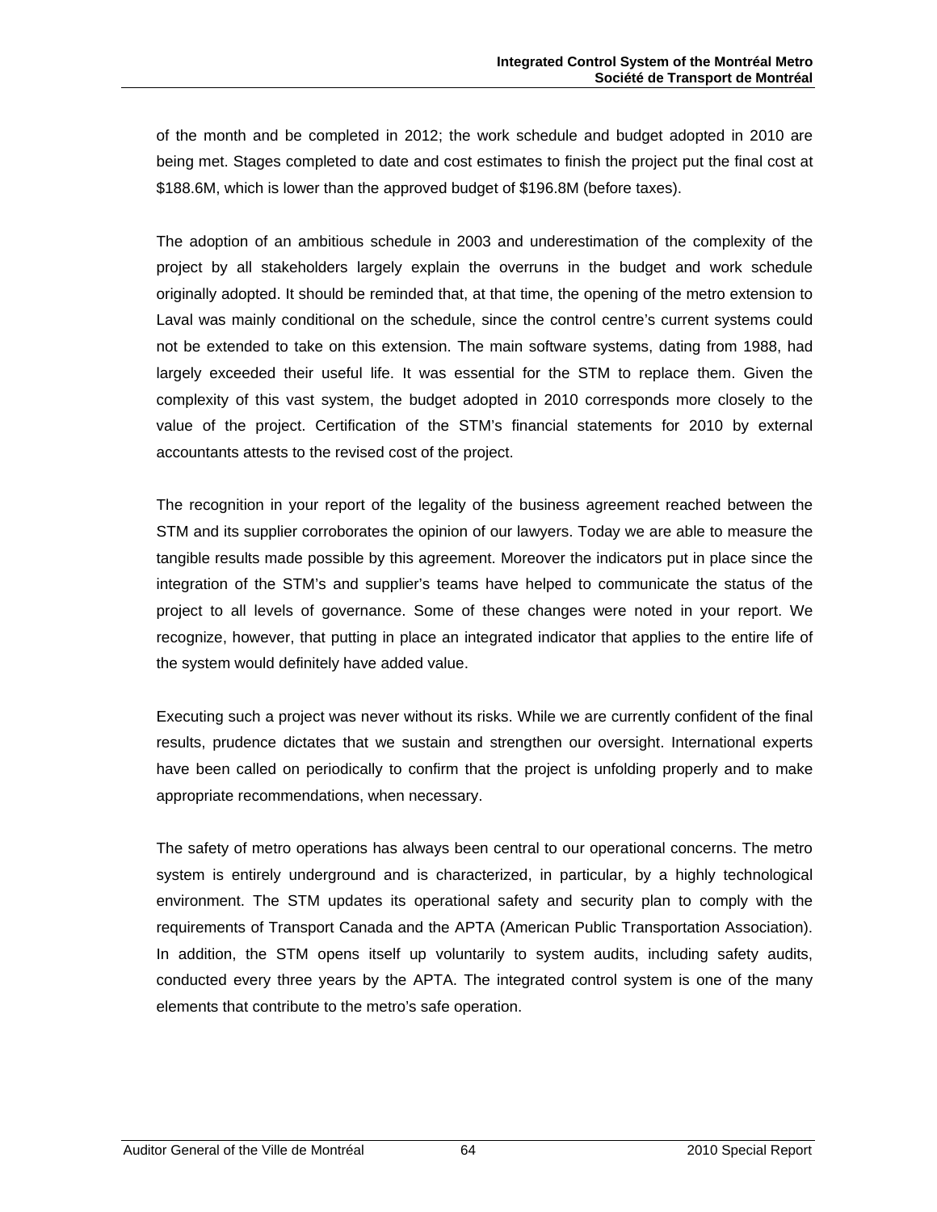of the month and be completed in 2012; the work schedule and budget adopted in 2010 are being met. Stages completed to date and cost estimates to finish the project put the final cost at $188.6M, which is lower than the approved budget of $196.8M (before taxes).

The adoption of an ambitious schedule in 2003 and underestimation of the complexity of the project by all stakeholders largely explain the overruns in the budget and work schedule originally adopted. It should be reminded that, at that time, the opening of the metro extension to Laval was mainly conditional on the schedule, since the control centre's current systems could not be extended to take on this extension. The main software systems, dating from 1988, had largely exceeded their useful life. It was essential for the STM to replace them. Given the complexity of this vast system, the budget adopted in 2010 corresponds more closely to the value of the project. Certification of the STM's financial statements for 2010 by external accountants attests to the revised cost of the project.

The recognition in your report of the legality of the business agreement reached between the STM and its supplier corroborates the opinion of our lawyers. Today we are able to measure the tangible results made possible by this agreement. Moreover the indicators put in place since the integration of the STM's and supplier's teams have helped to communicate the status of the project to all levels of governance. Some of these changes were noted in your report. We recognize, however, that putting in place an integrated indicator that applies to the entire life of the system would definitely have added value.

Executing such a project was never without its risks. While we are currently confident of the final results, prudence dictates that we sustain and strengthen our oversight. International experts have been called on periodically to confirm that the project is unfolding properly and to make appropriate recommendations, when necessary.

The safety of metro operations has always been central to our operational concerns. The metro system is entirely underground and is characterized, in particular, by a highly technological environment. The STM updates its operational safety and security plan to comply with the requirements of Transport Canada and the APTA (American Public Transportation Association). In addition, the STM opens itself up voluntarily to system audits, including safety audits, conducted every three years by the APTA. The integrated control system is one of the many elements that contribute to the metro's safe operation.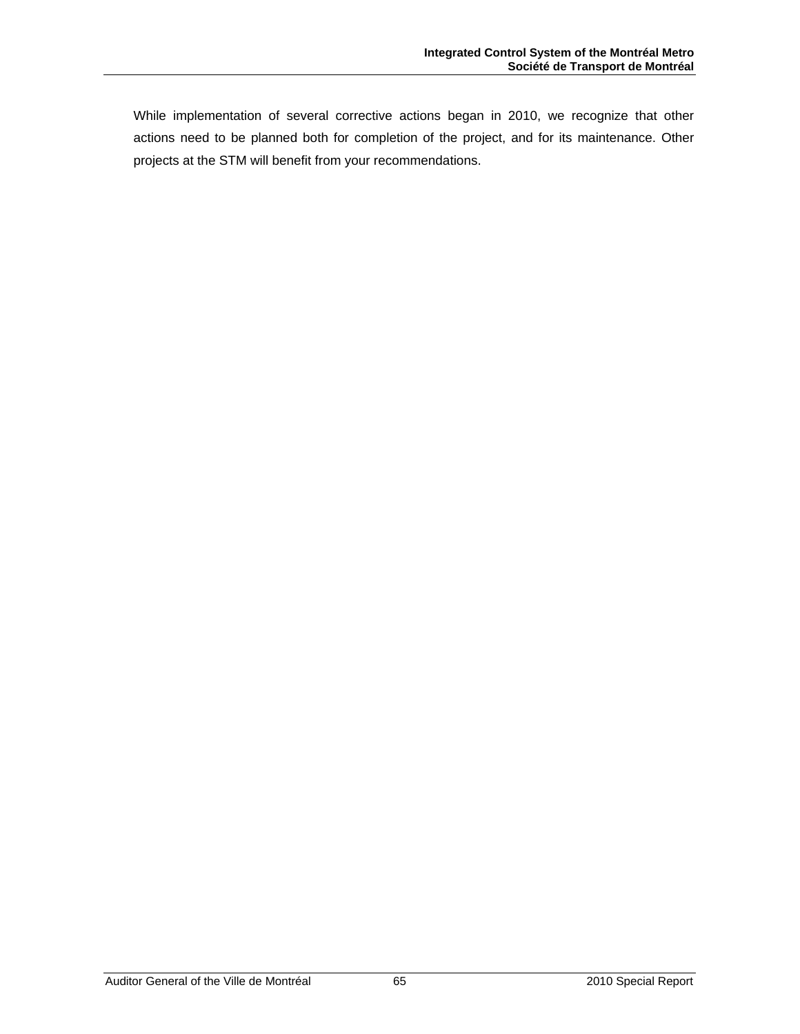While implementation of several corrective actions began in 2010, we recognize that other actions need to be planned both for completion of the project, and for its maintenance. Other projects at the STM will benefit from your recommendations.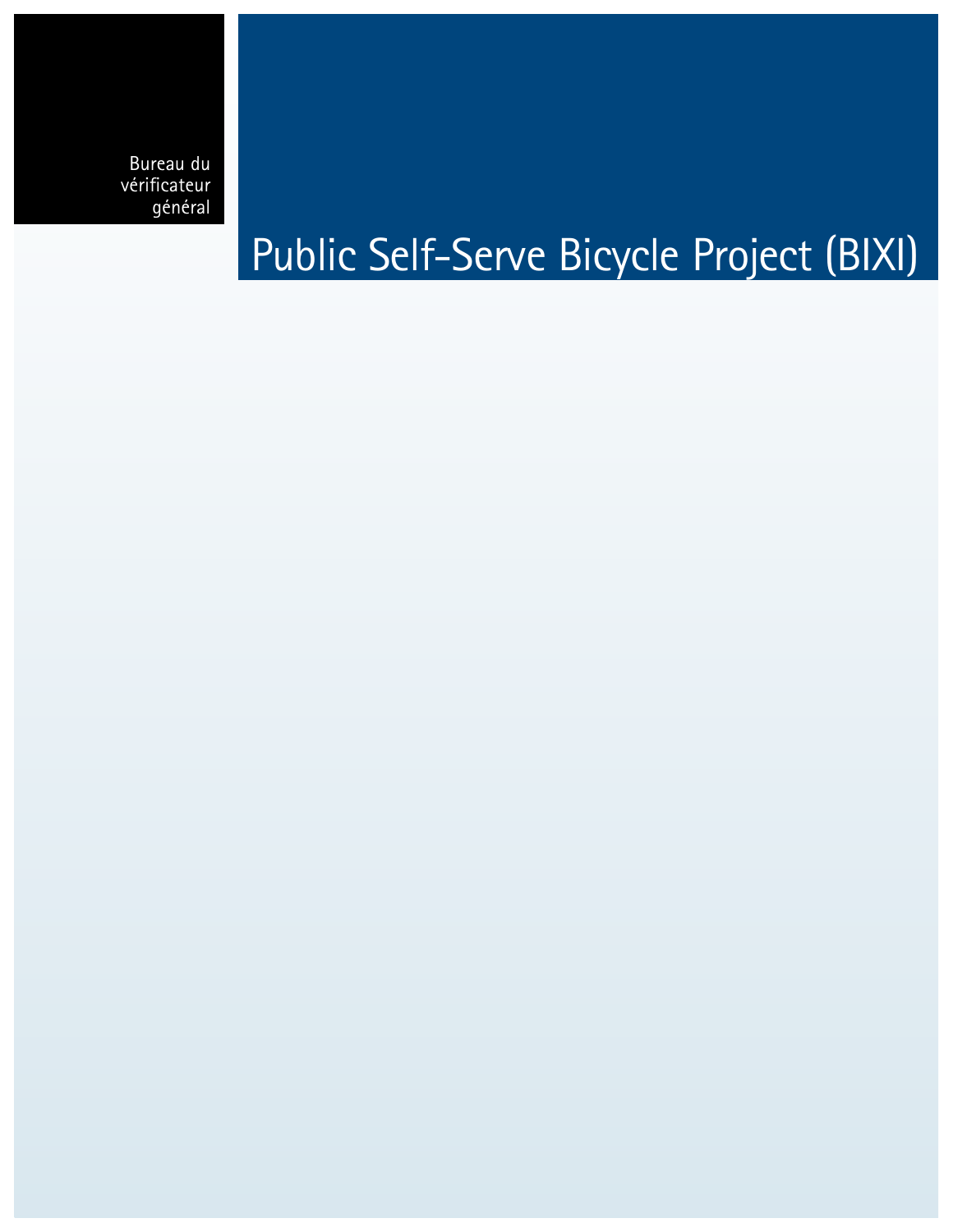Bureau du
vérificateur
général

# Public Self-Serve Bicycle Project (BIXI)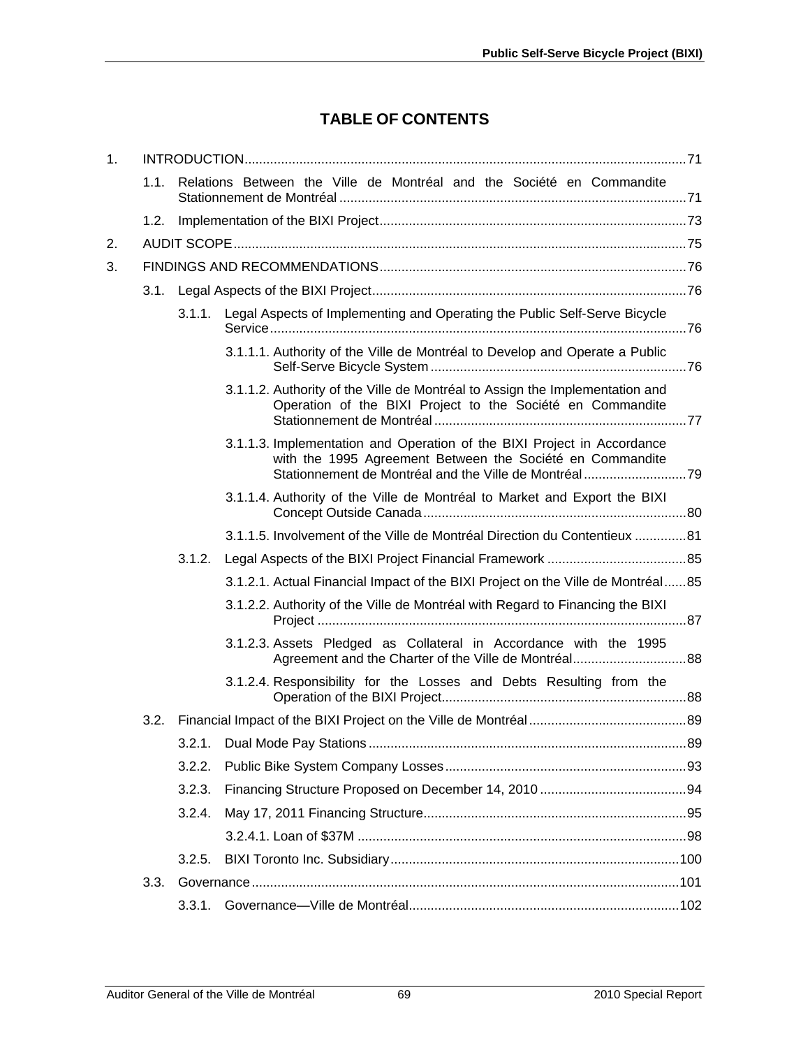# TABLE OF CONTENTS

1. INTRODUCTION........................................................................................................71
   - 1.1. Relations Between the Ville de Montréal and the Société en Commandite Stationnement de Montréal ..............................................................................................71
   - 1.2. Implementation of the BIXI Project....................................................................................73
2. AUDIT SCOPE...........................................................................................................75
3. FINDINGS AND RECOMMENDATIONS....................................................................................76
   - 3.1. Legal Aspects of the BIXI Project......................................................................................76
     - 3.1.1. Legal Aspects of Implementing and Operating the Public Self-Serve Bicycle Service.................................................................................................................76
       - 3.1.1.1. Authority of the Ville de Montréal to Develop and Operate a Public Self-Serve Bicycle System ......................................................................76
       - 3.1.1.2. Authority of the Ville de Montréal to Assign the Implementation and Operation of the BIXI Project to the Société en Commandite Stationnement de Montréal ....................................................................77
       - 3.1.1.3. Implementation and Operation of the BIXI Project in Accordance with the 1995 Agreement Between the Société en Commandite Stationnement de Montréal and the Ville de Montréal ............................79
       - 3.1.1.4. Authority of the Ville de Montréal to Market and Export the BIXI Concept Outside Canada........................................................................80
       - 3.1.1.5. Involvement of the Ville de Montréal Direction du Contentieux ..............81
     - 3.1.2. Legal Aspects of the BIXI Project Financial Framework ......................................85
       - 3.1.2.1. Actual Financial Impact of the BIXI Project on the Ville de Montréal......85
       - 3.1.2.2. Authority of the Ville de Montréal with Regard to Financing the BIXI Project .....................................................................................................87
       - 3.1.2.3. Assets Pledged as Collateral in Accordance with the 1995 Agreement and the Charter of the Ville de Montréal...............................88
       - 3.1.2.4. Responsibility for the Losses and Debts Resulting from the Operation of the BIXI Project...................................................................88
   - 3.2. Financial Impact of the BIXI Project on the Ville de Montréal...........................................89
     - 3.2.1. Dual Mode Pay Stations .......................................................................................89
     - 3.2.2. Public Bike System Company Losses..................................................................93
     - 3.2.3. Financing Structure Proposed on December 14, 2010 ........................................94
     - 3.2.4. May 17, 2011 Financing Structure........................................................................95
       - 3.2.4.1. Loan of $37M ..........................................................................................98
     - 3.2.5. BIXI Toronto Inc. Subsidiary..............................................................................100
   - 3.3. Governance....................................................................................................................101
     - 3.3.1. Governance—Ville de Montréal..........................................................................102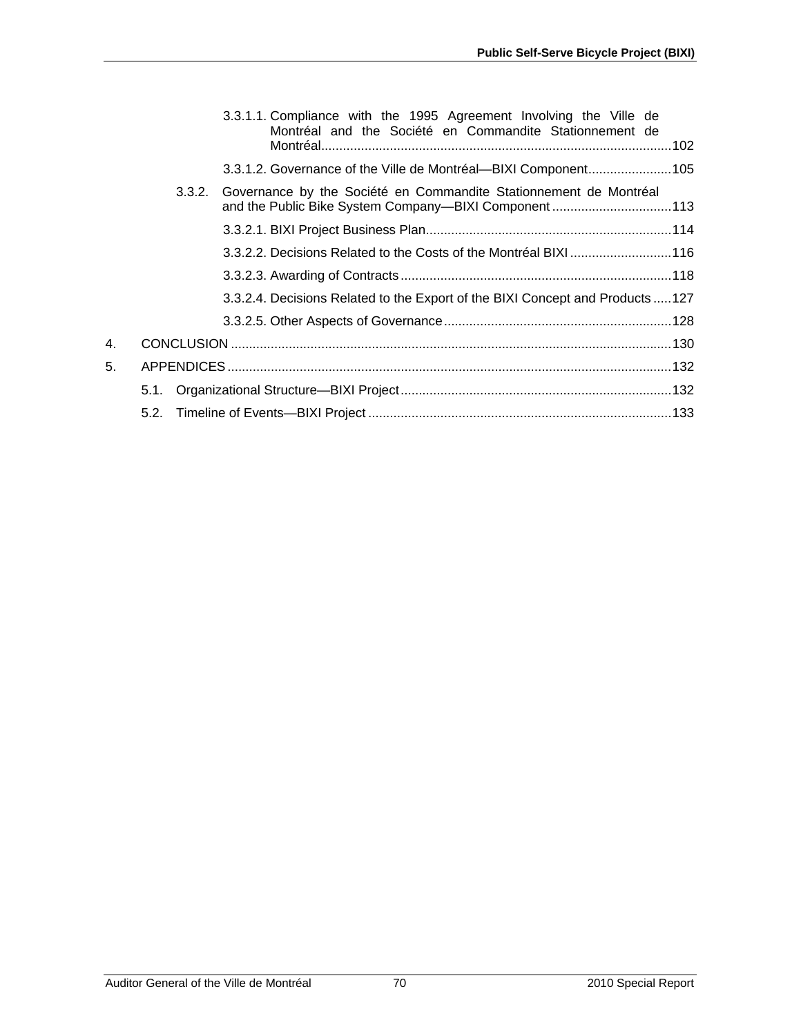3.3.1.1. Compliance with the 1995 Agreement Involving the Ville de Montréal and the Société en Commandite Stationnement de Montréal ........................................................................................ 102

3.3.1.2. Governance of the Ville de Montréal—BIXI Component ....................... 105

3.3.2. Governance by the Société en Commandite Stationnement de Montréal and the Public Bike System Company—BIXI Component ................................. 113

3.3.2.1. BIXI Project Business Plan ................................................................... 114

3.3.2.2. Decisions Related to the Costs of the Montréal BIXI ............................ 116

3.3.2.3. Awarding of Contracts .......................................................................... 118

3.3.2.4. Decisions Related to the Export of the BIXI Concept and Products ..... 127

3.3.2.5. Other Aspects of Governance ............................................................... 128

4. CONCLUSION ......................................................................................................... 130

5. APPENDICES .......................................................................................................... 132

5.1. Organizational Structure—BIXI Project ........................................................... 132

5.2. Timeline of Events—BIXI Project .................................................................... 133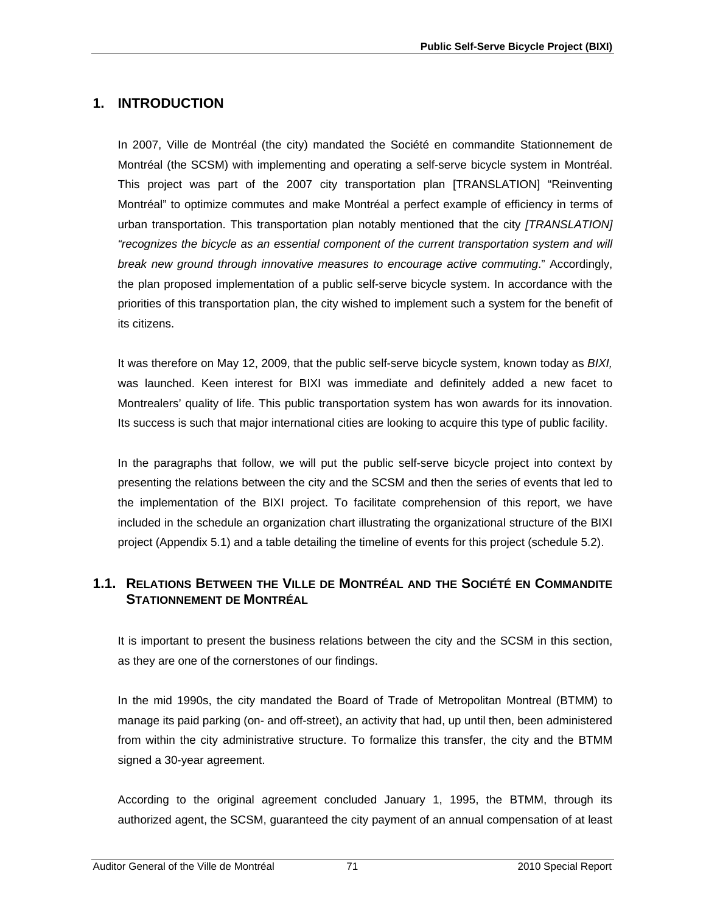# 1. INTRODUCTION

In 2007, Ville de Montréal (the city) mandated the Société en commandite Stationnement de Montréal (the SCSM) with implementing and operating a self-serve bicycle system in Montréal. This project was part of the 2007 city transportation plan [TRANSLATION] "Reinventing Montréal" to optimize commutes and make Montréal a perfect example of efficiency in terms of urban transportation. This transportation plan notably mentioned that the city *[TRANSLATION] "recognizes the bicycle as an essential component of the current transportation system and will break new ground through innovative measures to encourage active commuting*." Accordingly, the plan proposed implementation of a public self-serve bicycle system. In accordance with the priorities of this transportation plan, the city wished to implement such a system for the benefit of its citizens.

It was therefore on May 12, 2009, that the public self-serve bicycle system, known today as *BIXI,* was launched. Keen interest for BIXI was immediate and definitely added a new facet to Montrealers' quality of life. This public transportation system has won awards for its innovation. Its success is such that major international cities are looking to acquire this type of public facility.

In the paragraphs that follow, we will put the public self-serve bicycle project into context by presenting the relations between the city and the SCSM and then the series of events that led to the implementation of the BIXI project. To facilitate comprehension of this report, we have included in the schedule an organization chart illustrating the organizational structure of the BIXI project (Appendix 5.1) and a table detailing the timeline of events for this project (schedule 5.2).

## 1.1. RELATIONS BETWEEN THE VILLE DE MONTRÉAL AND THE SOCIÉTÉ EN COMMANDITE STATIONNEMENT DE MONTRÉAL

It is important to present the business relations between the city and the SCSM in this section, as they are one of the cornerstones of our findings.

In the mid 1990s, the city mandated the Board of Trade of Metropolitan Montreal (BTMM) to manage its paid parking (on- and off-street), an activity that had, up until then, been administered from within the city administrative structure. To formalize this transfer, the city and the BTMM signed a 30-year agreement.

According to the original agreement concluded January 1, 1995, the BTMM, through its authorized agent, the SCSM, guaranteed the city payment of an annual compensation of at least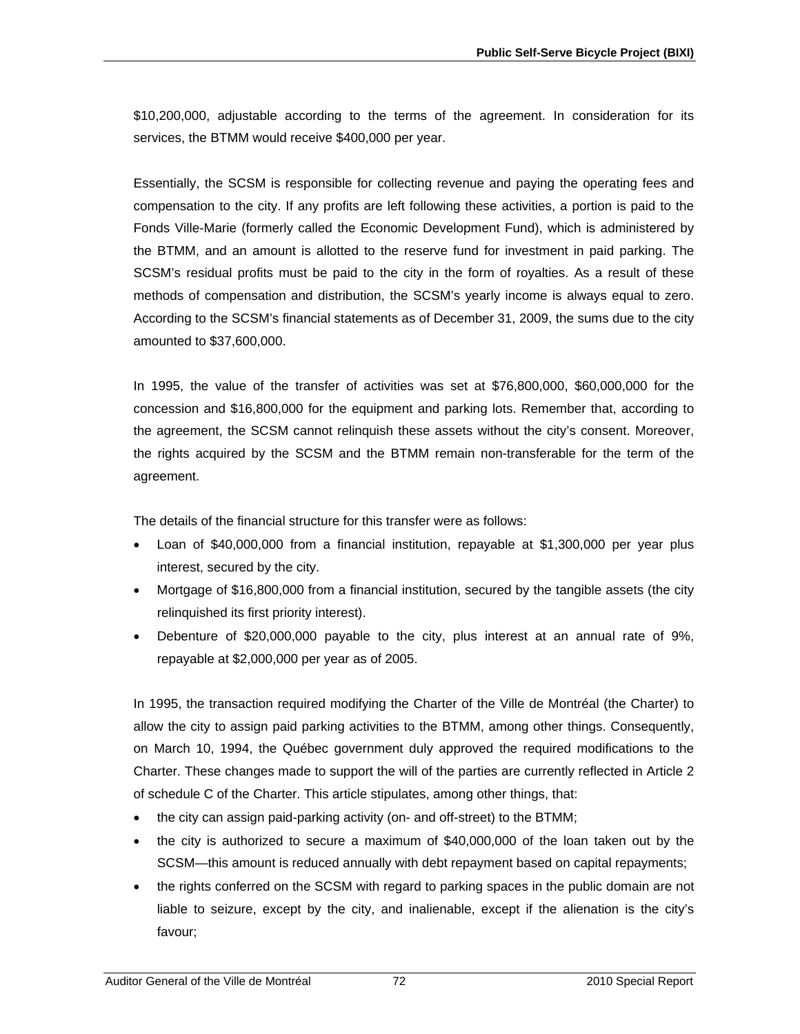$10,200,000, adjustable according to the terms of the agreement. In consideration for its services, the BTMM would receive $400,000 per year.

Essentially, the SCSM is responsible for collecting revenue and paying the operating fees and compensation to the city. If any profits are left following these activities, a portion is paid to the Fonds Ville-Marie (formerly called the Economic Development Fund), which is administered by the BTMM, and an amount is allotted to the reserve fund for investment in paid parking. The SCSM's residual profits must be paid to the city in the form of royalties. As a result of these methods of compensation and distribution, the SCSM's yearly income is always equal to zero. According to the SCSM's financial statements as of December 31, 2009, the sums due to the city amounted to $37,600,000.

In 1995, the value of the transfer of activities was set at $76,800,000, $60,000,000 for the concession and $16,800,000 for the equipment and parking lots. Remember that, according to the agreement, the SCSM cannot relinquish these assets without the city's consent. Moreover, the rights acquired by the SCSM and the BTMM remain non-transferable for the term of the agreement.

The details of the financial structure for this transfer were as follows:

- Loan of $40,000,000 from a financial institution, repayable at $1,300,000 per year plus interest, secured by the city.
- Mortgage of $16,800,000 from a financial institution, secured by the tangible assets (the city relinquished its first priority interest).
- Debenture of $20,000,000 payable to the city, plus interest at an annual rate of 9%, repayable at $2,000,000 per year as of 2005.

In 1995, the transaction required modifying the Charter of the Ville de Montréal (the Charter) to allow the city to assign paid parking activities to the BTMM, among other things. Consequently, on March 10, 1994, the Québec government duly approved the required modifications to the Charter. These changes made to support the will of the parties are currently reflected in Article 2 of schedule C of the Charter. This article stipulates, among other things, that:

- the city can assign paid-parking activity (on- and off-street) to the BTMM;
- the city is authorized to secure a maximum of $40,000,000 of the loan taken out by the SCSM—this amount is reduced annually with debt repayment based on capital repayments;
- the rights conferred on the SCSM with regard to parking spaces in the public domain are not liable to seizure, except by the city, and inalienable, except if the alienation is the city's favour;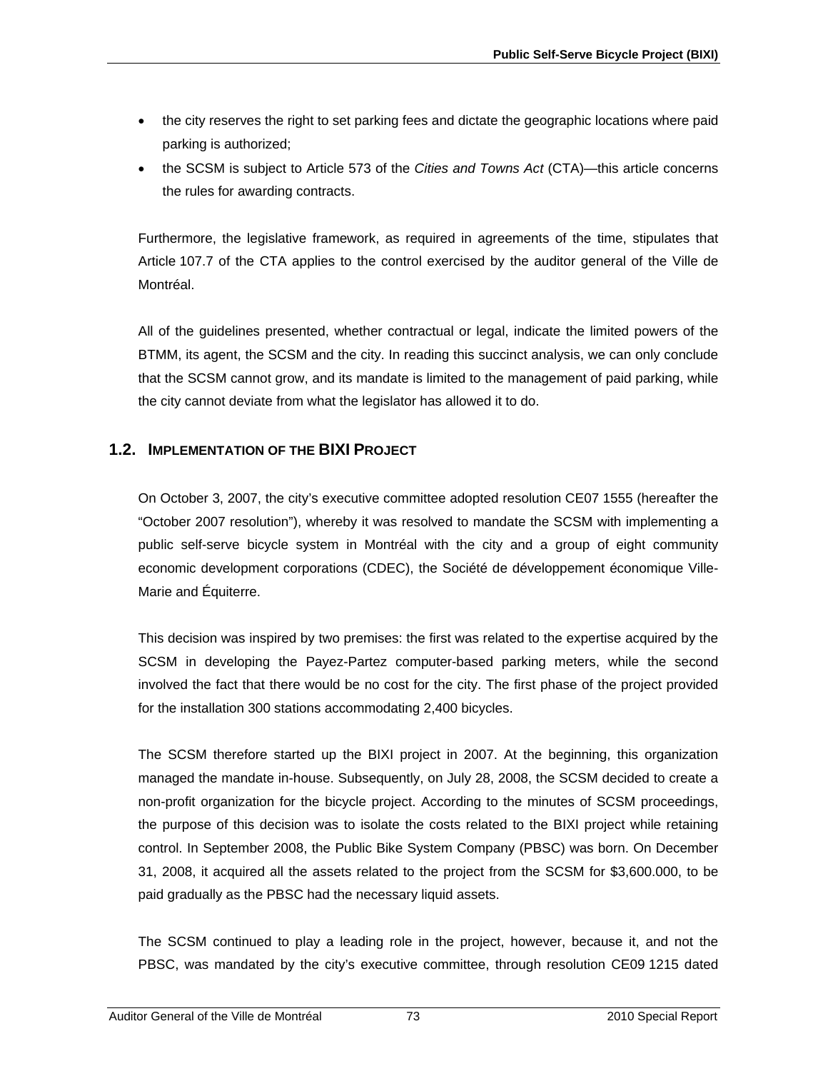- the city reserves the right to set parking fees and dictate the geographic locations where paid parking is authorized;
- the SCSM is subject to Article 573 of the *Cities and Towns Act* (CTA)—this article concerns the rules for awarding contracts.

Furthermore, the legislative framework, as required in agreements of the time, stipulates that Article 107.7 of the CTA applies to the control exercised by the auditor general of the Ville de Montréal.

All of the guidelines presented, whether contractual or legal, indicate the limited powers of the BTMM, its agent, the SCSM and the city. In reading this succinct analysis, we can only conclude that the SCSM cannot grow, and its mandate is limited to the management of paid parking, while the city cannot deviate from what the legislator has allowed it to do.

## 1.2. IMPLEMENTATION OF THE BIXI PROJECT

On October 3, 2007, the city's executive committee adopted resolution CE07 1555 (hereafter the "October 2007 resolution"), whereby it was resolved to mandate the SCSM with implementing a public self-serve bicycle system in Montréal with the city and a group of eight community economic development corporations (CDEC), the Société de développement économique Ville-Marie and Équiterre.

This decision was inspired by two premises: the first was related to the expertise acquired by the SCSM in developing the Payez-Partez computer-based parking meters, while the second involved the fact that there would be no cost for the city. The first phase of the project provided for the installation 300 stations accommodating 2,400 bicycles.

The SCSM therefore started up the BIXI project in 2007. At the beginning, this organization managed the mandate in-house. Subsequently, on July 28, 2008, the SCSM decided to create a non-profit organization for the bicycle project. According to the minutes of SCSM proceedings, the purpose of this decision was to isolate the costs related to the BIXI project while retaining control. In September 2008, the Public Bike System Company (PBSC) was born. On December 31, 2008, it acquired all the assets related to the project from the SCSM for $3,600.000, to be paid gradually as the PBSC had the necessary liquid assets.

The SCSM continued to play a leading role in the project, however, because it, and not the PBSC, was mandated by the city's executive committee, through resolution CE09 1215 dated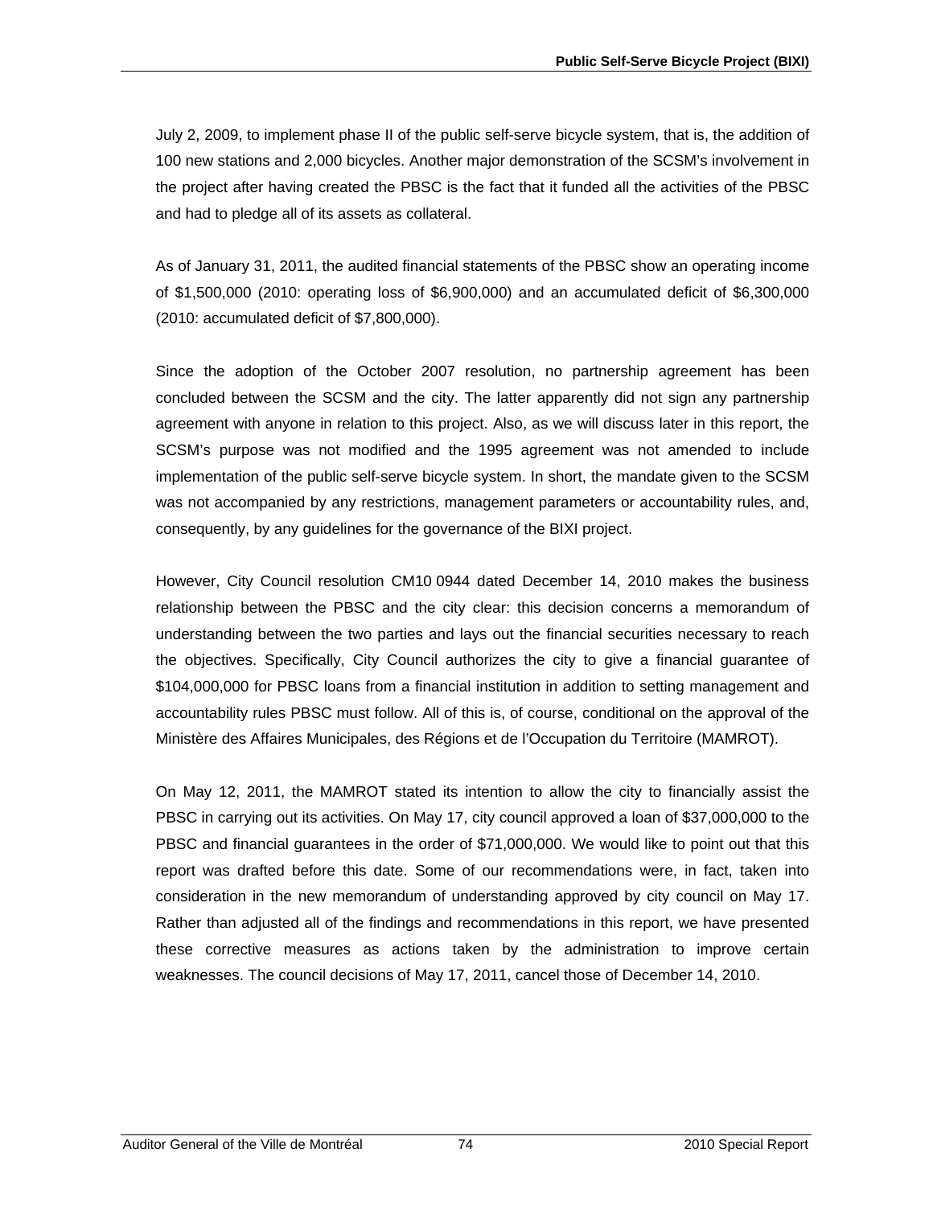July 2, 2009, to implement phase II of the public self-serve bicycle system, that is, the addition of 100 new stations and 2,000 bicycles. Another major demonstration of the SCSM's involvement in the project after having created the PBSC is the fact that it funded all the activities of the PBSC and had to pledge all of its assets as collateral.

As of January 31, 2011, the audited financial statements of the PBSC show an operating income of $1,500,000 (2010: operating loss of $6,900,000) and an accumulated deficit of $6,300,000 (2010: accumulated deficit of $7,800,000).

Since the adoption of the October 2007 resolution, no partnership agreement has been concluded between the SCSM and the city. The latter apparently did not sign any partnership agreement with anyone in relation to this project. Also, as we will discuss later in this report, the SCSM's purpose was not modified and the 1995 agreement was not amended to include implementation of the public self-serve bicycle system. In short, the mandate given to the SCSM was not accompanied by any restrictions, management parameters or accountability rules, and, consequently, by any guidelines for the governance of the BIXI project.

However, City Council resolution CM10 0944 dated December 14, 2010 makes the business relationship between the PBSC and the city clear: this decision concerns a memorandum of understanding between the two parties and lays out the financial securities necessary to reach the objectives. Specifically, City Council authorizes the city to give a financial guarantee of $104,000,000 for PBSC loans from a financial institution in addition to setting management and accountability rules PBSC must follow. All of this is, of course, conditional on the approval of the Ministère des Affaires Municipales, des Régions et de l'Occupation du Territoire (MAMROT).

On May 12, 2011, the MAMROT stated its intention to allow the city to financially assist the PBSC in carrying out its activities. On May 17, city council approved a loan of $37,000,000 to the PBSC and financial guarantees in the order of $71,000,000. We would like to point out that this report was drafted before this date. Some of our recommendations were, in fact, taken into consideration in the new memorandum of understanding approved by city council on May 17. Rather than adjusted all of the findings and recommendations in this report, we have presented these corrective measures as actions taken by the administration to improve certain weaknesses. The council decisions of May 17, 2011, cancel those of December 14, 2010.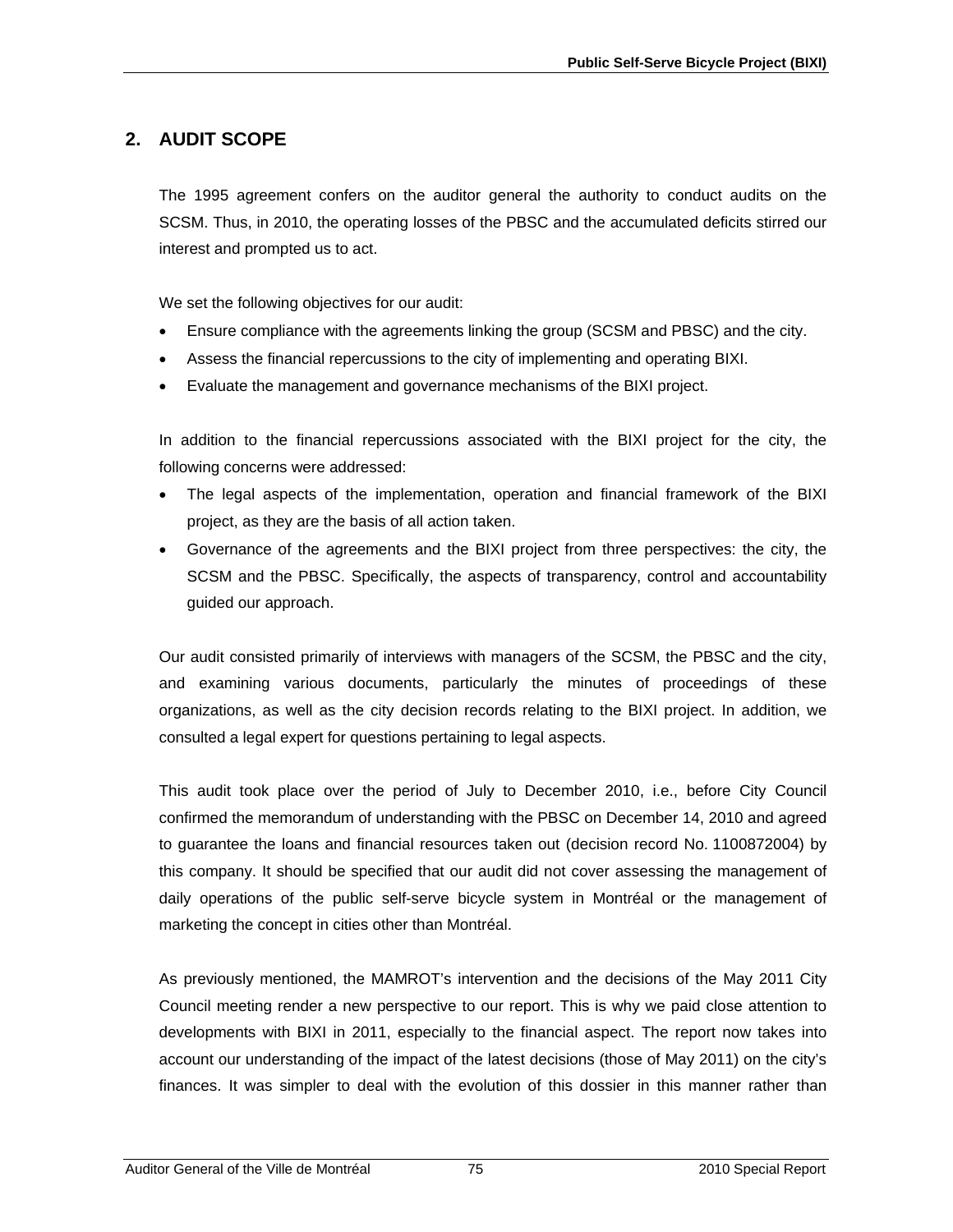## 2. AUDIT SCOPE

The 1995 agreement confers on the auditor general the authority to conduct audits on the SCSM. Thus, in 2010, the operating losses of the PBSC and the accumulated deficits stirred our interest and prompted us to act.

We set the following objectives for our audit:

- Ensure compliance with the agreements linking the group (SCSM and PBSC) and the city.
- Assess the financial repercussions to the city of implementing and operating BIXI.
- Evaluate the management and governance mechanisms of the BIXI project.

In addition to the financial repercussions associated with the BIXI project for the city, the following concerns were addressed:

- The legal aspects of the implementation, operation and financial framework of the BIXI project, as they are the basis of all action taken.
- Governance of the agreements and the BIXI project from three perspectives: the city, the SCSM and the PBSC. Specifically, the aspects of transparency, control and accountability guided our approach.

Our audit consisted primarily of interviews with managers of the SCSM, the PBSC and the city, and examining various documents, particularly the minutes of proceedings of these organizations, as well as the city decision records relating to the BIXI project. In addition, we consulted a legal expert for questions pertaining to legal aspects.

This audit took place over the period of July to December 2010, i.e., before City Council confirmed the memorandum of understanding with the PBSC on December 14, 2010 and agreed to guarantee the loans and financial resources taken out (decision record No. 1100872004) by this company. It should be specified that our audit did not cover assessing the management of daily operations of the public self-serve bicycle system in Montréal or the management of marketing the concept in cities other than Montréal.

As previously mentioned, the MAMROT's intervention and the decisions of the May 2011 City Council meeting render a new perspective to our report. This is why we paid close attention to developments with BIXI in 2011, especially to the financial aspect. The report now takes into account our understanding of the impact of the latest decisions (those of May 2011) on the city's finances. It was simpler to deal with the evolution of this dossier in this manner rather than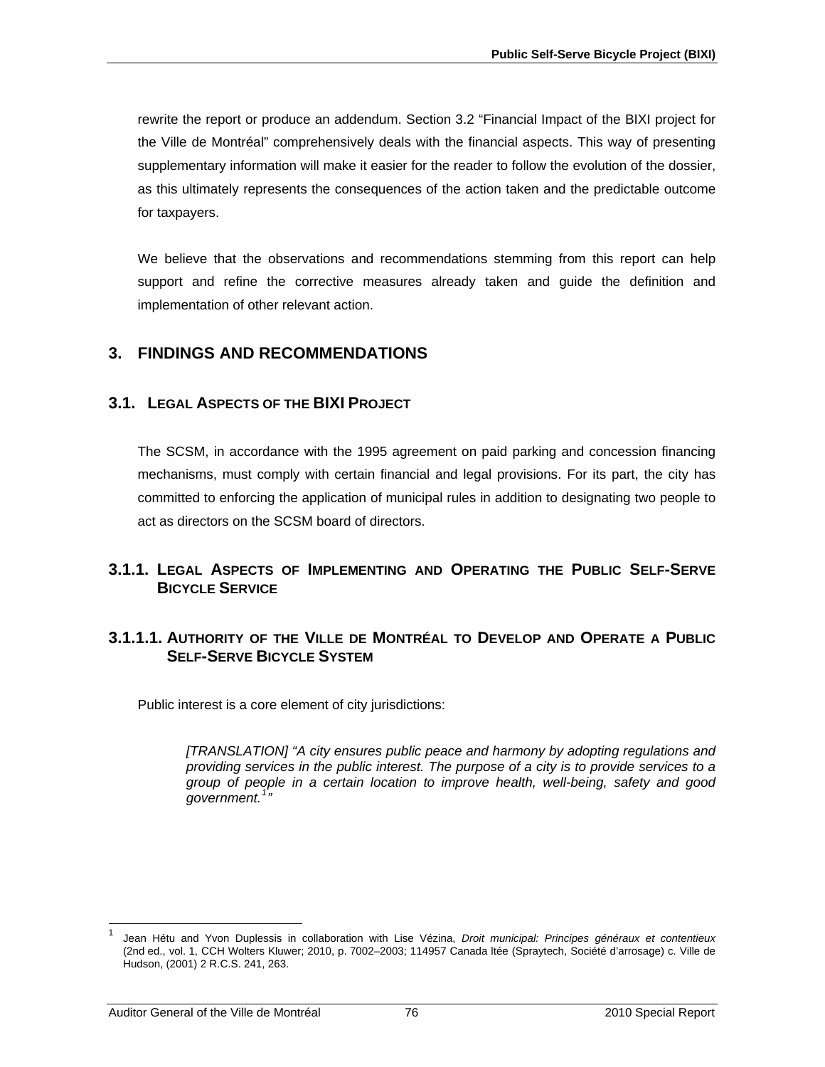rewrite the report or produce an addendum. Section 3.2 "Financial Impact of the BIXI project for the Ville de Montréal" comprehensively deals with the financial aspects. This way of presenting supplementary information will make it easier for the reader to follow the evolution of the dossier, as this ultimately represents the consequences of the action taken and the predictable outcome for taxpayers.

We believe that the observations and recommendations stemming from this report can help support and refine the corrective measures already taken and guide the definition and implementation of other relevant action.

# 3. FINDINGS AND RECOMMENDATIONS

## 3.1. Legal Aspects of the BIXI Project

The SCSM, in accordance with the 1995 agreement on paid parking and concession financing mechanisms, must comply with certain financial and legal provisions. For its part, the city has committed to enforcing the application of municipal rules in addition to designating two people to act as directors on the SCSM board of directors.

### 3.1.1. Legal Aspects of Implementing and Operating the Public Self-Serve Bicycle Service

#### 3.1.1.1. Authority of the Ville de Montréal to Develop and Operate a Public Self-Serve Bicycle System

Public interest is a core element of city jurisdictions:

> *[TRANSLATION] "A city ensures public peace and harmony by adopting regulations and providing services in the public interest. The purpose of a city is to provide services to a group of people in a certain location to improve health, well-being, safety and good government.[1]"*

[1] Jean Hétu and Yvon Duplessis in collaboration with Lise Vézina, *Droit municipal: Principes généraux et contentieux* (2nd ed., vol. 1, CCH Wolters Kluwer; 2010, p. 7002–2003; 114957 Canada ltée (Spraytech, Société d'arrosage) c. Ville de Hudson, (2001) 2 R.C.S. 241, 263.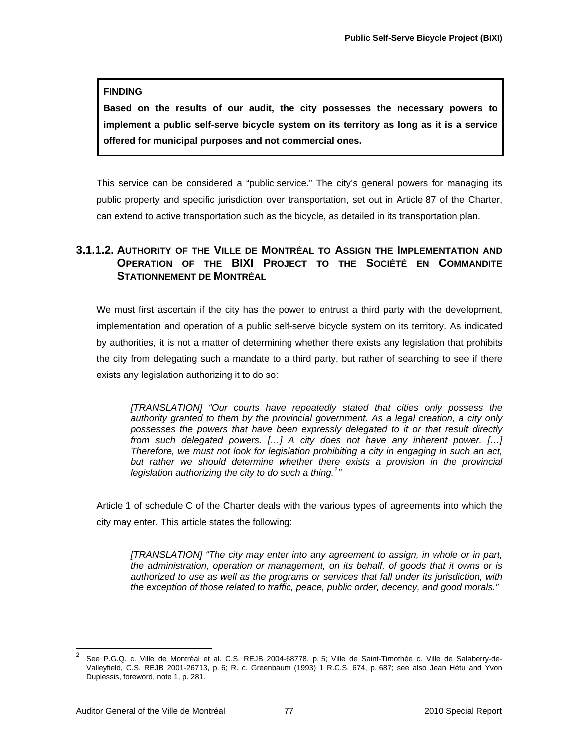> **FINDING**
>
> **Based on the results of our audit, the city possesses the necessary powers to implement a public self-serve bicycle system on its territory as long as it is a service offered for municipal purposes and not commercial ones.**

This service can be considered a "public service." The city's general powers for managing its public property and specific jurisdiction over transportation, set out in Article 87 of the Charter, can extend to active transportation such as the bicycle, as detailed in its transportation plan.

### 3.1.1.2. AUTHORITY OF THE VILLE DE MONTRÉAL TO ASSIGN THE IMPLEMENTATION AND OPERATION OF THE BIXI PROJECT TO THE SOCIÉTÉ EN COMMANDITE STATIONNEMENT DE MONTRÉAL

We must first ascertain if the city has the power to entrust a third party with the development, implementation and operation of a public self-serve bicycle system on its territory. As indicated by authorities, it is not a matter of determining whether there exists any legislation that prohibits the city from delegating such a mandate to a third party, but rather of searching to see if there exists any legislation authorizing it to do so:

> *[TRANSLATION] "Our courts have repeatedly stated that cities only possess the authority granted to them by the provincial government. As a legal creation, a city only possesses the powers that have been expressly delegated to it or that result directly from such delegated powers. […] A city does not have any inherent power. […] Therefore, we must not look for legislation prohibiting a city in engaging in such an act, but rather we should determine whether there exists a provision in the provincial legislation authorizing the city to do such a thing.*[2]*"*

Article 1 of schedule C of the Charter deals with the various types of agreements into which the city may enter. This article states the following:

> *[TRANSLATION] "The city may enter into any agreement to assign, in whole or in part, the administration, operation or management, on its behalf, of goods that it owns or is authorized to use as well as the programs or services that fall under its jurisdiction, with the exception of those related to traffic, peace, public order, decency, and good morals."*

---

[2] See P.G.Q. c. Ville de Montréal et al. C.S. REJB 2004-68778, p. 5; Ville de Saint-Timothée c. Ville de Salaberry-de-Valleyfield, C.S. REJB 2001-26713, p. 6; R. c. Greenbaum (1993) 1 R.C.S. 674, p. 687; see also Jean Hétu and Yvon Duplessis, foreword, note 1, p. 281.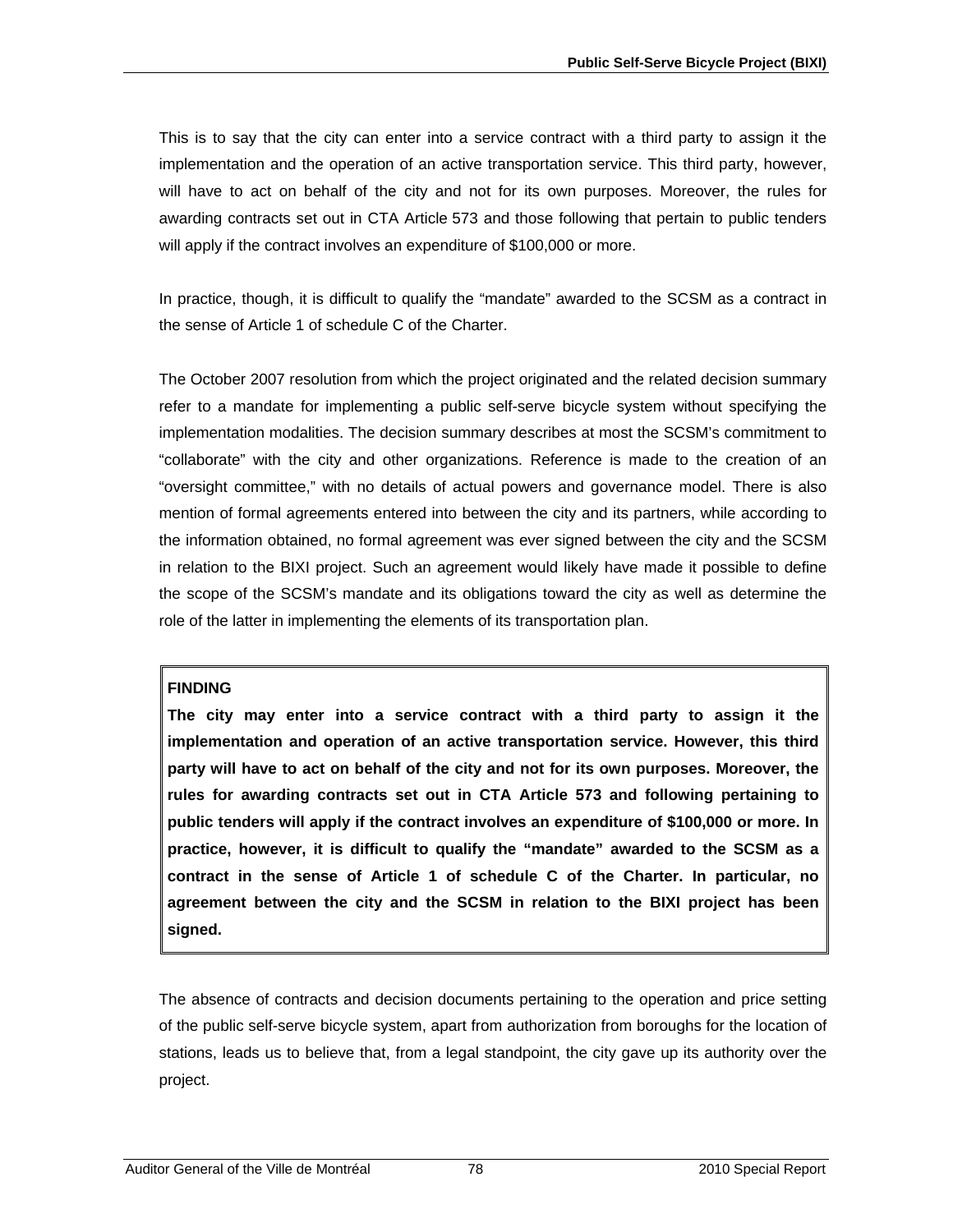This is to say that the city can enter into a service contract with a third party to assign it the implementation and the operation of an active transportation service. This third party, however, will have to act on behalf of the city and not for its own purposes. Moreover, the rules for awarding contracts set out in CTA Article 573 and those following that pertain to public tenders will apply if the contract involves an expenditure of $100,000 or more.

In practice, though, it is difficult to qualify the “mandate” awarded to the SCSM as a contract in the sense of Article 1 of schedule C of the Charter.

The October 2007 resolution from which the project originated and the related decision summary refer to a mandate for implementing a public self-serve bicycle system without specifying the implementation modalities. The decision summary describes at most the SCSM’s commitment to “collaborate” with the city and other organizations. Reference is made to the creation of an “oversight committee,” with no details of actual powers and governance model. There is also mention of formal agreements entered into between the city and its partners, while according to the information obtained, no formal agreement was ever signed between the city and the SCSM in relation to the BIXI project. Such an agreement would likely have made it possible to define the scope of the SCSM’s mandate and its obligations toward the city as well as determine the role of the latter in implementing the elements of its transportation plan.

**FINDING**

**The city may enter into a service contract with a third party to assign it the implementation and operation of an active transportation service. However, this third party will have to act on behalf of the city and not for its own purposes. Moreover, the rules for awarding contracts set out in CTA Article 573 and following pertaining to public tenders will apply if the contract involves an expenditure of $100,000 or more. In practice, however, it is difficult to qualify the “mandate” awarded to the SCSM as a contract in the sense of Article 1 of schedule C of the Charter. In particular, no agreement between the city and the SCSM in relation to the BIXI project has been signed.**

The absence of contracts and decision documents pertaining to the operation and price setting of the public self-serve bicycle system, apart from authorization from boroughs for the location of stations, leads us to believe that, from a legal standpoint, the city gave up its authority over the project.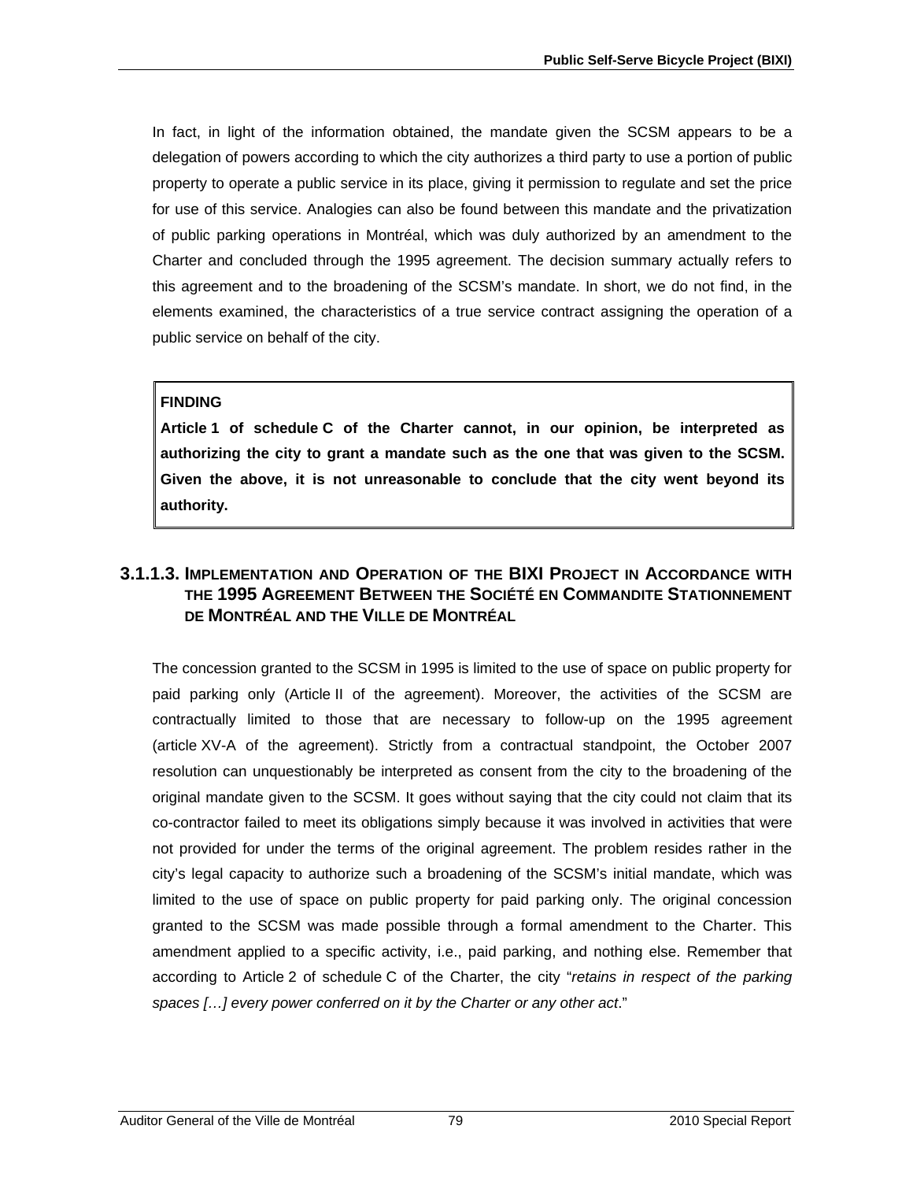In fact, in light of the information obtained, the mandate given the SCSM appears to be a delegation of powers according to which the city authorizes a third party to use a portion of public property to operate a public service in its place, giving it permission to regulate and set the price for use of this service. Analogies can also be found between this mandate and the privatization of public parking operations in Montréal, which was duly authorized by an amendment to the Charter and concluded through the 1995 agreement. The decision summary actually refers to this agreement and to the broadening of the SCSM's mandate. In short, we do not find, in the elements examined, the characteristics of a true service contract assigning the operation of a public service on behalf of the city.

> **FINDING**
>
> **Article 1 of schedule C of the Charter cannot, in our opinion, be interpreted as authorizing the city to grant a mandate such as the one that was given to the SCSM. Given the above, it is not unreasonable to conclude that the city went beyond its authority.**

### 3.1.1.3. Implementation and Operation of the BIXI Project in Accordance with the 1995 Agreement Between the Société en Commandite Stationnement de Montréal and the Ville de Montréal

The concession granted to the SCSM in 1995 is limited to the use of space on public property for paid parking only (Article II of the agreement). Moreover, the activities of the SCSM are contractually limited to those that are necessary to follow-up on the 1995 agreement (article XV-A of the agreement). Strictly from a contractual standpoint, the October 2007 resolution can unquestionably be interpreted as consent from the city to the broadening of the original mandate given to the SCSM. It goes without saying that the city could not claim that its co-contractor failed to meet its obligations simply because it was involved in activities that were not provided for under the terms of the original agreement. The problem resides rather in the city's legal capacity to authorize such a broadening of the SCSM's initial mandate, which was limited to the use of space on public property for paid parking only. The original concession granted to the SCSM was made possible through a formal amendment to the Charter. This amendment applied to a specific activity, i.e., paid parking, and nothing else. Remember that according to Article 2 of schedule C of the Charter, the city "*retains in respect of the parking spaces […] every power conferred on it by the Charter or any other act*."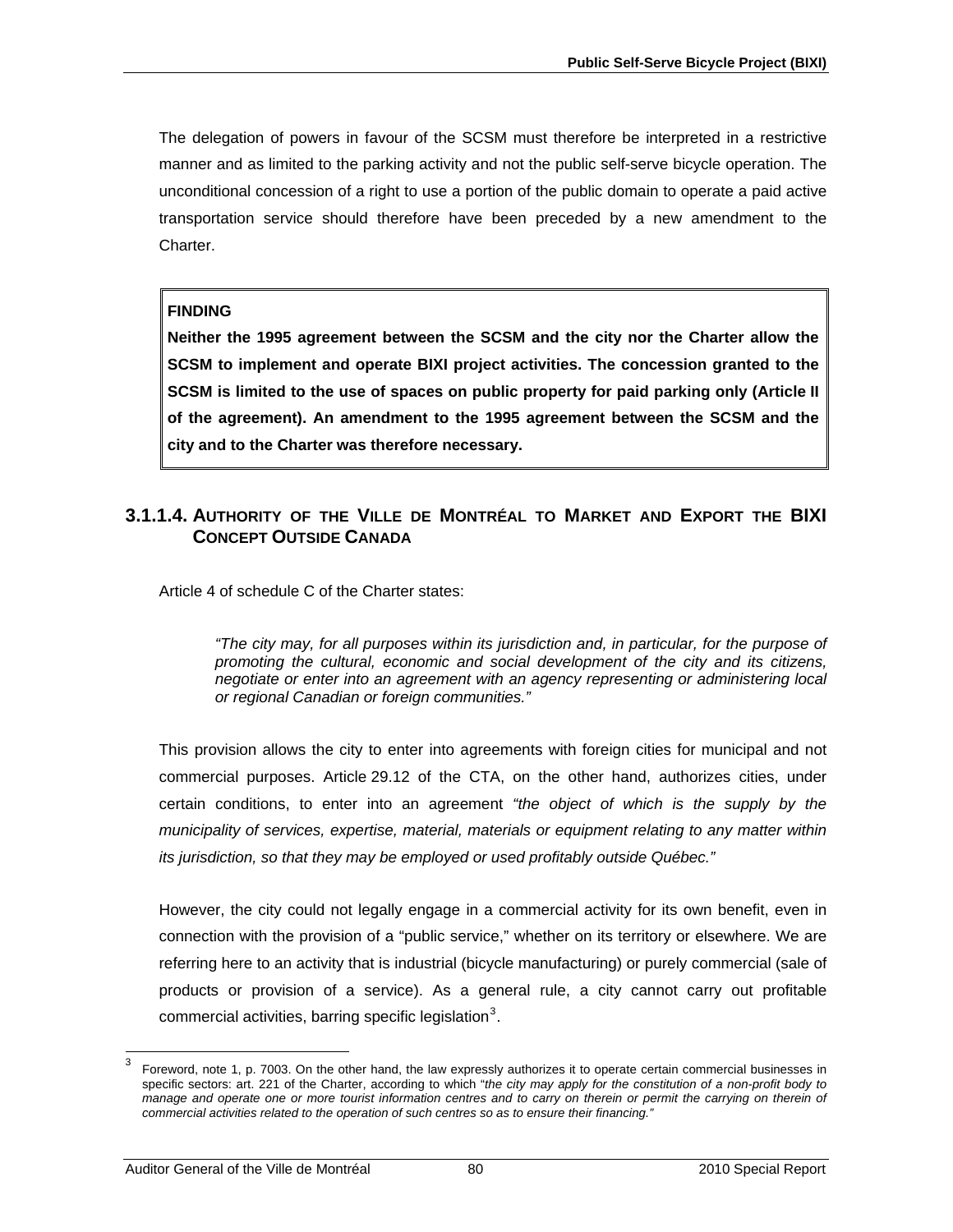The delegation of powers in favour of the SCSM must therefore be interpreted in a restrictive manner and as limited to the parking activity and not the public self-serve bicycle operation. The unconditional concession of a right to use a portion of the public domain to operate a paid active transportation service should therefore have been preceded by a new amendment to the Charter.

> **FINDING**
>
> **Neither the 1995 agreement between the SCSM and the city nor the Charter allow the SCSM to implement and operate BIXI project activities. The concession granted to the SCSM is limited to the use of spaces on public property for paid parking only (Article II of the agreement). An amendment to the 1995 agreement between the SCSM and the city and to the Charter was therefore necessary.**

### 3.1.1.4. AUTHORITY OF THE VILLE DE MONTRÉAL TO MARKET AND EXPORT THE BIXI CONCEPT OUTSIDE CANADA

Article 4 of schedule C of the Charter states:

> *"The city may, for all purposes within its jurisdiction and, in particular, for the purpose of promoting the cultural, economic and social development of the city and its citizens, negotiate or enter into an agreement with an agency representing or administering local or regional Canadian or foreign communities."*

This provision allows the city to enter into agreements with foreign cities for municipal and not commercial purposes. Article 29.12 of the CTA, on the other hand, authorizes cities, under certain conditions, to enter into an agreement *"the object of which is the supply by the municipality of services, expertise, material, materials or equipment relating to any matter within its jurisdiction, so that they may be employed or used profitably outside Québec."*

However, the city could not legally engage in a commercial activity for its own benefit, even in connection with the provision of a "public service," whether on its territory or elsewhere. We are referring here to an activity that is industrial (bicycle manufacturing) or purely commercial (sale of products or provision of a service). As a general rule, a city cannot carry out profitable commercial activities, barring specific legislation[3].

---

[3] Foreword, note 1, p. 7003. On the other hand, the law expressly authorizes it to operate certain commercial businesses in specific sectors: art. 221 of the Charter, according to which "*the city may apply for the constitution of a non-profit body to manage and operate one or more tourist information centres and to carry on therein or permit the carrying on therein of commercial activities related to the operation of such centres so as to ensure their financing."*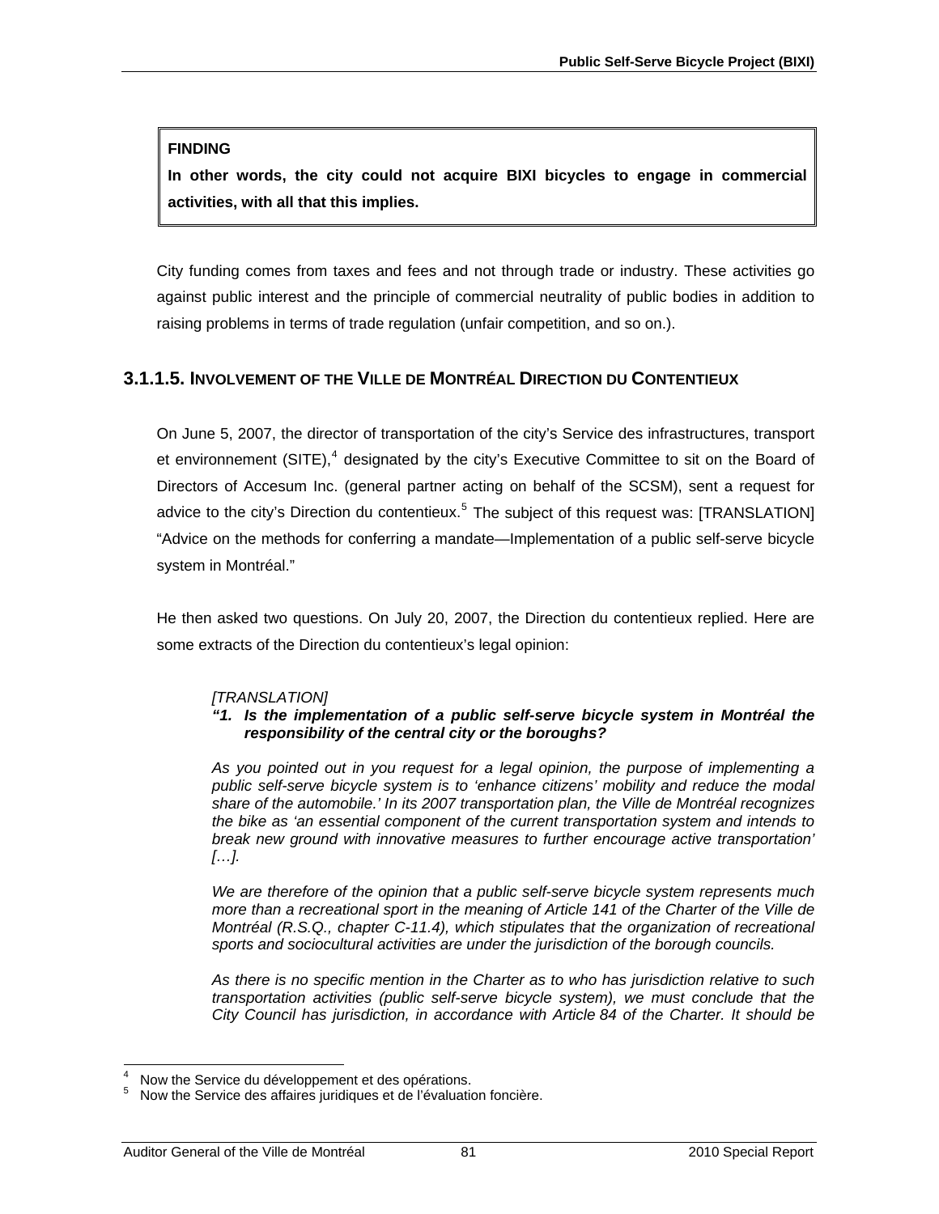> **FINDING**
>
> **In other words, the city could not acquire BIXI bicycles to engage in commercial activities, with all that this implies.**

City funding comes from taxes and fees and not through trade or industry. These activities go against public interest and the principle of commercial neutrality of public bodies in addition to raising problems in terms of trade regulation (unfair competition, and so on.).

### 3.1.1.5. Involvement of the Ville de Montréal Direction du Contentieux

On June 5, 2007, the director of transportation of the city's Service des infrastructures, transport et environnement (SITE),[4] designated by the city's Executive Committee to sit on the Board of Directors of Accesum Inc. (general partner acting on behalf of the SCSM), sent a request for advice to the city's Direction du contentieux.[5] The subject of this request was: [TRANSLATION] "Advice on the methods for conferring a mandate—Implementation of a public self-serve bicycle system in Montréal."

He then asked two questions. On July 20, 2007, the Direction du contentieux replied. Here are some extracts of the Direction du contentieux's legal opinion:

> *[TRANSLATION]*
>
> ***"1. Is the implementation of a public self-serve bicycle system in Montréal the responsibility of the central city or the boroughs?***
>
> *As you pointed out in you request for a legal opinion, the purpose of implementing a public self-serve bicycle system is to 'enhance citizens' mobility and reduce the modal share of the automobile.' In its 2007 transportation plan, the Ville de Montréal recognizes the bike as 'an essential component of the current transportation system and intends to break new ground with innovative measures to further encourage active transportation' […].*
>
> *We are therefore of the opinion that a public self-serve bicycle system represents much more than a recreational sport in the meaning of Article 141 of the Charter of the Ville de Montréal (R.S.Q., chapter C-11.4), which stipulates that the organization of recreational sports and sociocultural activities are under the jurisdiction of the borough councils.*
>
> *As there is no specific mention in the Charter as to who has jurisdiction relative to such transportation activities (public self-serve bicycle system), we must conclude that the City Council has jurisdiction, in accordance with Article 84 of the Charter. It should be*

---

[4] Now the Service du développement et des opérations.

[5] Now the Service des affaires juridiques et de l'évaluation foncière.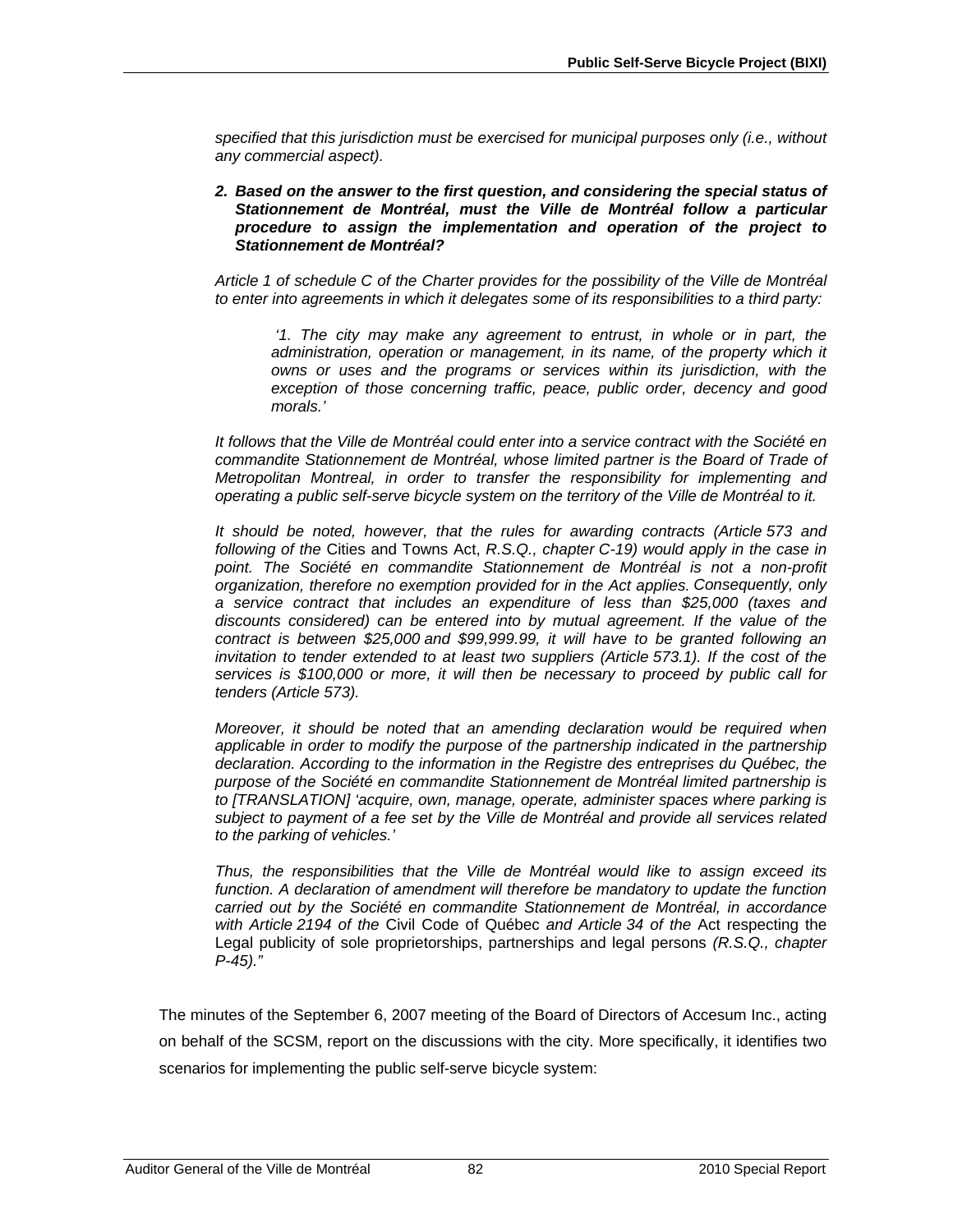*specified that this jurisdiction must be exercised for municipal purposes only (i.e., without any commercial aspect).*

***2. Based on the answer to the first question, and considering the special status of Stationnement de Montréal, must the Ville de Montréal follow a particular procedure to assign the implementation and operation of the project to Stationnement de Montréal?***

*Article 1 of schedule C of the Charter provides for the possibility of the Ville de Montréal to enter into agreements in which it delegates some of its responsibilities to a third party:*

> *'1. The city may make any agreement to entrust, in whole or in part, the administration, operation or management, in its name, of the property which it owns or uses and the programs or services within its jurisdiction, with the exception of those concerning traffic, peace, public order, decency and good morals.'*

*It follows that the Ville de Montréal could enter into a service contract with the Société en commandite Stationnement de Montréal, whose limited partner is the Board of Trade of Metropolitan Montreal, in order to transfer the responsibility for implementing and operating a public self-serve bicycle system on the territory of the Ville de Montréal to it.*

*It should be noted, however, that the rules for awarding contracts (Article 573 and following of the* Cities and Towns Act, *R.S.Q., chapter C-19) would apply in the case in point. The Société en commandite Stationnement de Montréal is not a non-profit organization, therefore no exemption provided for in the Act applies. Consequently, only a service contract that includes an expenditure of less than $25,000 (taxes and discounts considered) can be entered into by mutual agreement. If the value of the contract is between $25,000 and $99,999.99, it will have to be granted following an invitation to tender extended to at least two suppliers (Article 573.1). If the cost of the services is $100,000 or more, it will then be necessary to proceed by public call for tenders (Article 573).*

*Moreover, it should be noted that an amending declaration would be required when applicable in order to modify the purpose of the partnership indicated in the partnership declaration. According to the information in the Registre des entreprises du Québec, the purpose of the Société en commandite Stationnement de Montréal limited partnership is to [TRANSLATION] 'acquire, own, manage, operate, administer spaces where parking is subject to payment of a fee set by the Ville de Montréal and provide all services related to the parking of vehicles.'*

*Thus, the responsibilities that the Ville de Montréal would like to assign exceed its function. A declaration of amendment will therefore be mandatory to update the function carried out by the Société en commandite Stationnement de Montréal, in accordance with Article 2194 of the* Civil Code of Québec *and Article 34 of the* Act respecting the Legal publicity of sole proprietorships, partnerships and legal persons *(R.S.Q., chapter P-45)."*

The minutes of the September 6, 2007 meeting of the Board of Directors of Accesum Inc., acting on behalf of the SCSM, report on the discussions with the city. More specifically, it identifies two scenarios for implementing the public self-serve bicycle system: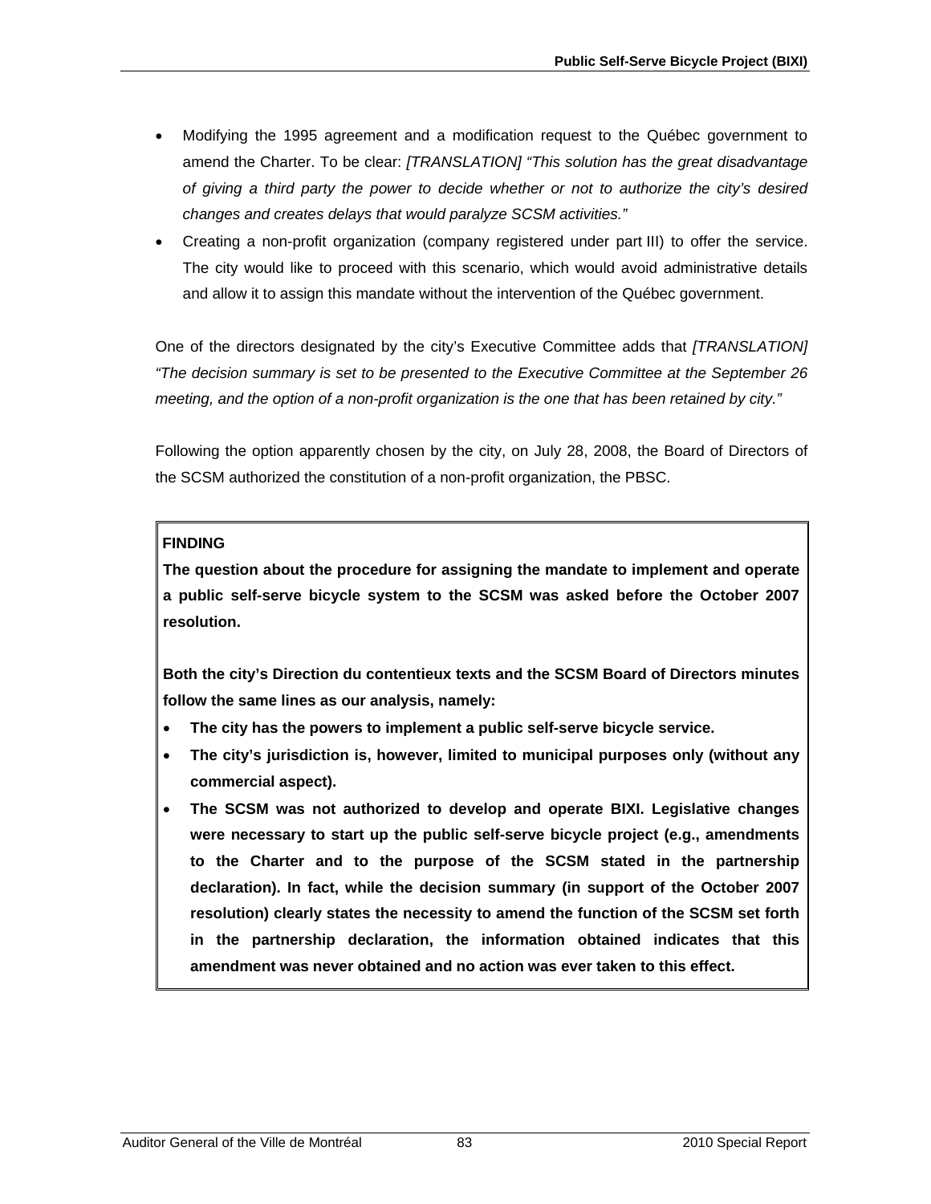- Modifying the 1995 agreement and a modification request to the Québec government to amend the Charter. To be clear: *[TRANSLATION] "This solution has the great disadvantage of giving a third party the power to decide whether or not to authorize the city's desired changes and creates delays that would paralyze SCSM activities."*
- Creating a non-profit organization (company registered under part III) to offer the service. The city would like to proceed with this scenario, which would avoid administrative details and allow it to assign this mandate without the intervention of the Québec government.

One of the directors designated by the city's Executive Committee adds that *[TRANSLATION] "The decision summary is set to be presented to the Executive Committee at the September 26 meeting, and the option of a non-profit organization is the one that has been retained by city."*

Following the option apparently chosen by the city, on July 28, 2008, the Board of Directors of the SCSM authorized the constitution of a non-profit organization, the PBSC.

**FINDING**

**The question about the procedure for assigning the mandate to implement and operate a public self-serve bicycle system to the SCSM was asked before the October 2007 resolution.**

**Both the city's Direction du contentieux texts and the SCSM Board of Directors minutes follow the same lines as our analysis, namely:**

- **The city has the powers to implement a public self-serve bicycle service.**
- **The city's jurisdiction is, however, limited to municipal purposes only (without any commercial aspect).**
- **The SCSM was not authorized to develop and operate BIXI. Legislative changes were necessary to start up the public self-serve bicycle project (e.g., amendments to the Charter and to the purpose of the SCSM stated in the partnership declaration). In fact, while the decision summary (in support of the October 2007 resolution) clearly states the necessity to amend the function of the SCSM set forth in the partnership declaration, the information obtained indicates that this amendment was never obtained and no action was ever taken to this effect.**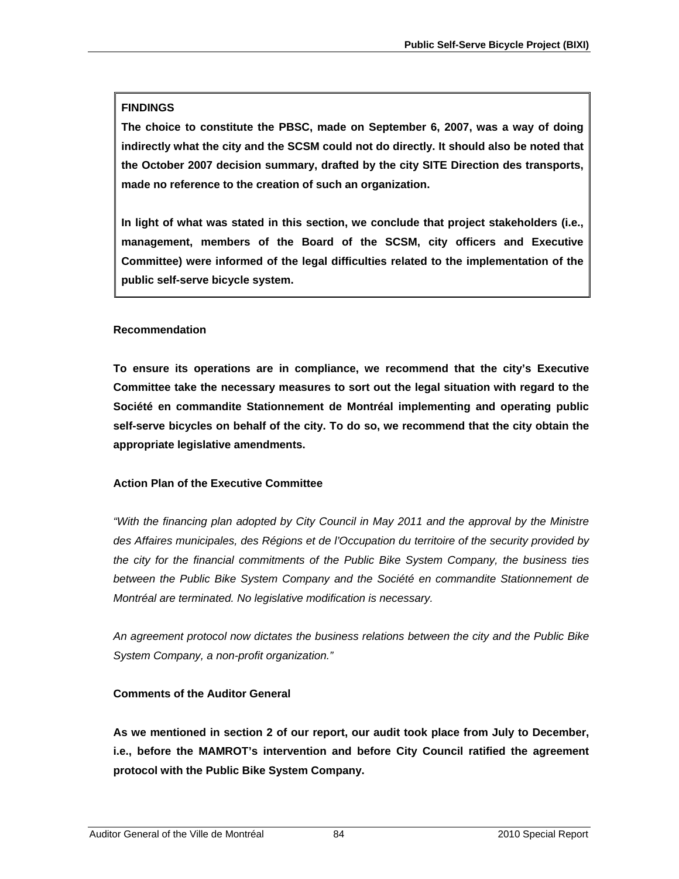**FINDINGS**

**The choice to constitute the PBSC, made on September 6, 2007, was a way of doing indirectly what the city and the SCSM could not do directly. It should also be noted that the October 2007 decision summary, drafted by the city SITE Direction des transports, made no reference to the creation of such an organization.**

**In light of what was stated in this section, we conclude that project stakeholders (i.e., management, members of the Board of the SCSM, city officers and Executive Committee) were informed of the legal difficulties related to the implementation of the public self-serve bicycle system.**

**Recommendation**

**To ensure its operations are in compliance, we recommend that the city's Executive Committee take the necessary measures to sort out the legal situation with regard to the Société en commandite Stationnement de Montréal implementing and operating public self-serve bicycles on behalf of the city. To do so, we recommend that the city obtain the appropriate legislative amendments.**

**Action Plan of the Executive Committee**

*"With the financing plan adopted by City Council in May 2011 and the approval by the Ministre des Affaires municipales, des Régions et de l'Occupation du territoire of the security provided by the city for the financial commitments of the Public Bike System Company, the business ties between the Public Bike System Company and the Société en commandite Stationnement de Montréal are terminated. No legislative modification is necessary.*

*An agreement protocol now dictates the business relations between the city and the Public Bike System Company, a non-profit organization."*

**Comments of the Auditor General**

**As we mentioned in section 2 of our report, our audit took place from July to December, i.e., before the MAMROT's intervention and before City Council ratified the agreement protocol with the Public Bike System Company.**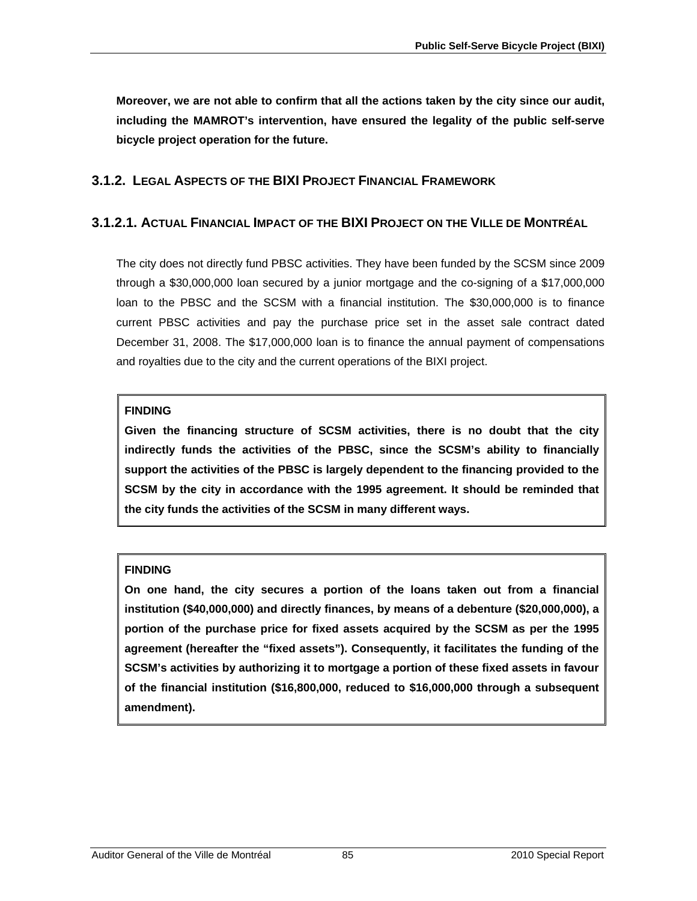**Moreover, we are not able to confirm that all the actions taken by the city since our audit, including the MAMROT's intervention, have ensured the legality of the public self-serve bicycle project operation for the future.**

### 3.1.2. Legal Aspects of the BIXI Project Financial Framework

#### 3.1.2.1. Actual Financial Impact of the BIXI Project on the Ville de Montréal

The city does not directly fund PBSC activities. They have been funded by the SCSM since 2009 through a $30,000,000 loan secured by a junior mortgage and the co-signing of a $17,000,000 loan to the PBSC and the SCSM with a financial institution. The $30,000,000 is to finance current PBSC activities and pay the purchase price set in the asset sale contract dated December 31, 2008. The $17,000,000 loan is to finance the annual payment of compensations and royalties due to the city and the current operations of the BIXI project.

**FINDING**

**Given the financing structure of SCSM activities, there is no doubt that the city indirectly funds the activities of the PBSC, since the SCSM's ability to financially support the activities of the PBSC is largely dependent to the financing provided to the SCSM by the city in accordance with the 1995 agreement. It should be reminded that the city funds the activities of the SCSM in many different ways.**

**FINDING**

**On one hand, the city secures a portion of the loans taken out from a financial institution ($40,000,000) and directly finances, by means of a debenture ($20,000,000), a portion of the purchase price for fixed assets acquired by the SCSM as per the 1995 agreement (hereafter the "fixed assets"). Consequently, it facilitates the funding of the SCSM's activities by authorizing it to mortgage a portion of these fixed assets in favour of the financial institution ($16,800,000, reduced to $16,000,000 through a subsequent amendment).**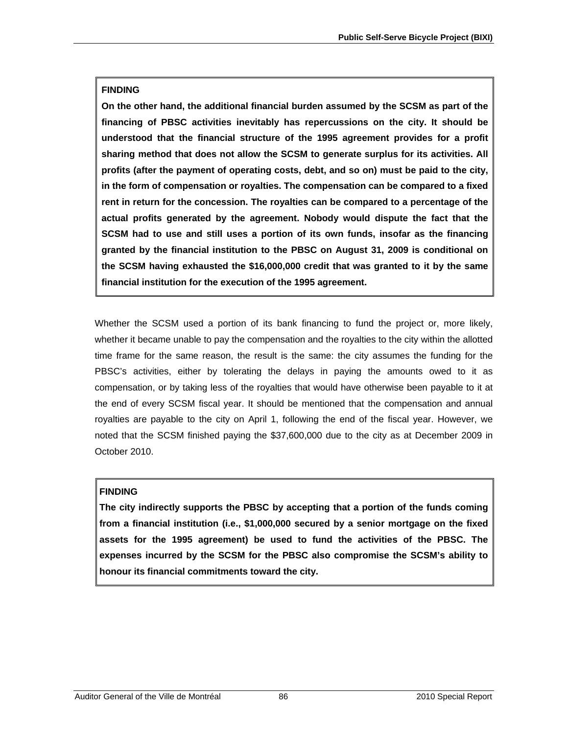**FINDING**

**On the other hand, the additional financial burden assumed by the SCSM as part of the financing of PBSC activities inevitably has repercussions on the city. It should be understood that the financial structure of the 1995 agreement provides for a profit sharing method that does not allow the SCSM to generate surplus for its activities. All profits (after the payment of operating costs, debt, and so on) must be paid to the city, in the form of compensation or royalties. The compensation can be compared to a fixed rent in return for the concession. The royalties can be compared to a percentage of the actual profits generated by the agreement. Nobody would dispute the fact that the SCSM had to use and still uses a portion of its own funds, insofar as the financing granted by the financial institution to the PBSC on August 31, 2009 is conditional on the SCSM having exhausted the $16,000,000 credit that was granted to it by the same financial institution for the execution of the 1995 agreement.**

Whether the SCSM used a portion of its bank financing to fund the project or, more likely, whether it became unable to pay the compensation and the royalties to the city within the allotted time frame for the same reason, the result is the same: the city assumes the funding for the PBSC's activities, either by tolerating the delays in paying the amounts owed to it as compensation, or by taking less of the royalties that would have otherwise been payable to it at the end of every SCSM fiscal year. It should be mentioned that the compensation and annual royalties are payable to the city on April 1, following the end of the fiscal year. However, we noted that the SCSM finished paying the $37,600,000 due to the city as at December 2009 in October 2010.

**FINDING**

**The city indirectly supports the PBSC by accepting that a portion of the funds coming from a financial institution (i.e., $1,000,000 secured by a senior mortgage on the fixed assets for the 1995 agreement) be used to fund the activities of the PBSC. The expenses incurred by the SCSM for the PBSC also compromise the SCSM's ability to honour its financial commitments toward the city.**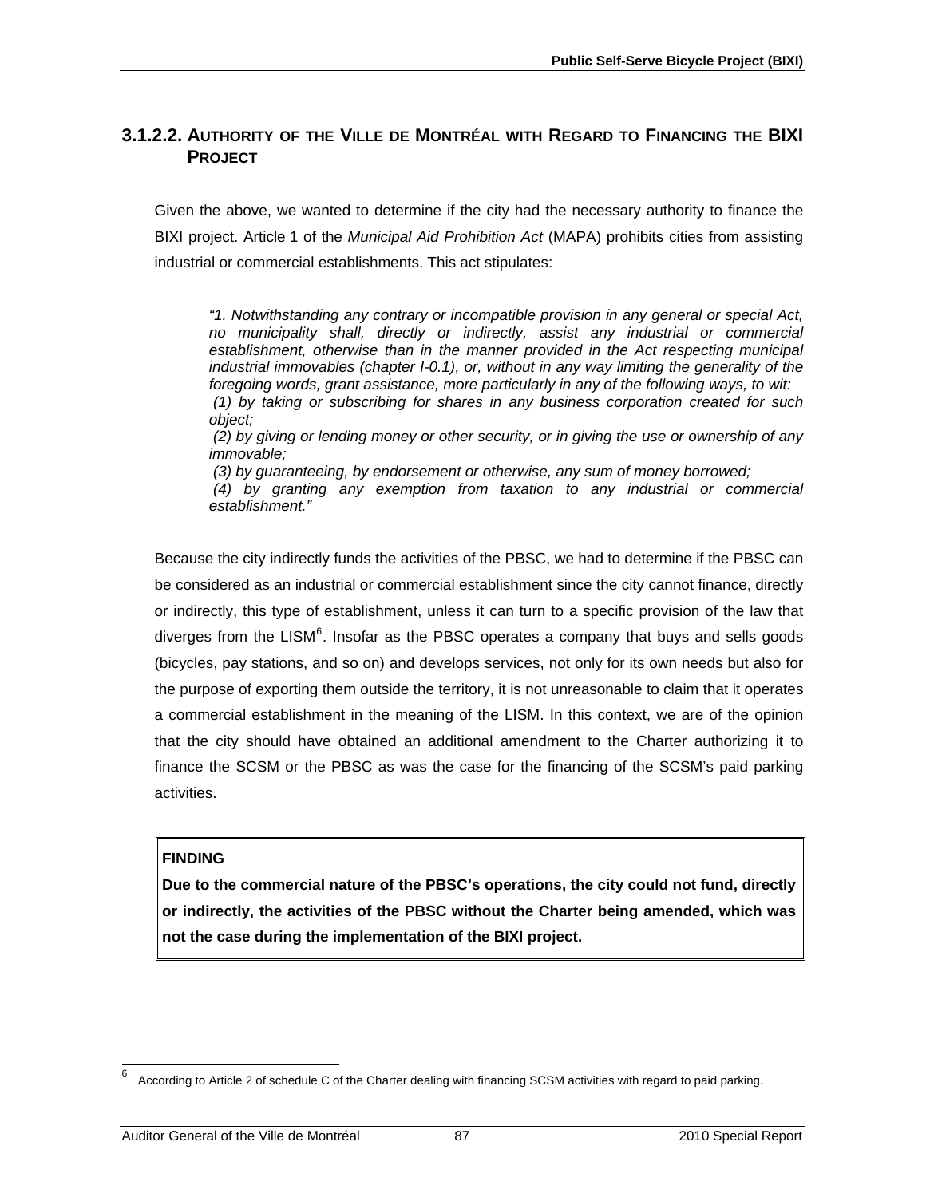### 3.1.2.2. AUTHORITY OF THE VILLE DE MONTRÉAL WITH REGARD TO FINANCING THE BIXI PROJECT

Given the above, we wanted to determine if the city had the necessary authority to finance the BIXI project. Article 1 of the *Municipal Aid Prohibition Act* (MAPA) prohibits cities from assisting industrial or commercial establishments. This act stipulates:

> *"1. Notwithstanding any contrary or incompatible provision in any general or special Act, no municipality shall, directly or indirectly, assist any industrial or commercial establishment, otherwise than in the manner provided in the Act respecting municipal industrial immovables (chapter I-0.1), or, without in any way limiting the generality of the foregoing words, grant assistance, more particularly in any of the following ways, to wit:*
> *(1) by taking or subscribing for shares in any business corporation created for such object;*
> *(2) by giving or lending money or other security, or in giving the use or ownership of any immovable;*
> *(3) by guaranteeing, by endorsement or otherwise, any sum of money borrowed;*
> *(4) by granting any exemption from taxation to any industrial or commercial establishment."*

Because the city indirectly funds the activities of the PBSC, we had to determine if the PBSC can be considered as an industrial or commercial establishment since the city cannot finance, directly or indirectly, this type of establishment, unless it can turn to a specific provision of the law that diverges from the LISM[6]. Insofar as the PBSC operates a company that buys and sells goods (bicycles, pay stations, and so on) and develops services, not only for its own needs but also for the purpose of exporting them outside the territory, it is not unreasonable to claim that it operates a commercial establishment in the meaning of the LISM. In this context, we are of the opinion that the city should have obtained an additional amendment to the Charter authorizing it to finance the SCSM or the PBSC as was the case for the financing of the SCSM's paid parking activities.

**FINDING**

**Due to the commercial nature of the PBSC's operations, the city could not fund, directly or indirectly, the activities of the PBSC without the Charter being amended, which was not the case during the implementation of the BIXI project.**

---

[6] According to Article 2 of schedule C of the Charter dealing with financing SCSM activities with regard to paid parking.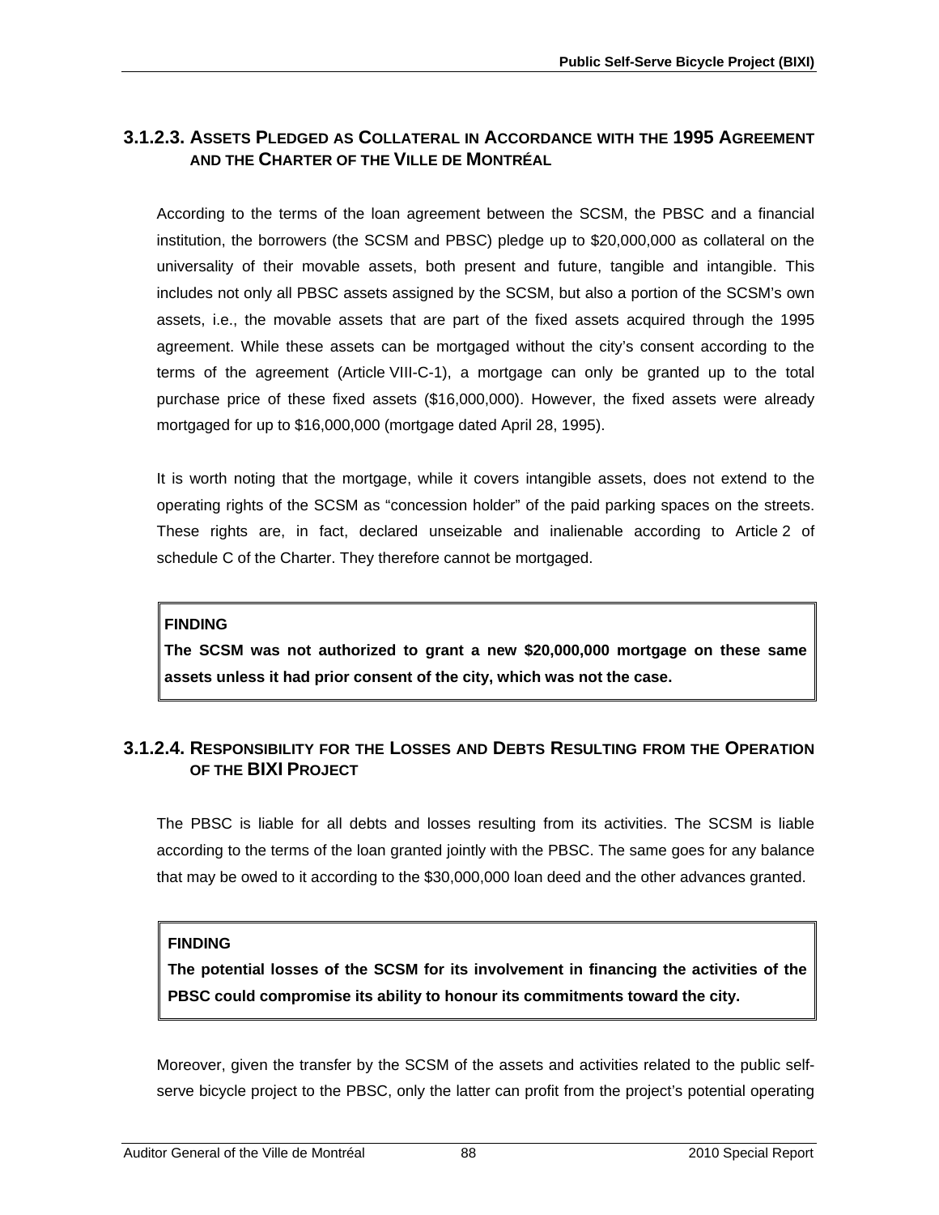### 3.1.2.3. ASSETS PLEDGED AS COLLATERAL IN ACCORDANCE WITH THE 1995 AGREEMENT AND THE CHARTER OF THE VILLE DE MONTRÉAL

According to the terms of the loan agreement between the SCSM, the PBSC and a financial institution, the borrowers (the SCSM and PBSC) pledge up to $20,000,000 as collateral on the universality of their movable assets, both present and future, tangible and intangible. This includes not only all PBSC assets assigned by the SCSM, but also a portion of the SCSM's own assets, i.e., the movable assets that are part of the fixed assets acquired through the 1995 agreement. While these assets can be mortgaged without the city's consent according to the terms of the agreement (Article VIII-C-1), a mortgage can only be granted up to the total purchase price of these fixed assets ($16,000,000). However, the fixed assets were already mortgaged for up to $16,000,000 (mortgage dated April 28, 1995).

It is worth noting that the mortgage, while it covers intangible assets, does not extend to the operating rights of the SCSM as "concession holder" of the paid parking spaces on the streets. These rights are, in fact, declared unseizable and inalienable according to Article 2 of schedule C of the Charter. They therefore cannot be mortgaged.

> **FINDING**
>
> **The SCSM was not authorized to grant a new $20,000,000 mortgage on these same assets unless it had prior consent of the city, which was not the case.**

### 3.1.2.4. RESPONSIBILITY FOR THE LOSSES AND DEBTS RESULTING FROM THE OPERATION OF THE BIXI PROJECT

The PBSC is liable for all debts and losses resulting from its activities. The SCSM is liable according to the terms of the loan granted jointly with the PBSC. The same goes for any balance that may be owed to it according to the $30,000,000 loan deed and the other advances granted.

> **FINDING**
>
> **The potential losses of the SCSM for its involvement in financing the activities of the PBSC could compromise its ability to honour its commitments toward the city.**

Moreover, given the transfer by the SCSM of the assets and activities related to the public self-serve bicycle project to the PBSC, only the latter can profit from the project's potential operating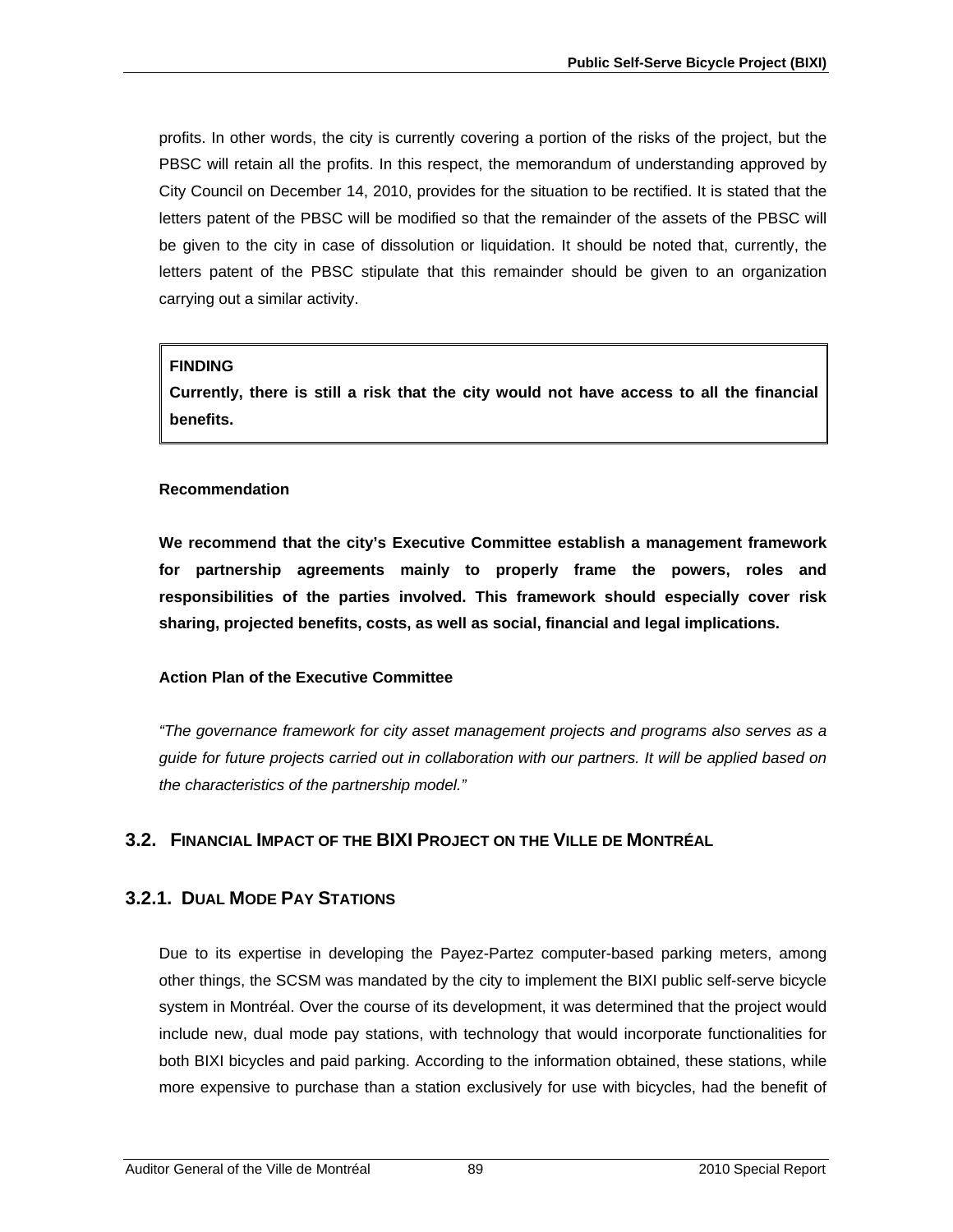profits. In other words, the city is currently covering a portion of the risks of the project, but the PBSC will retain all the profits. In this respect, the memorandum of understanding approved by City Council on December 14, 2010, provides for the situation to be rectified. It is stated that the letters patent of the PBSC will be modified so that the remainder of the assets of the PBSC will be given to the city in case of dissolution or liquidation. It should be noted that, currently, the letters patent of the PBSC stipulate that this remainder should be given to an organization carrying out a similar activity.

> **FINDING**
>
> **Currently, there is still a risk that the city would not have access to all the financial benefits.**

**Recommendation**

**We recommend that the city's Executive Committee establish a management framework for partnership agreements mainly to properly frame the powers, roles and responsibilities of the parties involved. This framework should especially cover risk sharing, projected benefits, costs, as well as social, financial and legal implications.**

**Action Plan of the Executive Committee**

*"The governance framework for city asset management projects and programs also serves as a guide for future projects carried out in collaboration with our partners. It will be applied based on the characteristics of the partnership model."*

## 3.2. Financial Impact of the BIXI Project on the Ville de Montréal

### 3.2.1. Dual Mode Pay Stations

Due to its expertise in developing the Payez-Partez computer-based parking meters, among other things, the SCSM was mandated by the city to implement the BIXI public self-serve bicycle system in Montréal. Over the course of its development, it was determined that the project would include new, dual mode pay stations, with technology that would incorporate functionalities for both BIXI bicycles and paid parking. According to the information obtained, these stations, while more expensive to purchase than a station exclusively for use with bicycles, had the benefit of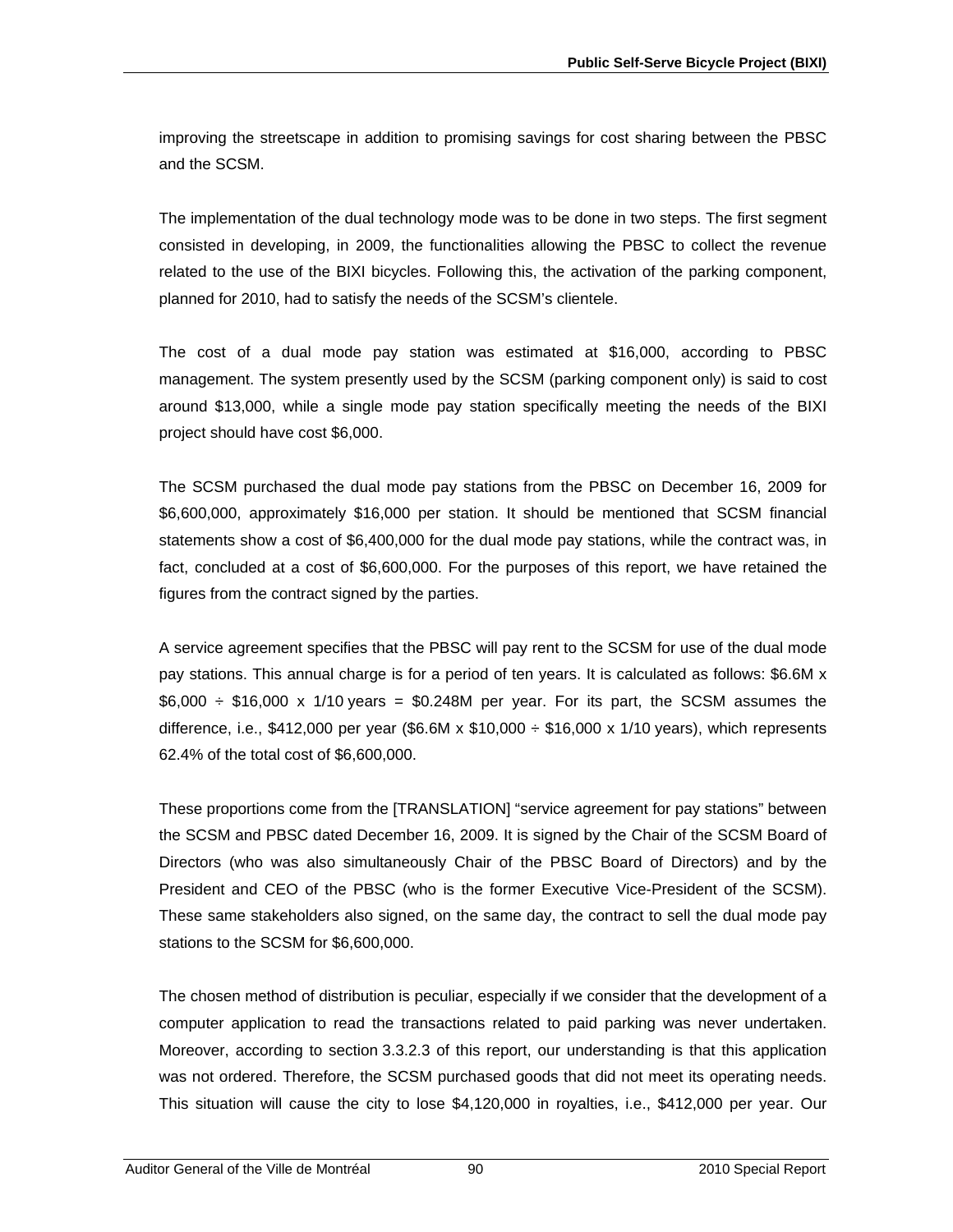improving the streetscape in addition to promising savings for cost sharing between the PBSC and the SCSM.

The implementation of the dual technology mode was to be done in two steps. The first segment consisted in developing, in 2009, the functionalities allowing the PBSC to collect the revenue related to the use of the BIXI bicycles. Following this, the activation of the parking component, planned for 2010, had to satisfy the needs of the SCSM's clientele.

The cost of a dual mode pay station was estimated at $16,000, according to PBSC management. The system presently used by the SCSM (parking component only) is said to cost around $13,000, while a single mode pay station specifically meeting the needs of the BIXI project should have cost $6,000.

The SCSM purchased the dual mode pay stations from the PBSC on December 16, 2009 for $6,600,000, approximately $16,000 per station. It should be mentioned that SCSM financial statements show a cost of $6,400,000 for the dual mode pay stations, while the contract was, in fact, concluded at a cost of $6,600,000. For the purposes of this report, we have retained the figures from the contract signed by the parties.

A service agreement specifies that the PBSC will pay rent to the SCSM for use of the dual mode pay stations. This annual charge is for a period of ten years. It is calculated as follows: $6.6M x $6,000 ÷ $16,000 x 1/10 years = $0.248M per year. For its part, the SCSM assumes the difference, i.e., $412,000 per year ($6.6M x $10,000 ÷ $16,000 x 1/10 years), which represents 62.4% of the total cost of $6,600,000.

These proportions come from the [TRANSLATION] "service agreement for pay stations" between the SCSM and PBSC dated December 16, 2009. It is signed by the Chair of the SCSM Board of Directors (who was also simultaneously Chair of the PBSC Board of Directors) and by the President and CEO of the PBSC (who is the former Executive Vice-President of the SCSM). These same stakeholders also signed, on the same day, the contract to sell the dual mode pay stations to the SCSM for $6,600,000.

The chosen method of distribution is peculiar, especially if we consider that the development of a computer application to read the transactions related to paid parking was never undertaken. Moreover, according to section 3.3.2.3 of this report, our understanding is that this application was not ordered. Therefore, the SCSM purchased goods that did not meet its operating needs. This situation will cause the city to lose $4,120,000 in royalties, i.e., $412,000 per year. Our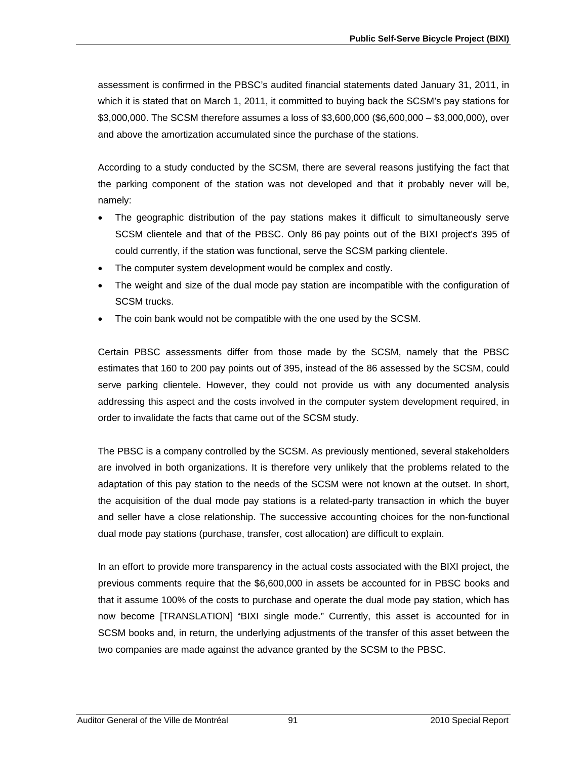assessment is confirmed in the PBSC's audited financial statements dated January 31, 2011, in which it is stated that on March 1, 2011, it committed to buying back the SCSM's pay stations for $3,000,000. The SCSM therefore assumes a loss of $3,600,000 ($6,600,000 – $3,000,000), over and above the amortization accumulated since the purchase of the stations.

According to a study conducted by the SCSM, there are several reasons justifying the fact that the parking component of the station was not developed and that it probably never will be, namely:

- The geographic distribution of the pay stations makes it difficult to simultaneously serve SCSM clientele and that of the PBSC. Only 86 pay points out of the BIXI project's 395 of could currently, if the station was functional, serve the SCSM parking clientele.
- The computer system development would be complex and costly.
- The weight and size of the dual mode pay station are incompatible with the configuration of SCSM trucks.
- The coin bank would not be compatible with the one used by the SCSM.

Certain PBSC assessments differ from those made by the SCSM, namely that the PBSC estimates that 160 to 200 pay points out of 395, instead of the 86 assessed by the SCSM, could serve parking clientele. However, they could not provide us with any documented analysis addressing this aspect and the costs involved in the computer system development required, in order to invalidate the facts that came out of the SCSM study.

The PBSC is a company controlled by the SCSM. As previously mentioned, several stakeholders are involved in both organizations. It is therefore very unlikely that the problems related to the adaptation of this pay station to the needs of the SCSM were not known at the outset. In short, the acquisition of the dual mode pay stations is a related-party transaction in which the buyer and seller have a close relationship. The successive accounting choices for the non-functional dual mode pay stations (purchase, transfer, cost allocation) are difficult to explain.

In an effort to provide more transparency in the actual costs associated with the BIXI project, the previous comments require that the $6,600,000 in assets be accounted for in PBSC books and that it assume 100% of the costs to purchase and operate the dual mode pay station, which has now become [TRANSLATION] "BIXI single mode." Currently, this asset is accounted for in SCSM books and, in return, the underlying adjustments of the transfer of this asset between the two companies are made against the advance granted by the SCSM to the PBSC.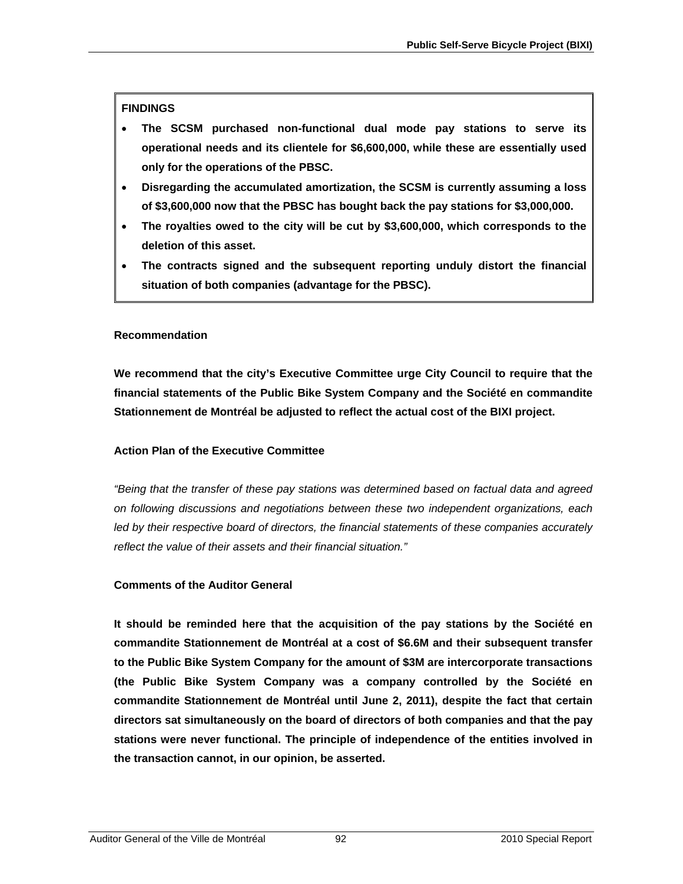**FINDINGS**

- **The SCSM purchased non-functional dual mode pay stations to serve its operational needs and its clientele for $6,600,000, while these are essentially used only for the operations of the PBSC.**
- **Disregarding the accumulated amortization, the SCSM is currently assuming a loss of $3,600,000 now that the PBSC has bought back the pay stations for $3,000,000.**
- **The royalties owed to the city will be cut by $3,600,000, which corresponds to the deletion of this asset.**
- **The contracts signed and the subsequent reporting unduly distort the financial situation of both companies (advantage for the PBSC).**

**Recommendation**

**We recommend that the city's Executive Committee urge City Council to require that the financial statements of the Public Bike System Company and the Société en commandite Stationnement de Montréal be adjusted to reflect the actual cost of the BIXI project.**

**Action Plan of the Executive Committee**

*"Being that the transfer of these pay stations was determined based on factual data and agreed on following discussions and negotiations between these two independent organizations, each led by their respective board of directors, the financial statements of these companies accurately reflect the value of their assets and their financial situation."*

**Comments of the Auditor General**

**It should be reminded here that the acquisition of the pay stations by the Société en commandite Stationnement de Montréal at a cost of $6.6M and their subsequent transfer to the Public Bike System Company for the amount of $3M are intercorporate transactions (the Public Bike System Company was a company controlled by the Société en commandite Stationnement de Montréal until June 2, 2011), despite the fact that certain directors sat simultaneously on the board of directors of both companies and that the pay stations were never functional. The principle of independence of the entities involved in the transaction cannot, in our opinion, be asserted.**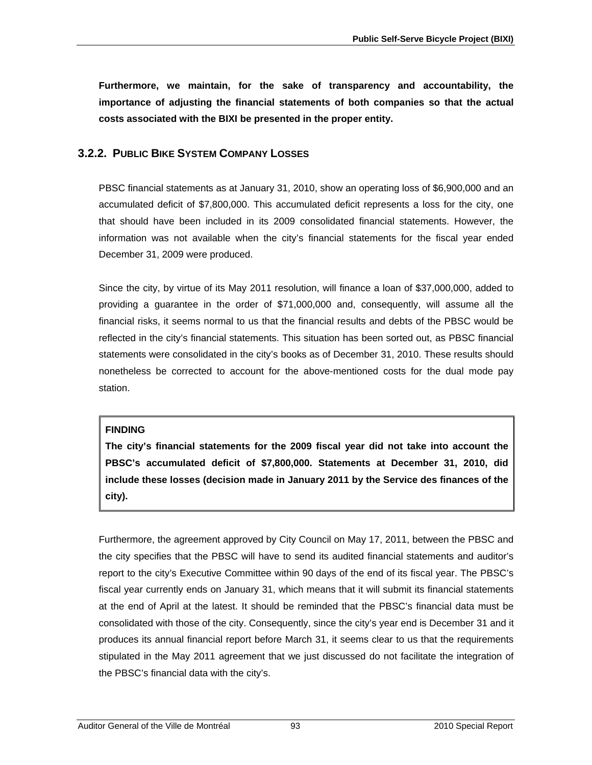**Furthermore, we maintain, for the sake of transparency and accountability, the importance of adjusting the financial statements of both companies so that the actual costs associated with the BIXI be presented in the proper entity.**

### 3.2.2. Public Bike System Company Losses

PBSC financial statements as at January 31, 2010, show an operating loss of $6,900,000 and an accumulated deficit of $7,800,000. This accumulated deficit represents a loss for the city, one that should have been included in its 2009 consolidated financial statements. However, the information was not available when the city's financial statements for the fiscal year ended December 31, 2009 were produced.

Since the city, by virtue of its May 2011 resolution, will finance a loan of $37,000,000, added to providing a guarantee in the order of $71,000,000 and, consequently, will assume all the financial risks, it seems normal to us that the financial results and debts of the PBSC would be reflected in the city's financial statements. This situation has been sorted out, as PBSC financial statements were consolidated in the city's books as of December 31, 2010. These results should nonetheless be corrected to account for the above-mentioned costs for the dual mode pay station.

> **FINDING**
>
> **The city's financial statements for the 2009 fiscal year did not take into account the PBSC's accumulated deficit of $7,800,000. Statements at December 31, 2010, did include these losses (decision made in January 2011 by the Service des finances of the city).**

Furthermore, the agreement approved by City Council on May 17, 2011, between the PBSC and the city specifies that the PBSC will have to send its audited financial statements and auditor's report to the city's Executive Committee within 90 days of the end of its fiscal year. The PBSC's fiscal year currently ends on January 31, which means that it will submit its financial statements at the end of April at the latest. It should be reminded that the PBSC's financial data must be consolidated with those of the city. Consequently, since the city's year end is December 31 and it produces its annual financial report before March 31, it seems clear to us that the requirements stipulated in the May 2011 agreement that we just discussed do not facilitate the integration of the PBSC's financial data with the city's.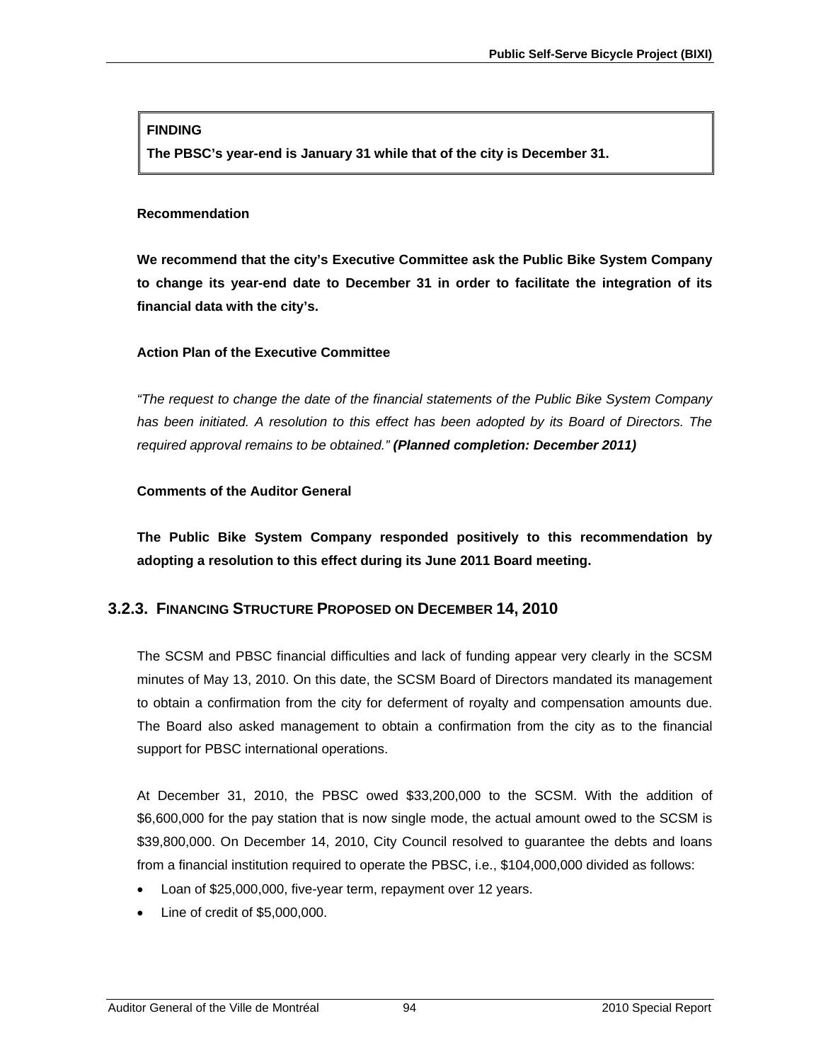**FINDING**

**The PBSC's year-end is January 31 while that of the city is December 31.**

**Recommendation**

**We recommend that the city's Executive Committee ask the Public Bike System Company to change its year-end date to December 31 in order to facilitate the integration of its financial data with the city's.**

**Action Plan of the Executive Committee**

*"The request to change the date of the financial statements of the Public Bike System Company has been initiated. A resolution to this effect has been adopted by its Board of Directors. The required approval remains to be obtained."* ***(Planned completion: December 2011)***

**Comments of the Auditor General**

**The Public Bike System Company responded positively to this recommendation by adopting a resolution to this effect during its June 2011 Board meeting.**

### 3.2.3. FINANCING STRUCTURE PROPOSED ON DECEMBER 14, 2010

The SCSM and PBSC financial difficulties and lack of funding appear very clearly in the SCSM minutes of May 13, 2010. On this date, the SCSM Board of Directors mandated its management to obtain a confirmation from the city for deferment of royalty and compensation amounts due. The Board also asked management to obtain a confirmation from the city as to the financial support for PBSC international operations.

At December 31, 2010, the PBSC owed $33,200,000 to the SCSM. With the addition of $6,600,000 for the pay station that is now single mode, the actual amount owed to the SCSM is $39,800,000. On December 14, 2010, City Council resolved to guarantee the debts and loans from a financial institution required to operate the PBSC, i.e., $104,000,000 divided as follows:

- Loan of $25,000,000, five-year term, repayment over 12 years.
- Line of credit of $5,000,000.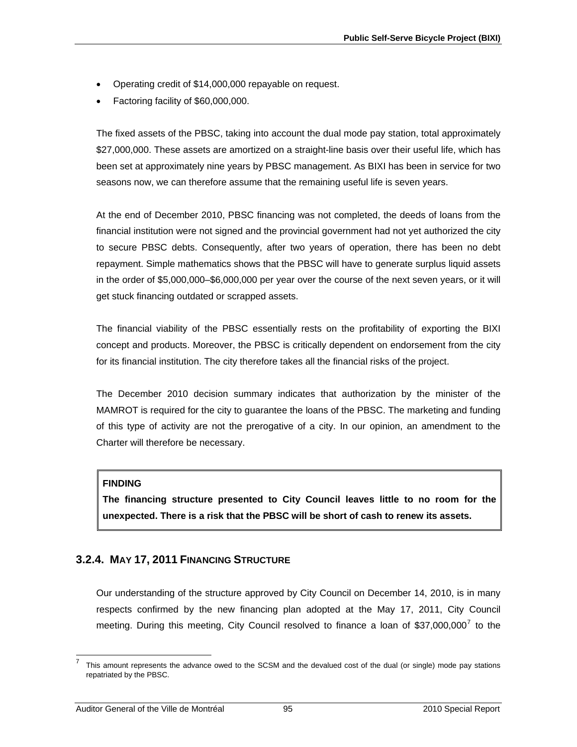- Operating credit of \$14,000,000 repayable on request.
- Factoring facility of \$60,000,000.

The fixed assets of the PBSC, taking into account the dual mode pay station, total approximately \$27,000,000. These assets are amortized on a straight-line basis over their useful life, which has been set at approximately nine years by PBSC management. As BIXI has been in service for two seasons now, we can therefore assume that the remaining useful life is seven years.

At the end of December 2010, PBSC financing was not completed, the deeds of loans from the financial institution were not signed and the provincial government had not yet authorized the city to secure PBSC debts. Consequently, after two years of operation, there has been no debt repayment. Simple mathematics shows that the PBSC will have to generate surplus liquid assets in the order of \$5,000,000–\$6,000,000 per year over the course of the next seven years, or it will get stuck financing outdated or scrapped assets.

The financial viability of the PBSC essentially rests on the profitability of exporting the BIXI concept and products. Moreover, the PBSC is critically dependent on endorsement from the city for its financial institution. The city therefore takes all the financial risks of the project.

The December 2010 decision summary indicates that authorization by the minister of the MAMROT is required for the city to guarantee the loans of the PBSC. The marketing and funding of this type of activity are not the prerogative of a city. In our opinion, an amendment to the Charter will therefore be necessary.

> **FINDING**
>
> **The financing structure presented to City Council leaves little to no room for the unexpected. There is a risk that the PBSC will be short of cash to renew its assets.**

### 3.2.4. May 17, 2011 Financing Structure

Our understanding of the structure approved by City Council on December 14, 2010, is in many respects confirmed by the new financing plan adopted at the May 17, 2011, City Council meeting. During this meeting, City Council resolved to finance a loan of \$37,000,000[7] to the

[7] This amount represents the advance owed to the SCSM and the devalued cost of the dual (or single) mode pay stations repatriated by the PBSC.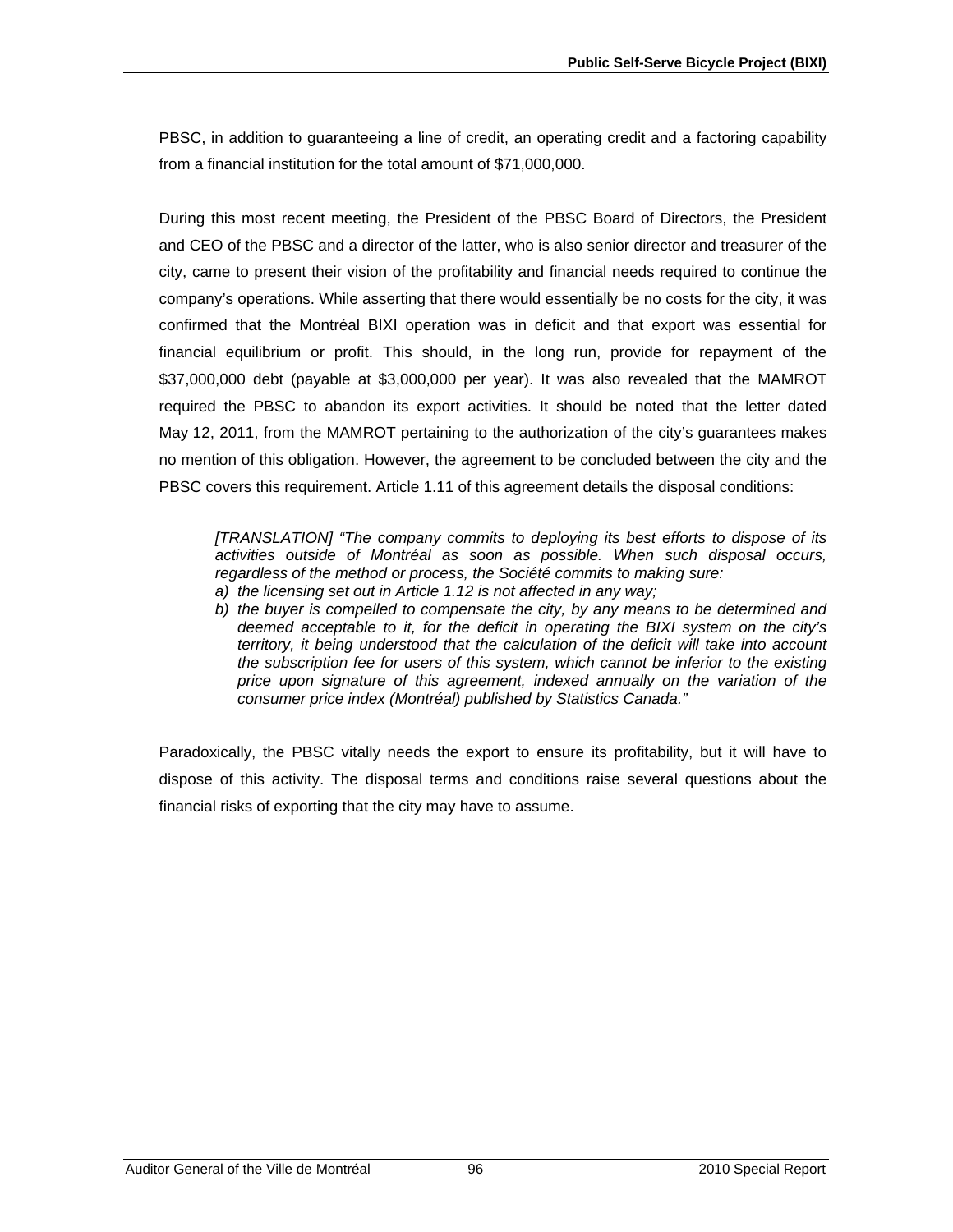PBSC, in addition to guaranteeing a line of credit, an operating credit and a factoring capability from a financial institution for the total amount of $71,000,000.

During this most recent meeting, the President of the PBSC Board of Directors, the President and CEO of the PBSC and a director of the latter, who is also senior director and treasurer of the city, came to present their vision of the profitability and financial needs required to continue the company's operations. While asserting that there would essentially be no costs for the city, it was confirmed that the Montréal BIXI operation was in deficit and that export was essential for financial equilibrium or profit. This should, in the long run, provide for repayment of the $37,000,000 debt (payable at $3,000,000 per year). It was also revealed that the MAMROT required the PBSC to abandon its export activities. It should be noted that the letter dated May 12, 2011, from the MAMROT pertaining to the authorization of the city's guarantees makes no mention of this obligation. However, the agreement to be concluded between the city and the PBSC covers this requirement. Article 1.11 of this agreement details the disposal conditions:

> *[TRANSLATION] "The company commits to deploying its best efforts to dispose of its activities outside of Montréal as soon as possible. When such disposal occurs, regardless of the method or process, the Société commits to making sure:*
>
> *a) the licensing set out in Article 1.12 is not affected in any way;*
>
> *b) the buyer is compelled to compensate the city, by any means to be determined and deemed acceptable to it, for the deficit in operating the BIXI system on the city's territory, it being understood that the calculation of the deficit will take into account the subscription fee for users of this system, which cannot be inferior to the existing price upon signature of this agreement, indexed annually on the variation of the consumer price index (Montréal) published by Statistics Canada."*

Paradoxically, the PBSC vitally needs the export to ensure its profitability, but it will have to dispose of this activity. The disposal terms and conditions raise several questions about the financial risks of exporting that the city may have to assume.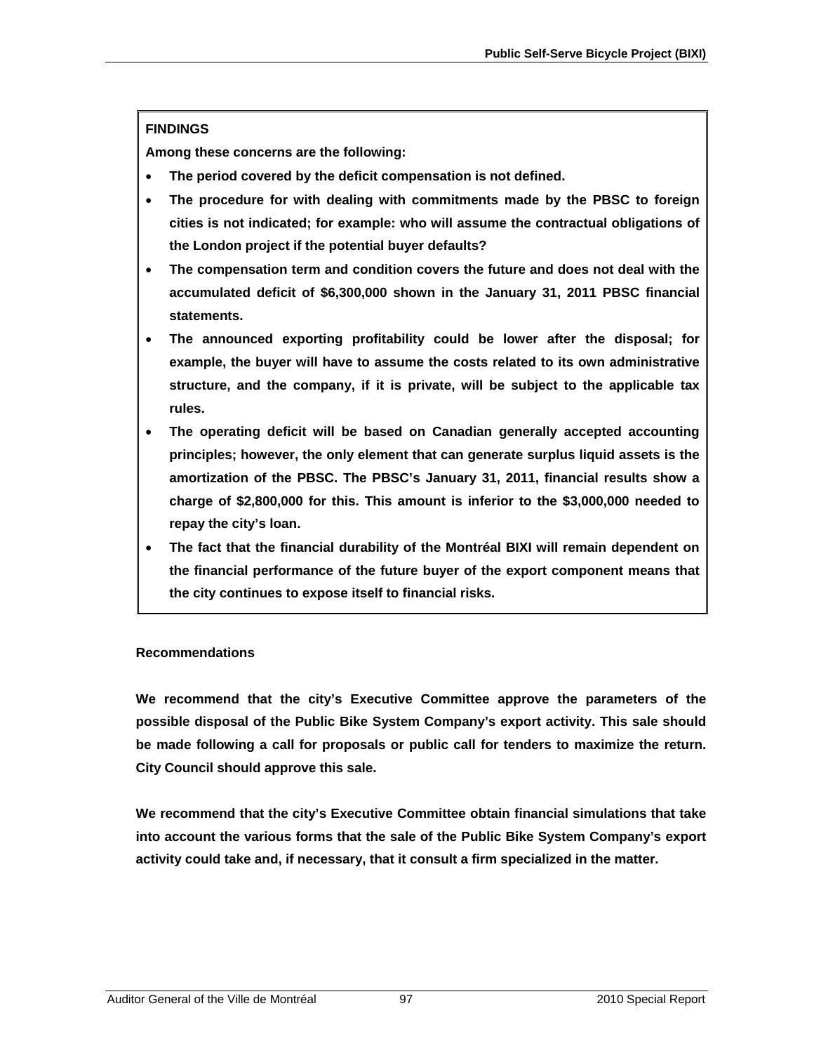**FINDINGS**

**Among these concerns are the following:**

- **The period covered by the deficit compensation is not defined.**
- **The procedure for with dealing with commitments made by the PBSC to foreign cities is not indicated; for example: who will assume the contractual obligations of the London project if the potential buyer defaults?**
- **The compensation term and condition covers the future and does not deal with the accumulated deficit of $6,300,000 shown in the January 31, 2011 PBSC financial statements.**
- **The announced exporting profitability could be lower after the disposal; for example, the buyer will have to assume the costs related to its own administrative structure, and the company, if it is private, will be subject to the applicable tax rules.**
- **The operating deficit will be based on Canadian generally accepted accounting principles; however, the only element that can generate surplus liquid assets is the amortization of the PBSC. The PBSC's January 31, 2011, financial results show a charge of $2,800,000 for this. This amount is inferior to the $3,000,000 needed to repay the city's loan.**
- **The fact that the financial durability of the Montréal BIXI will remain dependent on the financial performance of the future buyer of the export component means that the city continues to expose itself to financial risks.**

**Recommendations**

**We recommend that the city's Executive Committee approve the parameters of the possible disposal of the Public Bike System Company's export activity. This sale should be made following a call for proposals or public call for tenders to maximize the return. City Council should approve this sale.**

**We recommend that the city's Executive Committee obtain financial simulations that take into account the various forms that the sale of the Public Bike System Company's export activity could take and, if necessary, that it consult a firm specialized in the matter.**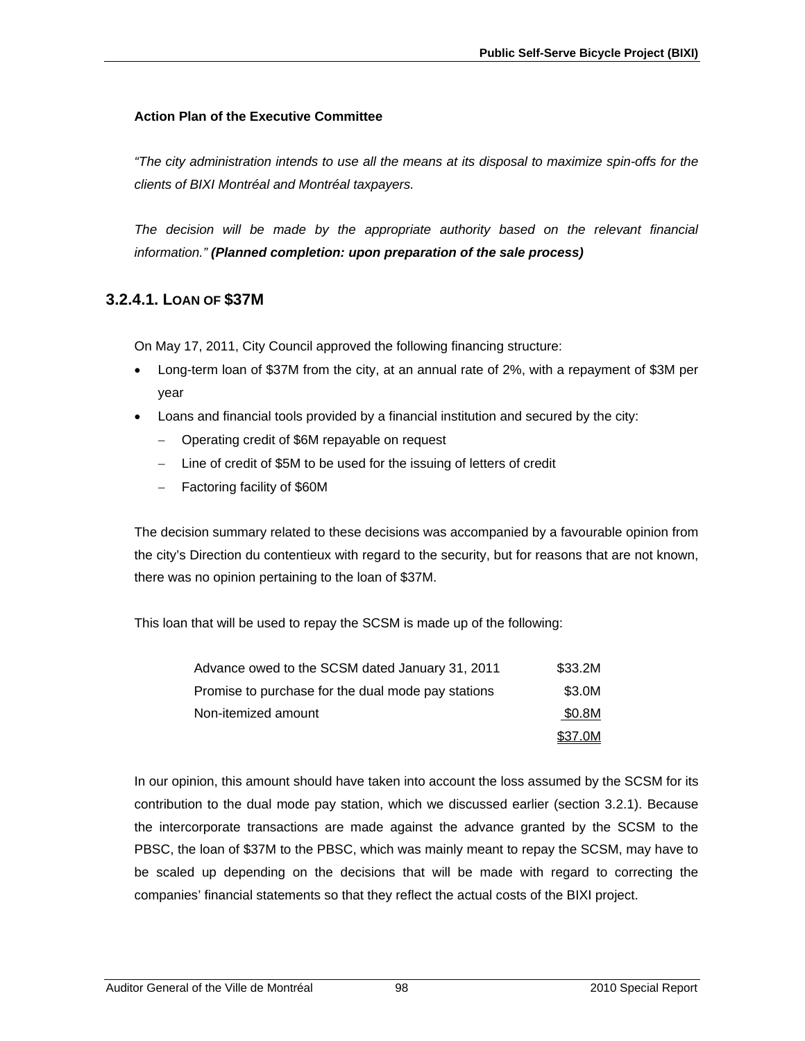**Action Plan of the Executive Committee**

*"The city administration intends to use all the means at its disposal to maximize spin-offs for the clients of BIXI Montréal and Montréal taxpayers.*

*The decision will be made by the appropriate authority based on the relevant financial information."* ***(Planned completion: upon preparation of the sale process)***

### 3.2.4.1. LOAN OF $37M

On May 17, 2011, City Council approved the following financing structure:

- Long-term loan of $37M from the city, at an annual rate of 2%, with a repayment of $3M per year
- Loans and financial tools provided by a financial institution and secured by the city:
  - Operating credit of $6M repayable on request
  - Line of credit of $5M to be used for the issuing of letters of credit
  - Factoring facility of $60M

The decision summary related to these decisions was accompanied by a favourable opinion from the city's Direction du contentieux with regard to the security, but for reasons that are not known, there was no opinion pertaining to the loan of $37M.

This loan that will be used to repay the SCSM is made up of the following:

| | |
|---|---|
| Advance owed to the SCSM dated January 31, 2011 | $33.2M |
| Promise to purchase for the dual mode pay stations | $3.0M |
| Non-itemized amount | $0.8M |
| | $37.0M |

In our opinion, this amount should have taken into account the loss assumed by the SCSM for its contribution to the dual mode pay station, which we discussed earlier (section 3.2.1). Because the intercorporate transactions are made against the advance granted by the SCSM to the PBSC, the loan of $37M to the PBSC, which was mainly meant to repay the SCSM, may have to be scaled up depending on the decisions that will be made with regard to correcting the companies' financial statements so that they reflect the actual costs of the BIXI project.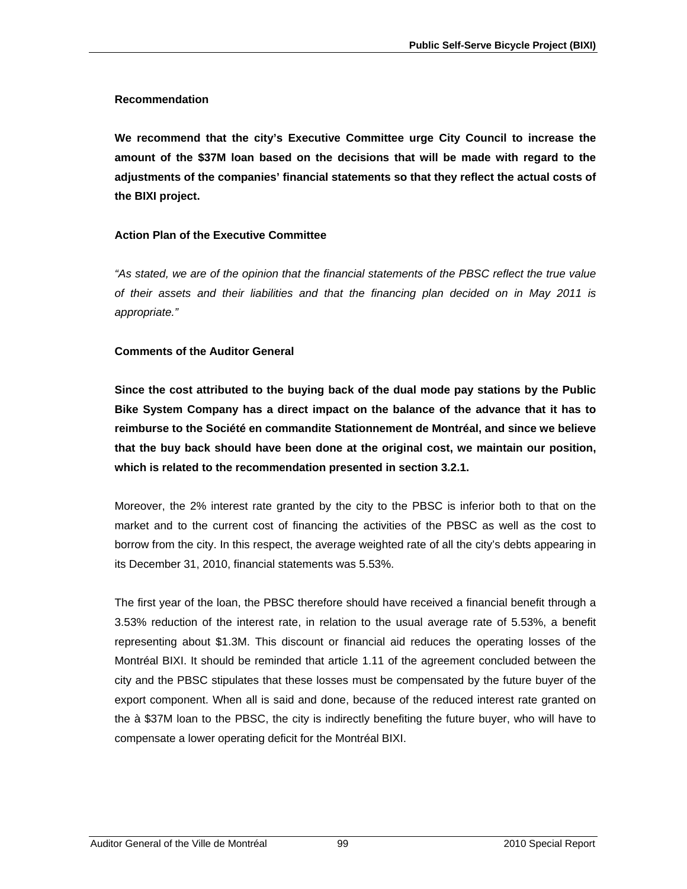#### Recommendation

**We recommend that the city's Executive Committee urge City Council to increase the amount of the $37M loan based on the decisions that will be made with regard to the adjustments of the companies' financial statements so that they reflect the actual costs of the BIXI project.**

#### Action Plan of the Executive Committee

*"As stated, we are of the opinion that the financial statements of the PBSC reflect the true value of their assets and their liabilities and that the financing plan decided on in May 2011 is appropriate."*

#### Comments of the Auditor General

**Since the cost attributed to the buying back of the dual mode pay stations by the Public Bike System Company has a direct impact on the balance of the advance that it has to reimburse to the Société en commandite Stationnement de Montréal, and since we believe that the buy back should have been done at the original cost, we maintain our position, which is related to the recommendation presented in section 3.2.1.**

Moreover, the 2% interest rate granted by the city to the PBSC is inferior both to that on the market and to the current cost of financing the activities of the PBSC as well as the cost to borrow from the city. In this respect, the average weighted rate of all the city's debts appearing in its December 31, 2010, financial statements was 5.53%.

The first year of the loan, the PBSC therefore should have received a financial benefit through a 3.53% reduction of the interest rate, in relation to the usual average rate of 5.53%, a benefit representing about $1.3M. This discount or financial aid reduces the operating losses of the Montréal BIXI. It should be reminded that article 1.11 of the agreement concluded between the city and the PBSC stipulates that these losses must be compensated by the future buyer of the export component. When all is said and done, because of the reduced interest rate granted on the à $37M loan to the PBSC, the city is indirectly benefiting the future buyer, who will have to compensate a lower operating deficit for the Montréal BIXI.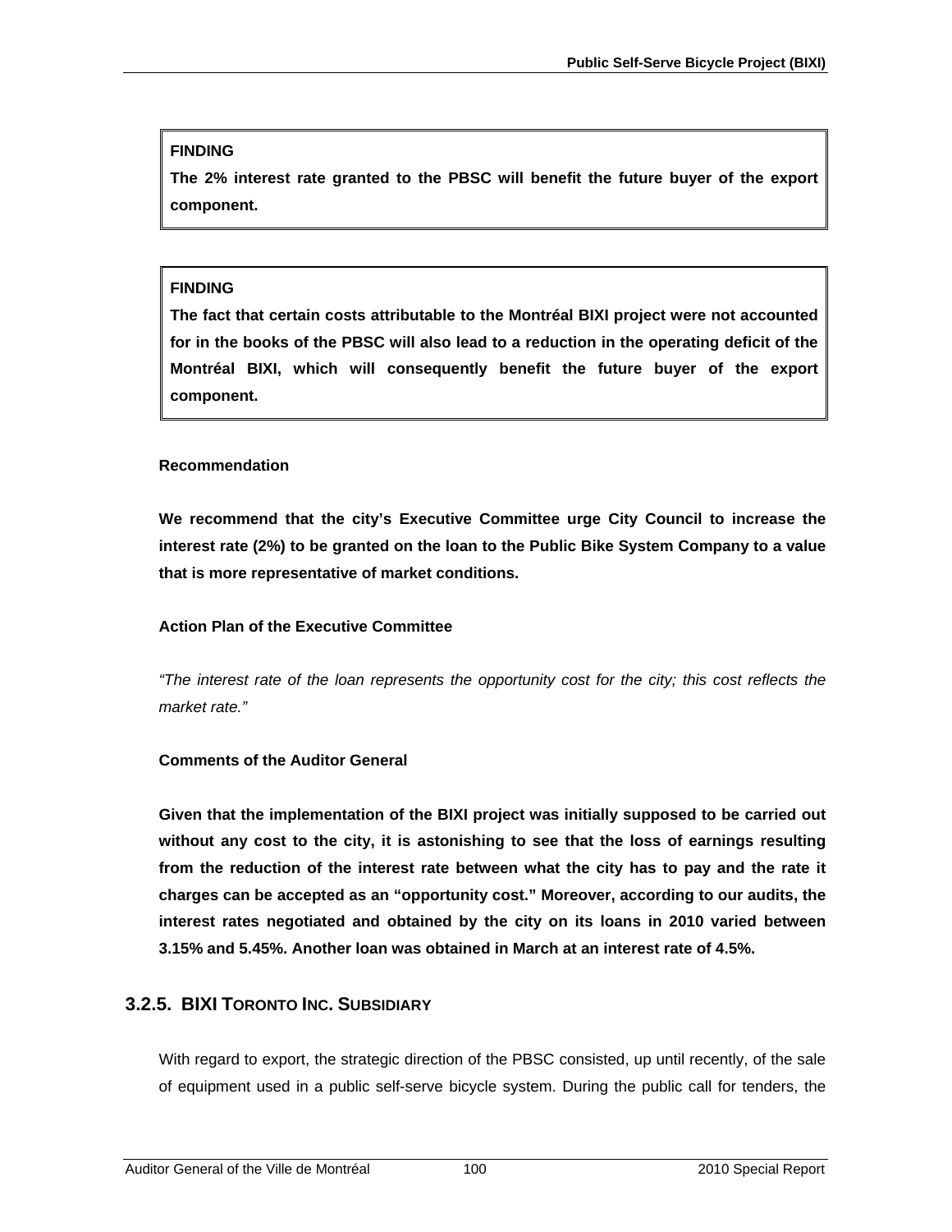**FINDING**

**The 2% interest rate granted to the PBSC will benefit the future buyer of the export component.**

**FINDING**

**The fact that certain costs attributable to the Montréal BIXI project were not accounted for in the books of the PBSC will also lead to a reduction in the operating deficit of the Montréal BIXI, which will consequently benefit the future buyer of the export component.**

**Recommendation**

**We recommend that the city's Executive Committee urge City Council to increase the interest rate (2%) to be granted on the loan to the Public Bike System Company to a value that is more representative of market conditions.**

**Action Plan of the Executive Committee**

*"The interest rate of the loan represents the opportunity cost for the city; this cost reflects the market rate."*

**Comments of the Auditor General**

**Given that the implementation of the BIXI project was initially supposed to be carried out without any cost to the city, it is astonishing to see that the loss of earnings resulting from the reduction of the interest rate between what the city has to pay and the rate it charges can be accepted as an "opportunity cost." Moreover, according to our audits, the interest rates negotiated and obtained by the city on its loans in 2010 varied between 3.15% and 5.45%. Another loan was obtained in March at an interest rate of 4.5%.**

### 3.2.5. BIXI Toronto Inc. Subsidiary

With regard to export, the strategic direction of the PBSC consisted, up until recently, of the sale of equipment used in a public self-serve bicycle system. During the public call for tenders, the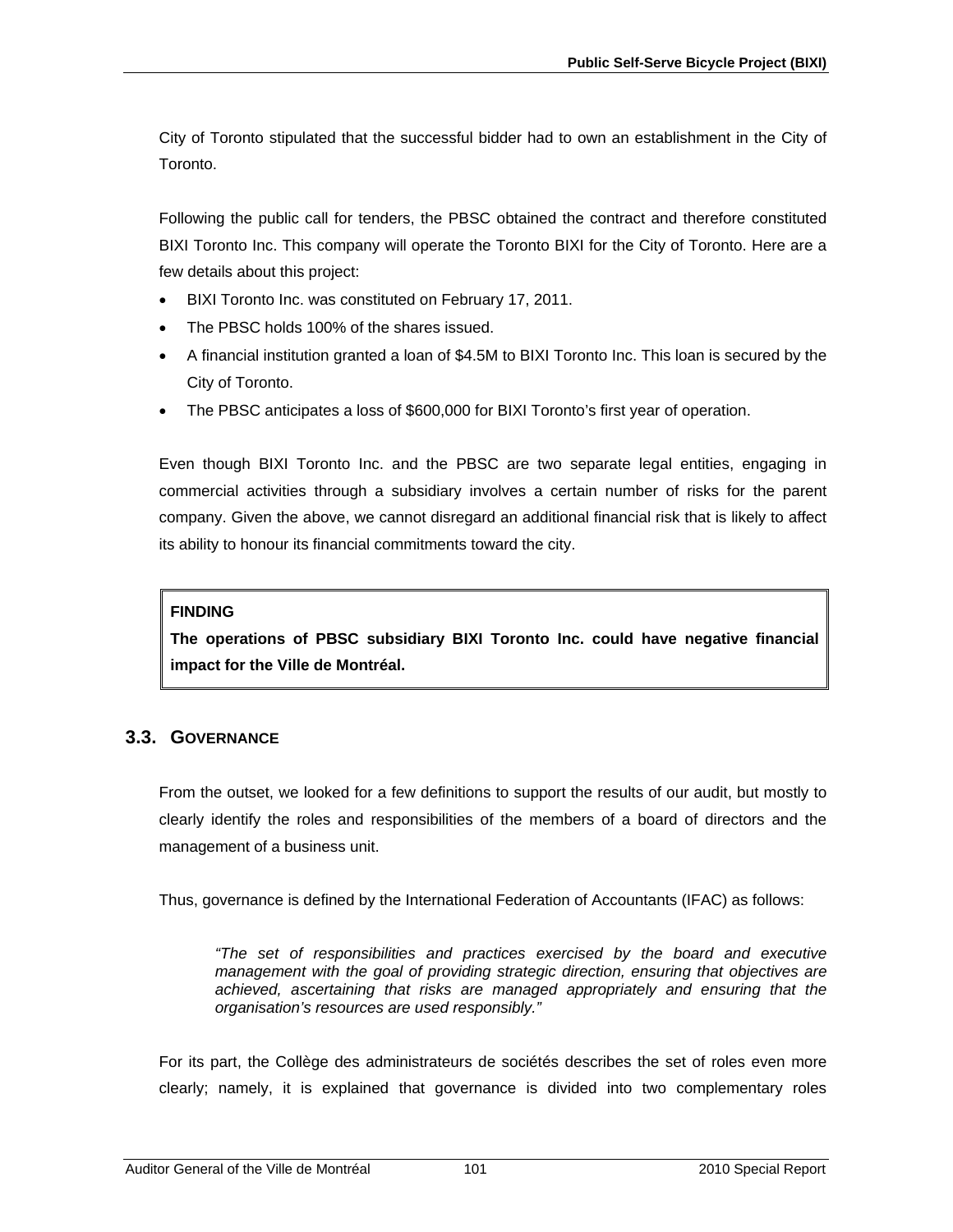City of Toronto stipulated that the successful bidder had to own an establishment in the City of Toronto.

Following the public call for tenders, the PBSC obtained the contract and therefore constituted BIXI Toronto Inc. This company will operate the Toronto BIXI for the City of Toronto. Here are a few details about this project:

- BIXI Toronto Inc. was constituted on February 17, 2011.
- The PBSC holds 100% of the shares issued.
- A financial institution granted a loan of $4.5M to BIXI Toronto Inc. This loan is secured by the City of Toronto.
- The PBSC anticipates a loss of $600,000 for BIXI Toronto's first year of operation.

Even though BIXI Toronto Inc. and the PBSC are two separate legal entities, engaging in commercial activities through a subsidiary involves a certain number of risks for the parent company. Given the above, we cannot disregard an additional financial risk that is likely to affect its ability to honour its financial commitments toward the city.

> **FINDING**
>
> **The operations of PBSC subsidiary BIXI Toronto Inc. could have negative financial impact for the Ville de Montréal.**

## 3.3. GOVERNANCE

From the outset, we looked for a few definitions to support the results of our audit, but mostly to clearly identify the roles and responsibilities of the members of a board of directors and the management of a business unit.

Thus, governance is defined by the International Federation of Accountants (IFAC) as follows:

> *"The set of responsibilities and practices exercised by the board and executive management with the goal of providing strategic direction, ensuring that objectives are achieved, ascertaining that risks are managed appropriately and ensuring that the organisation's resources are used responsibly."*

For its part, the Collège des administrateurs de sociétés describes the set of roles even more clearly; namely, it is explained that governance is divided into two complementary roles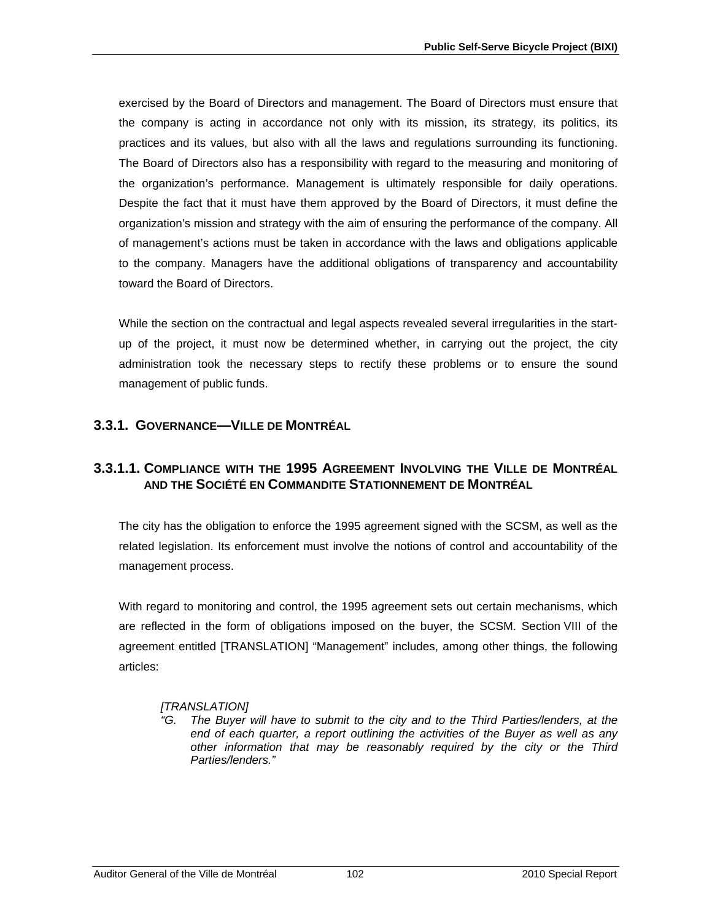exercised by the Board of Directors and management. The Board of Directors must ensure that the company is acting in accordance not only with its mission, its strategy, its politics, its practices and its values, but also with all the laws and regulations surrounding its functioning. The Board of Directors also has a responsibility with regard to the measuring and monitoring of the organization's performance. Management is ultimately responsible for daily operations. Despite the fact that it must have them approved by the Board of Directors, it must define the organization's mission and strategy with the aim of ensuring the performance of the company. All of management's actions must be taken in accordance with the laws and obligations applicable to the company. Managers have the additional obligations of transparency and accountability toward the Board of Directors.

While the section on the contractual and legal aspects revealed several irregularities in the start-up of the project, it must now be determined whether, in carrying out the project, the city administration took the necessary steps to rectify these problems or to ensure the sound management of public funds.

### 3.3.1. Governance—Ville de Montréal

#### 3.3.1.1. Compliance with the 1995 Agreement Involving the Ville de Montréal and the Société en Commandite Stationnement de Montréal

The city has the obligation to enforce the 1995 agreement signed with the SCSM, as well as the related legislation. Its enforcement must involve the notions of control and accountability of the management process.

With regard to monitoring and control, the 1995 agreement sets out certain mechanisms, which are reflected in the form of obligations imposed on the buyer, the SCSM. Section VIII of the agreement entitled [TRANSLATION] "Management" includes, among other things, the following articles:

> *[TRANSLATION]*
> *"G. The Buyer will have to submit to the city and to the Third Parties/lenders, at the end of each quarter, a report outlining the activities of the Buyer as well as any other information that may be reasonably required by the city or the Third Parties/lenders."*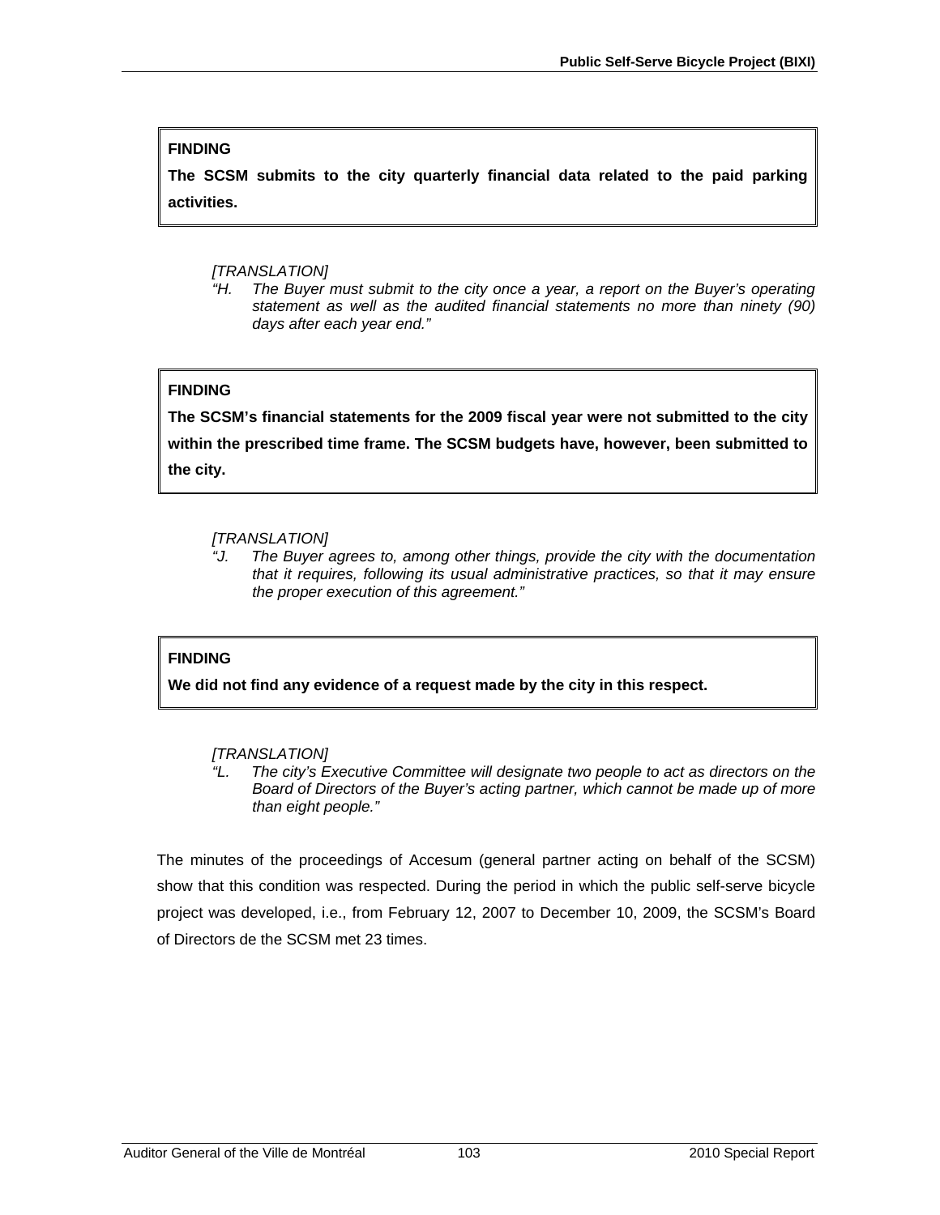**FINDING**

**The SCSM submits to the city quarterly financial data related to the paid parking activities.**

*[TRANSLATION]*

*"H. The Buyer must submit to the city once a year, a report on the Buyer's operating statement as well as the audited financial statements no more than ninety (90) days after each year end."*

**FINDING**

**The SCSM's financial statements for the 2009 fiscal year were not submitted to the city within the prescribed time frame. The SCSM budgets have, however, been submitted to the city.**

*[TRANSLATION]*

*"J. The Buyer agrees to, among other things, provide the city with the documentation that it requires, following its usual administrative practices, so that it may ensure the proper execution of this agreement."*

**FINDING**

**We did not find any evidence of a request made by the city in this respect.**

*[TRANSLATION]*

*"L. The city's Executive Committee will designate two people to act as directors on the Board of Directors of the Buyer's acting partner, which cannot be made up of more than eight people."*

The minutes of the proceedings of Accesum (general partner acting on behalf of the SCSM) show that this condition was respected. During the period in which the public self-serve bicycle project was developed, i.e., from February 12, 2007 to December 10, 2009, the SCSM's Board of Directors de the SCSM met 23 times.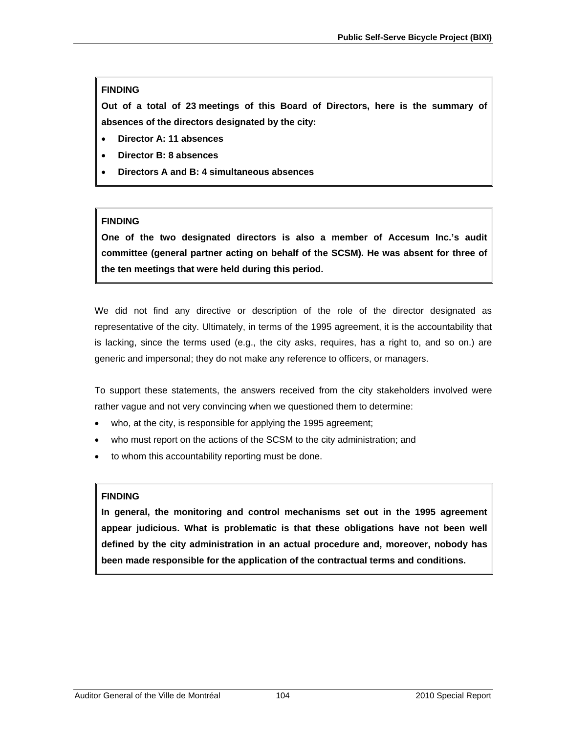**FINDING**

**Out of a total of 23 meetings of this Board of Directors, here is the summary of absences of the directors designated by the city:**

- **Director A: 11 absences**
- **Director B: 8 absences**
- **Directors A and B: 4 simultaneous absences**

**FINDING**

**One of the two designated directors is also a member of Accesum Inc.'s audit committee (general partner acting on behalf of the SCSM). He was absent for three of the ten meetings that were held during this period.**

We did not find any directive or description of the role of the director designated as representative of the city. Ultimately, in terms of the 1995 agreement, it is the accountability that is lacking, since the terms used (e.g., the city asks, requires, has a right to, and so on.) are generic and impersonal; they do not make any reference to officers, or managers.

To support these statements, the answers received from the city stakeholders involved were rather vague and not very convincing when we questioned them to determine:

- who, at the city, is responsible for applying the 1995 agreement;
- who must report on the actions of the SCSM to the city administration; and
- to whom this accountability reporting must be done.

**FINDING**

**In general, the monitoring and control mechanisms set out in the 1995 agreement appear judicious. What is problematic is that these obligations have not been well defined by the city administration in an actual procedure and, moreover, nobody has been made responsible for the application of the contractual terms and conditions.**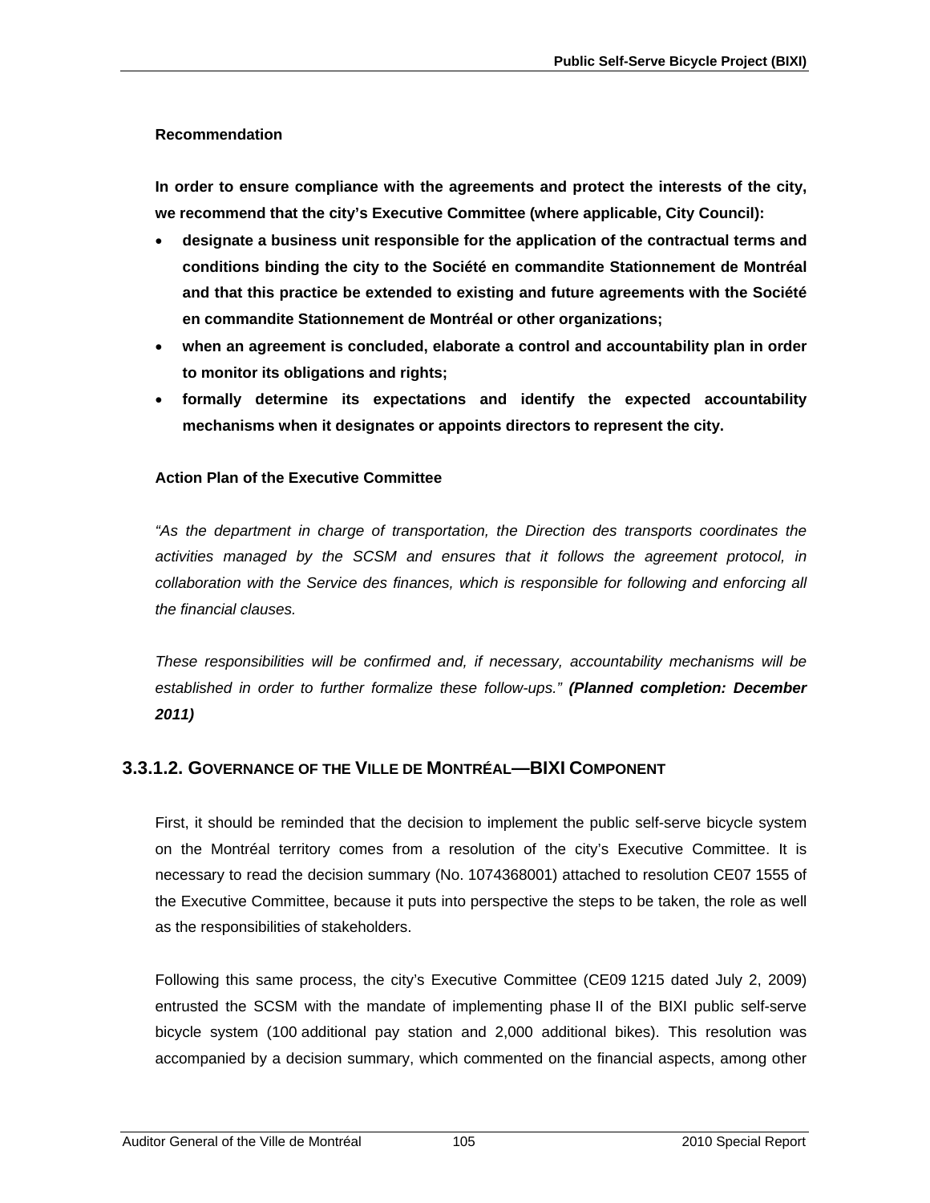#### Recommendation

**In order to ensure compliance with the agreements and protect the interests of the city, we recommend that the city's Executive Committee (where applicable, City Council):**

- **designate a business unit responsible for the application of the contractual terms and conditions binding the city to the Société en commandite Stationnement de Montréal and that this practice be extended to existing and future agreements with the Société en commandite Stationnement de Montréal or other organizations;**
- **when an agreement is concluded, elaborate a control and accountability plan in order to monitor its obligations and rights;**
- **formally determine its expectations and identify the expected accountability mechanisms when it designates or appoints directors to represent the city.**

#### Action Plan of the Executive Committee

*"As the department in charge of transportation, the Direction des transports coordinates the activities managed by the SCSM and ensures that it follows the agreement protocol, in collaboration with the Service des finances, which is responsible for following and enforcing all the financial clauses.*

*These responsibilities will be confirmed and, if necessary, accountability mechanisms will be established in order to further formalize these follow-ups."* ***(Planned completion: December 2011)***

### 3.3.1.2. Governance of the Ville de Montréal—BIXI Component

First, it should be reminded that the decision to implement the public self-serve bicycle system on the Montréal territory comes from a resolution of the city's Executive Committee. It is necessary to read the decision summary (No. 1074368001) attached to resolution CE07 1555 of the Executive Committee, because it puts into perspective the steps to be taken, the role as well as the responsibilities of stakeholders.

Following this same process, the city's Executive Committee (CE09 1215 dated July 2, 2009) entrusted the SCSM with the mandate of implementing phase II of the BIXI public self-serve bicycle system (100 additional pay station and 2,000 additional bikes). This resolution was accompanied by a decision summary, which commented on the financial aspects, among other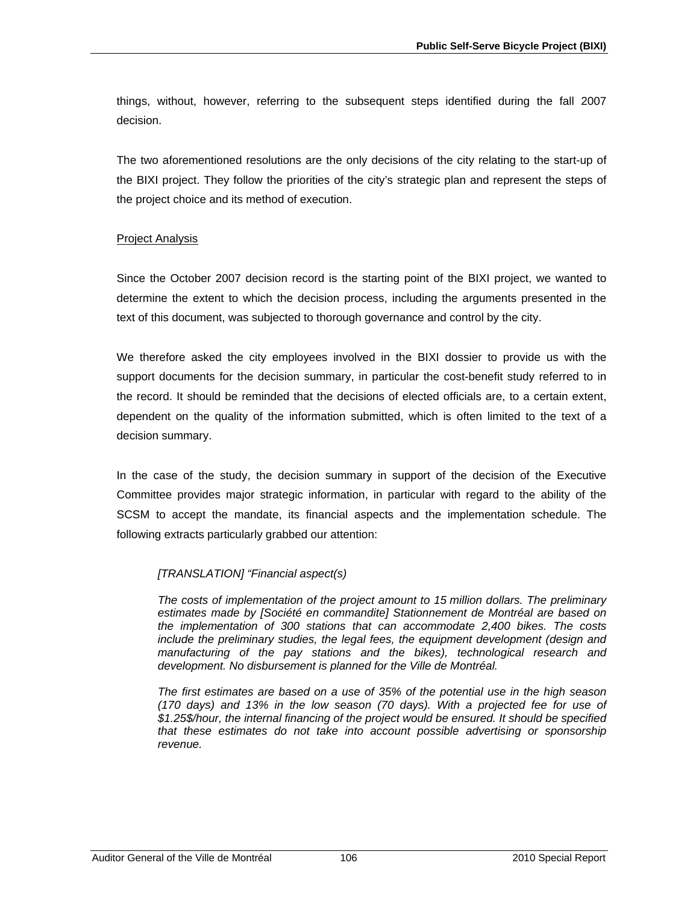things, without, however, referring to the subsequent steps identified during the fall 2007 decision.

The two aforementioned resolutions are the only decisions of the city relating to the start-up of the BIXI project. They follow the priorities of the city's strategic plan and represent the steps of the project choice and its method of execution.

<u>Project Analysis</u>

Since the October 2007 decision record is the starting point of the BIXI project, we wanted to determine the extent to which the decision process, including the arguments presented in the text of this document, was subjected to thorough governance and control by the city.

We therefore asked the city employees involved in the BIXI dossier to provide us with the support documents for the decision summary, in particular the cost-benefit study referred to in the record. It should be reminded that the decisions of elected officials are, to a certain extent, dependent on the quality of the information submitted, which is often limited to the text of a decision summary.

In the case of the study, the decision summary in support of the decision of the Executive Committee provides major strategic information, in particular with regard to the ability of the SCSM to accept the mandate, its financial aspects and the implementation schedule. The following extracts particularly grabbed our attention:

> *[TRANSLATION] "Financial aspect(s)*
>
> *The costs of implementation of the project amount to 15 million dollars. The preliminary estimates made by [Société en commandite] Stationnement de Montréal are based on the implementation of 300 stations that can accommodate 2,400 bikes. The costs include the preliminary studies, the legal fees, the equipment development (design and manufacturing of the pay stations and the bikes), technological research and development. No disbursement is planned for the Ville de Montréal.*
>
> *The first estimates are based on a use of 35% of the potential use in the high season (170 days) and 13% in the low season (70 days). With a projected fee for use of $1.25$/hour, the internal financing of the project would be ensured. It should be specified that these estimates do not take into account possible advertising or sponsorship revenue.*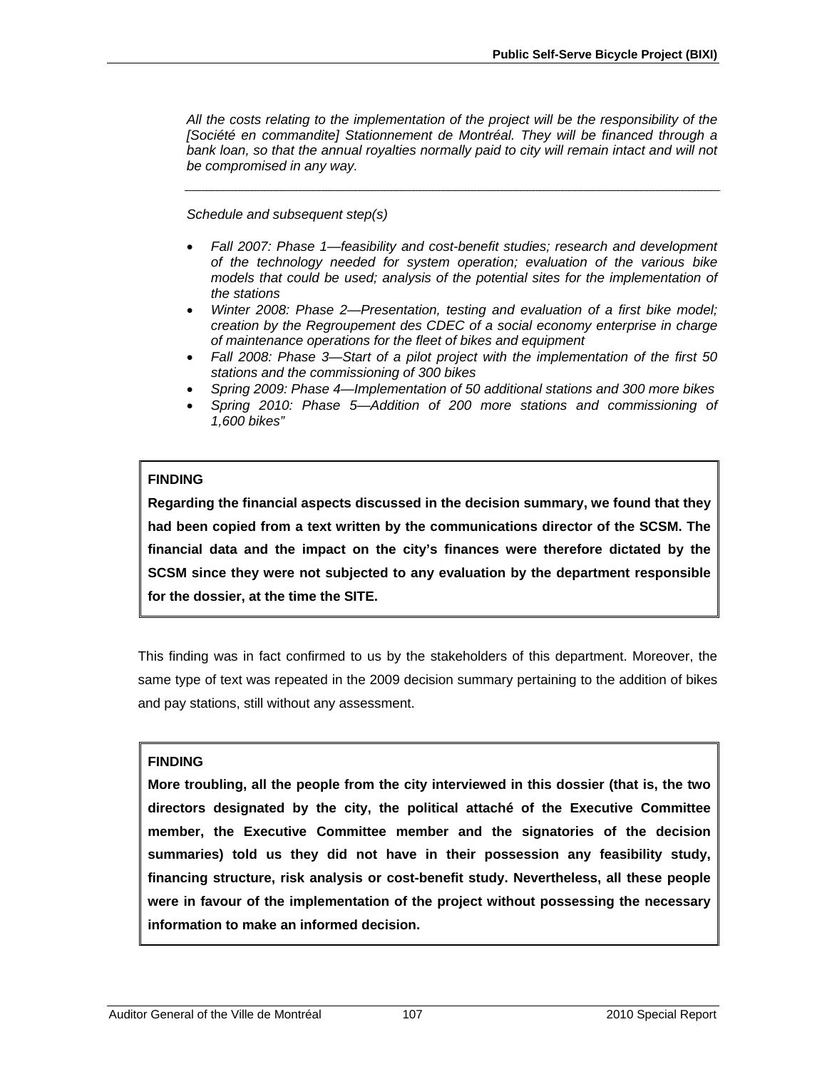*All the costs relating to the implementation of the project will be the responsibility of the [Société en commandite] Stationnement de Montréal. They will be financed through a bank loan, so that the annual royalties normally paid to city will remain intact and will not be compromised in any way.*

---

*Schedule and subsequent step(s)*

- *Fall 2007: Phase 1—feasibility and cost-benefit studies; research and development of the technology needed for system operation; evaluation of the various bike models that could be used; analysis of the potential sites for the implementation of the stations*
- *Winter 2008: Phase 2—Presentation, testing and evaluation of a first bike model; creation by the Regroupement des CDEC of a social economy enterprise in charge of maintenance operations for the fleet of bikes and equipment*
- *Fall 2008: Phase 3—Start of a pilot project with the implementation of the first 50 stations and the commissioning of 300 bikes*
- *Spring 2009: Phase 4—Implementation of 50 additional stations and 300 more bikes*
- *Spring 2010: Phase 5—Addition of 200 more stations and commissioning of 1,600 bikes"*

**FINDING**

**Regarding the financial aspects discussed in the decision summary, we found that they had been copied from a text written by the communications director of the SCSM. The financial data and the impact on the city's finances were therefore dictated by the SCSM since they were not subjected to any evaluation by the department responsible for the dossier, at the time the SITE.**

This finding was in fact confirmed to us by the stakeholders of this department. Moreover, the same type of text was repeated in the 2009 decision summary pertaining to the addition of bikes and pay stations, still without any assessment.

**FINDING**

**More troubling, all the people from the city interviewed in this dossier (that is, the two directors designated by the city, the political attaché of the Executive Committee member, the Executive Committee member and the signatories of the decision summaries) told us they did not have in their possession any feasibility study, financing structure, risk analysis or cost-benefit study. Nevertheless, all these people were in favour of the implementation of the project without possessing the necessary information to make an informed decision.**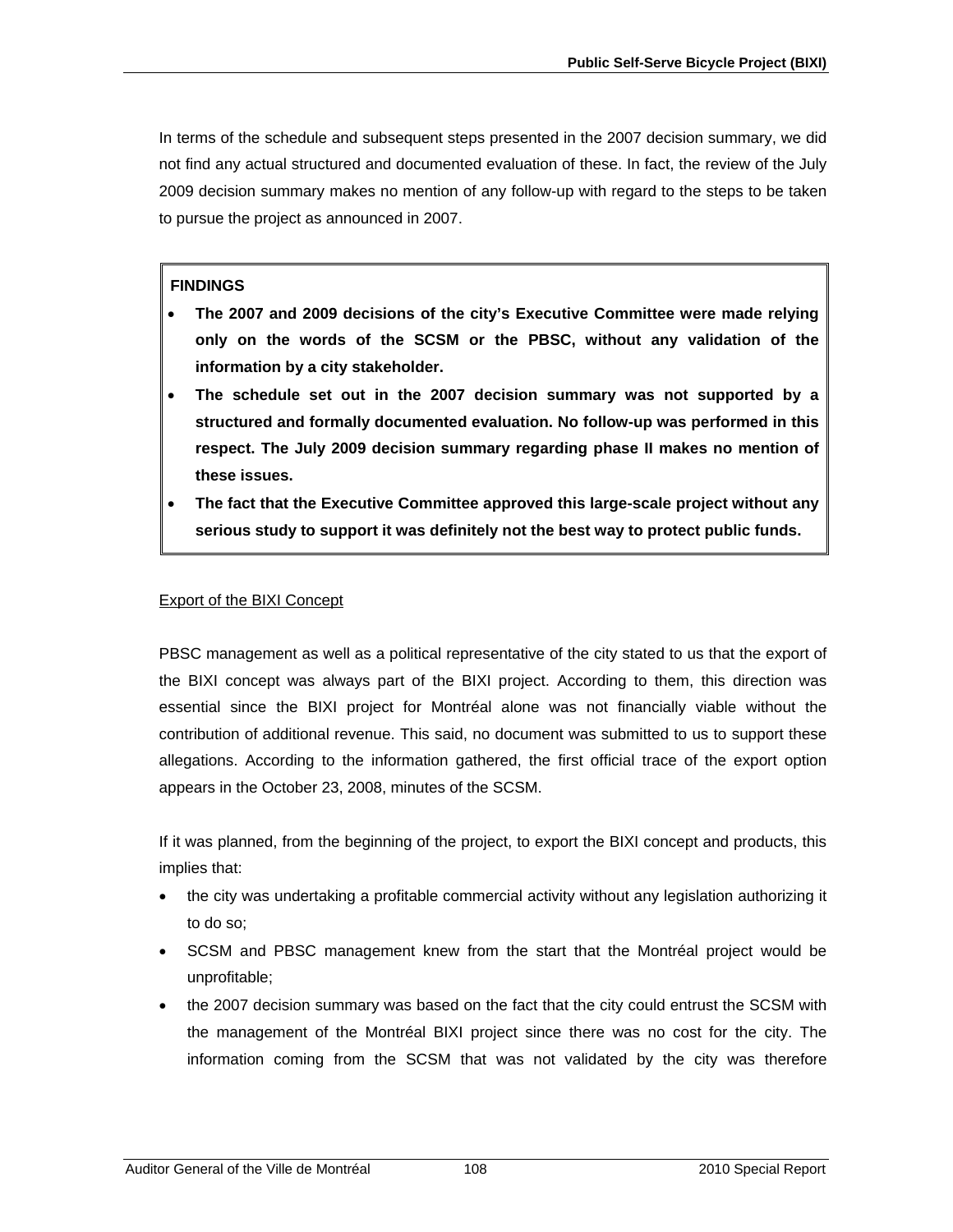In terms of the schedule and subsequent steps presented in the 2007 decision summary, we did not find any actual structured and documented evaluation of these. In fact, the review of the July 2009 decision summary makes no mention of any follow-up with regard to the steps to be taken to pursue the project as announced in 2007.

**FINDINGS**

- **The 2007 and 2009 decisions of the city's Executive Committee were made relying only on the words of the SCSM or the PBSC, without any validation of the information by a city stakeholder.**
- **The schedule set out in the 2007 decision summary was not supported by a structured and formally documented evaluation. No follow-up was performed in this respect. The July 2009 decision summary regarding phase II makes no mention of these issues.**
- **The fact that the Executive Committee approved this large-scale project without any serious study to support it was definitely not the best way to protect public funds.**

Export of the BIXI Concept

PBSC management as well as a political representative of the city stated to us that the export of the BIXI concept was always part of the BIXI project. According to them, this direction was essential since the BIXI project for Montréal alone was not financially viable without the contribution of additional revenue. This said, no document was submitted to us to support these allegations. According to the information gathered, the first official trace of the export option appears in the October 23, 2008, minutes of the SCSM.

If it was planned, from the beginning of the project, to export the BIXI concept and products, this implies that:

- the city was undertaking a profitable commercial activity without any legislation authorizing it to do so;
- SCSM and PBSC management knew from the start that the Montréal project would be unprofitable;
- the 2007 decision summary was based on the fact that the city could entrust the SCSM with the management of the Montréal BIXI project since there was no cost for the city. The information coming from the SCSM that was not validated by the city was therefore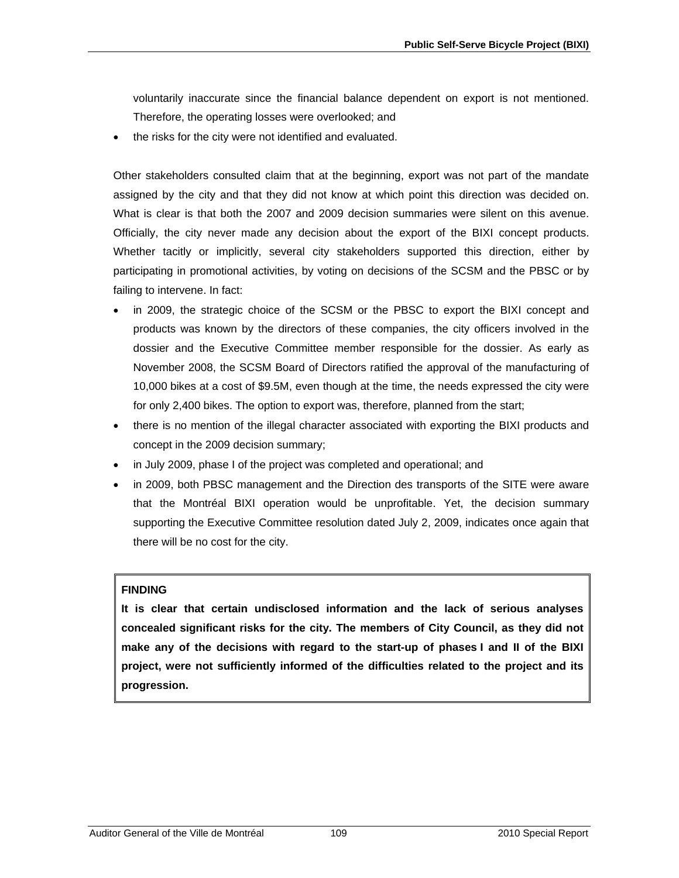voluntarily inaccurate since the financial balance dependent on export is not mentioned. Therefore, the operating losses were overlooked; and

- the risks for the city were not identified and evaluated.

Other stakeholders consulted claim that at the beginning, export was not part of the mandate assigned by the city and that they did not know at which point this direction was decided on. What is clear is that both the 2007 and 2009 decision summaries were silent on this avenue. Officially, the city never made any decision about the export of the BIXI concept products. Whether tacitly or implicitly, several city stakeholders supported this direction, either by participating in promotional activities, by voting on decisions of the SCSM and the PBSC or by failing to intervene. In fact:

- in 2009, the strategic choice of the SCSM or the PBSC to export the BIXI concept and products was known by the directors of these companies, the city officers involved in the dossier and the Executive Committee member responsible for the dossier. As early as November 2008, the SCSM Board of Directors ratified the approval of the manufacturing of 10,000 bikes at a cost of $9.5M, even though at the time, the needs expressed the city were for only 2,400 bikes. The option to export was, therefore, planned from the start;
- there is no mention of the illegal character associated with exporting the BIXI products and concept in the 2009 decision summary;
- in July 2009, phase I of the project was completed and operational; and
- in 2009, both PBSC management and the Direction des transports of the SITE were aware that the Montréal BIXI operation would be unprofitable. Yet, the decision summary supporting the Executive Committee resolution dated July 2, 2009, indicates once again that there will be no cost for the city.

**FINDING**

**It is clear that certain undisclosed information and the lack of serious analyses concealed significant risks for the city. The members of City Council, as they did not make any of the decisions with regard to the start-up of phases I and II of the BIXI project, were not sufficiently informed of the difficulties related to the project and its progression.**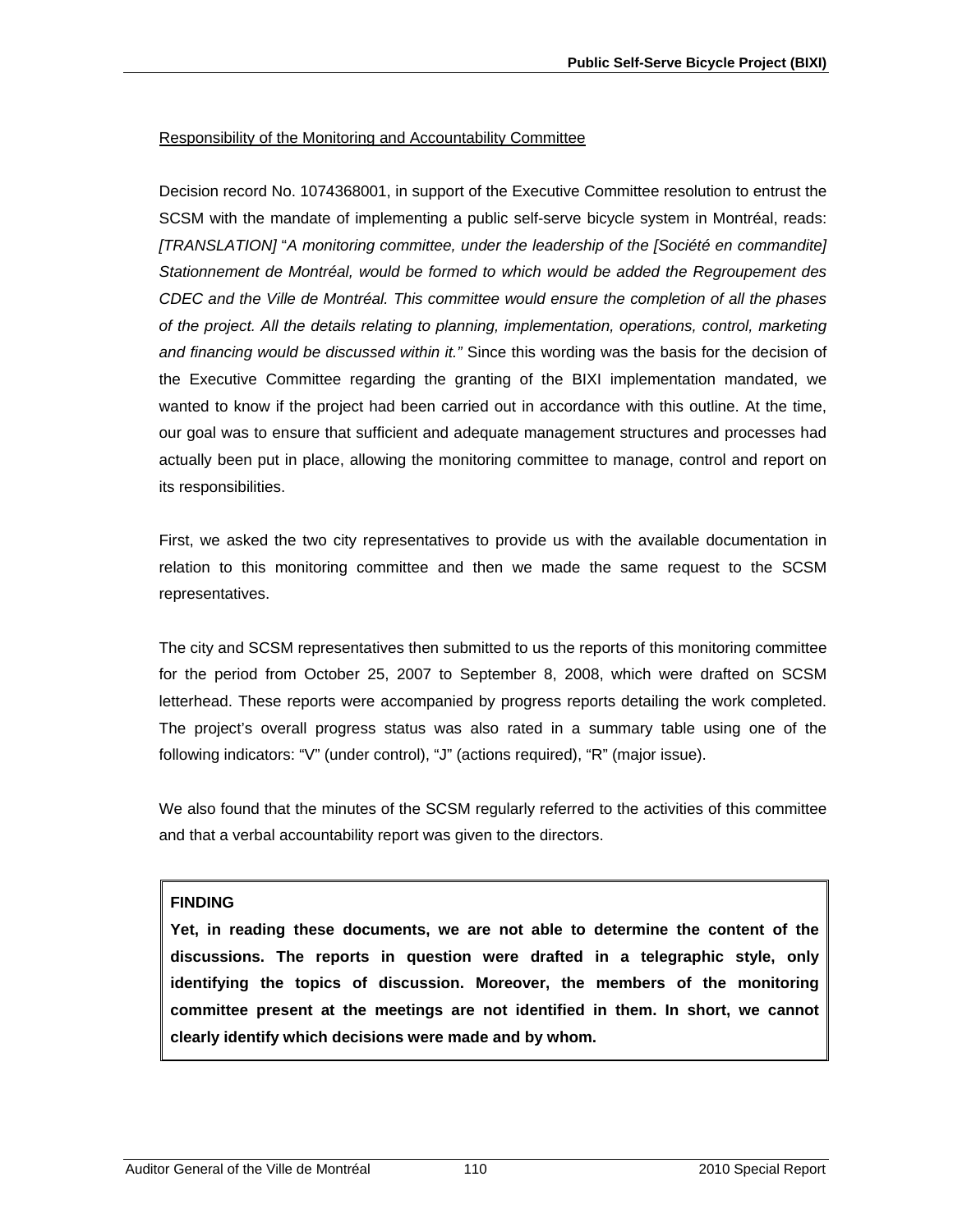Responsibility of the Monitoring and Accountability Committee

Decision record No. 1074368001, in support of the Executive Committee resolution to entrust the SCSM with the mandate of implementing a public self-serve bicycle system in Montréal, reads: *[TRANSLATION]* "*A monitoring committee, under the leadership of the [Société en commandite] Stationnement de Montréal, would be formed to which would be added the Regroupement des CDEC and the Ville de Montréal. This committee would ensure the completion of all the phases of the project. All the details relating to planning, implementation, operations, control, marketing and financing would be discussed within it.*" Since this wording was the basis for the decision of the Executive Committee regarding the granting of the BIXI implementation mandated, we wanted to know if the project had been carried out in accordance with this outline. At the time, our goal was to ensure that sufficient and adequate management structures and processes had actually been put in place, allowing the monitoring committee to manage, control and report on its responsibilities.

First, we asked the two city representatives to provide us with the available documentation in relation to this monitoring committee and then we made the same request to the SCSM representatives.

The city and SCSM representatives then submitted to us the reports of this monitoring committee for the period from October 25, 2007 to September 8, 2008, which were drafted on SCSM letterhead. These reports were accompanied by progress reports detailing the work completed. The project's overall progress status was also rated in a summary table using one of the following indicators: "V" (under control), "J" (actions required), "R" (major issue).

We also found that the minutes of the SCSM regularly referred to the activities of this committee and that a verbal accountability report was given to the directors.

**FINDING**

**Yet, in reading these documents, we are not able to determine the content of the discussions. The reports in question were drafted in a telegraphic style, only identifying the topics of discussion. Moreover, the members of the monitoring committee present at the meetings are not identified in them. In short, we cannot clearly identify which decisions were made and by whom.**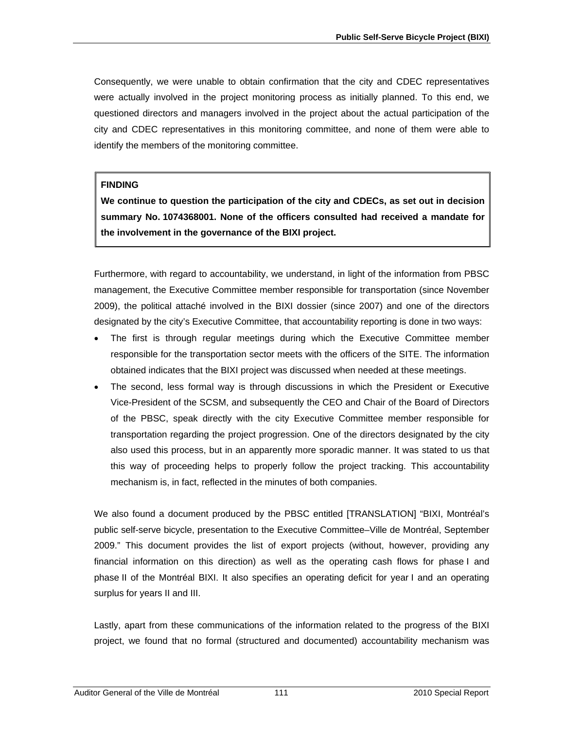Consequently, we were unable to obtain confirmation that the city and CDEC representatives were actually involved in the project monitoring process as initially planned. To this end, we questioned directors and managers involved in the project about the actual participation of the city and CDEC representatives in this monitoring committee, and none of them were able to identify the members of the monitoring committee.

> **FINDING**
>
> **We continue to question the participation of the city and CDECs, as set out in decision summary No. 1074368001. None of the officers consulted had received a mandate for the involvement in the governance of the BIXI project.**

Furthermore, with regard to accountability, we understand, in light of the information from PBSC management, the Executive Committee member responsible for transportation (since November 2009), the political attaché involved in the BIXI dossier (since 2007) and one of the directors designated by the city's Executive Committee, that accountability reporting is done in two ways:

- The first is through regular meetings during which the Executive Committee member responsible for the transportation sector meets with the officers of the SITE. The information obtained indicates that the BIXI project was discussed when needed at these meetings.
- The second, less formal way is through discussions in which the President or Executive Vice-President of the SCSM, and subsequently the CEO and Chair of the Board of Directors of the PBSC, speak directly with the city Executive Committee member responsible for transportation regarding the project progression. One of the directors designated by the city also used this process, but in an apparently more sporadic manner. It was stated to us that this way of proceeding helps to properly follow the project tracking. This accountability mechanism is, in fact, reflected in the minutes of both companies.

We also found a document produced by the PBSC entitled [TRANSLATION] "BIXI, Montréal's public self-serve bicycle, presentation to the Executive Committee–Ville de Montréal, September 2009." This document provides the list of export projects (without, however, providing any financial information on this direction) as well as the operating cash flows for phase I and phase II of the Montréal BIXI. It also specifies an operating deficit for year I and an operating surplus for years II and III.

Lastly, apart from these communications of the information related to the progress of the BIXI project, we found that no formal (structured and documented) accountability mechanism was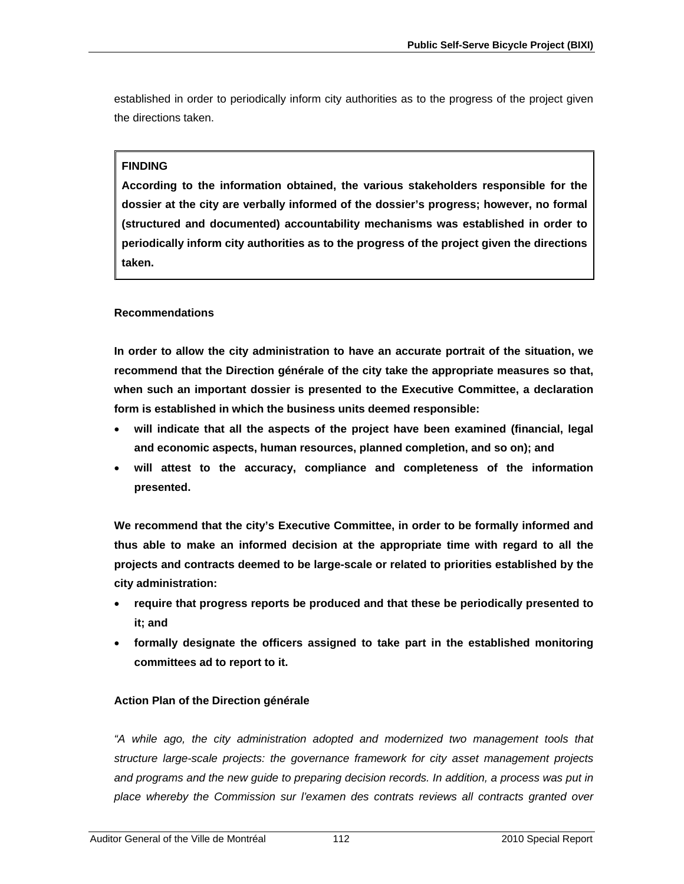established in order to periodically inform city authorities as to the progress of the project given the directions taken.

> **FINDING**
>
> **According to the information obtained, the various stakeholders responsible for the dossier at the city are verbally informed of the dossier's progress; however, no formal (structured and documented) accountability mechanisms was established in order to periodically inform city authorities as to the progress of the project given the directions taken.**

#### Recommendations

**In order to allow the city administration to have an accurate portrait of the situation, we recommend that the Direction générale of the city take the appropriate measures so that, when such an important dossier is presented to the Executive Committee, a declaration form is established in which the business units deemed responsible:**

- **will indicate that all the aspects of the project have been examined (financial, legal and economic aspects, human resources, planned completion, and so on); and**
- **will attest to the accuracy, compliance and completeness of the information presented.**

**We recommend that the city's Executive Committee, in order to be formally informed and thus able to make an informed decision at the appropriate time with regard to all the projects and contracts deemed to be large-scale or related to priorities established by the city administration:**

- **require that progress reports be produced and that these be periodically presented to it; and**
- **formally designate the officers assigned to take part in the established monitoring committees ad to report to it.**

#### Action Plan of the Direction générale

*"A while ago, the city administration adopted and modernized two management tools that structure large-scale projects: the governance framework for city asset management projects and programs and the new guide to preparing decision records. In addition, a process was put in place whereby the Commission sur l'examen des contrats reviews all contracts granted over*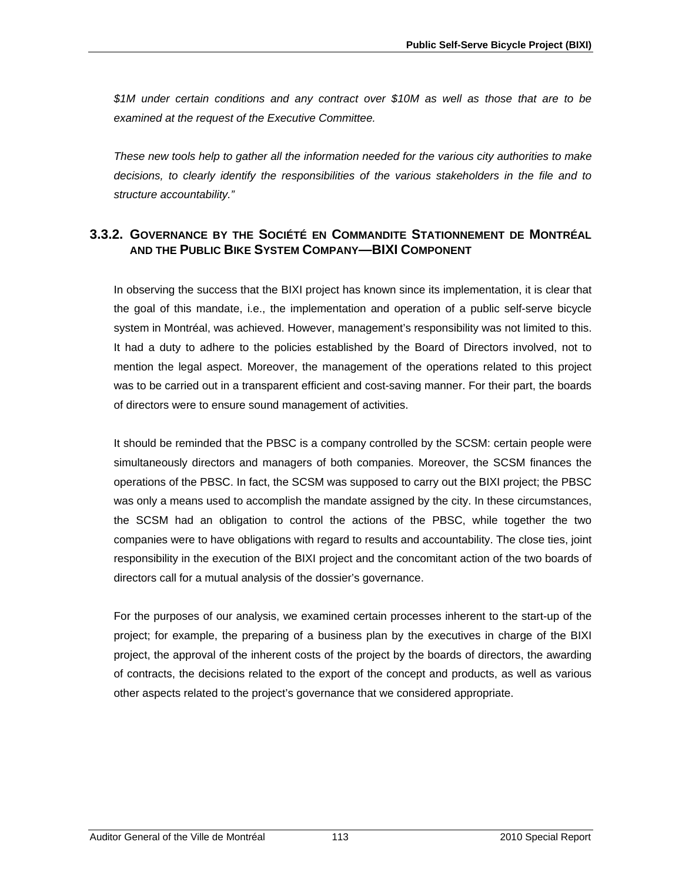*$1M under certain conditions and any contract over $10M as well as those that are to be examined at the request of the Executive Committee.*

*These new tools help to gather all the information needed for the various city authorities to make decisions, to clearly identify the responsibilities of the various stakeholders in the file and to structure accountability."*

### 3.3.2. Governance by the Société en Commandite Stationnement de Montréal and the Public Bike System Company—BIXI Component

In observing the success that the BIXI project has known since its implementation, it is clear that the goal of this mandate, i.e., the implementation and operation of a public self-serve bicycle system in Montréal, was achieved. However, management's responsibility was not limited to this. It had a duty to adhere to the policies established by the Board of Directors involved, not to mention the legal aspect. Moreover, the management of the operations related to this project was to be carried out in a transparent efficient and cost-saving manner. For their part, the boards of directors were to ensure sound management of activities.

It should be reminded that the PBSC is a company controlled by the SCSM: certain people were simultaneously directors and managers of both companies. Moreover, the SCSM finances the operations of the PBSC. In fact, the SCSM was supposed to carry out the BIXI project; the PBSC was only a means used to accomplish the mandate assigned by the city. In these circumstances, the SCSM had an obligation to control the actions of the PBSC, while together the two companies were to have obligations with regard to results and accountability. The close ties, joint responsibility in the execution of the BIXI project and the concomitant action of the two boards of directors call for a mutual analysis of the dossier's governance.

For the purposes of our analysis, we examined certain processes inherent to the start-up of the project; for example, the preparing of a business plan by the executives in charge of the BIXI project, the approval of the inherent costs of the project by the boards of directors, the awarding of contracts, the decisions related to the export of the concept and products, as well as various other aspects related to the project's governance that we considered appropriate.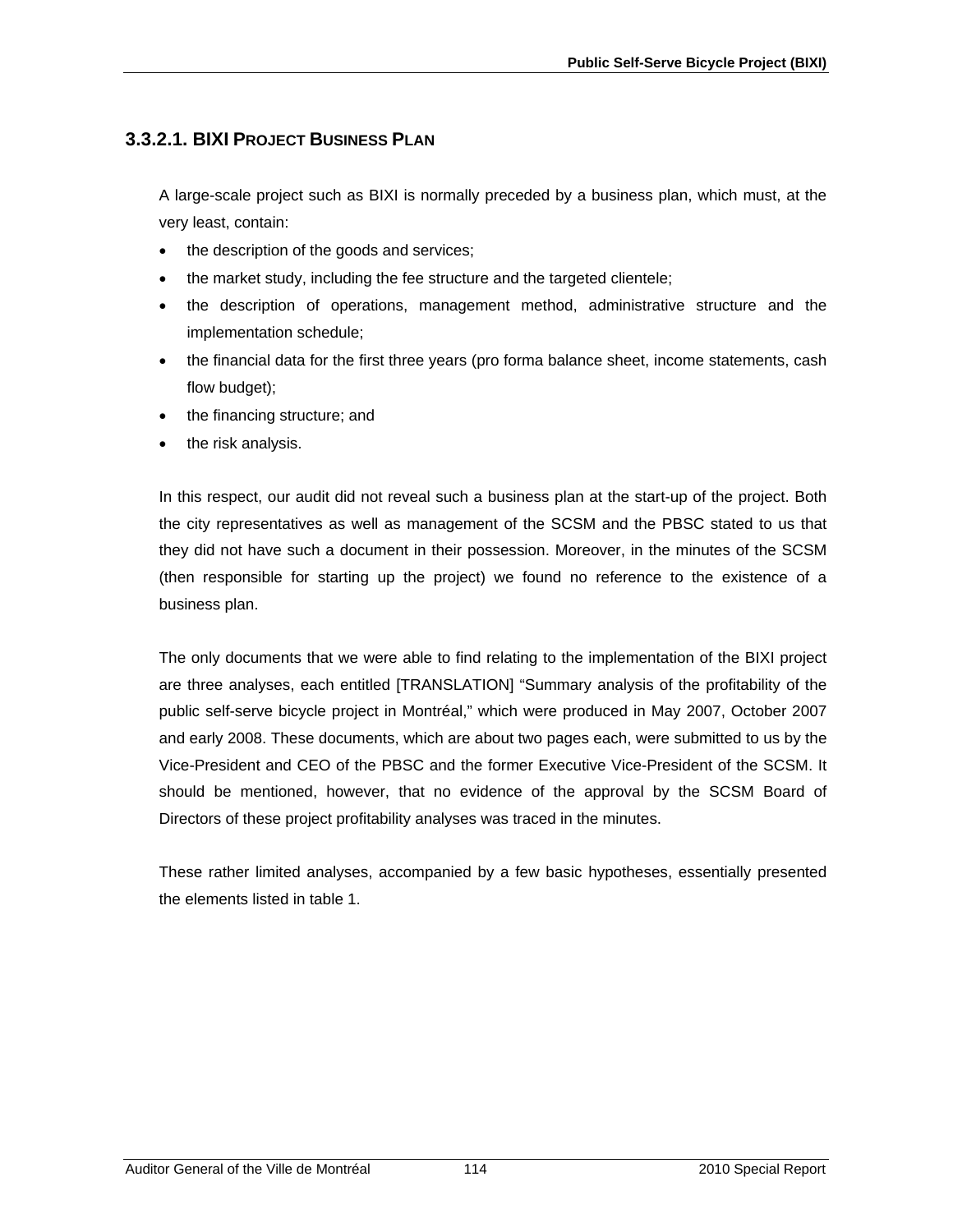### 3.3.2.1. BIXI PROJECT BUSINESS PLAN

A large-scale project such as BIXI is normally preceded by a business plan, which must, at the very least, contain:

- the description of the goods and services;
- the market study, including the fee structure and the targeted clientele;
- the description of operations, management method, administrative structure and the implementation schedule;
- the financial data for the first three years (pro forma balance sheet, income statements, cash flow budget);
- the financing structure; and
- the risk analysis.

In this respect, our audit did not reveal such a business plan at the start-up of the project. Both the city representatives as well as management of the SCSM and the PBSC stated to us that they did not have such a document in their possession. Moreover, in the minutes of the SCSM (then responsible for starting up the project) we found no reference to the existence of a business plan.

The only documents that we were able to find relating to the implementation of the BIXI project are three analyses, each entitled [TRANSLATION] "Summary analysis of the profitability of the public self-serve bicycle project in Montréal," which were produced in May 2007, October 2007 and early 2008. These documents, which are about two pages each, were submitted to us by the Vice-President and CEO of the PBSC and the former Executive Vice-President of the SCSM. It should be mentioned, however, that no evidence of the approval by the SCSM Board of Directors of these project profitability analyses was traced in the minutes.

These rather limited analyses, accompanied by a few basic hypotheses, essentially presented the elements listed in table 1.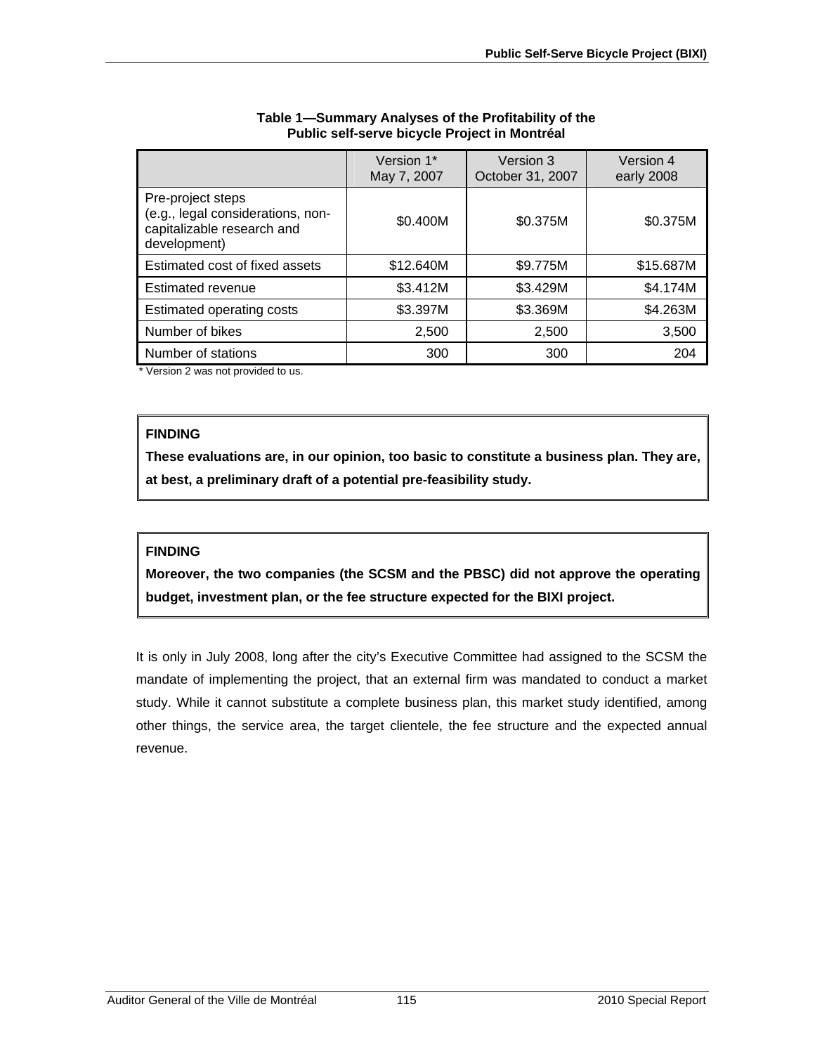**Table 1—Summary Analyses of the Profitability of the Public self-serve bicycle Project in Montréal**

| | Version 1* May 7, 2007 | Version 3 October 31, 2007 | Version 4 early 2008 |
|---|---|---|---|
| Pre-project steps (e.g., legal considerations, non-capitalizable research and development) | $0.400M | $0.375M | $0.375M |
| Estimated cost of fixed assets | $12.640M | $9.775M | $15.687M |
| Estimated revenue | $3.412M | $3.429M | $4.174M |
| Estimated operating costs | $3.397M | $3.369M | $4.263M |
| Number of bikes | 2,500 | 2,500 | 3,500 |
| Number of stations | 300 | 300 | 204 |

* Version 2 was not provided to us.

**FINDING**

**These evaluations are, in our opinion, too basic to constitute a business plan. They are, at best, a preliminary draft of a potential pre-feasibility study.**

**FINDING**

**Moreover, the two companies (the SCSM and the PBSC) did not approve the operating budget, investment plan, or the fee structure expected for the BIXI project.**

It is only in July 2008, long after the city's Executive Committee had assigned to the SCSM the mandate of implementing the project, that an external firm was mandated to conduct a market study. While it cannot substitute a complete business plan, this market study identified, among other things, the service area, the target clientele, the fee structure and the expected annual revenue.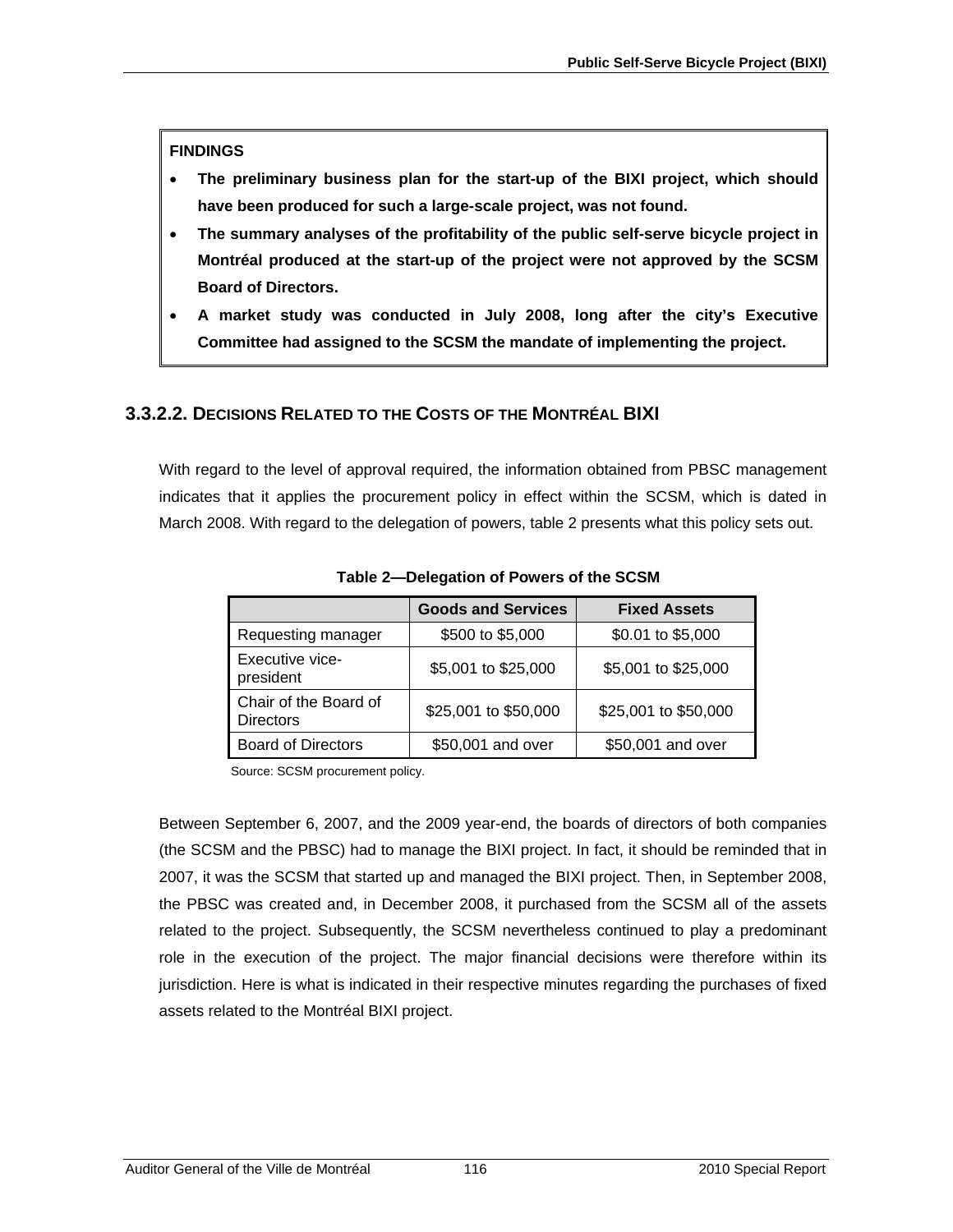**FINDINGS**

- **The preliminary business plan for the start-up of the BIXI project, which should have been produced for such a large-scale project, was not found.**
- **The summary analyses of the profitability of the public self-serve bicycle project in Montréal produced at the start-up of the project were not approved by the SCSM Board of Directors.**
- **A market study was conducted in July 2008, long after the city's Executive Committee had assigned to the SCSM the mandate of implementing the project.**

### 3.3.2.2. DECISIONS RELATED TO THE COSTS OF THE MONTRÉAL BIXI

With regard to the level of approval required, the information obtained from PBSC management indicates that it applies the procurement policy in effect within the SCSM, which is dated in March 2008. With regard to the delegation of powers, table 2 presents what this policy sets out.

**Table 2—Delegation of Powers of the SCSM**

| | Goods and Services | Fixed Assets |
|---|---|---|
| Requesting manager | \$500 to \$5,000 | \$0.01 to \$5,000 |
| Executive vice-president | \$5,001 to \$25,000 | \$5,001 to \$25,000 |
| Chair of the Board of Directors | \$25,001 to \$50,000 | \$25,001 to \$50,000 |
| Board of Directors | \$50,001 and over | \$50,001 and over |

Source: SCSM procurement policy.

Between September 6, 2007, and the 2009 year-end, the boards of directors of both companies (the SCSM and the PBSC) had to manage the BIXI project. In fact, it should be reminded that in 2007, it was the SCSM that started up and managed the BIXI project. Then, in September 2008, the PBSC was created and, in December 2008, it purchased from the SCSM all of the assets related to the project. Subsequently, the SCSM nevertheless continued to play a predominant role in the execution of the project. The major financial decisions were therefore within its jurisdiction. Here is what is indicated in their respective minutes regarding the purchases of fixed assets related to the Montréal BIXI project.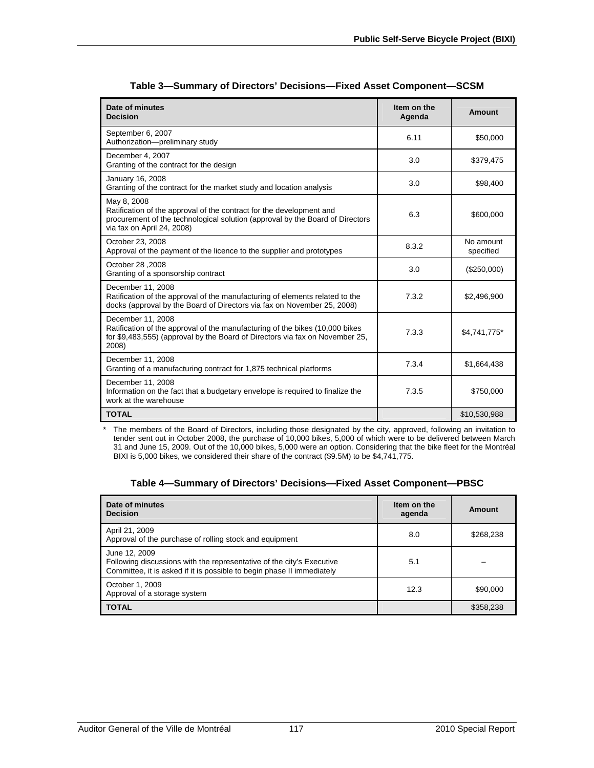**Table 3—Summary of Directors' Decisions—Fixed Asset Component—SCSM**

| Date of minutes<br>Decision | Item on the Agenda | Amount |
|---|---|---|
| September 6, 2007<br>Authorization—preliminary study | 6.11 | $50,000 |
| December 4, 2007<br>Granting of the contract for the design | 3.0 | $379,475 |
| January 16, 2008<br>Granting of the contract for the market study and location analysis | 3.0 | $98,400 |
| May 8, 2008<br>Ratification of the approval of the contract for the development and procurement of the technological solution (approval by the Board of Directors via fax on April 24, 2008) | 6.3 | $600,000 |
| October 23, 2008<br>Approval of the payment of the licence to the supplier and prototypes | 8.3.2 | No amount specified |
| October 28 ,2008<br>Granting of a sponsorship contract | 3.0 | ($250,000) |
| December 11, 2008<br>Ratification of the approval of the manufacturing of elements related to the docks (approval by the Board of Directors via fax on November 25, 2008) | 7.3.2 | $2,496,900 |
| December 11, 2008<br>Ratification of the approval of the manufacturing of the bikes (10,000 bikes for $9,483,555) (approval by the Board of Directors via fax on November 25, 2008) | 7.3.3 | $4,741,775* |
| December 11, 2008<br>Granting of a manufacturing contract for 1,875 technical platforms | 7.3.4 | $1,664,438 |
| December 11, 2008<br>Information on the fact that a budgetary envelope is required to finalize the work at the warehouse | 7.3.5 | $750,000 |
| **TOTAL** | | $10,530,988 |

\* The members of the Board of Directors, including those designated by the city, approved, following an invitation to tender sent out in October 2008, the purchase of 10,000 bikes, 5,000 of which were to be delivered between March 31 and June 15, 2009. Out of the 10,000 bikes, 5,000 were an option. Considering that the bike fleet for the Montréal BIXI is 5,000 bikes, we considered their share of the contract ($9.5M) to be $4,741,775.

**Table 4—Summary of Directors' Decisions—Fixed Asset Component—PBSC**

| Date of minutes<br>Decision | Item on the agenda | Amount |
|---|---|---|
| April 21, 2009<br>Approval of the purchase of rolling stock and equipment | 8.0 | $268,238 |
| June 12, 2009<br>Following discussions with the representative of the city's Executive Committee, it is asked if it is possible to begin phase II immediately | 5.1 | – |
| October 1, 2009<br>Approval of a storage system | 12.3 | $90,000 |
| **TOTAL** | | $358,238 |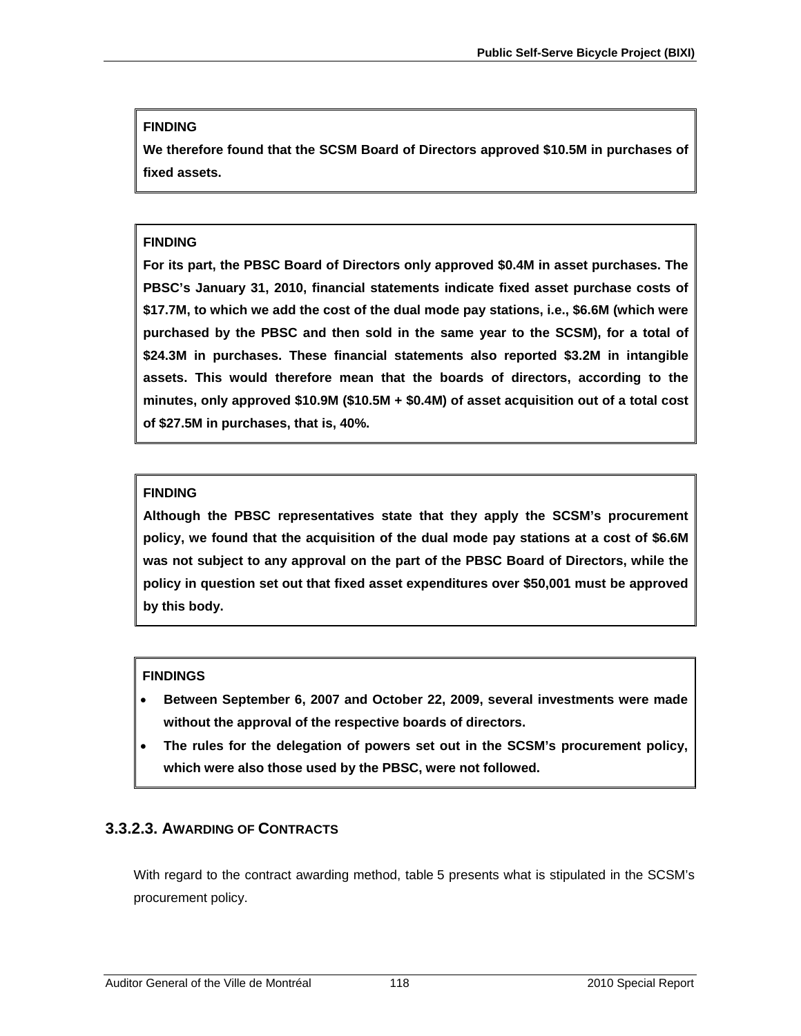**FINDING**

**We therefore found that the SCSM Board of Directors approved $10.5M in purchases of fixed assets.**

**FINDING**

**For its part, the PBSC Board of Directors only approved $0.4M in asset purchases. The PBSC's January 31, 2010, financial statements indicate fixed asset purchase costs of $17.7M, to which we add the cost of the dual mode pay stations, i.e., $6.6M (which were purchased by the PBSC and then sold in the same year to the SCSM), for a total of $24.3M in purchases. These financial statements also reported $3.2M in intangible assets. This would therefore mean that the boards of directors, according to the minutes, only approved $10.9M ($10.5M + $0.4M) of asset acquisition out of a total cost of $27.5M in purchases, that is, 40%.**

**FINDING**

**Although the PBSC representatives state that they apply the SCSM's procurement policy, we found that the acquisition of the dual mode pay stations at a cost of $6.6M was not subject to any approval on the part of the PBSC Board of Directors, while the policy in question set out that fixed asset expenditures over $50,001 must be approved by this body.**

**FINDINGS**

- **Between September 6, 2007 and October 22, 2009, several investments were made without the approval of the respective boards of directors.**
- **The rules for the delegation of powers set out in the SCSM's procurement policy, which were also those used by the PBSC, were not followed.**

### 3.3.2.3. AWARDING OF CONTRACTS

With regard to the contract awarding method, table 5 presents what is stipulated in the SCSM's procurement policy.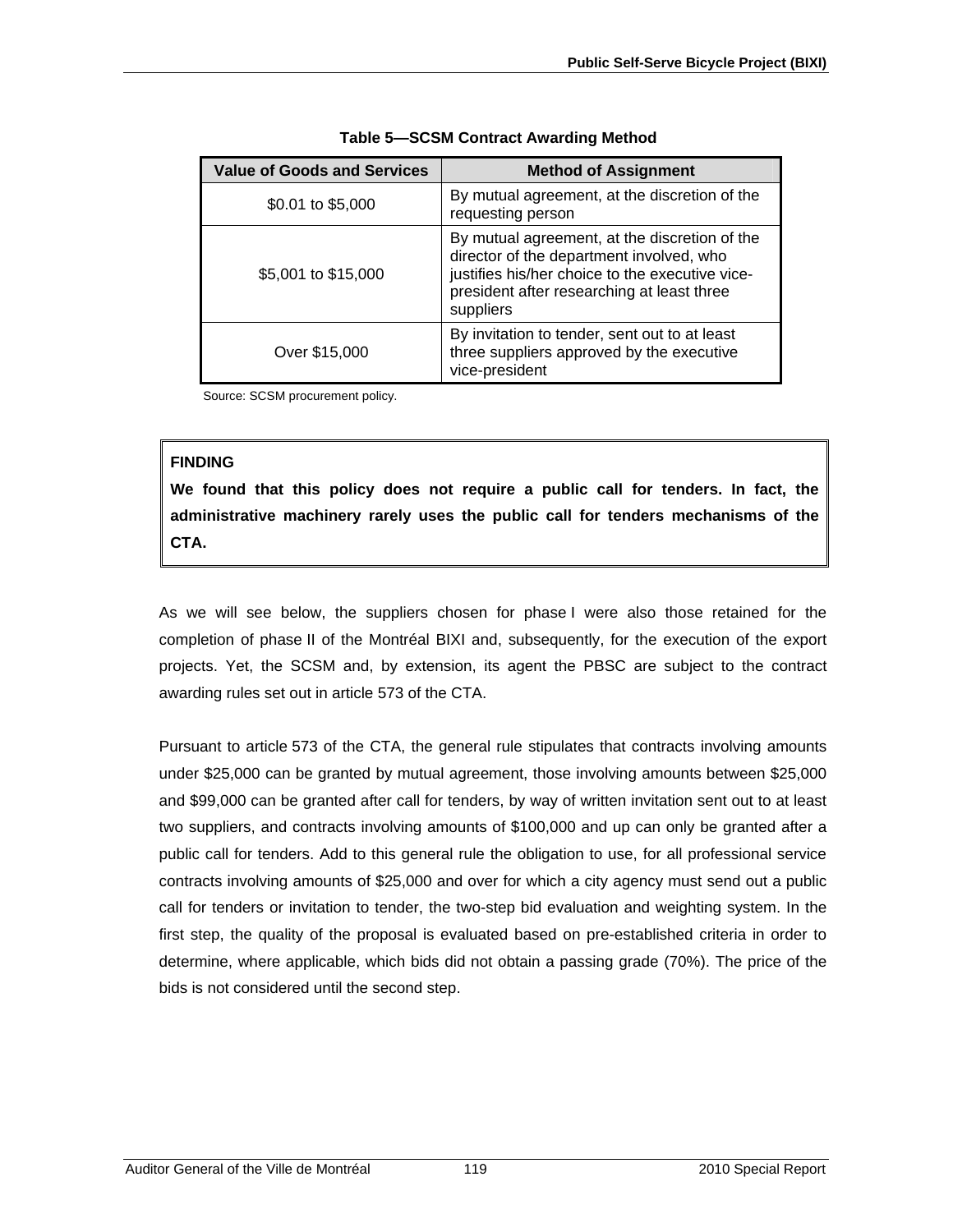**Table 5—SCSM Contract Awarding Method**

| Value of Goods and Services | Method of Assignment |
|---|---|
| $0.01 to $5,000 | By mutual agreement, at the discretion of the requesting person |
| $5,001 to $15,000 | By mutual agreement, at the discretion of the director of the department involved, who justifies his/her choice to the executive vice-president after researching at least three suppliers |
| Over $15,000 | By invitation to tender, sent out to at least three suppliers approved by the executive vice-president |

Source: SCSM procurement policy.

**FINDING**

**We found that this policy does not require a public call for tenders. In fact, the administrative machinery rarely uses the public call for tenders mechanisms of the CTA.**

As we will see below, the suppliers chosen for phase I were also those retained for the completion of phase II of the Montréal BIXI and, subsequently, for the execution of the export projects. Yet, the SCSM and, by extension, its agent the PBSC are subject to the contract awarding rules set out in article 573 of the CTA.

Pursuant to article 573 of the CTA, the general rule stipulates that contracts involving amounts under $25,000 can be granted by mutual agreement, those involving amounts between $25,000 and $99,000 can be granted after call for tenders, by way of written invitation sent out to at least two suppliers, and contracts involving amounts of $100,000 and up can only be granted after a public call for tenders. Add to this general rule the obligation to use, for all professional service contracts involving amounts of $25,000 and over for which a city agency must send out a public call for tenders or invitation to tender, the two-step bid evaluation and weighting system. In the first step, the quality of the proposal is evaluated based on pre-established criteria in order to determine, where applicable, which bids did not obtain a passing grade (70%). The price of the bids is not considered until the second step.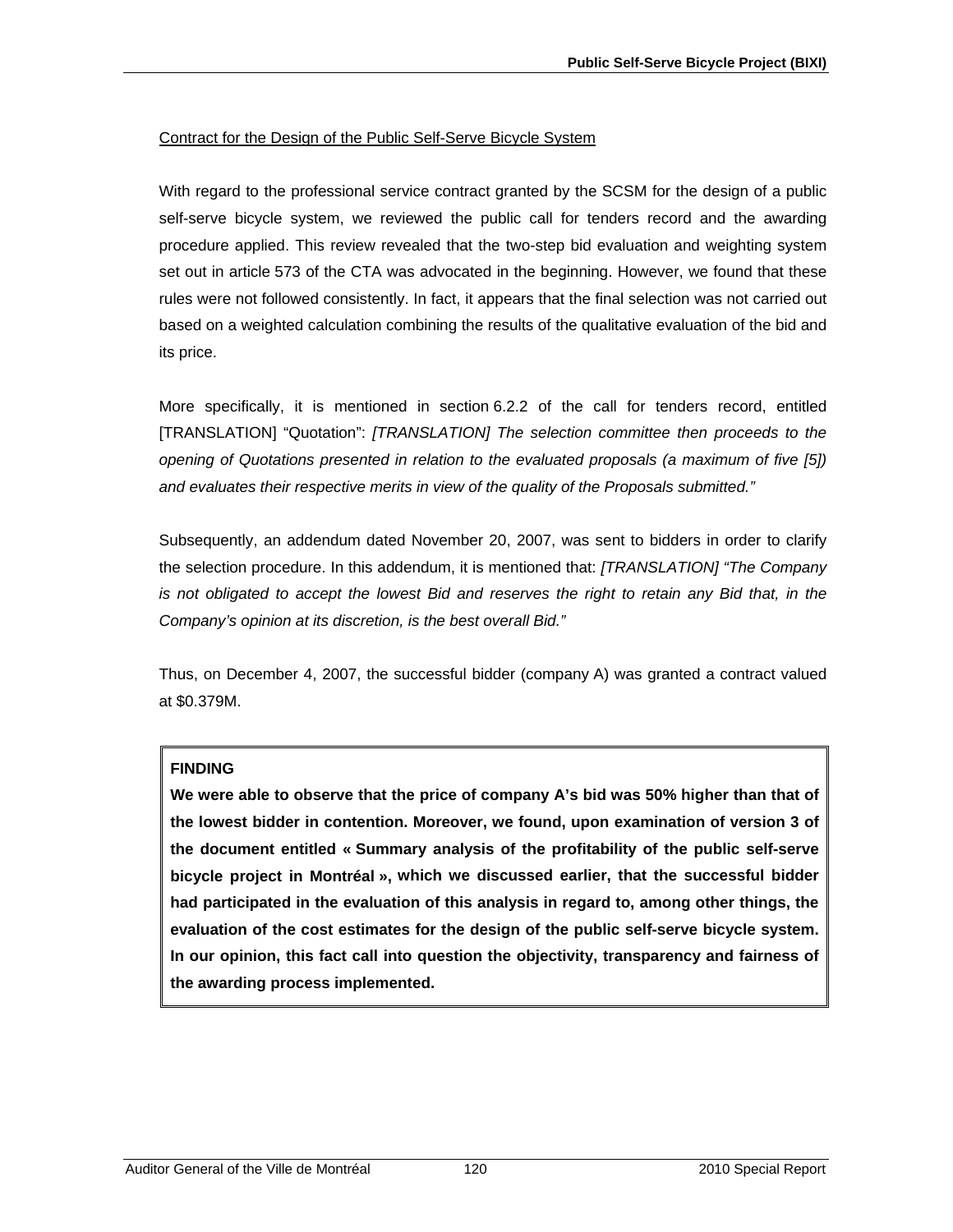Contract for the Design of the Public Self-Serve Bicycle System

With regard to the professional service contract granted by the SCSM for the design of a public self-serve bicycle system, we reviewed the public call for tenders record and the awarding procedure applied. This review revealed that the two-step bid evaluation and weighting system set out in article 573 of the CTA was advocated in the beginning. However, we found that these rules were not followed consistently. In fact, it appears that the final selection was not carried out based on a weighted calculation combining the results of the qualitative evaluation of the bid and its price.

More specifically, it is mentioned in section 6.2.2 of the call for tenders record, entitled [TRANSLATION] "Quotation": *[TRANSLATION] The selection committee then proceeds to the opening of Quotations presented in relation to the evaluated proposals (a maximum of five [5]) and evaluates their respective merits in view of the quality of the Proposals submitted."*

Subsequently, an addendum dated November 20, 2007, was sent to bidders in order to clarify the selection procedure. In this addendum, it is mentioned that: *[TRANSLATION] "The Company is not obligated to accept the lowest Bid and reserves the right to retain any Bid that, in the Company's opinion at its discretion, is the best overall Bid."*

Thus, on December 4, 2007, the successful bidder (company A) was granted a contract valued at $0.379M.

**FINDING**

**We were able to observe that the price of company A's bid was 50% higher than that of the lowest bidder in contention. Moreover, we found, upon examination of version 3 of the document entitled « Summary analysis of the profitability of the public self-serve bicycle project in Montréal », which we discussed earlier, that the successful bidder had participated in the evaluation of this analysis in regard to, among other things, the evaluation of the cost estimates for the design of the public self-serve bicycle system. In our opinion, this fact call into question the objectivity, transparency and fairness of the awarding process implemented.**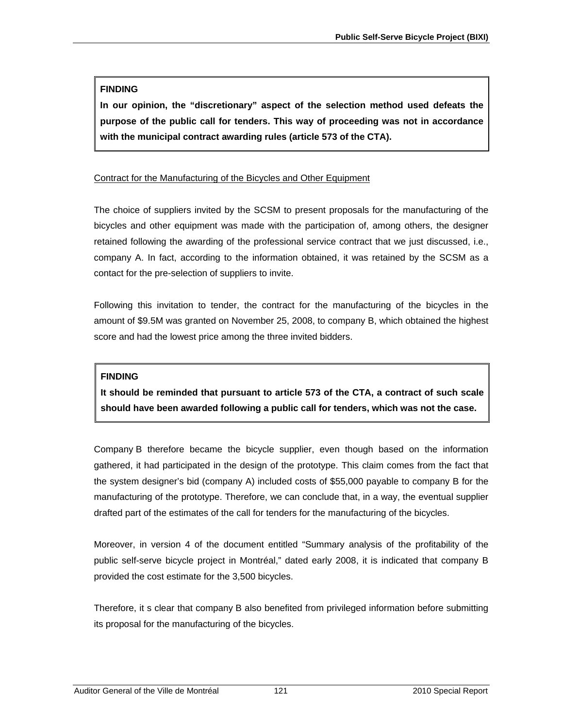**FINDING**

**In our opinion, the "discretionary" aspect of the selection method used defeats the purpose of the public call for tenders. This way of proceeding was not in accordance with the municipal contract awarding rules (article 573 of the CTA).**

Contract for the Manufacturing of the Bicycles and Other Equipment

The choice of suppliers invited by the SCSM to present proposals for the manufacturing of the bicycles and other equipment was made with the participation of, among others, the designer retained following the awarding of the professional service contract that we just discussed, i.e., company A. In fact, according to the information obtained, it was retained by the SCSM as a contact for the pre-selection of suppliers to invite.

Following this invitation to tender, the contract for the manufacturing of the bicycles in the amount of $9.5M was granted on November 25, 2008, to company B, which obtained the highest score and had the lowest price among the three invited bidders.

**FINDING**

**It should be reminded that pursuant to article 573 of the CTA, a contract of such scale should have been awarded following a public call for tenders, which was not the case.**

Company B therefore became the bicycle supplier, even though based on the information gathered, it had participated in the design of the prototype. This claim comes from the fact that the system designer's bid (company A) included costs of $55,000 payable to company B for the manufacturing of the prototype. Therefore, we can conclude that, in a way, the eventual supplier drafted part of the estimates of the call for tenders for the manufacturing of the bicycles.

Moreover, in version 4 of the document entitled "Summary analysis of the profitability of the public self-serve bicycle project in Montréal," dated early 2008, it is indicated that company B provided the cost estimate for the 3,500 bicycles.

Therefore, it s clear that company B also benefited from privileged information before submitting its proposal for the manufacturing of the bicycles.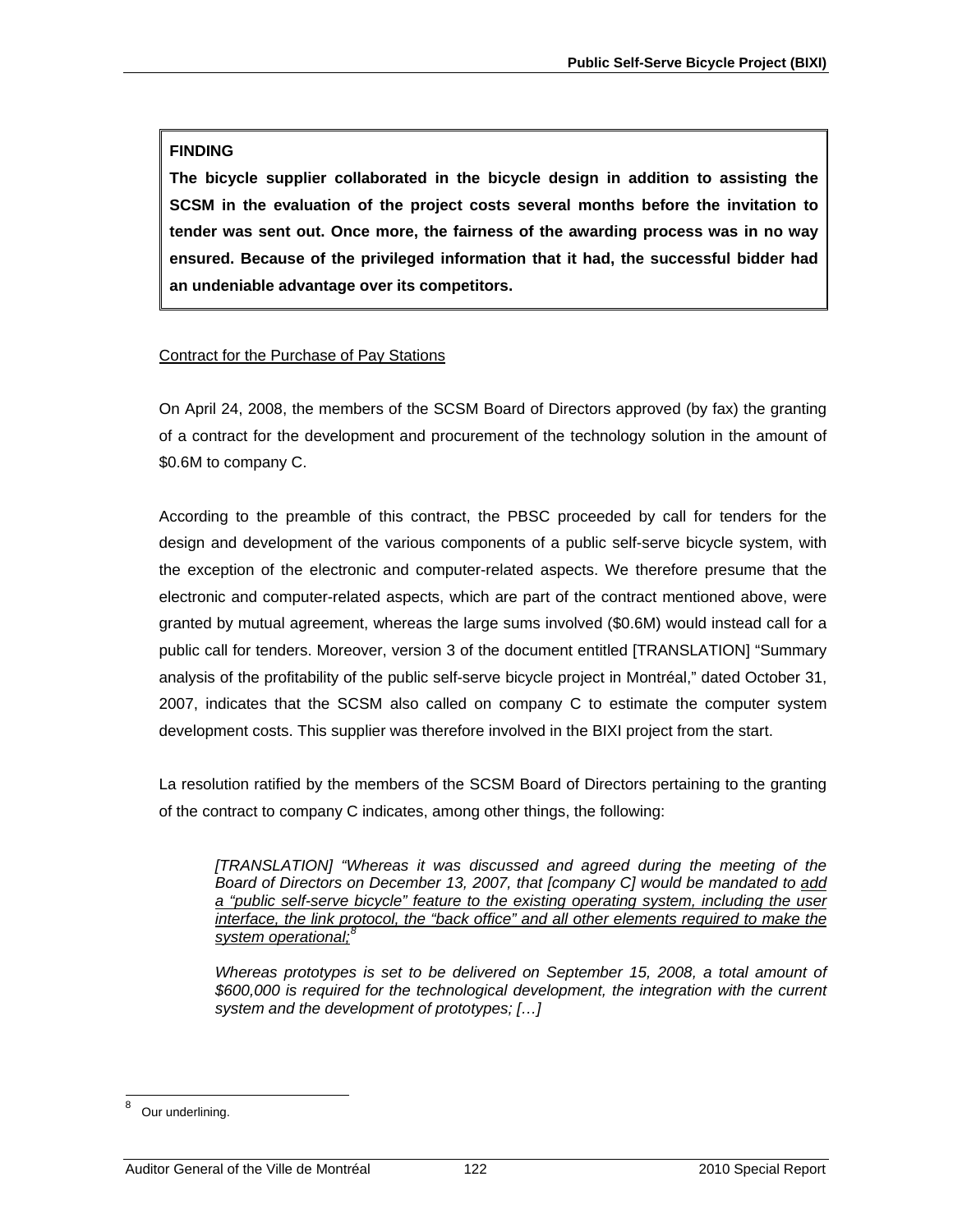**FINDING**

**The bicycle supplier collaborated in the bicycle design in addition to assisting the SCSM in the evaluation of the project costs several months before the invitation to tender was sent out. Once more, the fairness of the awarding process was in no way ensured. Because of the privileged information that it had, the successful bidder had an undeniable advantage over its competitors.**

Contract for the Purchase of Pay Stations

On April 24, 2008, the members of the SCSM Board of Directors approved (by fax) the granting of a contract for the development and procurement of the technology solution in the amount of $0.6M to company C.

According to the preamble of this contract, the PBSC proceeded by call for tenders for the design and development of the various components of a public self-serve bicycle system, with the exception of the electronic and computer-related aspects. We therefore presume that the electronic and computer-related aspects, which are part of the contract mentioned above, were granted by mutual agreement, whereas the large sums involved ($0.6M) would instead call for a public call for tenders. Moreover, version 3 of the document entitled [TRANSLATION] "Summary analysis of the profitability of the public self-serve bicycle project in Montréal," dated October 31, 2007, indicates that the SCSM also called on company C to estimate the computer system development costs. This supplier was therefore involved in the BIXI project from the start.

La resolution ratified by the members of the SCSM Board of Directors pertaining to the granting of the contract to company C indicates, among other things, the following:

> *[TRANSLATION] "Whereas it was discussed and agreed during the meeting of the Board of Directors on December 13, 2007, that [company C] would be mandated to add a "public self-serve bicycle" feature to the existing operating system, including the user interface, the link protocol, the "back office" and all other elements required to make the system operational;*[8]
>
> *Whereas prototypes is set to be delivered on September 15, 2008, a total amount of $600,000 is required for the technological development, the integration with the current system and the development of prototypes; […]*

---

8 Our underlining.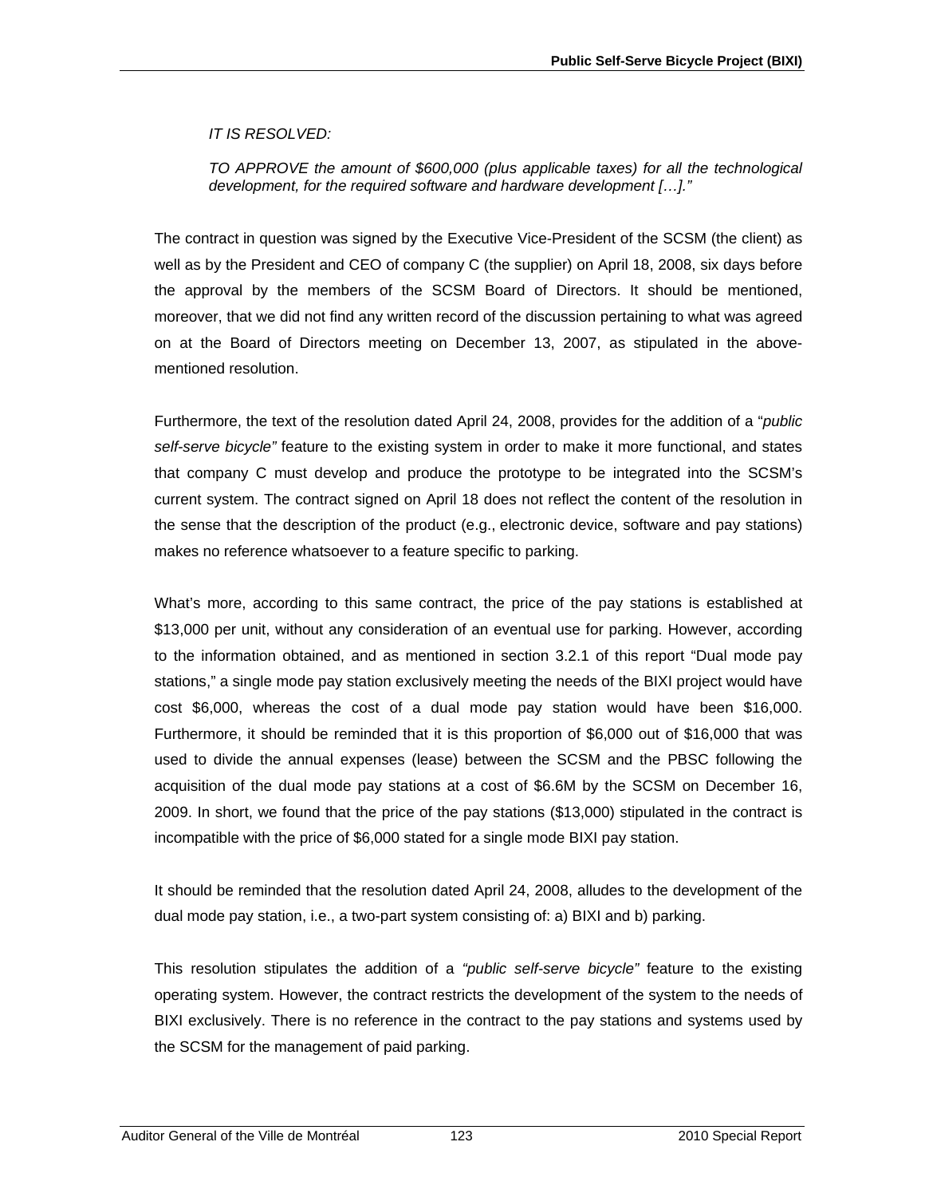*IT IS RESOLVED:*

*TO APPROVE the amount of $600,000 (plus applicable taxes) for all the technological development, for the required software and hardware development […].”*

The contract in question was signed by the Executive Vice-President of the SCSM (the client) as well as by the President and CEO of company C (the supplier) on April 18, 2008, six days before the approval by the members of the SCSM Board of Directors. It should be mentioned, moreover, that we did not find any written record of the discussion pertaining to what was agreed on at the Board of Directors meeting on December 13, 2007, as stipulated in the above-mentioned resolution.

Furthermore, the text of the resolution dated April 24, 2008, provides for the addition of a “*public self-serve bicycle”* feature to the existing system in order to make it more functional, and states that company C must develop and produce the prototype to be integrated into the SCSM’s current system. The contract signed on April 18 does not reflect the content of the resolution in the sense that the description of the product (e.g., electronic device, software and pay stations) makes no reference whatsoever to a feature specific to parking.

What’s more, according to this same contract, the price of the pay stations is established at $13,000 per unit, without any consideration of an eventual use for parking. However, according to the information obtained, and as mentioned in section 3.2.1 of this report “Dual mode pay stations,” a single mode pay station exclusively meeting the needs of the BIXI project would have cost $6,000, whereas the cost of a dual mode pay station would have been $16,000. Furthermore, it should be reminded that it is this proportion of $6,000 out of $16,000 that was used to divide the annual expenses (lease) between the SCSM and the PBSC following the acquisition of the dual mode pay stations at a cost of $6.6M by the SCSM on December 16, 2009. In short, we found that the price of the pay stations ($13,000) stipulated in the contract is incompatible with the price of $6,000 stated for a single mode BIXI pay station.

It should be reminded that the resolution dated April 24, 2008, alludes to the development of the dual mode pay station, i.e., a two-part system consisting of: a) BIXI and b) parking.

This resolution stipulates the addition of a *“public self-serve bicycle”* feature to the existing operating system. However, the contract restricts the development of the system to the needs of BIXI exclusively. There is no reference in the contract to the pay stations and systems used by the SCSM for the management of paid parking.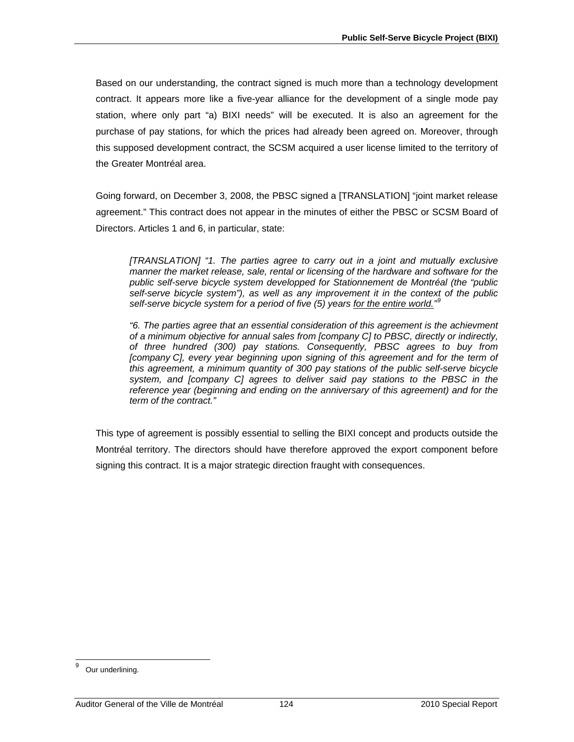Based on our understanding, the contract signed is much more than a technology development contract. It appears more like a five-year alliance for the development of a single mode pay station, where only part “a) BIXI needs” will be executed. It is also an agreement for the purchase of pay stations, for which the prices had already been agreed on. Moreover, through this supposed development contract, the SCSM acquired a user license limited to the territory of the Greater Montréal area.

Going forward, on December 3, 2008, the PBSC signed a [TRANSLATION] “joint market release agreement.” This contract does not appear in the minutes of either the PBSC or SCSM Board of Directors. Articles 1 and 6, in particular, state:

> *[TRANSLATION] “1. The parties agree to carry out in a joint and mutually exclusive manner the market release, sale, rental or licensing of the hardware and software for the public self-serve bicycle system developped for Stationnement de Montréal (the “public self-serve bicycle system”), as well as any improvement it in the context of the public self-serve bicycle system for a period of five (5) years <u>for the entire world.</u>”*[9]
>
> *“6. The parties agree that an essential consideration of this agreement is the achievment of a minimum objective for annual sales from [company C] to PBSC, directly or indirectly, of three hundred (300) pay stations. Consequently, PBSC agrees to buy from [company C], every year beginning upon signing of this agreement and for the term of this agreement, a minimum quantity of 300 pay stations of the public self-serve bicycle system, and [company C] agrees to deliver said pay stations to the PBSC in the reference year (beginning and ending on the anniversary of this agreement) and for the term of the contract.”*

This type of agreement is possibly essential to selling the BIXI concept and products outside the Montréal territory. The directors should have therefore approved the export component before signing this contract. It is a major strategic direction fraught with consequences.

---

[9] Our underlining.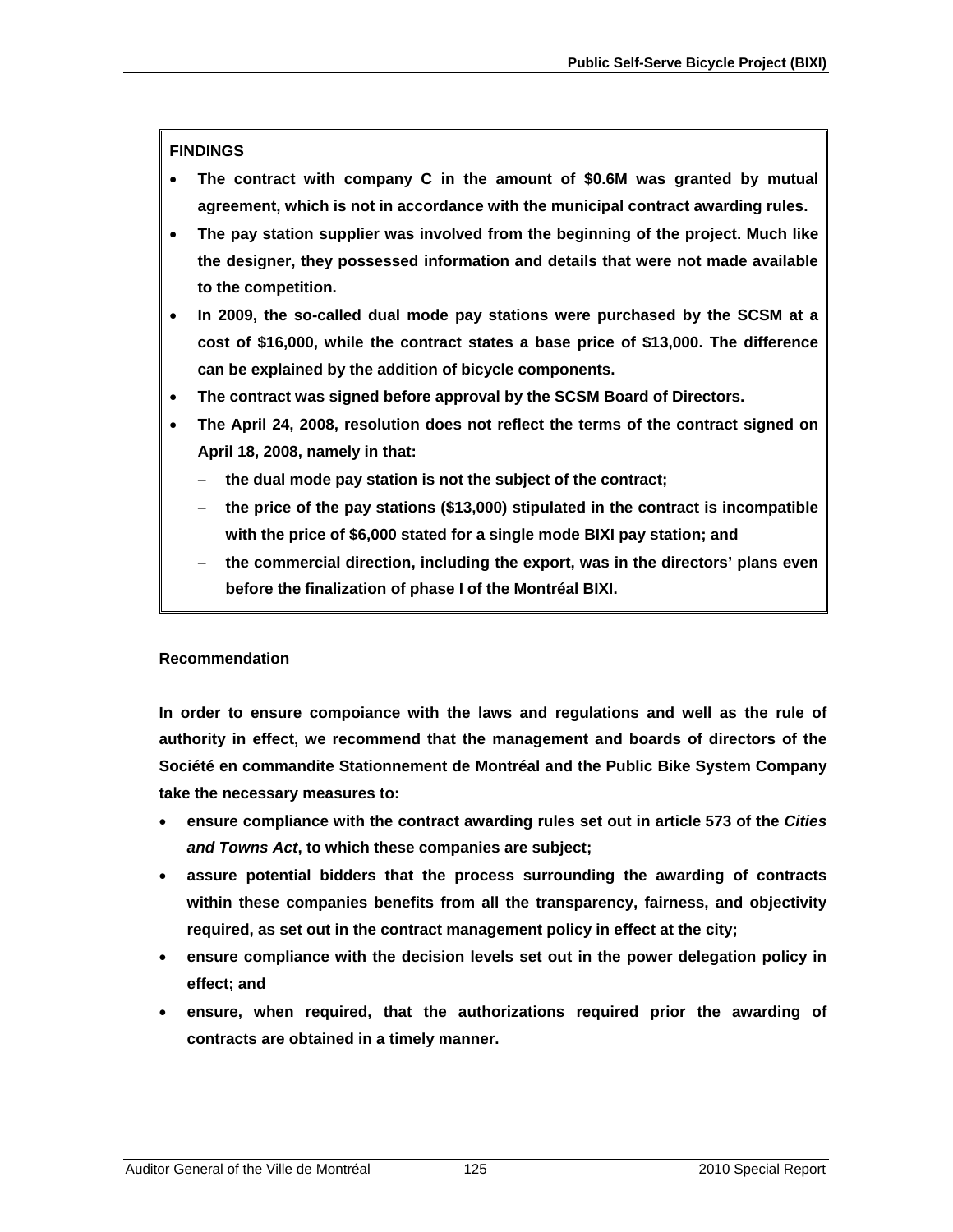**FINDINGS**

- **The contract with company C in the amount of \$0.6M was granted by mutual agreement, which is not in accordance with the municipal contract awarding rules.**
- **The pay station supplier was involved from the beginning of the project. Much like the designer, they possessed information and details that were not made available to the competition.**
- **In 2009, the so-called dual mode pay stations were purchased by the SCSM at a cost of \$16,000, while the contract states a base price of \$13,000. The difference can be explained by the addition of bicycle components.**
- **The contract was signed before approval by the SCSM Board of Directors.**
- **The April 24, 2008, resolution does not reflect the terms of the contract signed on April 18, 2008, namely in that:**
  - **the dual mode pay station is not the subject of the contract;**
  - **the price of the pay stations (\$13,000) stipulated in the contract is incompatible with the price of \$6,000 stated for a single mode BIXI pay station; and**
  - **the commercial direction, including the export, was in the directors' plans even before the finalization of phase I of the Montréal BIXI.**

**Recommendation**

**In order to ensure compoiance with the laws and regulations and well as the rule of authority in effect, we recommend that the management and boards of directors of the Société en commandite Stationnement de Montréal and the Public Bike System Company take the necessary measures to:**

- **ensure compliance with the contract awarding rules set out in article 573 of the *Cities and Towns Act*, to which these companies are subject;**
- **assure potential bidders that the process surrounding the awarding of contracts within these companies benefits from all the transparency, fairness, and objectivity required, as set out in the contract management policy in effect at the city;**
- **ensure compliance with the decision levels set out in the power delegation policy in effect; and**
- **ensure, when required, that the authorizations required prior the awarding of contracts are obtained in a timely manner.**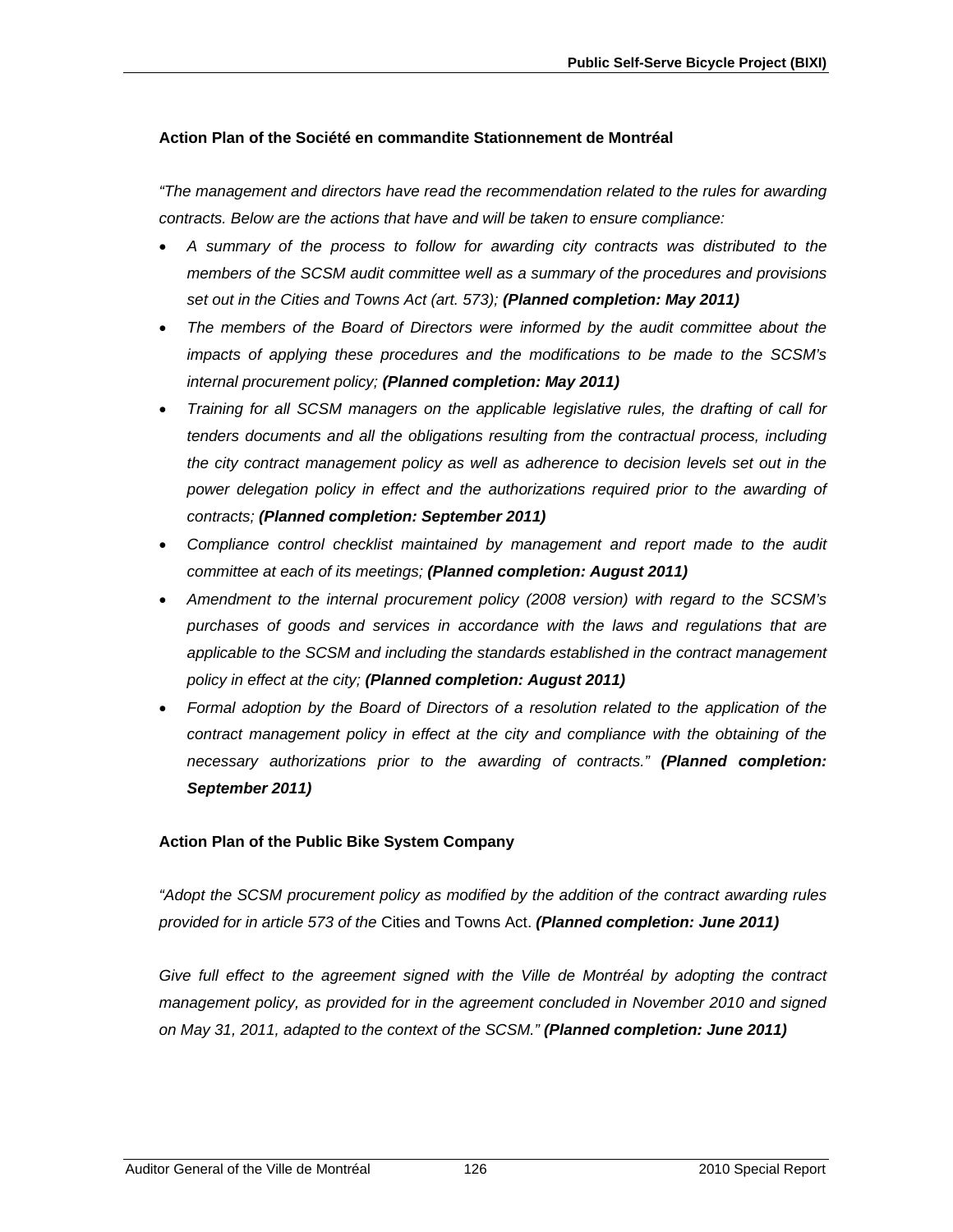### Action Plan of the Société en commandite Stationnement de Montréal

*"The management and directors have read the recommendation related to the rules for awarding contracts. Below are the actions that have and will be taken to ensure compliance:*

- *A summary of the process to follow for awarding city contracts was distributed to the members of the SCSM audit committee well as a summary of the procedures and provisions set out in the Cities and Towns Act (art. 573);* ***(Planned completion: May 2011)***
- *The members of the Board of Directors were informed by the audit committee about the impacts of applying these procedures and the modifications to be made to the SCSM's internal procurement policy;* ***(Planned completion: May 2011)***
- *Training for all SCSM managers on the applicable legislative rules, the drafting of call for tenders documents and all the obligations resulting from the contractual process, including the city contract management policy as well as adherence to decision levels set out in the power delegation policy in effect and the authorizations required prior to the awarding of contracts;* ***(Planned completion: September 2011)***
- *Compliance control checklist maintained by management and report made to the audit committee at each of its meetings;* ***(Planned completion: August 2011)***
- *Amendment to the internal procurement policy (2008 version) with regard to the SCSM's purchases of goods and services in accordance with the laws and regulations that are applicable to the SCSM and including the standards established in the contract management policy in effect at the city;* ***(Planned completion: August 2011)***
- *Formal adoption by the Board of Directors of a resolution related to the application of the contract management policy in effect at the city and compliance with the obtaining of the necessary authorizations prior to the awarding of contracts."* ***(Planned completion: September 2011)***

### Action Plan of the Public Bike System Company

*"Adopt the SCSM procurement policy as modified by the addition of the contract awarding rules provided for in article 573 of the* Cities and Towns Act. ***(Planned completion: June 2011)***

*Give full effect to the agreement signed with the Ville de Montréal by adopting the contract management policy, as provided for in the agreement concluded in November 2010 and signed on May 31, 2011, adapted to the context of the SCSM."* ***(Planned completion: June 2011)***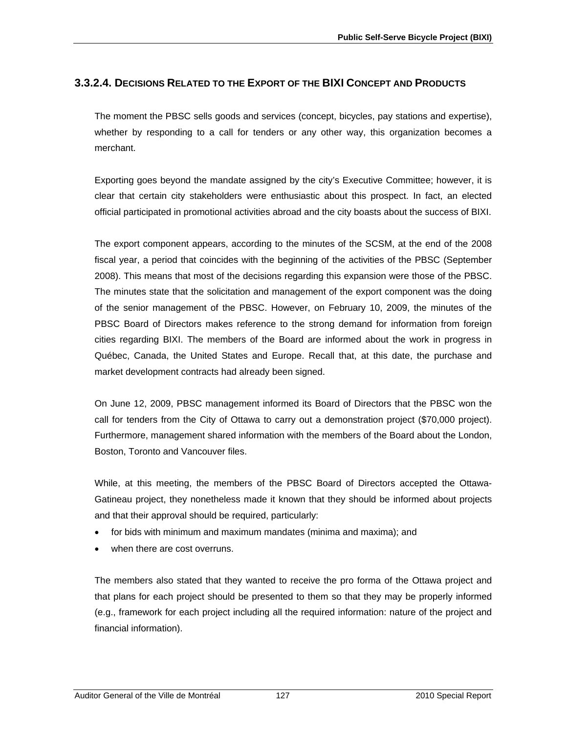### 3.3.2.4. Decisions Related to the Export of the BIXI Concept and Products

The moment the PBSC sells goods and services (concept, bicycles, pay stations and expertise), whether by responding to a call for tenders or any other way, this organization becomes a merchant.

Exporting goes beyond the mandate assigned by the city's Executive Committee; however, it is clear that certain city stakeholders were enthusiastic about this prospect. In fact, an elected official participated in promotional activities abroad and the city boasts about the success of BIXI.

The export component appears, according to the minutes of the SCSM, at the end of the 2008 fiscal year, a period that coincides with the beginning of the activities of the PBSC (September 2008). This means that most of the decisions regarding this expansion were those of the PBSC. The minutes state that the solicitation and management of the export component was the doing of the senior management of the PBSC. However, on February 10, 2009, the minutes of the PBSC Board of Directors makes reference to the strong demand for information from foreign cities regarding BIXI. The members of the Board are informed about the work in progress in Québec, Canada, the United States and Europe. Recall that, at this date, the purchase and market development contracts had already been signed.

On June 12, 2009, PBSC management informed its Board of Directors that the PBSC won the call for tenders from the City of Ottawa to carry out a demonstration project ($70,000 project). Furthermore, management shared information with the members of the Board about the London, Boston, Toronto and Vancouver files.

While, at this meeting, the members of the PBSC Board of Directors accepted the Ottawa-Gatineau project, they nonetheless made it known that they should be informed about projects and that their approval should be required, particularly:

- for bids with minimum and maximum mandates (minima and maxima); and
- when there are cost overruns.

The members also stated that they wanted to receive the pro forma of the Ottawa project and that plans for each project should be presented to them so that they may be properly informed (e.g., framework for each project including all the required information: nature of the project and financial information).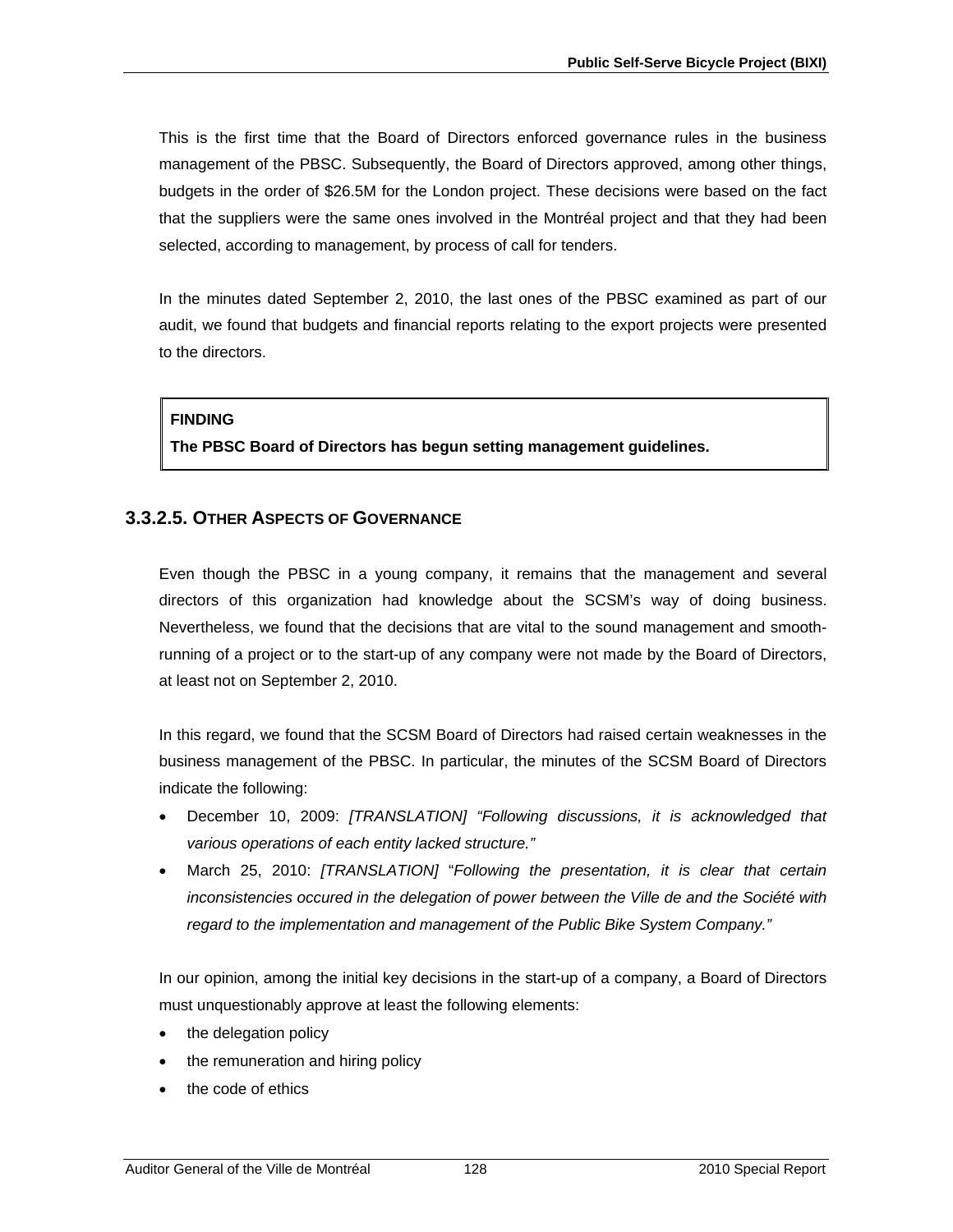This is the first time that the Board of Directors enforced governance rules in the business management of the PBSC. Subsequently, the Board of Directors approved, among other things, budgets in the order of $26.5M for the London project. These decisions were based on the fact that the suppliers were the same ones involved in the Montréal project and that they had been selected, according to management, by process of call for tenders.

In the minutes dated September 2, 2010, the last ones of the PBSC examined as part of our audit, we found that budgets and financial reports relating to the export projects were presented to the directors.

> **FINDING**
>
> **The PBSC Board of Directors has begun setting management guidelines.**

### 3.3.2.5. OTHER ASPECTS OF GOVERNANCE

Even though the PBSC in a young company, it remains that the management and several directors of this organization had knowledge about the SCSM's way of doing business. Nevertheless, we found that the decisions that are vital to the sound management and smooth-running of a project or to the start-up of any company were not made by the Board of Directors, at least not on September 2, 2010.

In this regard, we found that the SCSM Board of Directors had raised certain weaknesses in the business management of the PBSC. In particular, the minutes of the SCSM Board of Directors indicate the following:

- December 10, 2009: *[TRANSLATION] "Following discussions, it is acknowledged that various operations of each entity lacked structure."*
- March 25, 2010: *[TRANSLATION]* "*Following the presentation, it is clear that certain inconsistencies occured in the delegation of power between the Ville de and the Société with regard to the implementation and management of the Public Bike System Company."*

In our opinion, among the initial key decisions in the start-up of a company, a Board of Directors must unquestionably approve at least the following elements:

- the delegation policy
- the remuneration and hiring policy
- the code of ethics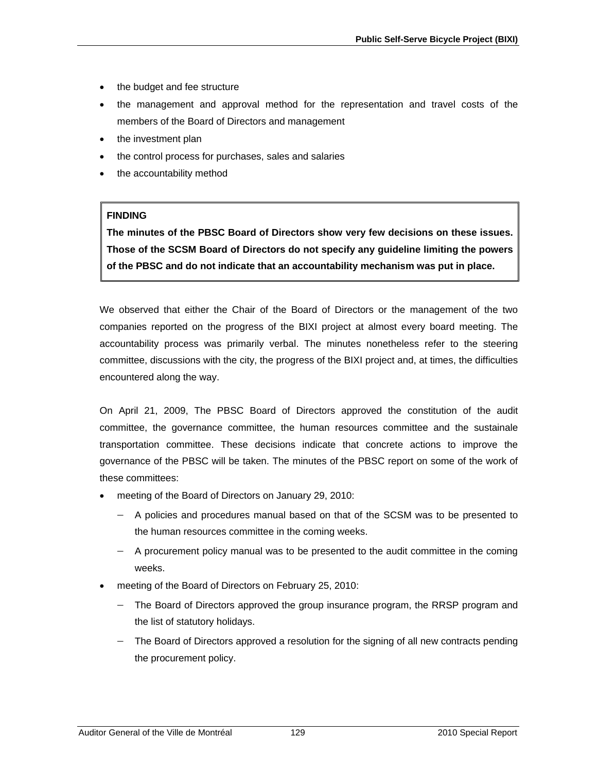- the budget and fee structure
- the management and approval method for the representation and travel costs of the members of the Board of Directors and management
- the investment plan
- the control process for purchases, sales and salaries
- the accountability method

> **FINDING**
>
> **The minutes of the PBSC Board of Directors show very few decisions on these issues. Those of the SCSM Board of Directors do not specify any guideline limiting the powers of the PBSC and do not indicate that an accountability mechanism was put in place.**

We observed that either the Chair of the Board of Directors or the management of the two companies reported on the progress of the BIXI project at almost every board meeting. The accountability process was primarily verbal. The minutes nonetheless refer to the steering committee, discussions with the city, the progress of the BIXI project and, at times, the difficulties encountered along the way.

On April 21, 2009, The PBSC Board of Directors approved the constitution of the audit committee, the governance committee, the human resources committee and the sustainale transportation committee. These decisions indicate that concrete actions to improve the governance of the PBSC will be taken. The minutes of the PBSC report on some of the work of these committees:

- meeting of the Board of Directors on January 29, 2010:
  - A policies and procedures manual based on that of the SCSM was to be presented to the human resources committee in the coming weeks.
  - A procurement policy manual was to be presented to the audit committee in the coming weeks.
- meeting of the Board of Directors on February 25, 2010:
  - The Board of Directors approved the group insurance program, the RRSP program and the list of statutory holidays.
  - The Board of Directors approved a resolution for the signing of all new contracts pending the procurement policy.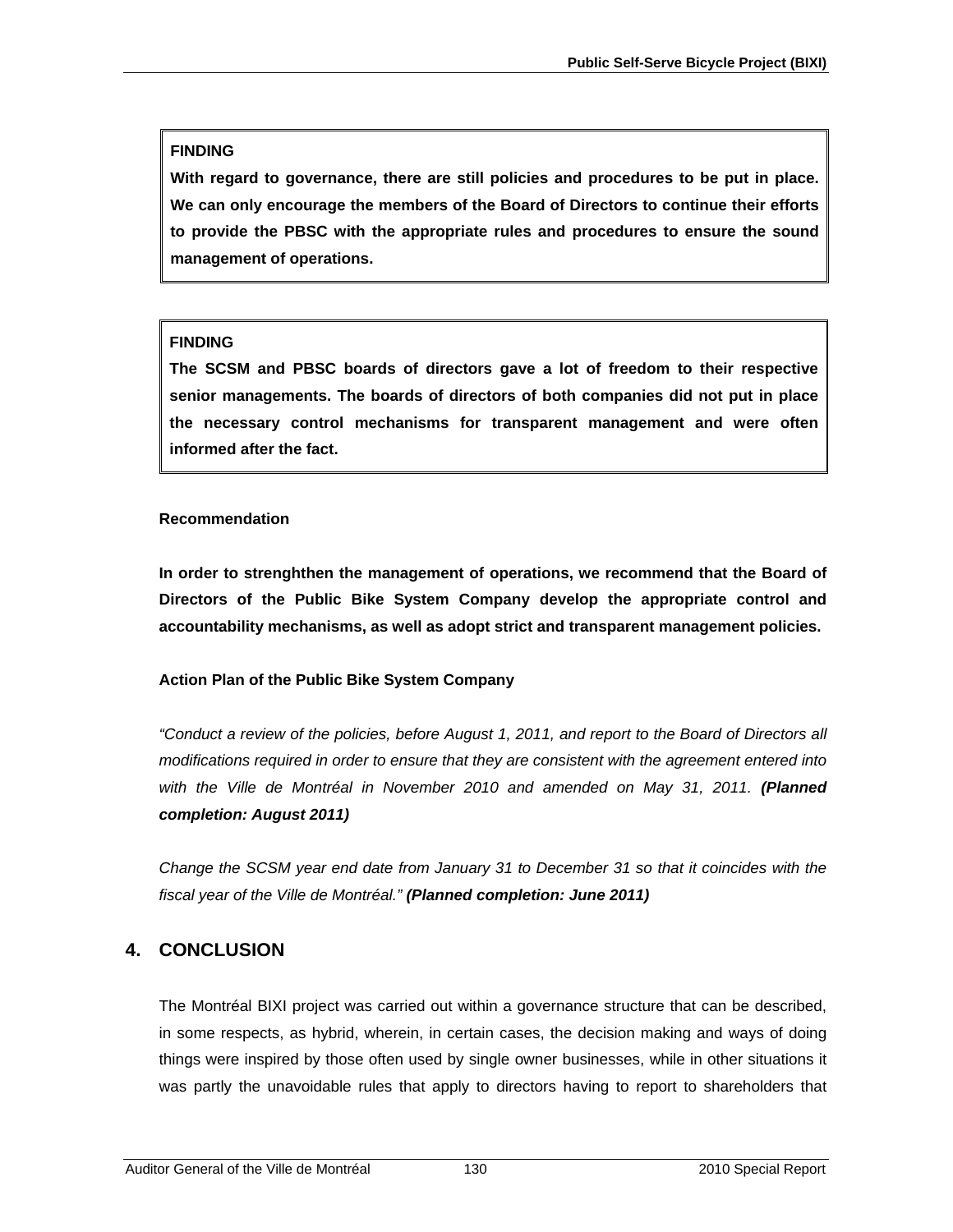**FINDING**

**With regard to governance, there are still policies and procedures to be put in place. We can only encourage the members of the Board of Directors to continue their efforts to provide the PBSC with the appropriate rules and procedures to ensure the sound management of operations.**

**FINDING**

**The SCSM and PBSC boards of directors gave a lot of freedom to their respective senior managements. The boards of directors of both companies did not put in place the necessary control mechanisms for transparent management and were often informed after the fact.**

**Recommendation**

**In order to strenghthen the management of operations, we recommend that the Board of Directors of the Public Bike System Company develop the appropriate control and accountability mechanisms, as well as adopt strict and transparent management policies.**

**Action Plan of the Public Bike System Company**

*"Conduct a review of the policies, before August 1, 2011, and report to the Board of Directors all modifications required in order to ensure that they are consistent with the agreement entered into with the Ville de Montréal in November 2010 and amended on May 31, 2011.* ***(Planned completion: August 2011)***

*Change the SCSM year end date from January 31 to December 31 so that it coincides with the fiscal year of the Ville de Montréal."* ***(Planned completion: June 2011)***

## 4. CONCLUSION

The Montréal BIXI project was carried out within a governance structure that can be described, in some respects, as hybrid, wherein, in certain cases, the decision making and ways of doing things were inspired by those often used by single owner businesses, while in other situations it was partly the unavoidable rules that apply to directors having to report to shareholders that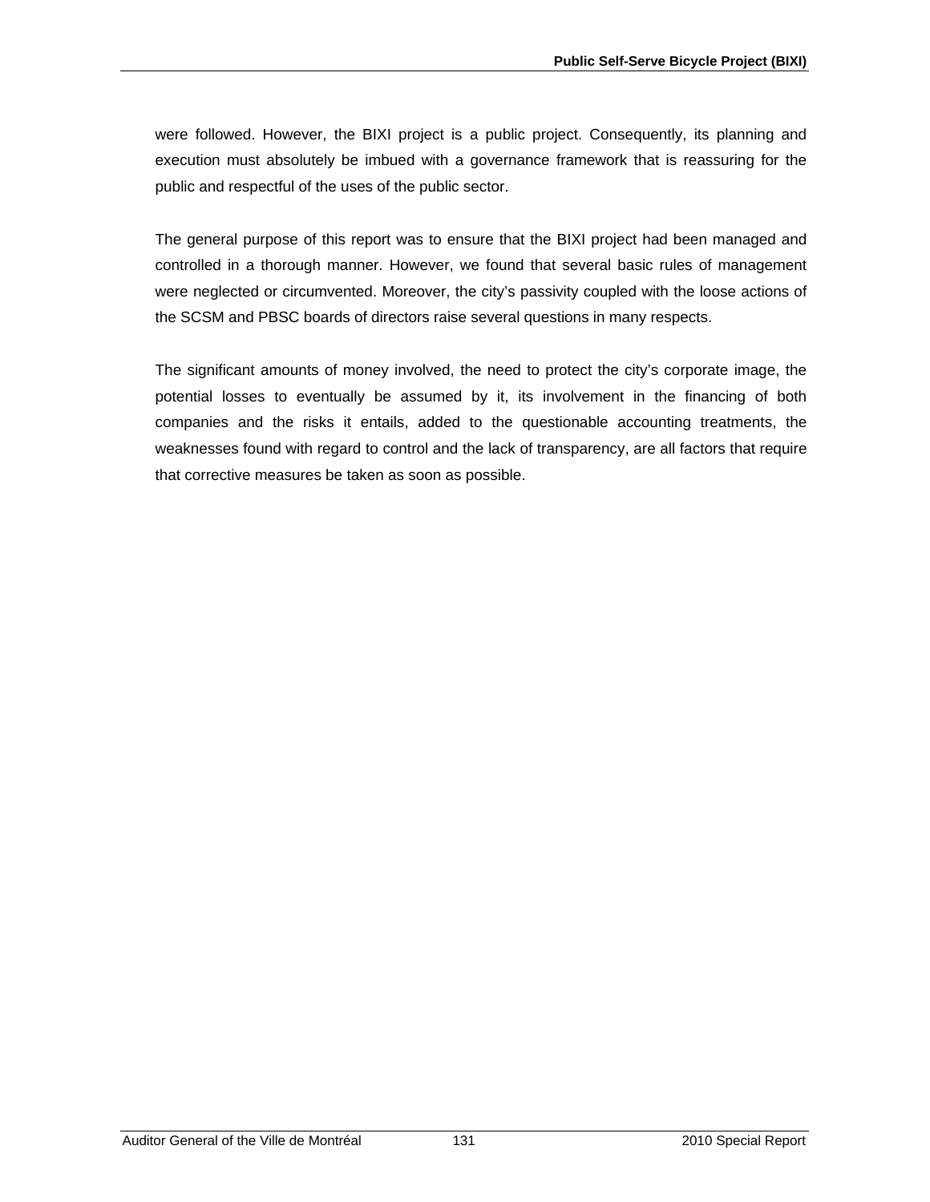were followed. However, the BIXI project is a public project. Consequently, its planning and execution must absolutely be imbued with a governance framework that is reassuring for the public and respectful of the uses of the public sector.

The general purpose of this report was to ensure that the BIXI project had been managed and controlled in a thorough manner. However, we found that several basic rules of management were neglected or circumvented. Moreover, the city's passivity coupled with the loose actions of the SCSM and PBSC boards of directors raise several questions in many respects.

The significant amounts of money involved, the need to protect the city's corporate image, the potential losses to eventually be assumed by it, its involvement in the financing of both companies and the risks it entails, added to the questionable accounting treatments, the weaknesses found with regard to control and the lack of transparency, are all factors that require that corrective measures be taken as soon as possible.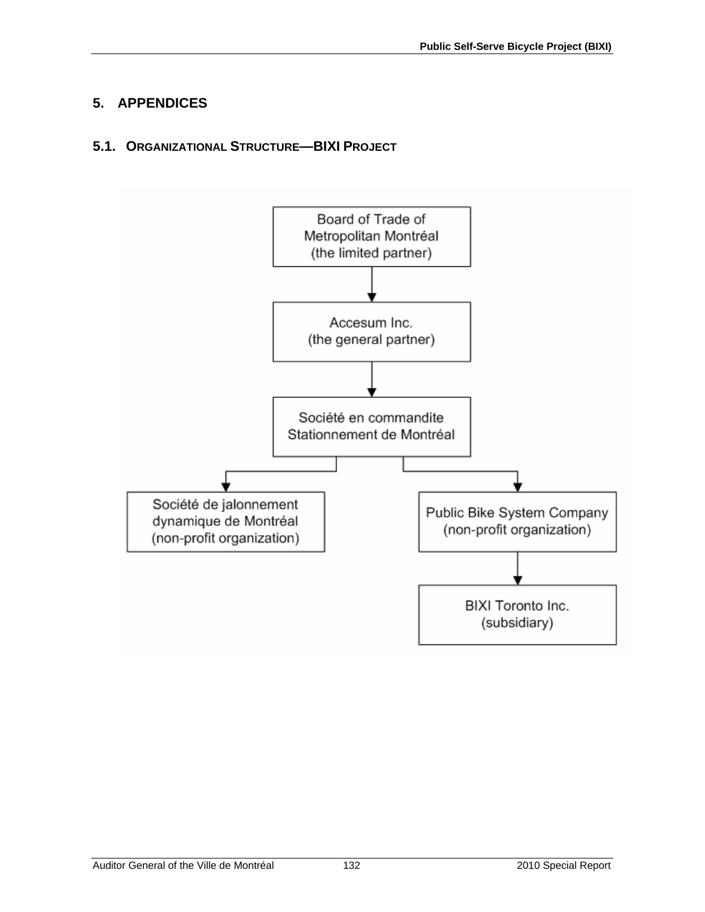# 5. APPENDICES

## 5.1. ORGANIZATIONAL STRUCTURE—BIXI PROJECT

Board of Trade of Metropolitan Montréal (the limited partner)

↓

Accesum Inc. (the general partner)

↓

Société en commandite Stationnement de Montréal

↓

- Société de jalonnement dynamique de Montréal (non-profit organization)
- Public Bike System Company (non-profit organization)
  - ↓ BIXI Toronto Inc. (subsidiary)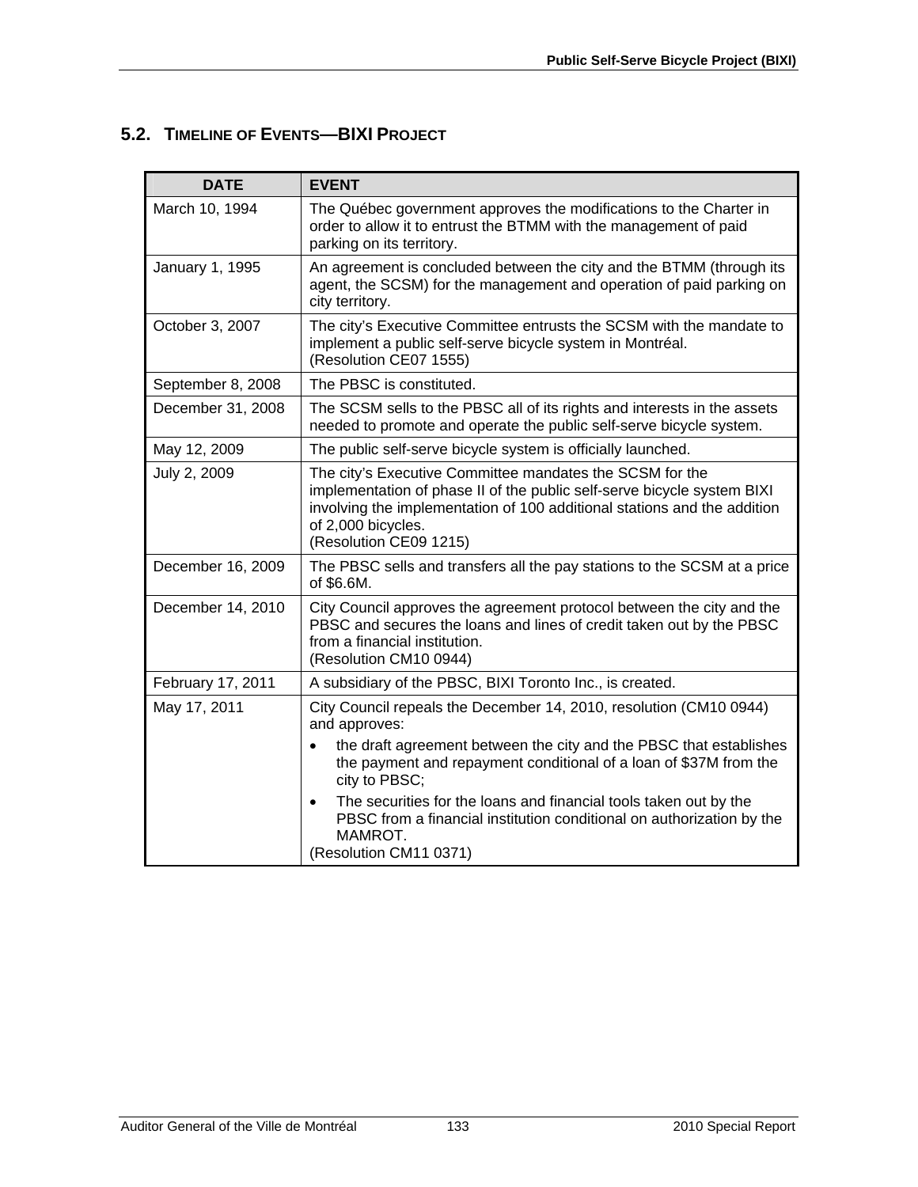## 5.2. TIMELINE OF EVENTS—BIXI PROJECT

| DATE | EVENT |
|---|---|
| March 10, 1994 | The Québec government approves the modifications to the Charter in order to allow it to entrust the BTMM with the management of paid parking on its territory. |
| January 1, 1995 | An agreement is concluded between the city and the BTMM (through its agent, the SCSM) for the management and operation of paid parking on city territory. |
| October 3, 2007 | The city's Executive Committee entrusts the SCSM with the mandate to implement a public self-serve bicycle system in Montréal.<br>(Resolution CE07 1555) |
| September 8, 2008 | The PBSC is constituted. |
| December 31, 2008 | The SCSM sells to the PBSC all of its rights and interests in the assets needed to promote and operate the public self-serve bicycle system. |
| May 12, 2009 | The public self-serve bicycle system is officially launched. |
| July 2, 2009 | The city's Executive Committee mandates the SCSM for the implementation of phase II of the public self-serve bicycle system BIXI involving the implementation of 100 additional stations and the addition of 2,000 bicycles.<br>(Resolution CE09 1215) |
| December 16, 2009 | The PBSC sells and transfers all the pay stations to the SCSM at a price of \$6.6M. |
| December 14, 2010 | City Council approves the agreement protocol between the city and the PBSC and secures the loans and lines of credit taken out by the PBSC from a financial institution.<br>(Resolution CM10 0944) |
| February 17, 2011 | A subsidiary of the PBSC, BIXI Toronto Inc., is created. |
| May 17, 2011 | City Council repeals the December 14, 2010, resolution (CM10 0944) and approves:<br>• the draft agreement between the city and the PBSC that establishes the payment and repayment conditional of a loan of \$37M from the city to PBSC;<br>• The securities for the loans and financial tools taken out by the PBSC from a financial institution conditional on authorization by the MAMROT.<br>(Resolution CM11 0371) |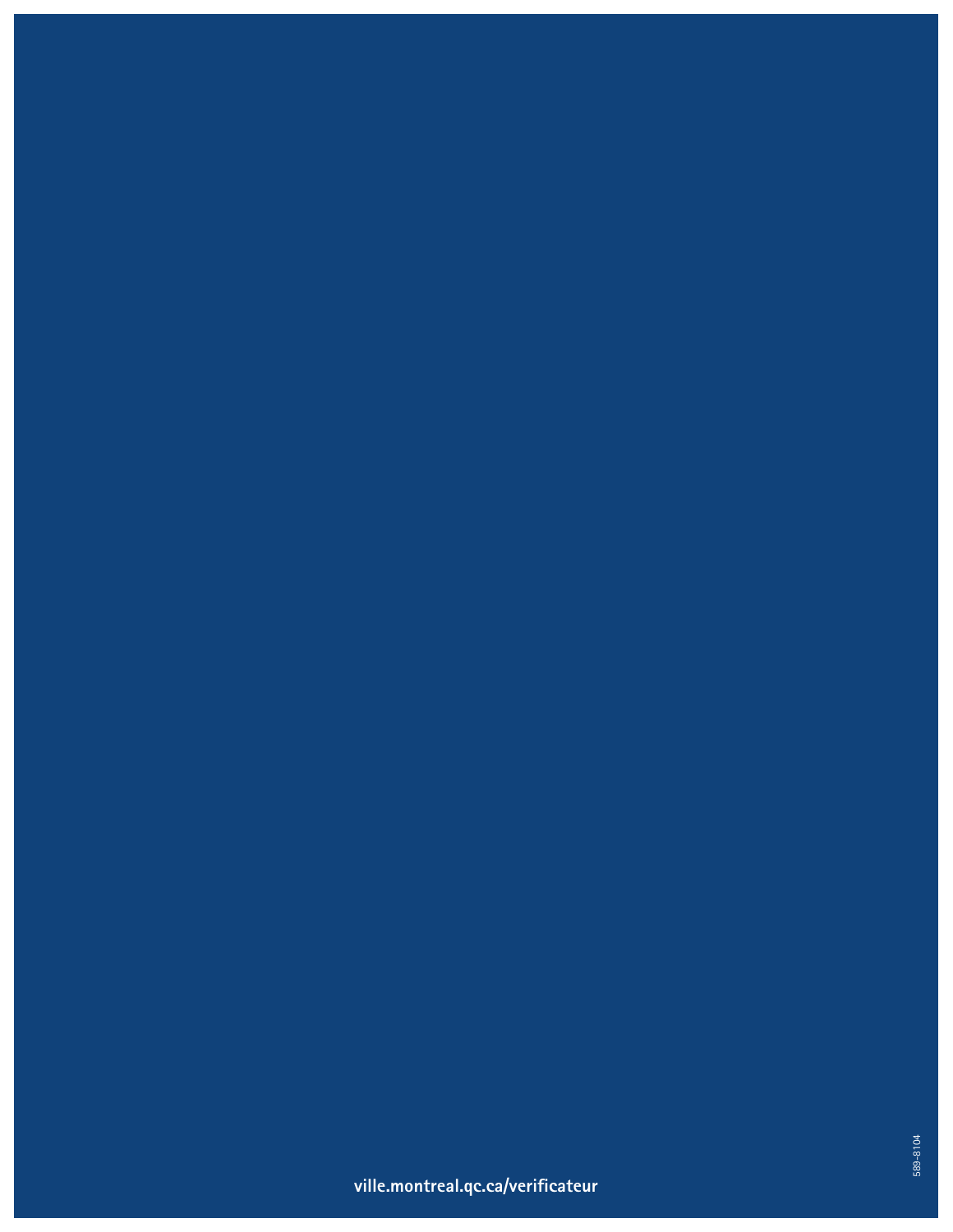ville.montreal.qc.ca/verificateur

589-8104